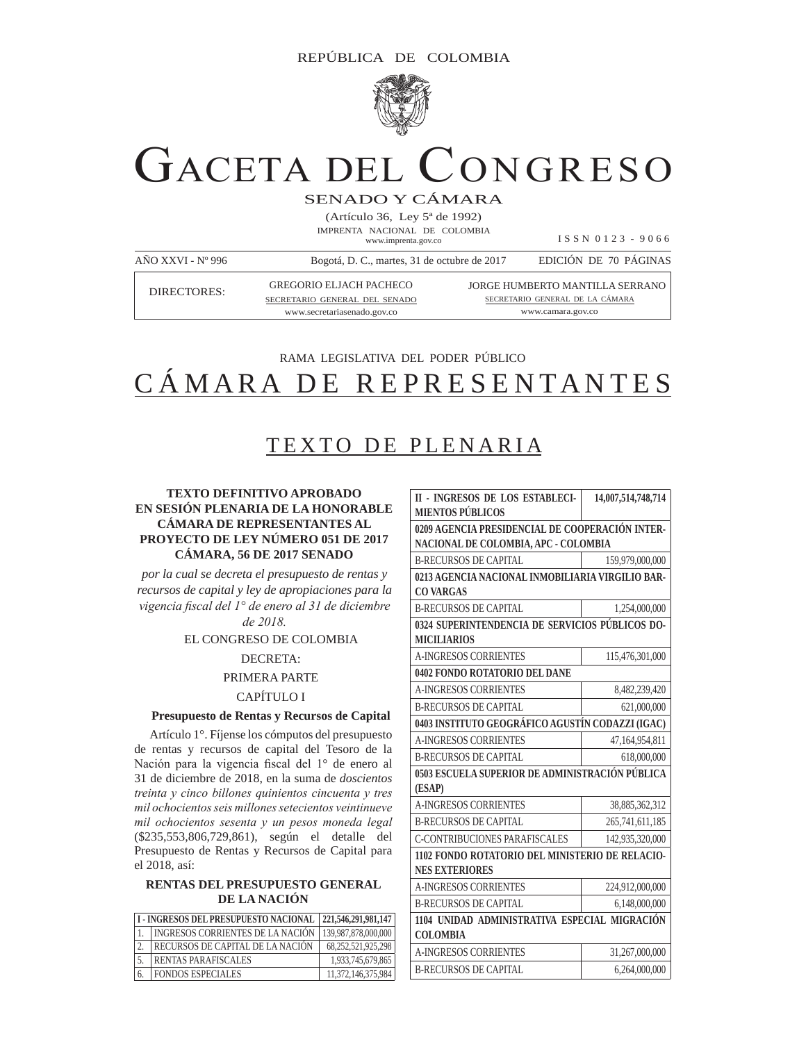REPÚBLICA DE COLOMBIA

# GACETA DEL CONGRESO

SENADO Y CÁMARA

(Artículo 36, Ley 5ª de 1992)

IMPRENTA NACIONAL DE COLOMBIA

www.imprenta.gov.co

ISSN 0123 - 9066

AÑO XXVI - Nº 996 | Bogotá, D. C., martes, 31 de octubre de 2017 | EDICIÓN DE 70 PÁGINAS

| DIRECTORES: | GREGORIO ELJACH PACHECO<br>SECRETARIO GENERAL DEL SENADO<br>www.secretariasenado.gov.co | JORGE HUMBERTO MANTILLA SERRANO<br>SECRETARIO GENERAL DE LA CÁMARA<br>www.camara.gov.co |
|---|---|---|

RAMA LEGISLATIVA DEL PODER PÚBLICO

# CÁMARA DE REPRESENTANTES

## TEXTO DE PLENARIA

### TEXTO DEFINITIVO APROBADO EN SESIÓN PLENARIA DE LA HONORABLE CÁMARA DE REPRESENTANTES AL PROYECTO DE LEY NÚMERO 051 DE 2017 CÁMARA, 56 DE 2017 SENADO

*por la cual se decreta el presupuesto de rentas y recursos de capital y ley de apropiaciones para la vigencia fiscal del 1° de enero al 31 de diciembre de 2018.*

EL CONGRESO DE COLOMBIA

DECRETA:

PRIMERA PARTE

CAPÍTULO I

**Presupuesto de Rentas y Recursos de Capital**

Artículo 1°. Fíjense los cómputos del presupuesto de rentas y recursos de capital del Tesoro de la Nación para la vigencia fiscal del 1° de enero al 31 de diciembre de 2018, en la suma de *doscientos treinta y cinco billones quinientos cincuenta y tres mil ochocientos seis millones setecientos veintinueve mil ochocientos sesenta y un pesos moneda legal* ($235,553,806,729,861), según el detalle del Presupuesto de Rentas y Recursos de Capital para el 2018, así:

**RENTAS DEL PRESUPUESTO GENERAL DE LA NACIÓN**

| I - INGRESOS DEL PRESUPUESTO NACIONAL | | 221,546,291,981,147 |
|---|---|---|
| 1. | INGRESOS CORRIENTES DE LA NACIÓN | 139,987,878,000,000 |
| 2. | RECURSOS DE CAPITAL DE LA NACIÓN | 68,252,521,925,298 |
| 5. | RENTAS PARAFISCALES | 1,933,745,679,865 |
| 6. | FONDOS ESPECIALES | 11,372,146,375,984 |

| II - INGRESOS DE LOS ESTABLECIMIENTOS PÚBLICOS | 14,007,514,748,714 |
|---|---|
| **0209 AGENCIA PRESIDENCIAL DE COOPERACIÓN INTERNACIONAL DE COLOMBIA, APC - COLOMBIA** | |
| B-RECURSOS DE CAPITAL | 159,979,000,000 |
| **0213 AGENCIA NACIONAL INMOBILIARIA VIRGILIO BARCO VARGAS** | |
| B-RECURSOS DE CAPITAL | 1,254,000,000 |
| **0324 SUPERINTENDENCIA DE SERVICIOS PÚBLICOS DOMICILIARIOS** | |
| A-INGRESOS CORRIENTES | 115,476,301,000 |
| **0402 FONDO ROTATORIO DEL DANE** | |
| A-INGRESOS CORRIENTES | 8,482,239,420 |
| B-RECURSOS DE CAPITAL | 621,000,000 |
| **0403 INSTITUTO GEOGRÁFICO AGUSTÍN CODAZZI (IGAC)** | |
| A-INGRESOS CORRIENTES | 47,164,954,811 |
| B-RECURSOS DE CAPITAL | 618,000,000 |
| **0503 ESCUELA SUPERIOR DE ADMINISTRACIÓN PÚBLICA (ESAP)** | |
| A-INGRESOS CORRIENTES | 38,885,362,312 |
| B-RECURSOS DE CAPITAL | 265,741,611,185 |
| C-CONTRIBUCIONES PARAFISCALES | 142,935,320,000 |
| **1102 FONDO ROTATORIO DEL MINISTERIO DE RELACIONES EXTERIORES** | |
| A-INGRESOS CORRIENTES | 224,912,000,000 |
| B-RECURSOS DE CAPITAL | 6,148,000,000 |
| **1104 UNIDAD ADMINISTRATIVA ESPECIAL MIGRACIÓN COLOMBIA** | |
| A-INGRESOS CORRIENTES | 31,267,000,000 |
| B-RECURSOS DE CAPITAL | 6,264,000,000 |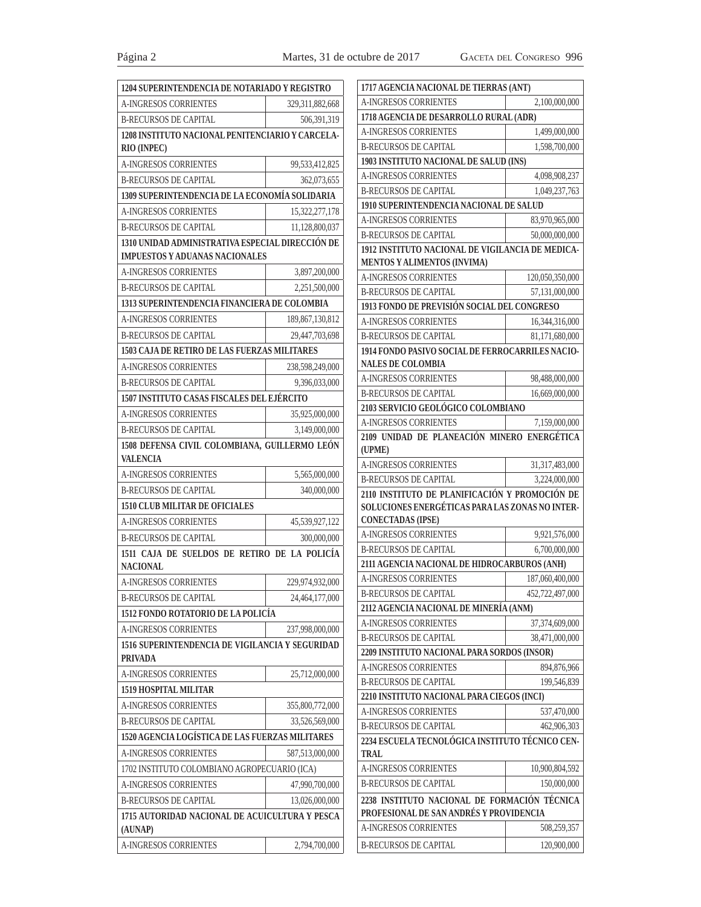| 1204 SUPERINTENDENCIA DE NOTARIADO Y REGISTRO | |
|---|---|
| A-INGRESOS CORRIENTES | 329,311,882,668 |
| B-RECURSOS DE CAPITAL | 506,391,319 |
| **1208 INSTITUTO NACIONAL PENITENCIARIO Y CARCELARIO (INPEC)** | |
| A-INGRESOS CORRIENTES | 99,533,412,825 |
| B-RECURSOS DE CAPITAL | 362,073,655 |
| **1309 SUPERINTENDENCIA DE LA ECONOMÍA SOLIDARIA** | |
| A-INGRESOS CORRIENTES | 15,322,277,178 |
| B-RECURSOS DE CAPITAL | 11,128,800,037 |
| **1310 UNIDAD ADMINISTRATIVA ESPECIAL DIRECCIÓN DE IMPUESTOS Y ADUANAS NACIONALES** | |
| A-INGRESOS CORRIENTES | 3,897,200,000 |
| B-RECURSOS DE CAPITAL | 2,251,500,000 |
| **1313 SUPERINTENDENCIA FINANCIERA DE COLOMBIA** | |
| A-INGRESOS CORRIENTES | 189,867,130,812 |
| B-RECURSOS DE CAPITAL | 29,447,703,698 |
| **1503 CAJA DE RETIRO DE LAS FUERZAS MILITARES** | |
| A-INGRESOS CORRIENTES | 238,598,249,000 |
| B-RECURSOS DE CAPITAL | 9,396,033,000 |
| **1507 INSTITUTO CASAS FISCALES DEL EJÉRCITO** | |
| A-INGRESOS CORRIENTES | 35,925,000,000 |
| B-RECURSOS DE CAPITAL | 3,149,000,000 |
| **1508 DEFENSA CIVIL COLOMBIANA, GUILLERMO LEÓN VALENCIA** | |
| A-INGRESOS CORRIENTES | 5,565,000,000 |
| B-RECURSOS DE CAPITAL | 340,000,000 |
| **1510 CLUB MILITAR DE OFICIALES** | |
| A-INGRESOS CORRIENTES | 45,539,927,122 |
| B-RECURSOS DE CAPITAL | 300,000,000 |
| **1511 CAJA DE SUELDOS DE RETIRO DE LA POLICÍA NACIONAL** | |
| A-INGRESOS CORRIENTES | 229,974,932,000 |
| B-RECURSOS DE CAPITAL | 24,464,177,000 |
| **1512 FONDO ROTATORIO DE LA POLICÍA** | |
| A-INGRESOS CORRIENTES | 237,998,000,000 |
| **1516 SUPERINTENDENCIA DE VIGILANCIA Y SEGURIDAD PRIVADA** | |
| A-INGRESOS CORRIENTES | 25,712,000,000 |
| **1519 HOSPITAL MILITAR** | |
| A-INGRESOS CORRIENTES | 355,800,772,000 |
| B-RECURSOS DE CAPITAL | 33,526,569,000 |
| **1520 AGENCIA LOGÍSTICA DE LAS FUERZAS MILITARES** | |
| A-INGRESOS CORRIENTES | 587,513,000,000 |
| 1702 INSTITUTO COLOMBIANO AGROPECUARIO (ICA) | |
| A-INGRESOS CORRIENTES | 47,990,700,000 |
| B-RECURSOS DE CAPITAL | 13,026,000,000 |
| **1715 AUTORIDAD NACIONAL DE ACUICULTURA Y PESCA (AUNAP)** | |
| A-INGRESOS CORRIENTES | 2,794,700,000 |
| **1717 AGENCIA NACIONAL DE TIERRAS (ANT)** | |
| A-INGRESOS CORRIENTES | 2,100,000,000 |
| **1718 AGENCIA DE DESARROLLO RURAL (ADR)** | |
| A-INGRESOS CORRIENTES | 1,499,000,000 |
| B-RECURSOS DE CAPITAL | 1,598,700,000 |
| **1903 INSTITUTO NACIONAL DE SALUD (INS)** | |
| A-INGRESOS CORRIENTES | 4,098,908,237 |
| B-RECURSOS DE CAPITAL | 1,049,237,763 |
| **1910 SUPERINTENDENCIA NACIONAL DE SALUD** | |
| A-INGRESOS CORRIENTES | 83,970,965,000 |
| B-RECURSOS DE CAPITAL | 50,000,000,000 |
| **1912 INSTITUTO NACIONAL DE VIGILANCIA DE MEDICAMENTOS Y ALIMENTOS (INVIMA)** | |
| A-INGRESOS CORRIENTES | 120,050,350,000 |
| B-RECURSOS DE CAPITAL | 57,131,000,000 |
| **1913 FONDO DE PREVISIÓN SOCIAL DEL CONGRESO** | |
| A-INGRESOS CORRIENTES | 16,344,316,000 |
| B-RECURSOS DE CAPITAL | 81,171,680,000 |
| **1914 FONDO PASIVO SOCIAL DE FERROCARRILES NACIONALES DE COLOMBIA** | |
| A-INGRESOS CORRIENTES | 98,488,000,000 |
| B-RECURSOS DE CAPITAL | 16,669,000,000 |
| **2103 SERVICIO GEOLÓGICO COLOMBIANO** | |
| A-INGRESOS CORRIENTES | 7,159,000,000 |
| **2109 UNIDAD DE PLANEACIÓN MINERO ENERGÉTICA (UPME)** | |
| A-INGRESOS CORRIENTES | 31,317,483,000 |
| B-RECURSOS DE CAPITAL | 3,224,000,000 |
| **2110 INSTITUTO DE PLANIFICACIÓN Y PROMOCIÓN DE SOLUCIONES ENERGÉTICAS PARA LAS ZONAS NO INTERCONECTADAS (IPSE)** | |
| A-INGRESOS CORRIENTES | 9,921,576,000 |
| B-RECURSOS DE CAPITAL | 6,700,000,000 |
| **2111 AGENCIA NACIONAL DE HIDROCARBUROS (ANH)** | |
| A-INGRESOS CORRIENTES | 187,060,400,000 |
| B-RECURSOS DE CAPITAL | 452,722,497,000 |
| **2112 AGENCIA NACIONAL DE MINERÍA (ANM)** | |
| A-INGRESOS CORRIENTES | 37,374,609,000 |
| B-RECURSOS DE CAPITAL | 38,471,000,000 |
| **2209 INSTITUTO NACIONAL PARA SORDOS (INSOR)** | |
| A-INGRESOS CORRIENTES | 894,876,966 |
| B-RECURSOS DE CAPITAL | 199,546,839 |
| **2210 INSTITUTO NACIONAL PARA CIEGOS (INCI)** | |
| A-INGRESOS CORRIENTES | 537,470,000 |
| B-RECURSOS DE CAPITAL | 462,906,303 |
| **2234 ESCUELA TECNOLÓGICA INSTITUTO TÉCNICO CENTRAL** | |
| A-INGRESOS CORRIENTES | 10,900,804,592 |
| B-RECURSOS DE CAPITAL | 150,000,000 |
| **2238 INSTITUTO NACIONAL DE FORMACIÓN TÉCNICA PROFESIONAL DE SAN ANDRÉS Y PROVIDENCIA** | |
| A-INGRESOS CORRIENTES | 508,259,357 |
| B-RECURSOS DE CAPITAL | 120,900,000 |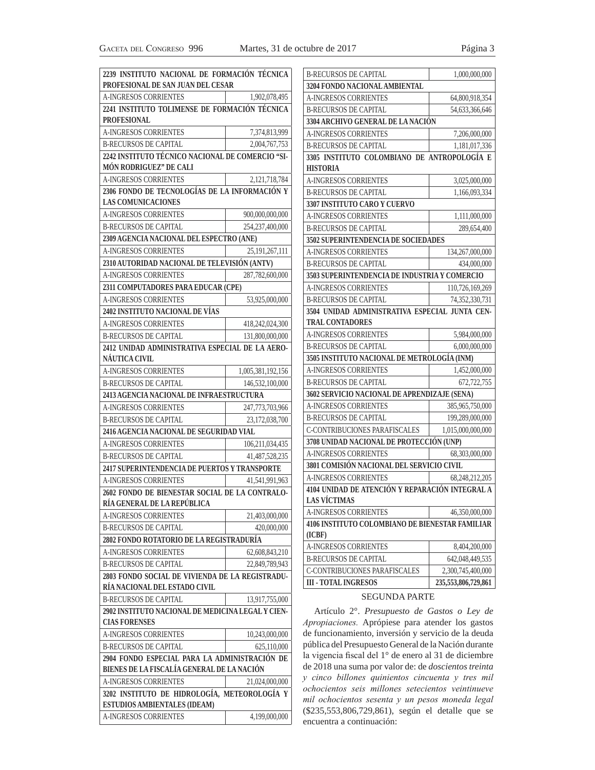| | |
|---|---|
| **2239 INSTITUTO NACIONAL DE FORMACIÓN TÉCNICA PROFESIONAL DE SAN JUAN DEL CESAR** | |
| A-INGRESOS CORRIENTES | 1,902,078,495 |
| **2241 INSTITUTO TOLIMENSE DE FORMACIÓN TÉCNICA PROFESIONAL** | |
| A-INGRESOS CORRIENTES | 7,374,813,999 |
| B-RECURSOS DE CAPITAL | 2,004,767,753 |
| **2242 INSTITUTO TÉCNICO NACIONAL DE COMERCIO "SIMÓN RODRIGUEZ" DE CALI** | |
| A-INGRESOS CORRIENTES | 2,121,718,784 |
| **2306 FONDO DE TECNOLOGÍAS DE LA INFORMACIÓN Y LAS COMUNICACIONES** | |
| A-INGRESOS CORRIENTES | 900,000,000,000 |
| B-RECURSOS DE CAPITAL | 254,237,400,000 |
| **2309 AGENCIA NACIONAL DEL ESPECTRO (ANE)** | |
| A-INGRESOS CORRIENTES | 25,191,267,111 |
| **2310 AUTORIDAD NACIONAL DE TELEVISIÓN (ANTV)** | |
| A-INGRESOS CORRIENTES | 287,782,600,000 |
| **2311 COMPUTADORES PARA EDUCAR (CPE)** | |
| A-INGRESOS CORRIENTES | 53,925,000,000 |
| **2402 INSTITUTO NACIONAL DE VÍAS** | |
| A-INGRESOS CORRIENTES | 418,242,024,300 |
| B-RECURSOS DE CAPITAL | 131,800,000,000 |
| **2412 UNIDAD ADMINISTRATIVA ESPECIAL DE LA AERONÁUTICA CIVIL** | |
| A-INGRESOS CORRIENTES | 1,005,381,192,156 |
| B-RECURSOS DE CAPITAL | 146,532,100,000 |
| **2413 AGENCIA NACIONAL DE INFRAESTRUCTURA** | |
| A-INGRESOS CORRIENTES | 247,773,703,966 |
| B-RECURSOS DE CAPITAL | 23,172,038,700 |
| **2416 AGENCIA NACIONAL DE SEGURIDAD VIAL** | |
| A-INGRESOS CORRIENTES | 106,211,034,435 |
| B-RECURSOS DE CAPITAL | 41,487,528,235 |
| **2417 SUPERINTENDENCIA DE PUERTOS Y TRANSPORTE** | |
| A-INGRESOS CORRIENTES | 41,541,991,963 |
| **2602 FONDO DE BIENESTAR SOCIAL DE LA CONTRALORÍA GENERAL DE LA REPÚBLICA** | |
| A-INGRESOS CORRIENTES | 21,403,000,000 |
| B-RECURSOS DE CAPITAL | 420,000,000 |
| **2802 FONDO ROTATORIO DE LA REGISTRADURÍA** | |
| A-INGRESOS CORRIENTES | 62,608,843,210 |
| B-RECURSOS DE CAPITAL | 22,849,789,943 |
| **2803 FONDO SOCIAL DE VIVIENDA DE LA REGISTRADURÍA NACIONAL DEL ESTADO CIVIL** | |
| B-RECURSOS DE CAPITAL | 13,917,755,000 |
| **2902 INSTITUTO NACIONAL DE MEDICINA LEGAL Y CIENCIAS FORENSES** | |
| A-INGRESOS CORRIENTES | 10,243,000,000 |
| B-RECURSOS DE CAPITAL | 625,110,000 |
| **2904 FONDO ESPECIAL PARA LA ADMINISTRACIÓN DE BIENES DE LA FISCALÍA GENERAL DE LA NACIÓN** | |
| A-INGRESOS CORRIENTES | 21,024,000,000 |
| **3202 INSTITUTO DE HIDROLOGÍA, METEOROLOGÍA Y ESTUDIOS AMBIENTALES (IDEAM)** | |
| A-INGRESOS CORRIENTES | 4,199,000,000 |
| B-RECURSOS DE CAPITAL | 1,000,000,000 |
| **3204 FONDO NACIONAL AMBIENTAL** | |
| A-INGRESOS CORRIENTES | 64,800,918,354 |
| B-RECURSOS DE CAPITAL | 54,633,366,646 |
| **3304 ARCHIVO GENERAL DE LA NACIÓN** | |
| A-INGRESOS CORRIENTES | 7,206,000,000 |
| B-RECURSOS DE CAPITAL | 1,181,017,336 |
| **3305 INSTITUTO COLOMBIANO DE ANTROPOLOGÍA E HISTORIA** | |
| A-INGRESOS CORRIENTES | 3,025,000,000 |
| B-RECURSOS DE CAPITAL | 1,166,093,334 |
| **3307 INSTITUTO CARO Y CUERVO** | |
| A-INGRESOS CORRIENTES | 1,111,000,000 |
| B-RECURSOS DE CAPITAL | 289,654,400 |
| **3502 SUPERINTENDENCIA DE SOCIEDADES** | |
| A-INGRESOS CORRIENTES | 134,267,000,000 |
| B-RECURSOS DE CAPITAL | 434,000,000 |
| **3503 SUPERINTENDENCIA DE INDUSTRIA Y COMERCIO** | |
| A-INGRESOS CORRIENTES | 110,726,169,269 |
| B-RECURSOS DE CAPITAL | 74,352,330,731 |
| **3504 UNIDAD ADMINISTRATIVA ESPECIAL JUNTA CENTRAL CONTADORES** | |
| A-INGRESOS CORRIENTES | 5,984,000,000 |
| B-RECURSOS DE CAPITAL | 6,000,000,000 |
| **3505 INSTITUTO NACIONAL DE METROLOGÍA (INM)** | |
| A-INGRESOS CORRIENTES | 1,452,000,000 |
| B-RECURSOS DE CAPITAL | 672,722,755 |
| **3602 SERVICIO NACIONAL DE APRENDIZAJE (SENA)** | |
| A-INGRESOS CORRIENTES | 385,965,750,000 |
| B-RECURSOS DE CAPITAL | 199,289,000,000 |
| C-CONTRIBUCIONES PARAFISCALES | 1,015,000,000,000 |
| **3708 UNIDAD NACIONAL DE PROTECCIÓN (UNP)** | |
| A-INGRESOS CORRIENTES | 68,303,000,000 |
| **3801 COMISIÓN NACIONAL DEL SERVICIO CIVIL** | |
| A-INGRESOS CORRIENTES | 68,248,212,205 |
| **4104 UNIDAD DE ATENCIÓN Y REPARACIÓN INTEGRAL A LAS VÍCTIMAS** | |
| A-INGRESOS CORRIENTES | 46,350,000,000 |
| **4106 INSTITUTO COLOMBIANO DE BIENESTAR FAMILIAR (ICBF)** | |
| A-INGRESOS CORRIENTES | 8,404,200,000 |
| B-RECURSOS DE CAPITAL | 642,048,449,535 |
| C-CONTRIBUCIONES PARAFISCALES | 2,300,745,400,000 |
| **III - TOTAL INGRESOS** | **235,553,806,729,861** |

SEGUNDA PARTE

Artículo 2°. *Presupuesto de Gastos o Ley de Apropiaciones.* Aprópiese para atender los gastos de funcionamiento, inversión y servicio de la deuda pública del Presupuesto General de la Nación durante la vigencia fiscal del 1° de enero al 31 de diciembre de 2018 una suma por valor de: de *doscientos treinta y cinco billones quinientos cincuenta y tres mil ochocientos seis millones setecientos veintinueve mil ochocientos sesenta y un pesos moneda legal* ($235,553,806,729,861), según el detalle que se encuentra a continuación: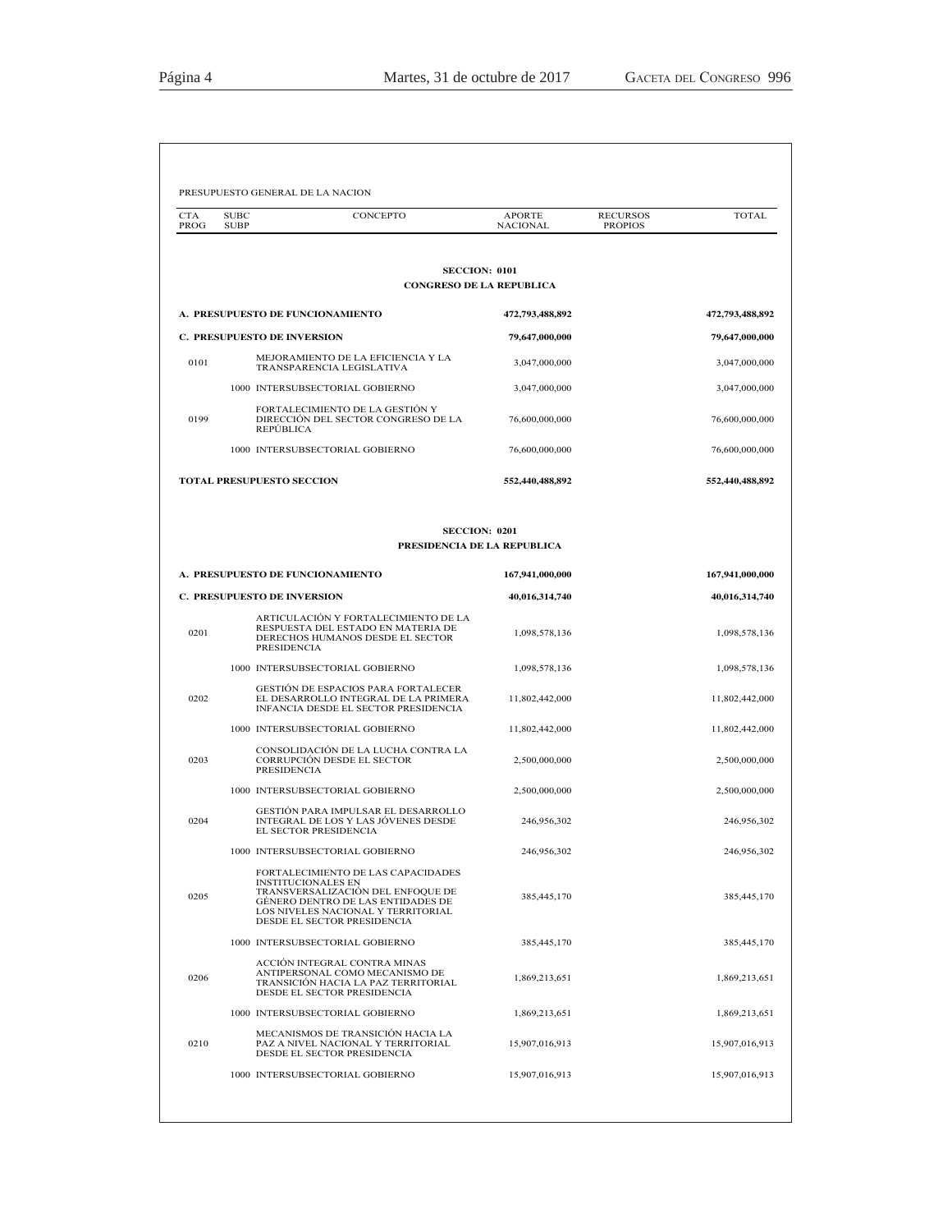PRESUPUESTO GENERAL DE LA NACION

| CTA PROG | SUBC SUBP | CONCEPTO | APORTE NACIONAL | RECURSOS PROPIOS | TOTAL |
|---|---|---|---|---|---|
| | | **SECCION: 0101** | | | |
| | | **CONGRESO DE LA REPUBLICA** | | | |
| **A. PRESUPUESTO DE FUNCIONAMIENTO** | | | **472,793,488,892** | | **472,793,488,892** |
| **C. PRESUPUESTO DE INVERSION** | | | **79,647,000,000** | | **79,647,000,000** |
| 0101 | | MEJORAMIENTO DE LA EFICIENCIA Y LA TRANSPARENCIA LEGISLATIVA | 3,047,000,000 | | 3,047,000,000 |
| | 1000 | INTERSUBSECTORIAL GOBIERNO | 3,047,000,000 | | 3,047,000,000 |
| 0199 | | FORTALECIMIENTO DE LA GESTIÓN Y DIRECCIÓN DEL SECTOR CONGRESO DE LA REPÚBLICA | 76,600,000,000 | | 76,600,000,000 |
| | 1000 | INTERSUBSECTORIAL GOBIERNO | 76,600,000,000 | | 76,600,000,000 |
| **TOTAL PRESUPUESTO SECCION** | | | **552,440,488,892** | | **552,440,488,892** |
| | | **SECCION: 0201** | | | |
| | | **PRESIDENCIA DE LA REPUBLICA** | | | |
| **A. PRESUPUESTO DE FUNCIONAMIENTO** | | | **167,941,000,000** | | **167,941,000,000** |
| **C. PRESUPUESTO DE INVERSION** | | | **40,016,314,740** | | **40,016,314,740** |
| 0201 | | ARTICULACIÓN Y FORTALECIMIENTO DE LA RESPUESTA DEL ESTADO EN MATERIA DE DERECHOS HUMANOS DESDE EL SECTOR PRESIDENCIA | 1,098,578,136 | | 1,098,578,136 |
| | 1000 | INTERSUBSECTORIAL GOBIERNO | 1,098,578,136 | | 1,098,578,136 |
| 0202 | | GESTIÓN DE ESPACIOS PARA FORTALECER EL DESARROLLO INTEGRAL DE LA PRIMERA INFANCIA DESDE EL SECTOR PRESIDENCIA | 11,802,442,000 | | 11,802,442,000 |
| | 1000 | INTERSUBSECTORIAL GOBIERNO | 11,802,442,000 | | 11,802,442,000 |
| 0203 | | CONSOLIDACIÓN DE LA LUCHA CONTRA LA CORRUPCIÓN DESDE EL SECTOR PRESIDENCIA | 2,500,000,000 | | 2,500,000,000 |
| | 1000 | INTERSUBSECTORIAL GOBIERNO | 2,500,000,000 | | 2,500,000,000 |
| 0204 | | GESTIÓN PARA IMPULSAR EL DESARROLLO INTEGRAL DE LOS Y LAS JÓVENES DESDE EL SECTOR PRESIDENCIA | 246,956,302 | | 246,956,302 |
| | 1000 | INTERSUBSECTORIAL GOBIERNO | 246,956,302 | | 246,956,302 |
| 0205 | | FORTALECIMIENTO DE LAS CAPACIDADES INSTITUCIONALES EN TRANSVERSALIZACIÓN DEL ENFOQUE DE GÉNERO DENTRO DE LAS ENTIDADES DE LOS NIVELES NACIONAL Y TERRITORIAL DESDE EL SECTOR PRESIDENCIA | 385,445,170 | | 385,445,170 |
| | 1000 | INTERSUBSECTORIAL GOBIERNO | 385,445,170 | | 385,445,170 |
| 0206 | | ACCIÓN INTEGRAL CONTRA MINAS ANTIPERSONAL COMO MECANISMO DE TRANSICIÓN HACIA LA PAZ TERRITORIAL DESDE EL SECTOR PRESIDENCIA | 1,869,213,651 | | 1,869,213,651 |
| | 1000 | INTERSUBSECTORIAL GOBIERNO | 1,869,213,651 | | 1,869,213,651 |
| 0210 | | MECANISMOS DE TRANSICIÓN HACIA LA PAZ A NIVEL NACIONAL Y TERRITORIAL DESDE EL SECTOR PRESIDENCIA | 15,907,016,913 | | 15,907,016,913 |
| | 1000 | INTERSUBSECTORIAL GOBIERNO | 15,907,016,913 | | 15,907,016,913 |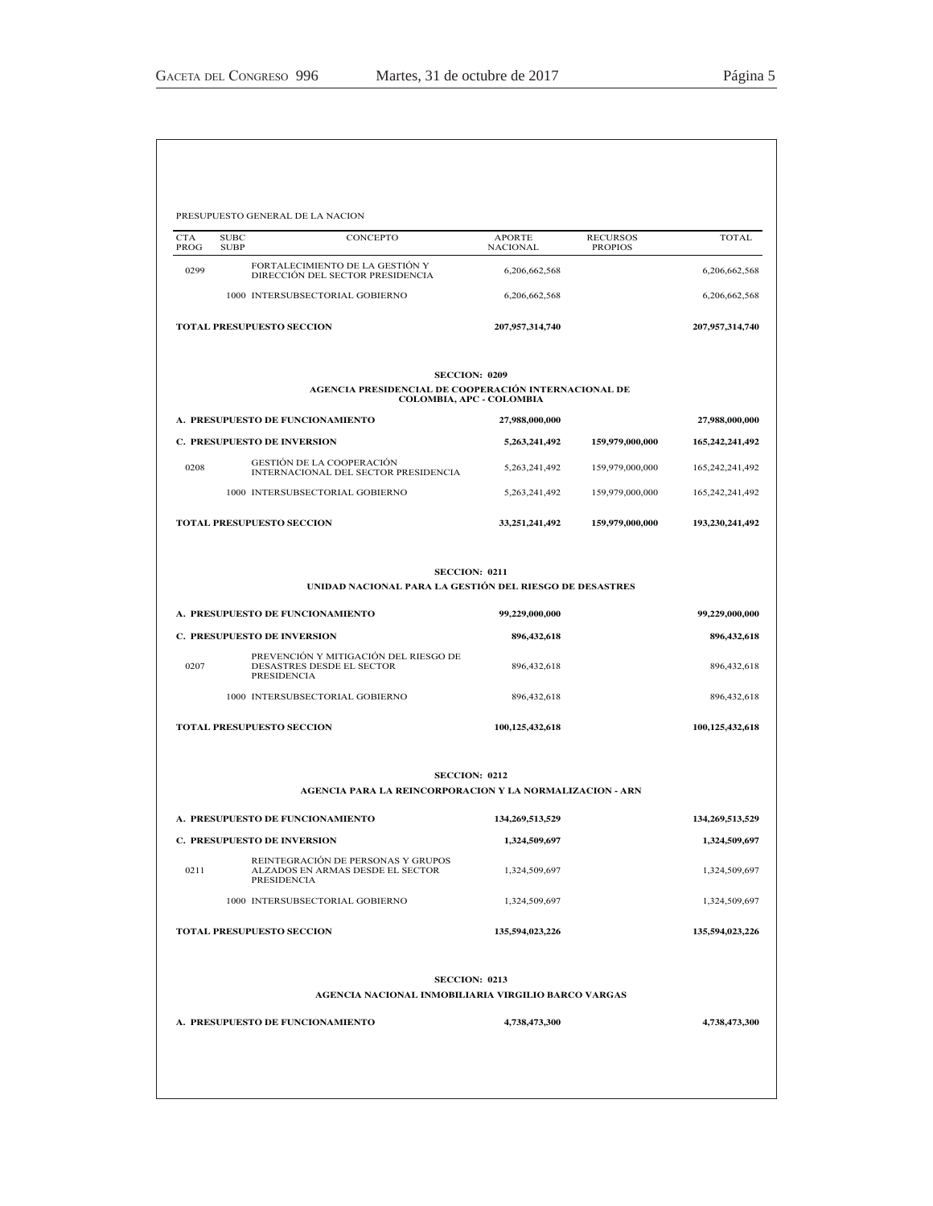PRESUPUESTO GENERAL DE LA NACION

| CTA PROG | SUBC SUBP | CONCEPTO | APORTE NACIONAL | RECURSOS PROPIOS | TOTAL |
|---|---|---|---|---|---|
| 0299 | | FORTALECIMIENTO DE LA GESTIÓN Y DIRECCIÓN DEL SECTOR PRESIDENCIA | 6,206,662,568 | | 6,206,662,568 |
| | 1000 | INTERSUBSECTORIAL GOBIERNO | 6,206,662,568 | | 6,206,662,568 |
| **TOTAL PRESUPUESTO SECCION** | | | **207,957,314,740** | | **207,957,314,740** |
| | | **SECCION: 0209** | | | |
| | | **AGENCIA PRESIDENCIAL DE COOPERACIÓN INTERNACIONAL DE COLOMBIA, APC - COLOMBIA** | | | |
| **A. PRESUPUESTO DE FUNCIONAMIENTO** | | | **27,988,000,000** | | **27,988,000,000** |
| **C. PRESUPUESTO DE INVERSION** | | | **5,263,241,492** | **159,979,000,000** | **165,242,241,492** |
| 0208 | | GESTIÓN DE LA COOPERACIÓN INTERNACIONAL DEL SECTOR PRESIDENCIA | 5,263,241,492 | 159,979,000,000 | 165,242,241,492 |
| | 1000 | INTERSUBSECTORIAL GOBIERNO | 5,263,241,492 | 159,979,000,000 | 165,242,241,492 |
| **TOTAL PRESUPUESTO SECCION** | | | **33,251,241,492** | **159,979,000,000** | **193,230,241,492** |
| | | **SECCION: 0211** | | | |
| | | **UNIDAD NACIONAL PARA LA GESTIÓN DEL RIESGO DE DESASTRES** | | | |
| **A. PRESUPUESTO DE FUNCIONAMIENTO** | | | **99,229,000,000** | | **99,229,000,000** |
| **C. PRESUPUESTO DE INVERSION** | | | **896,432,618** | | **896,432,618** |
| 0207 | | PREVENCIÓN Y MITIGACIÓN DEL RIESGO DE DESASTRES DESDE EL SECTOR PRESIDENCIA | 896,432,618 | | 896,432,618 |
| | 1000 | INTERSUBSECTORIAL GOBIERNO | 896,432,618 | | 896,432,618 |
| **TOTAL PRESUPUESTO SECCION** | | | **100,125,432,618** | | **100,125,432,618** |
| | | **SECCION: 0212** | | | |
| | | **AGENCIA PARA LA REINCORPORACION Y LA NORMALIZACION - ARN** | | | |
| **A. PRESUPUESTO DE FUNCIONAMIENTO** | | | **134,269,513,529** | | **134,269,513,529** |
| **C. PRESUPUESTO DE INVERSION** | | | **1,324,509,697** | | **1,324,509,697** |
| 0211 | | REINTEGRACIÓN DE PERSONAS Y GRUPOS ALZADOS EN ARMAS DESDE EL SECTOR PRESIDENCIA | 1,324,509,697 | | 1,324,509,697 |
| | 1000 | INTERSUBSECTORIAL GOBIERNO | 1,324,509,697 | | 1,324,509,697 |
| **TOTAL PRESUPUESTO SECCION** | | | **135,594,023,226** | | **135,594,023,226** |
| | | **SECCION: 0213** | | | |
| | | **AGENCIA NACIONAL INMOBILIARIA VIRGILIO BARCO VARGAS** | | | |
| **A. PRESUPUESTO DE FUNCIONAMIENTO** | | | **4,738,473,300** | | **4,738,473,300** |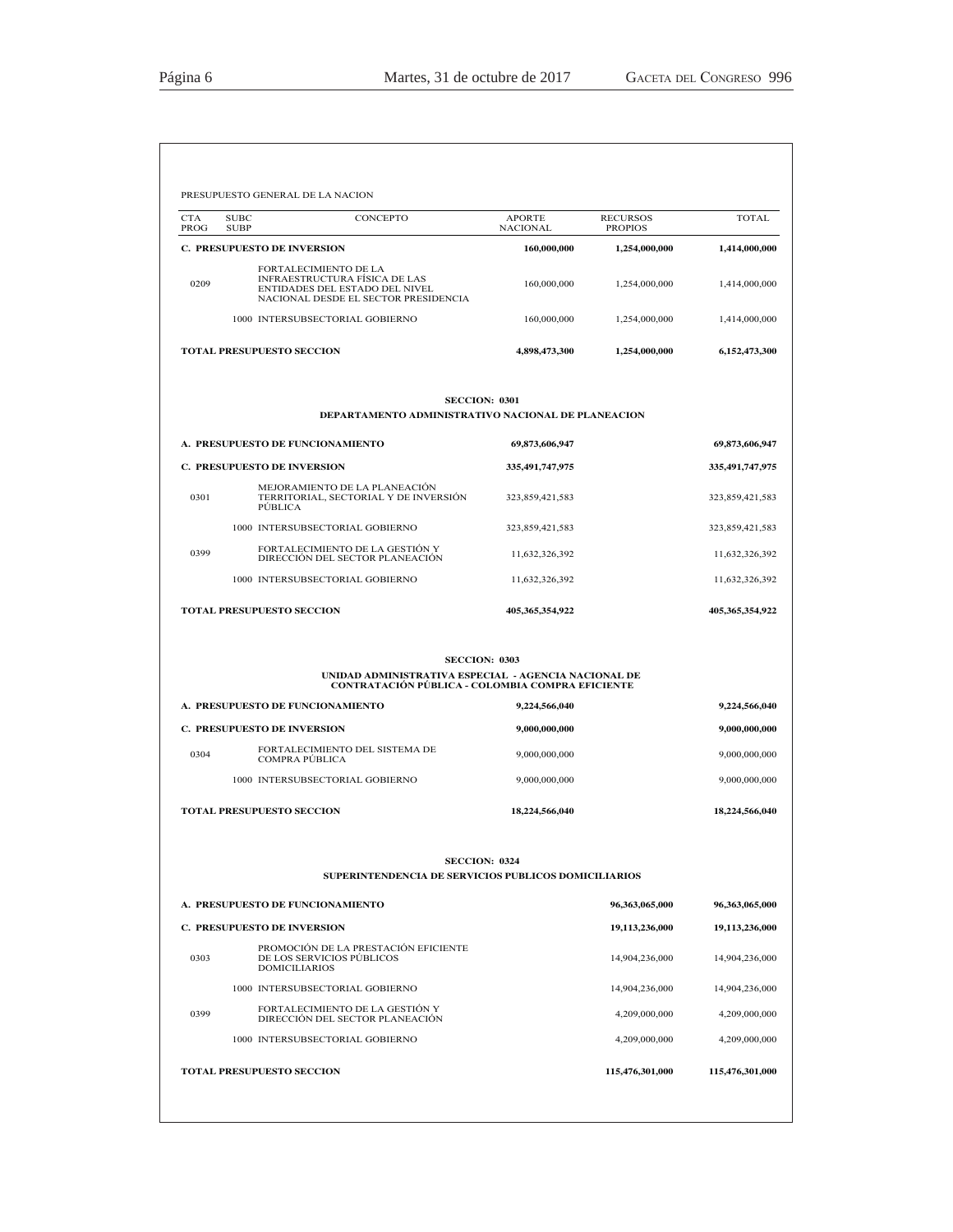PRESUPUESTO GENERAL DE LA NACION

| CTA PROG | SUBC SUBP | CONCEPTO | APORTE NACIONAL | RECURSOS PROPIOS | TOTAL |
|---|---|---|---|---|---|
| **C. PRESUPUESTO DE INVERSION** | | | **160,000,000** | **1,254,000,000** | **1,414,000,000** |
| 0209 | | FORTALECIMIENTO DE LA INFRAESTRUCTURA FÍSICA DE LAS ENTIDADES DEL ESTADO DEL NIVEL NACIONAL DESDE EL SECTOR PRESIDENCIA | 160,000,000 | 1,254,000,000 | 1,414,000,000 |
| | 1000 | INTERSUBSECTORIAL GOBIERNO | 160,000,000 | 1,254,000,000 | 1,414,000,000 |
| **TOTAL PRESUPUESTO SECCION** | | | **4,898,473,300** | **1,254,000,000** | **6,152,473,300** |

**SECCION: 0301**

**DEPARTAMENTO ADMINISTRATIVO NACIONAL DE PLANEACION**

| CTA PROG | SUBC SUBP | CONCEPTO | APORTE NACIONAL | RECURSOS PROPIOS | TOTAL |
|---|---|---|---|---|---|
| **A. PRESUPUESTO DE FUNCIONAMIENTO** | | | **69,873,606,947** | | **69,873,606,947** |
| **C. PRESUPUESTO DE INVERSION** | | | **335,491,747,975** | | **335,491,747,975** |
| 0301 | | MEJORAMIENTO DE LA PLANEACIÓN TERRITORIAL, SECTORIAL Y DE INVERSIÓN PÚBLICA | 323,859,421,583 | | 323,859,421,583 |
| | 1000 | INTERSUBSECTORIAL GOBIERNO | 323,859,421,583 | | 323,859,421,583 |
| 0399 | | FORTALECIMIENTO DE LA GESTIÓN Y DIRECCIÓN DEL SECTOR PLANEACIÓN | 11,632,326,392 | | 11,632,326,392 |
| | 1000 | INTERSUBSECTORIAL GOBIERNO | 11,632,326,392 | | 11,632,326,392 |
| **TOTAL PRESUPUESTO SECCION** | | | **405,365,354,922** | | **405,365,354,922** |

**SECCION: 0303**

**UNIDAD ADMINISTRATIVA ESPECIAL - AGENCIA NACIONAL DE CONTRATACIÓN PÚBLICA - COLOMBIA COMPRA EFICIENTE**

| CTA PROG | SUBC SUBP | CONCEPTO | APORTE NACIONAL | RECURSOS PROPIOS | TOTAL |
|---|---|---|---|---|---|
| **A. PRESUPUESTO DE FUNCIONAMIENTO** | | | **9,224,566,040** | | **9,224,566,040** |
| **C. PRESUPUESTO DE INVERSION** | | | **9,000,000,000** | | **9,000,000,000** |
| 0304 | | FORTALECIMIENTO DEL SISTEMA DE COMPRA PÚBLICA | 9,000,000,000 | | 9,000,000,000 |
| | 1000 | INTERSUBSECTORIAL GOBIERNO | 9,000,000,000 | | 9,000,000,000 |
| **TOTAL PRESUPUESTO SECCION** | | | **18,224,566,040** | | **18,224,566,040** |

**SECCION: 0324**

**SUPERINTENDENCIA DE SERVICIOS PUBLICOS DOMICILIARIOS**

| CTA PROG | SUBC SUBP | CONCEPTO | APORTE NACIONAL | RECURSOS PROPIOS | TOTAL |
|---|---|---|---|---|---|
| **A. PRESUPUESTO DE FUNCIONAMIENTO** | | | | **96,363,065,000** | **96,363,065,000** |
| **C. PRESUPUESTO DE INVERSION** | | | | **19,113,236,000** | **19,113,236,000** |
| 0303 | | PROMOCIÓN DE LA PRESTACIÓN EFICIENTE DE LOS SERVICIOS PÚBLICOS DOMICILIARIOS | | 14,904,236,000 | 14,904,236,000 |
| | 1000 | INTERSUBSECTORIAL GOBIERNO | | 14,904,236,000 | 14,904,236,000 |
| 0399 | | FORTALECIMIENTO DE LA GESTIÓN Y DIRECCIÓN DEL SECTOR PLANEACIÓN | | 4,209,000,000 | 4,209,000,000 |
| | 1000 | INTERSUBSECTORIAL GOBIERNO | | 4,209,000,000 | 4,209,000,000 |
| **TOTAL PRESUPUESTO SECCION** | | | | **115,476,301,000** | **115,476,301,000** |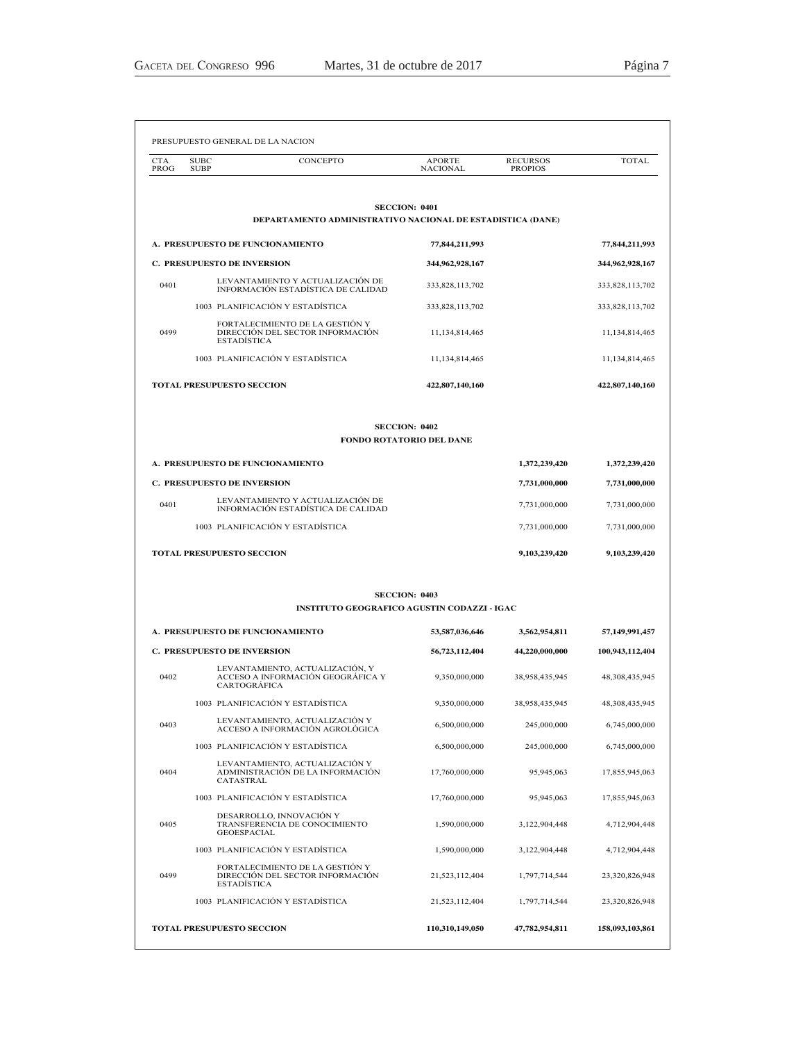PRESUPUESTO GENERAL DE LA NACION

| CTA PROG | SUBC SUBP | CONCEPTO | APORTE NACIONAL | RECURSOS PROPIOS | TOTAL |
|---|---|---|---|---|---|
| | | **SECCION: 0401** | | | |
| | | **DEPARTAMENTO ADMINISTRATIVO NACIONAL DE ESTADISTICA (DANE)** | | | |
| **A. PRESUPUESTO DE FUNCIONAMIENTO** | | | **77,844,211,993** | | **77,844,211,993** |
| **C. PRESUPUESTO DE INVERSION** | | | **344,962,928,167** | | **344,962,928,167** |
| 0401 | | LEVANTAMIENTO Y ACTUALIZACIÓN DE INFORMACIÓN ESTADÍSTICA DE CALIDAD | 333,828,113,702 | | 333,828,113,702 |
| | 1003 | PLANIFICACIÓN Y ESTADÍSTICA | 333,828,113,702 | | 333,828,113,702 |
| 0499 | | FORTALECIMIENTO DE LA GESTIÓN Y DIRECCIÓN DEL SECTOR INFORMACIÓN ESTADÍSTICA | 11,134,814,465 | | 11,134,814,465 |
| | 1003 | PLANIFICACIÓN Y ESTADÍSTICA | 11,134,814,465 | | 11,134,814,465 |
| **TOTAL PRESUPUESTO SECCION** | | | **422,807,140,160** | | **422,807,140,160** |
| | | **SECCION: 0402** | | | |
| | | **FONDO ROTATORIO DEL DANE** | | | |
| **A. PRESUPUESTO DE FUNCIONAMIENTO** | | | | **1,372,239,420** | **1,372,239,420** |
| **C. PRESUPUESTO DE INVERSION** | | | | **7,731,000,000** | **7,731,000,000** |
| 0401 | | LEVANTAMIENTO Y ACTUALIZACIÓN DE INFORMACIÓN ESTADÍSTICA DE CALIDAD | | 7,731,000,000 | 7,731,000,000 |
| | 1003 | PLANIFICACIÓN Y ESTADÍSTICA | | 7,731,000,000 | 7,731,000,000 |
| **TOTAL PRESUPUESTO SECCION** | | | | **9,103,239,420** | **9,103,239,420** |
| | | **SECCION: 0403** | | | |
| | | **INSTITUTO GEOGRAFICO AGUSTIN CODAZZI - IGAC** | | | |
| **A. PRESUPUESTO DE FUNCIONAMIENTO** | | | **53,587,036,646** | **3,562,954,811** | **57,149,991,457** |
| **C. PRESUPUESTO DE INVERSION** | | | **56,723,112,404** | **44,220,000,000** | **100,943,112,404** |
| 0402 | | LEVANTAMIENTO, ACTUALIZACIÓN, Y ACCESO A INFORMACIÓN GEOGRÁFICA Y CARTOGRÁFICA | 9,350,000,000 | 38,958,435,945 | 48,308,435,945 |
| | 1003 | PLANIFICACIÓN Y ESTADÍSTICA | 9,350,000,000 | 38,958,435,945 | 48,308,435,945 |
| 0403 | | LEVANTAMIENTO, ACTUALIZACIÓN Y ACCESO A INFORMACIÓN AGROLÓGICA | 6,500,000,000 | 245,000,000 | 6,745,000,000 |
| | 1003 | PLANIFICACIÓN Y ESTADÍSTICA | 6,500,000,000 | 245,000,000 | 6,745,000,000 |
| 0404 | | LEVANTAMIENTO, ACTUALIZACIÓN Y ADMINISTRACIÓN DE LA INFORMACIÓN CATASTRAL | 17,760,000,000 | 95,945,063 | 17,855,945,063 |
| | 1003 | PLANIFICACIÓN Y ESTADÍSTICA | 17,760,000,000 | 95,945,063 | 17,855,945,063 |
| 0405 | | DESARROLLO, INNOVACIÓN Y TRANSFERENCIA DE CONOCIMIENTO GEOESPACIAL | 1,590,000,000 | 3,122,904,448 | 4,712,904,448 |
| | 1003 | PLANIFICACIÓN Y ESTADÍSTICA | 1,590,000,000 | 3,122,904,448 | 4,712,904,448 |
| 0499 | | FORTALECIMIENTO DE LA GESTIÓN Y DIRECCIÓN DEL SECTOR INFORMACIÓN ESTADÍSTICA | 21,523,112,404 | 1,797,714,544 | 23,320,826,948 |
| | 1003 | PLANIFICACIÓN Y ESTADÍSTICA | 21,523,112,404 | 1,797,714,544 | 23,320,826,948 |
| **TOTAL PRESUPUESTO SECCION** | | | **110,310,149,050** | **47,782,954,811** | **158,093,103,861** |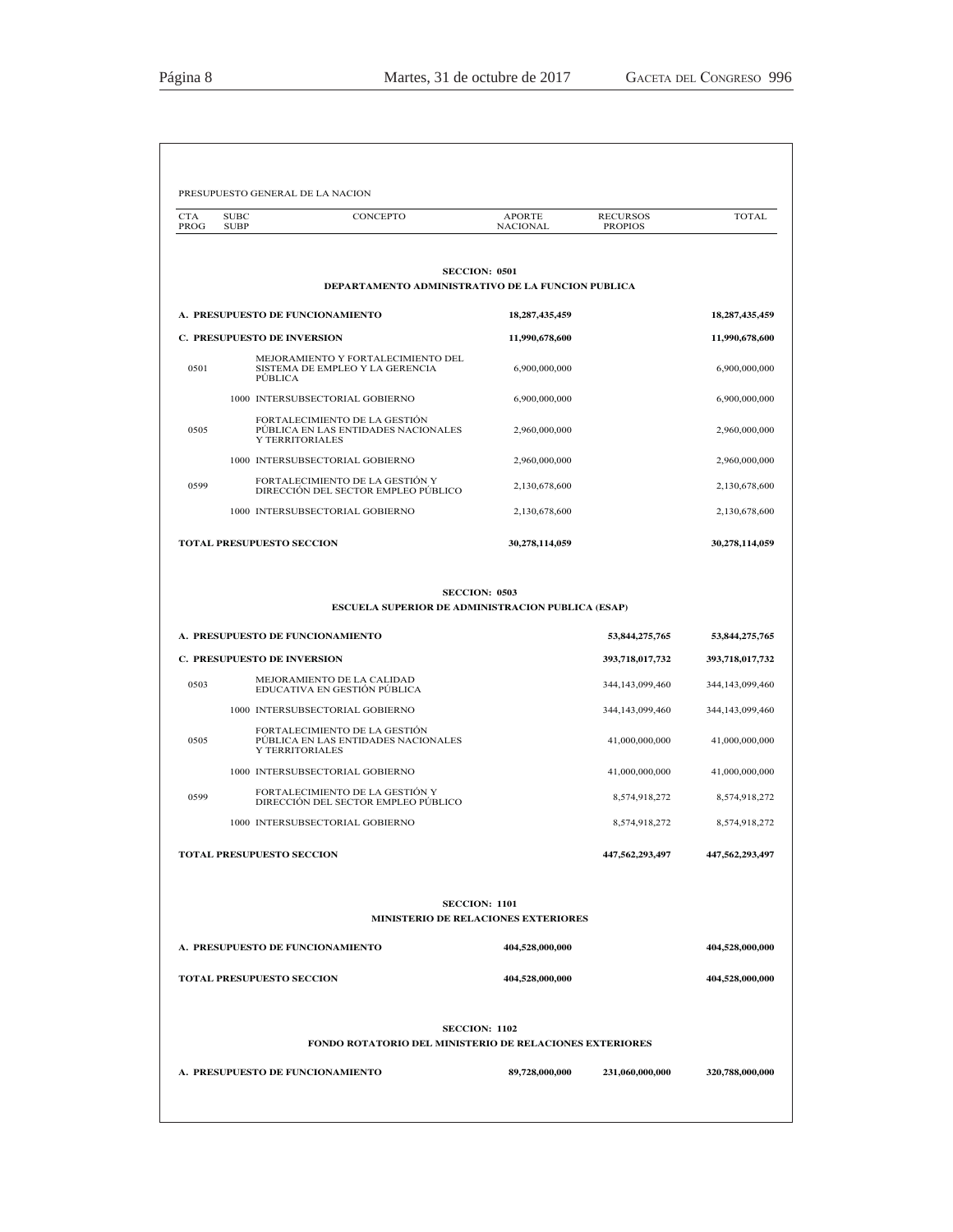PRESUPUESTO GENERAL DE LA NACION

| CTA PROG | SUBC SUBP | CONCEPTO | APORTE NACIONAL | RECURSOS PROPIOS | TOTAL |
|---|---|---|---|---|---|
| | | **SECCION: 0501** | | | |
| | | **DEPARTAMENTO ADMINISTRATIVO DE LA FUNCION PUBLICA** | | | |
| **A. PRESUPUESTO DE FUNCIONAMIENTO** | | | **18,287,435,459** | | **18,287,435,459** |
| **C. PRESUPUESTO DE INVERSION** | | | **11,990,678,600** | | **11,990,678,600** |
| 0501 | | MEJORAMIENTO Y FORTALECIMIENTO DEL SISTEMA DE EMPLEO Y LA GERENCIA PÚBLICA | 6,900,000,000 | | 6,900,000,000 |
| | 1000 | INTERSUBSECTORIAL GOBIERNO | 6,900,000,000 | | 6,900,000,000 |
| 0505 | | FORTALECIMIENTO DE LA GESTIÓN PÚBLICA EN LAS ENTIDADES NACIONALES Y TERRITORIALES | 2,960,000,000 | | 2,960,000,000 |
| | 1000 | INTERSUBSECTORIAL GOBIERNO | 2,960,000,000 | | 2,960,000,000 |
| 0599 | | FORTALECIMIENTO DE LA GESTIÓN Y DIRECCIÓN DEL SECTOR EMPLEO PÚBLICO | 2,130,678,600 | | 2,130,678,600 |
| | 1000 | INTERSUBSECTORIAL GOBIERNO | 2,130,678,600 | | 2,130,678,600 |
| **TOTAL PRESUPUESTO SECCION** | | | **30,278,114,059** | | **30,278,114,059** |
| | | **SECCION: 0503** | | | |
| | | **ESCUELA SUPERIOR DE ADMINISTRACION PUBLICA (ESAP)** | | | |
| **A. PRESUPUESTO DE FUNCIONAMIENTO** | | | | **53,844,275,765** | **53,844,275,765** |
| **C. PRESUPUESTO DE INVERSION** | | | | **393,718,017,732** | **393,718,017,732** |
| 0503 | | MEJORAMIENTO DE LA CALIDAD EDUCATIVA EN GESTIÓN PÚBLICA | | 344,143,099,460 | 344,143,099,460 |
| | 1000 | INTERSUBSECTORIAL GOBIERNO | | 344,143,099,460 | 344,143,099,460 |
| 0505 | | FORTALECIMIENTO DE LA GESTIÓN PÚBLICA EN LAS ENTIDADES NACIONALES Y TERRITORIALES | | 41,000,000,000 | 41,000,000,000 |
| | 1000 | INTERSUBSECTORIAL GOBIERNO | | 41,000,000,000 | 41,000,000,000 |
| 0599 | | FORTALECIMIENTO DE LA GESTIÓN Y DIRECCIÓN DEL SECTOR EMPLEO PÚBLICO | | 8,574,918,272 | 8,574,918,272 |
| | 1000 | INTERSUBSECTORIAL GOBIERNO | | 8,574,918,272 | 8,574,918,272 |
| **TOTAL PRESUPUESTO SECCION** | | | | **447,562,293,497** | **447,562,293,497** |
| | | **SECCION: 1101** | | | |
| | | **MINISTERIO DE RELACIONES EXTERIORES** | | | |
| **A. PRESUPUESTO DE FUNCIONAMIENTO** | | | **404,528,000,000** | | **404,528,000,000** |
| **TOTAL PRESUPUESTO SECCION** | | | **404,528,000,000** | | **404,528,000,000** |
| | | **SECCION: 1102** | | | |
| | | **FONDO ROTATORIO DEL MINISTERIO DE RELACIONES EXTERIORES** | | | |
| **A. PRESUPUESTO DE FUNCIONAMIENTO** | | | **89,728,000,000** | **231,060,000,000** | **320,788,000,000** |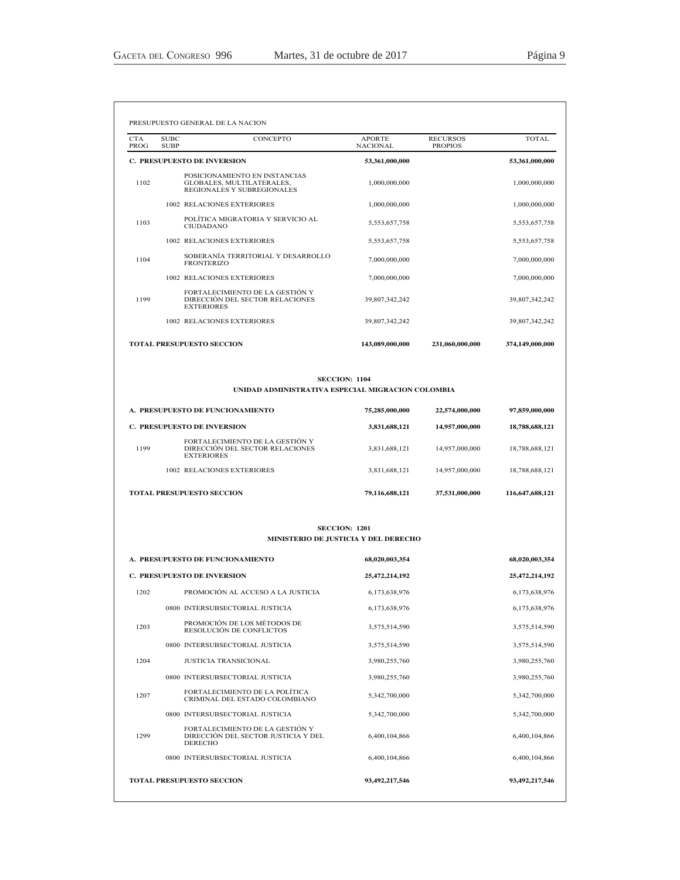PRESUPUESTO GENERAL DE LA NACION

| CTA PROG | SUBC SUBP | CONCEPTO | APORTE NACIONAL | RECURSOS PROPIOS | TOTAL |
|---|---|---|---|---|---|
| **C. PRESUPUESTO DE INVERSION** | | | **53,361,000,000** | | **53,361,000,000** |
| 1102 | | POSICIONAMIENTO EN INSTANCIAS GLOBALES, MULTILATERALES, REGIONALES Y SUBREGIONALES | 1,000,000,000 | | 1,000,000,000 |
| | 1002 | RELACIONES EXTERIORES | 1,000,000,000 | | 1,000,000,000 |
| 1103 | | POLÍTICA MIGRATORIA Y SERVICIO AL CIUDADANO | 5,553,657,758 | | 5,553,657,758 |
| | 1002 | RELACIONES EXTERIORES | 5,553,657,758 | | 5,553,657,758 |
| 1104 | | SOBERANÍA TERRITORIAL Y DESARROLLO FRONTERIZO | 7,000,000,000 | | 7,000,000,000 |
| | 1002 | RELACIONES EXTERIORES | 7,000,000,000 | | 7,000,000,000 |
| 1199 | | FORTALECIMIENTO DE LA GESTIÓN Y DIRECCIÓN DEL SECTOR RELACIONES EXTERIORES | 39,807,342,242 | | 39,807,342,242 |
| | 1002 | RELACIONES EXTERIORES | 39,807,342,242 | | 39,807,342,242 |
| **TOTAL PRESUPUESTO SECCION** | | | **143,089,000,000** | **231,060,000,000** | **374,149,000,000** |

**SECCION: 1104**

**UNIDAD ADMINISTRATIVA ESPECIAL MIGRACION COLOMBIA**

| CTA PROG | SUBC SUBP | CONCEPTO | APORTE NACIONAL | RECURSOS PROPIOS | TOTAL |
|---|---|---|---|---|---|
| **A. PRESUPUESTO DE FUNCIONAMIENTO** | | | **75,285,000,000** | **22,574,000,000** | **97,859,000,000** |
| **C. PRESUPUESTO DE INVERSION** | | | **3,831,688,121** | **14,957,000,000** | **18,788,688,121** |
| 1199 | | FORTALECIMIENTO DE LA GESTIÓN Y DIRECCIÓN DEL SECTOR RELACIONES EXTERIORES | 3,831,688,121 | 14,957,000,000 | 18,788,688,121 |
| | 1002 | RELACIONES EXTERIORES | 3,831,688,121 | 14,957,000,000 | 18,788,688,121 |
| **TOTAL PRESUPUESTO SECCION** | | | **79,116,688,121** | **37,531,000,000** | **116,647,688,121** |

**SECCION: 1201**

**MINISTERIO DE JUSTICIA Y DEL DERECHO**

| CTA PROG | SUBC SUBP | CONCEPTO | APORTE NACIONAL | RECURSOS PROPIOS | TOTAL |
|---|---|---|---|---|---|
| **A. PRESUPUESTO DE FUNCIONAMIENTO** | | | **68,020,003,354** | | **68,020,003,354** |
| **C. PRESUPUESTO DE INVERSION** | | | **25,472,214,192** | | **25,472,214,192** |
| 1202 | | PROMOCIÓN AL ACCESO A LA JUSTICIA | 6,173,638,976 | | 6,173,638,976 |
| | 0800 | INTERSUBSECTORIAL JUSTICIA | 6,173,638,976 | | 6,173,638,976 |
| 1203 | | PROMOCIÓN DE LOS MÉTODOS DE RESOLUCIÓN DE CONFLICTOS | 3,575,514,590 | | 3,575,514,590 |
| | 0800 | INTERSUBSECTORIAL JUSTICIA | 3,575,514,590 | | 3,575,514,590 |
| 1204 | | JUSTICIA TRANSICIONAL | 3,980,255,760 | | 3,980,255,760 |
| | 0800 | INTERSUBSECTORIAL JUSTICIA | 3,980,255,760 | | 3,980,255,760 |
| 1207 | | FORTALECIMIENTO DE LA POLÍTICA CRIMINAL DEL ESTADO COLOMBIANO | 5,342,700,000 | | 5,342,700,000 |
| | 0800 | INTERSUBSECTORIAL JUSTICIA | 5,342,700,000 | | 5,342,700,000 |
| 1299 | | FORTALECIMIENTO DE LA GESTIÓN Y DIRECCIÓN DEL SECTOR JUSTICIA Y DEL DERECHO | 6,400,104,866 | | 6,400,104,866 |
| | 0800 | INTERSUBSECTORIAL JUSTICIA | 6,400,104,866 | | 6,400,104,866 |
| **TOTAL PRESUPUESTO SECCION** | | | **93,492,217,546** | | **93,492,217,546** |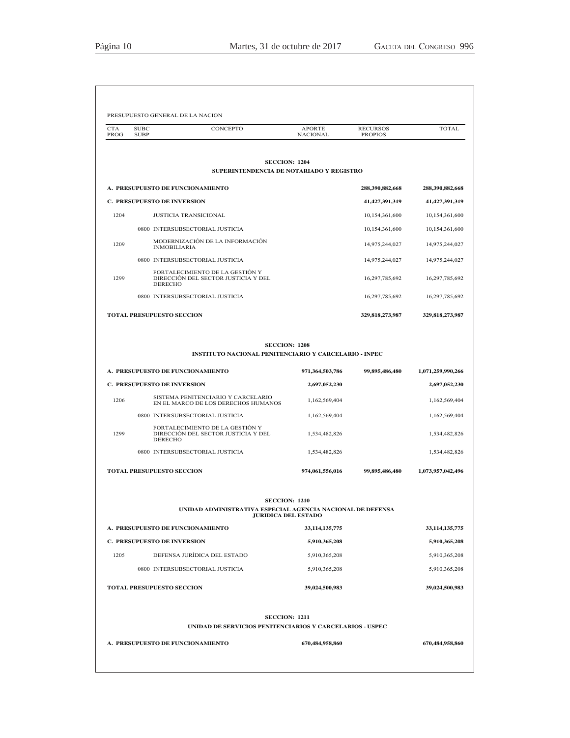PRESUPUESTO GENERAL DE LA NACION

| CTA PROG | SUBC SUBP | CONCEPTO | APORTE NACIONAL | RECURSOS PROPIOS | TOTAL |
|---|---|---|---|---|---|
| | | **SECCION: 1204** | | | |
| | | **SUPERINTENDENCIA DE NOTARIADO Y REGISTRO** | | | |
| **A. PRESUPUESTO DE FUNCIONAMIENTO** | | | | **288,390,882,668** | **288,390,882,668** |
| **C. PRESUPUESTO DE INVERSION** | | | | **41,427,391,319** | **41,427,391,319** |
| 1204 | | JUSTICIA TRANSICIONAL | | 10,154,361,600 | 10,154,361,600 |
| | 0800 | INTERSUBSECTORIAL JUSTICIA | | 10,154,361,600 | 10,154,361,600 |
| 1209 | | MODERNIZACIÓN DE LA INFORMACIÓN INMOBILIARIA | | 14,975,244,027 | 14,975,244,027 |
| | 0800 | INTERSUBSECTORIAL JUSTICIA | | 14,975,244,027 | 14,975,244,027 |
| 1299 | | FORTALECIMIENTO DE LA GESTIÓN Y DIRECCIÓN DEL SECTOR JUSTICIA Y DEL DERECHO | | 16,297,785,692 | 16,297,785,692 |
| | 0800 | INTERSUBSECTORIAL JUSTICIA | | 16,297,785,692 | 16,297,785,692 |
| **TOTAL PRESUPUESTO SECCION** | | | | **329,818,273,987** | **329,818,273,987** |
| | | **SECCION: 1208** | | | |
| | | **INSTITUTO NACIONAL PENITENCIARIO Y CARCELARIO - INPEC** | | | |
| **A. PRESUPUESTO DE FUNCIONAMIENTO** | | | **971,364,503,786** | **99,895,486,480** | **1,071,259,990,266** |
| **C. PRESUPUESTO DE INVERSION** | | | **2,697,052,230** | | **2,697,052,230** |
| 1206 | | SISTEMA PENITENCIARIO Y CARCELARIO EN EL MARCO DE LOS DERECHOS HUMANOS | 1,162,569,404 | | 1,162,569,404 |
| | 0800 | INTERSUBSECTORIAL JUSTICIA | 1,162,569,404 | | 1,162,569,404 |
| 1299 | | FORTALECIMIENTO DE LA GESTIÓN Y DIRECCIÓN DEL SECTOR JUSTICIA Y DEL DERECHO | 1,534,482,826 | | 1,534,482,826 |
| | 0800 | INTERSUBSECTORIAL JUSTICIA | 1,534,482,826 | | 1,534,482,826 |
| **TOTAL PRESUPUESTO SECCION** | | | **974,061,556,016** | **99,895,486,480** | **1,073,957,042,496** |
| | | **SECCION: 1210** | | | |
| | | **UNIDAD ADMINISTRATIVA ESPECIAL AGENCIA NACIONAL DE DEFENSA JURIDICA DEL ESTADO** | | | |
| **A. PRESUPUESTO DE FUNCIONAMIENTO** | | | **33,114,135,775** | | **33,114,135,775** |
| **C. PRESUPUESTO DE INVERSION** | | | **5,910,365,208** | | **5,910,365,208** |
| 1205 | | DEFENSA JURÍDICA DEL ESTADO | 5,910,365,208 | | 5,910,365,208 |
| | 0800 | INTERSUBSECTORIAL JUSTICIA | 5,910,365,208 | | 5,910,365,208 |
| **TOTAL PRESUPUESTO SECCION** | | | **39,024,500,983** | | **39,024,500,983** |
| | | **SECCION: 1211** | | | |
| | | **UNIDAD DE SERVICIOS PENITENCIARIOS Y CARCELARIOS - USPEC** | | | |
| **A. PRESUPUESTO DE FUNCIONAMIENTO** | | | **670,484,958,860** | | **670,484,958,860** |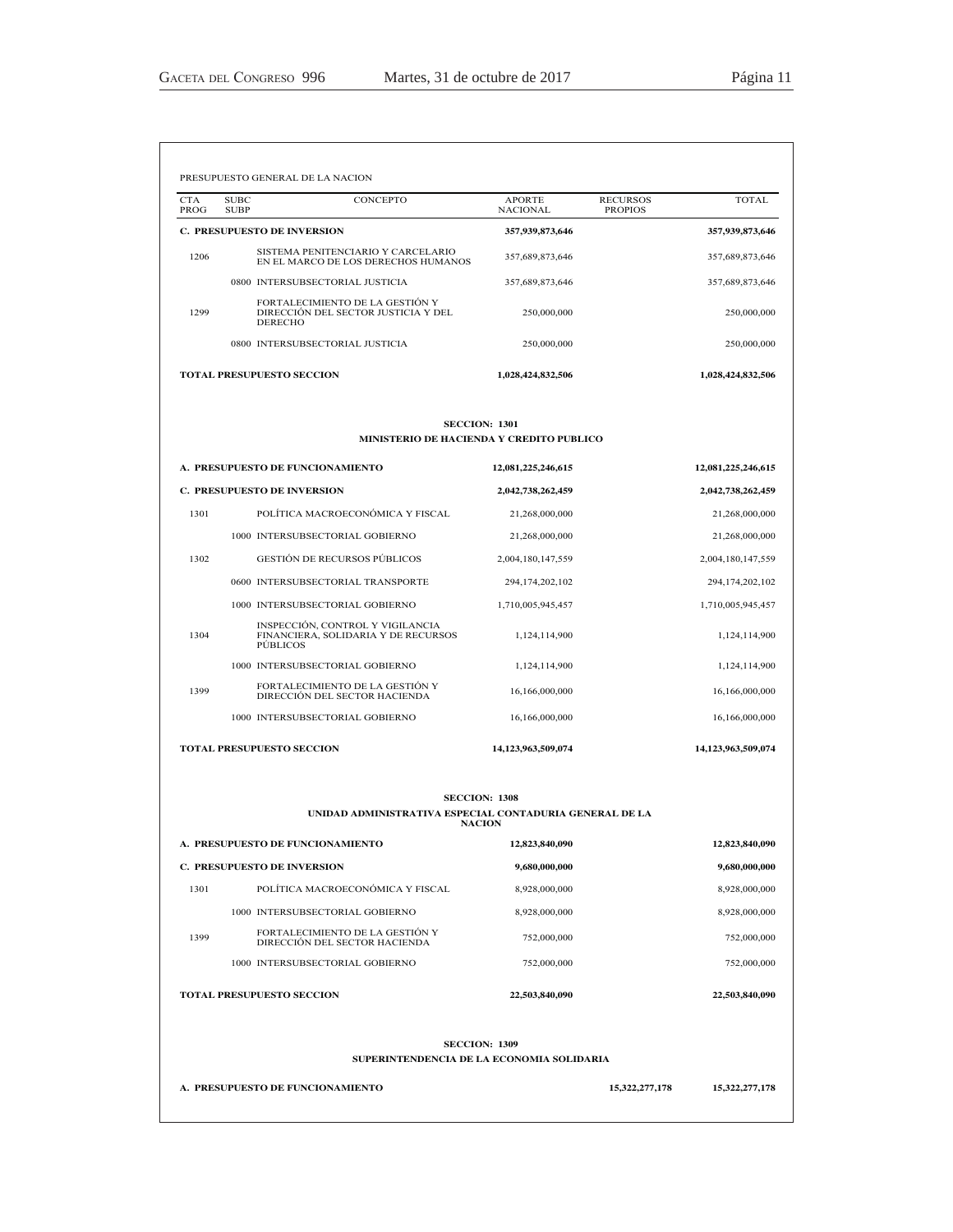PRESUPUESTO GENERAL DE LA NACION

| CTA PROG | SUBC SUBP | CONCEPTO | APORTE NACIONAL | RECURSOS PROPIOS | TOTAL |
|---|---|---|---|---|---|
| **C. PRESUPUESTO DE INVERSION** | | | **357,939,873,646** | | **357,939,873,646** |
| 1206 | | SISTEMA PENITENCIARIO Y CARCELARIO EN EL MARCO DE LOS DERECHOS HUMANOS | 357,689,873,646 | | 357,689,873,646 |
| | 0800 | INTERSUBSECTORIAL JUSTICIA | 357,689,873,646 | | 357,689,873,646 |
| 1299 | | FORTALECIMIENTO DE LA GESTIÓN Y DIRECCIÓN DEL SECTOR JUSTICIA Y DEL DERECHO | 250,000,000 | | 250,000,000 |
| | 0800 | INTERSUBSECTORIAL JUSTICIA | 250,000,000 | | 250,000,000 |
| **TOTAL PRESUPUESTO SECCION** | | | **1,028,424,832,506** | | **1,028,424,832,506** |

**SECCION: 1301**

**MINISTERIO DE HACIENDA Y CREDITO PUBLICO**

| CTA PROG | SUBC SUBP | CONCEPTO | APORTE NACIONAL | RECURSOS PROPIOS | TOTAL |
|---|---|---|---|---|---|
| **A. PRESUPUESTO DE FUNCIONAMIENTO** | | | **12,081,225,246,615** | | **12,081,225,246,615** |
| **C. PRESUPUESTO DE INVERSION** | | | **2,042,738,262,459** | | **2,042,738,262,459** |
| 1301 | | POLÍTICA MACROECONÓMICA Y FISCAL | 21,268,000,000 | | 21,268,000,000 |
| | 1000 | INTERSUBSECTORIAL GOBIERNO | 21,268,000,000 | | 21,268,000,000 |
| 1302 | | GESTIÓN DE RECURSOS PÚBLICOS | 2,004,180,147,559 | | 2,004,180,147,559 |
| | 0600 | INTERSUBSECTORIAL TRANSPORTE | 294,174,202,102 | | 294,174,202,102 |
| | 1000 | INTERSUBSECTORIAL GOBIERNO | 1,710,005,945,457 | | 1,710,005,945,457 |
| 1304 | | INSPECCIÓN, CONTROL Y VIGILANCIA FINANCIERA, SOLIDARIA Y DE RECURSOS PÚBLICOS | 1,124,114,900 | | 1,124,114,900 |
| | 1000 | INTERSUBSECTORIAL GOBIERNO | 1,124,114,900 | | 1,124,114,900 |
| 1399 | | FORTALECIMIENTO DE LA GESTIÓN Y DIRECCIÓN DEL SECTOR HACIENDA | 16,166,000,000 | | 16,166,000,000 |
| | 1000 | INTERSUBSECTORIAL GOBIERNO | 16,166,000,000 | | 16,166,000,000 |
| **TOTAL PRESUPUESTO SECCION** | | | **14,123,963,509,074** | | **14,123,963,509,074** |

**SECCION: 1308**

**UNIDAD ADMINISTRATIVA ESPECIAL CONTADURIA GENERAL DE LA NACION**

| CTA PROG | SUBC SUBP | CONCEPTO | APORTE NACIONAL | RECURSOS PROPIOS | TOTAL |
|---|---|---|---|---|---|
| **A. PRESUPUESTO DE FUNCIONAMIENTO** | | | **12,823,840,090** | | **12,823,840,090** |
| **C. PRESUPUESTO DE INVERSION** | | | **9,680,000,000** | | **9,680,000,000** |
| 1301 | | POLÍTICA MACROECONÓMICA Y FISCAL | 8,928,000,000 | | 8,928,000,000 |
| | 1000 | INTERSUBSECTORIAL GOBIERNO | 8,928,000,000 | | 8,928,000,000 |
| 1399 | | FORTALECIMIENTO DE LA GESTIÓN Y DIRECCIÓN DEL SECTOR HACIENDA | 752,000,000 | | 752,000,000 |
| | 1000 | INTERSUBSECTORIAL GOBIERNO | 752,000,000 | | 752,000,000 |
| **TOTAL PRESUPUESTO SECCION** | | | **22,503,840,090** | | **22,503,840,090** |

**SECCION: 1309**

**SUPERINTENDENCIA DE LA ECONOMIA SOLIDARIA**

| CTA PROG | SUBC SUBP | CONCEPTO | APORTE NACIONAL | RECURSOS PROPIOS | TOTAL |
|---|---|---|---|---|---|
| **A. PRESUPUESTO DE FUNCIONAMIENTO** | | | | **15,322,277,178** | **15,322,277,178** |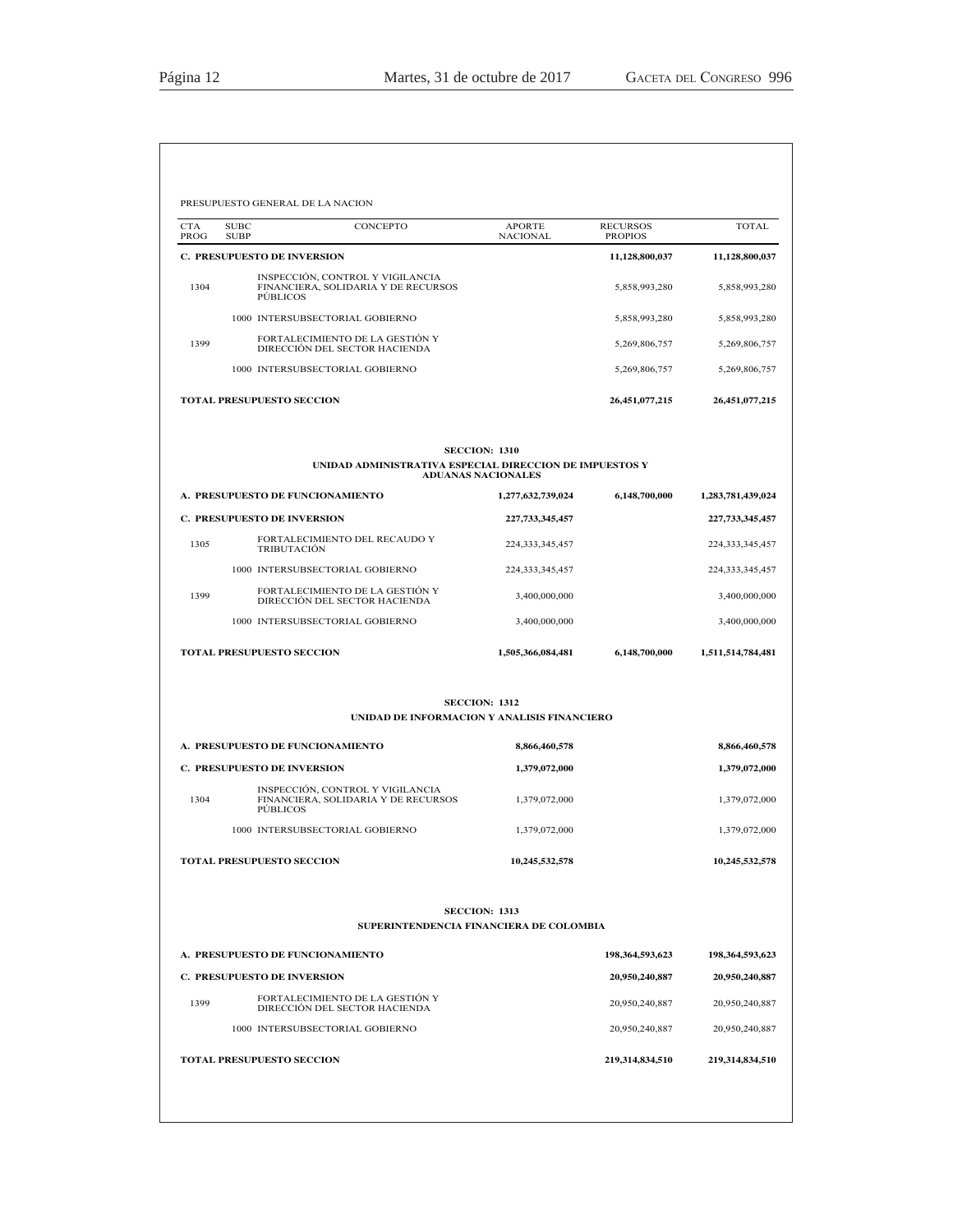PRESUPUESTO GENERAL DE LA NACION

| CTA PROG | SUBC SUBP | CONCEPTO | APORTE NACIONAL | RECURSOS PROPIOS | TOTAL |
|---|---|---|---|---|---|
| **C. PRESUPUESTO DE INVERSION** | | | | **11,128,800,037** | **11,128,800,037** |
| 1304 | | INSPECCIÓN, CONTROL Y VIGILANCIA FINANCIERA, SOLIDARIA Y DE RECURSOS PÚBLICOS | | 5,858,993,280 | 5,858,993,280 |
| | 1000 | INTERSUBSECTORIAL GOBIERNO | | 5,858,993,280 | 5,858,993,280 |
| 1399 | | FORTALECIMIENTO DE LA GESTIÓN Y DIRECCIÓN DEL SECTOR HACIENDA | | 5,269,806,757 | 5,269,806,757 |
| | 1000 | INTERSUBSECTORIAL GOBIERNO | | 5,269,806,757 | 5,269,806,757 |
| **TOTAL PRESUPUESTO SECCION** | | | | **26,451,077,215** | **26,451,077,215** |

**SECCION: 1310**

**UNIDAD ADMINISTRATIVA ESPECIAL DIRECCION DE IMPUESTOS Y ADUANAS NACIONALES**

| CTA PROG | SUBC SUBP | CONCEPTO | APORTE NACIONAL | RECURSOS PROPIOS | TOTAL |
|---|---|---|---|---|---|
| **A. PRESUPUESTO DE FUNCIONAMIENTO** | | | **1,277,632,739,024** | **6,148,700,000** | **1,283,781,439,024** |
| **C. PRESUPUESTO DE INVERSION** | | | **227,733,345,457** | | **227,733,345,457** |
| 1305 | | FORTALECIMIENTO DEL RECAUDO Y TRIBUTACIÓN | 224,333,345,457 | | 224,333,345,457 |
| | 1000 | INTERSUBSECTORIAL GOBIERNO | 224,333,345,457 | | 224,333,345,457 |
| 1399 | | FORTALECIMIENTO DE LA GESTIÓN Y DIRECCIÓN DEL SECTOR HACIENDA | 3,400,000,000 | | 3,400,000,000 |
| | 1000 | INTERSUBSECTORIAL GOBIERNO | 3,400,000,000 | | 3,400,000,000 |
| **TOTAL PRESUPUESTO SECCION** | | | **1,505,366,084,481** | **6,148,700,000** | **1,511,514,784,481** |

**SECCION: 1312**

**UNIDAD DE INFORMACION Y ANALISIS FINANCIERO**

| CTA PROG | SUBC SUBP | CONCEPTO | APORTE NACIONAL | RECURSOS PROPIOS | TOTAL |
|---|---|---|---|---|---|
| **A. PRESUPUESTO DE FUNCIONAMIENTO** | | | **8,866,460,578** | | **8,866,460,578** |
| **C. PRESUPUESTO DE INVERSION** | | | **1,379,072,000** | | **1,379,072,000** |
| 1304 | | INSPECCIÓN, CONTROL Y VIGILANCIA FINANCIERA, SOLIDARIA Y DE RECURSOS PÚBLICOS | 1,379,072,000 | | 1,379,072,000 |
| | 1000 | INTERSUBSECTORIAL GOBIERNO | 1,379,072,000 | | 1,379,072,000 |
| **TOTAL PRESUPUESTO SECCION** | | | **10,245,532,578** | | **10,245,532,578** |

**SECCION: 1313**

**SUPERINTENDENCIA FINANCIERA DE COLOMBIA**

| CTA PROG | SUBC SUBP | CONCEPTO | APORTE NACIONAL | RECURSOS PROPIOS | TOTAL |
|---|---|---|---|---|---|
| **A. PRESUPUESTO DE FUNCIONAMIENTO** | | | | **198,364,593,623** | **198,364,593,623** |
| **C. PRESUPUESTO DE INVERSION** | | | | **20,950,240,887** | **20,950,240,887** |
| 1399 | | FORTALECIMIENTO DE LA GESTIÓN Y DIRECCIÓN DEL SECTOR HACIENDA | | 20,950,240,887 | 20,950,240,887 |
| | 1000 | INTERSUBSECTORIAL GOBIERNO | | 20,950,240,887 | 20,950,240,887 |
| **TOTAL PRESUPUESTO SECCION** | | | | **219,314,834,510** | **219,314,834,510** |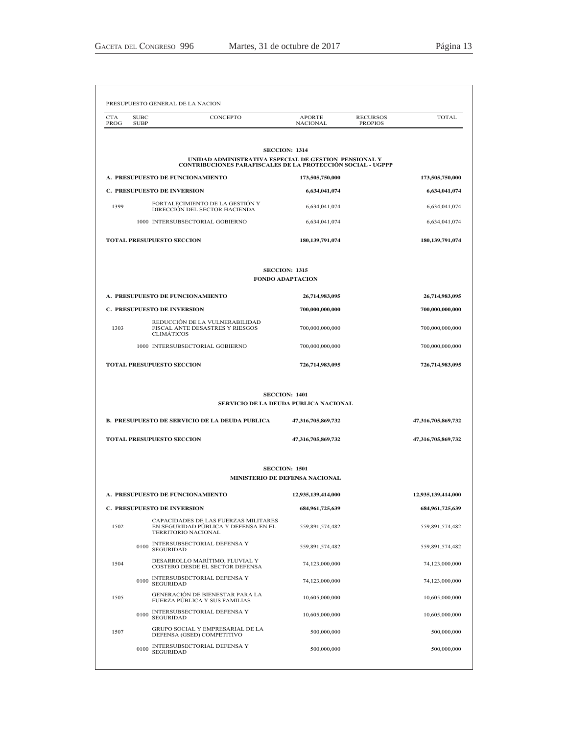PRESUPUESTO GENERAL DE LA NACION

| CTA PROG | SUBC SUBP | CONCEPTO | APORTE NACIONAL | RECURSOS PROPIOS | TOTAL |
|---|---|---|---|---|---|
| | | **SECCION: 1314** | | | |
| | | **UNIDAD ADMINISTRATIVA ESPECIAL DE GESTION PENSIONAL Y CONTRIBUCIONES PARAFISCALES DE LA PROTECCIÓN SOCIAL - UGPP** | | | |
| **A. PRESUPUESTO DE FUNCIONAMIENTO** | | | **173,505,750,000** | | **173,505,750,000** |
| **C. PRESUPUESTO DE INVERSION** | | | **6,634,041,074** | | **6,634,041,074** |
| 1399 | | FORTALECIMIENTO DE LA GESTIÓN Y DIRECCIÓN DEL SECTOR HACIENDA | 6,634,041,074 | | 6,634,041,074 |
| | 1000 | INTERSUBSECTORIAL GOBIERNO | 6,634,041,074 | | 6,634,041,074 |
| **TOTAL PRESUPUESTO SECCION** | | | **180,139,791,074** | | **180,139,791,074** |
| | | **SECCION: 1315** | | | |
| | | **FONDO ADAPTACION** | | | |
| **A. PRESUPUESTO DE FUNCIONAMIENTO** | | | **26,714,983,095** | | **26,714,983,095** |
| **C. PRESUPUESTO DE INVERSION** | | | **700,000,000,000** | | **700,000,000,000** |
| 1303 | | REDUCCIÓN DE LA VULNERABILIDAD FISCAL ANTE DESASTRES Y RIESGOS CLIMÁTICOS | 700,000,000,000 | | 700,000,000,000 |
| | 1000 | INTERSUBSECTORIAL GOBIERNO | 700,000,000,000 | | 700,000,000,000 |
| **TOTAL PRESUPUESTO SECCION** | | | **726,714,983,095** | | **726,714,983,095** |
| | | **SECCION: 1401** | | | |
| | | **SERVICIO DE LA DEUDA PUBLICA NACIONAL** | | | |
| **B. PRESUPUESTO DE SERVICIO DE LA DEUDA PUBLICA** | | | **47,316,705,869,732** | | **47,316,705,869,732** |
| **TOTAL PRESUPUESTO SECCION** | | | **47,316,705,869,732** | | **47,316,705,869,732** |
| | | **SECCION: 1501** | | | |
| | | **MINISTERIO DE DEFENSA NACIONAL** | | | |
| **A. PRESUPUESTO DE FUNCIONAMIENTO** | | | **12,935,139,414,000** | | **12,935,139,414,000** |
| **C. PRESUPUESTO DE INVERSION** | | | **684,961,725,639** | | **684,961,725,639** |
| 1502 | | CAPACIDADES DE LAS FUERZAS MILITARES EN SEGURIDAD PÚBLICA Y DEFENSA EN EL TERRITORIO NACIONAL | 559,891,574,482 | | 559,891,574,482 |
| | 0100 | INTERSUBSECTORIAL DEFENSA Y SEGURIDAD | 559,891,574,482 | | 559,891,574,482 |
| 1504 | | DESARROLLO MARÍTIMO, FLUVIAL Y COSTERO DESDE EL SECTOR DEFENSA | 74,123,000,000 | | 74,123,000,000 |
| | 0100 | INTERSUBSECTORIAL DEFENSA Y SEGURIDAD | 74,123,000,000 | | 74,123,000,000 |
| 1505 | | GENERACIÓN DE BIENESTAR PARA LA FUERZA PÚBLICA Y SUS FAMILIAS | 10,605,000,000 | | 10,605,000,000 |
| | 0100 | INTERSUBSECTORIAL DEFENSA Y SEGURIDAD | 10,605,000,000 | | 10,605,000,000 |
| 1507 | | GRUPO SOCIAL Y EMPRESARIAL DE LA DEFENSA (GSED) COMPETITIVO | 500,000,000 | | 500,000,000 |
| | 0100 | INTERSUBSECTORIAL DEFENSA Y SEGURIDAD | 500,000,000 | | 500,000,000 |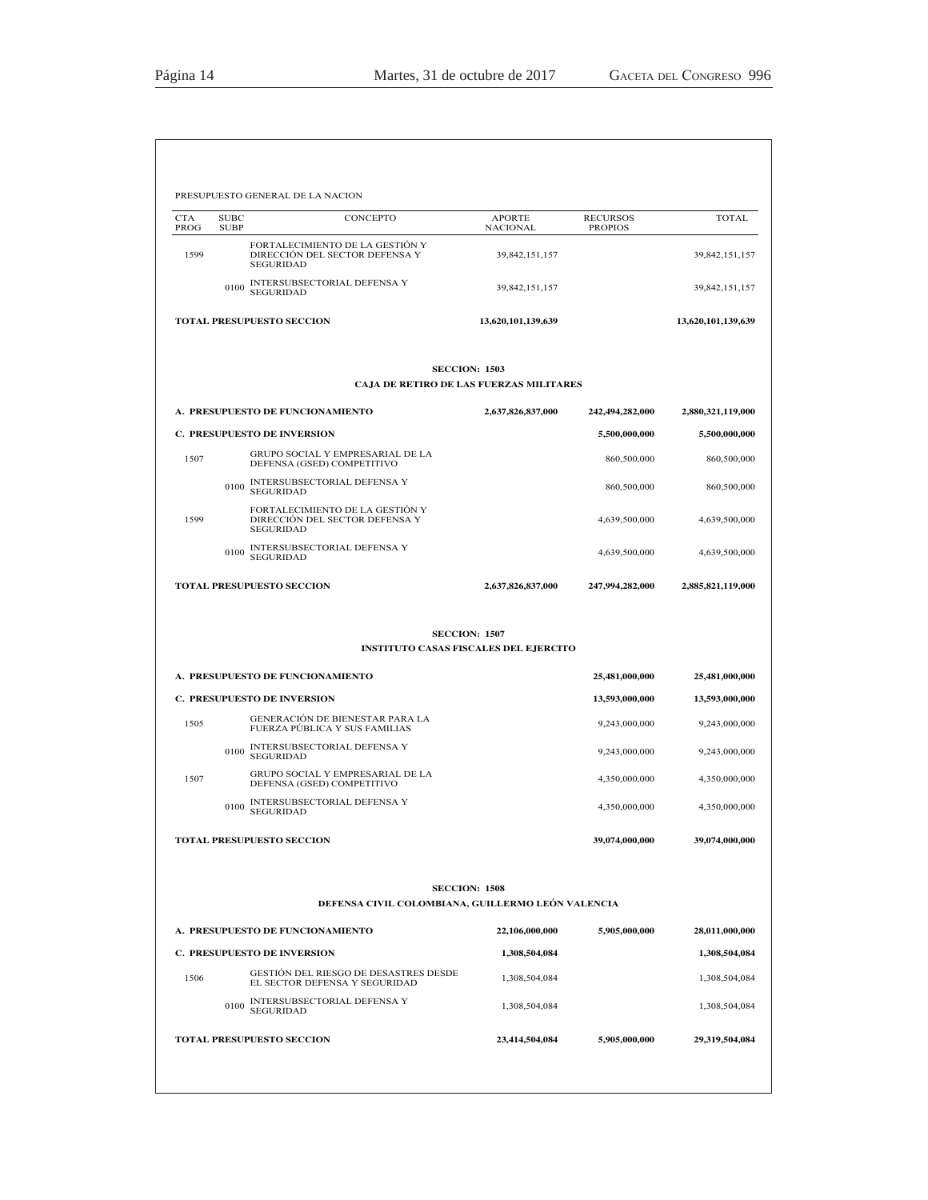PRESUPUESTO GENERAL DE LA NACION

| CTA PROG | SUBC SUBP | CONCEPTO | APORTE NACIONAL | RECURSOS PROPIOS | TOTAL |
|---|---|---|---|---|---|
| 1599 | | FORTALECIMIENTO DE LA GESTIÓN Y DIRECCIÓN DEL SECTOR DEFENSA Y SEGURIDAD | 39,842,151,157 | | 39,842,151,157 |
| | 0100 | INTERSUBSECTORIAL DEFENSA Y SEGURIDAD | 39,842,151,157 | | 39,842,151,157 |
| **TOTAL PRESUPUESTO SECCION** | | | **13,620,101,139,639** | | **13,620,101,139,639** |

**SECCION: 1503**

**CAJA DE RETIRO DE LAS FUERZAS MILITARES**

| CTA PROG | SUBC SUBP | CONCEPTO | APORTE NACIONAL | RECURSOS PROPIOS | TOTAL |
|---|---|---|---|---|---|
| **A. PRESUPUESTO DE FUNCIONAMIENTO** | | | **2,637,826,837,000** | **242,494,282,000** | **2,880,321,119,000** |
| **C. PRESUPUESTO DE INVERSION** | | | | **5,500,000,000** | **5,500,000,000** |
| 1507 | | GRUPO SOCIAL Y EMPRESARIAL DE LA DEFENSA (GSED) COMPETITIVO | | 860,500,000 | 860,500,000 |
| | 0100 | INTERSUBSECTORIAL DEFENSA Y SEGURIDAD | | 860,500,000 | 860,500,000 |
| 1599 | | FORTALECIMIENTO DE LA GESTIÓN Y DIRECCIÓN DEL SECTOR DEFENSA Y SEGURIDAD | | 4,639,500,000 | 4,639,500,000 |
| | 0100 | INTERSUBSECTORIAL DEFENSA Y SEGURIDAD | | 4,639,500,000 | 4,639,500,000 |
| **TOTAL PRESUPUESTO SECCION** | | | **2,637,826,837,000** | **247,994,282,000** | **2,885,821,119,000** |

**SECCION: 1507**

**INSTITUTO CASAS FISCALES DEL EJERCITO**

| CTA PROG | SUBC SUBP | CONCEPTO | APORTE NACIONAL | RECURSOS PROPIOS | TOTAL |
|---|---|---|---|---|---|
| **A. PRESUPUESTO DE FUNCIONAMIENTO** | | | | **25,481,000,000** | **25,481,000,000** |
| **C. PRESUPUESTO DE INVERSION** | | | | **13,593,000,000** | **13,593,000,000** |
| 1505 | | GENERACIÓN DE BIENESTAR PARA LA FUERZA PÚBLICA Y SUS FAMILIAS | | 9,243,000,000 | 9,243,000,000 |
| | 0100 | INTERSUBSECTORIAL DEFENSA Y SEGURIDAD | | 9,243,000,000 | 9,243,000,000 |
| 1507 | | GRUPO SOCIAL Y EMPRESARIAL DE LA DEFENSA (GSED) COMPETITIVO | | 4,350,000,000 | 4,350,000,000 |
| | 0100 | INTERSUBSECTORIAL DEFENSA Y SEGURIDAD | | 4,350,000,000 | 4,350,000,000 |
| **TOTAL PRESUPUESTO SECCION** | | | | **39,074,000,000** | **39,074,000,000** |

**SECCION: 1508**

**DEFENSA CIVIL COLOMBIANA, GUILLERMO LEÓN VALENCIA**

| CTA PROG | SUBC SUBP | CONCEPTO | APORTE NACIONAL | RECURSOS PROPIOS | TOTAL |
|---|---|---|---|---|---|
| **A. PRESUPUESTO DE FUNCIONAMIENTO** | | | **22,106,000,000** | **5,905,000,000** | **28,011,000,000** |
| **C. PRESUPUESTO DE INVERSION** | | | **1,308,504,084** | | **1,308,504,084** |
| 1506 | | GESTIÓN DEL RIESGO DE DESASTRES DESDE EL SECTOR DEFENSA Y SEGURIDAD | 1,308,504,084 | | 1,308,504,084 |
| | 0100 | INTERSUBSECTORIAL DEFENSA Y SEGURIDAD | 1,308,504,084 | | 1,308,504,084 |
| **TOTAL PRESUPUESTO SECCION** | | | **23,414,504,084** | **5,905,000,000** | **29,319,504,084** |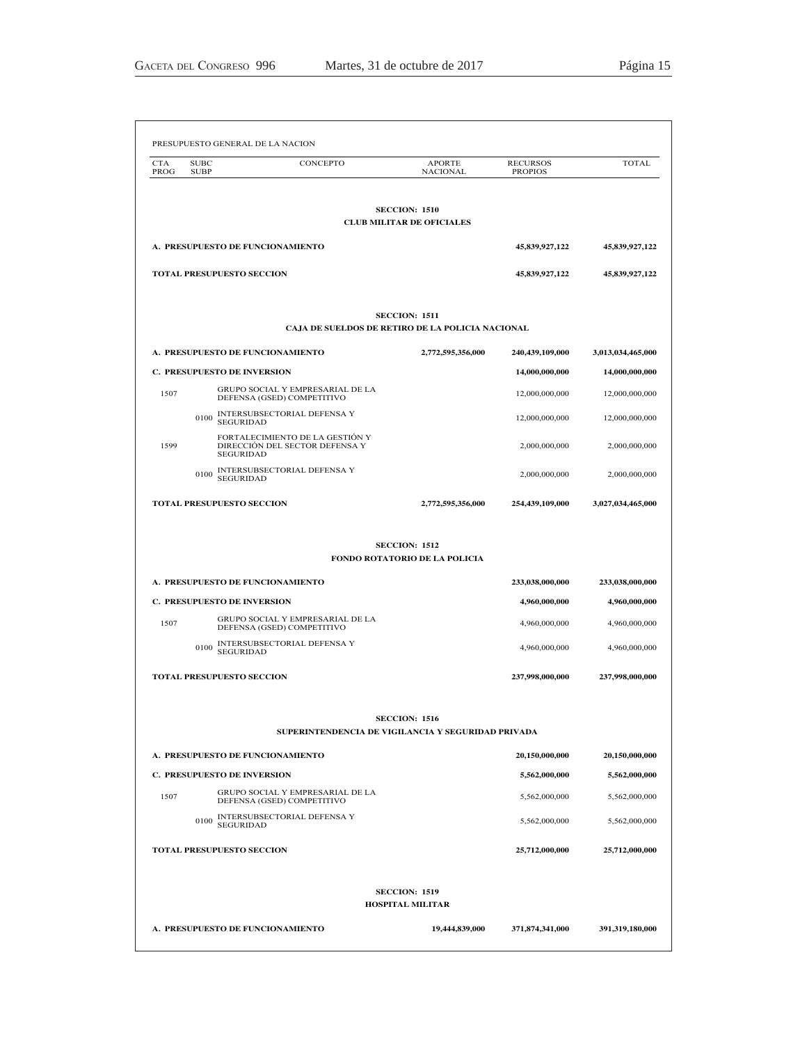PRESUPUESTO GENERAL DE LA NACION

| CTA PROG | SUBC SUBP | CONCEPTO | APORTE NACIONAL | RECURSOS PROPIOS | TOTAL |
|---|---|---|---|---|---|
| | | **SECCION: 1510** | | | |
| | | **CLUB MILITAR DE OFICIALES** | | | |
| **A. PRESUPUESTO DE FUNCIONAMIENTO** | | | | **45,839,927,122** | **45,839,927,122** |
| **TOTAL PRESUPUESTO SECCION** | | | | **45,839,927,122** | **45,839,927,122** |
| | | **SECCION: 1511** | | | |
| | | **CAJA DE SUELDOS DE RETIRO DE LA POLICIA NACIONAL** | | | |
| **A. PRESUPUESTO DE FUNCIONAMIENTO** | | | **2,772,595,356,000** | **240,439,109,000** | **3,013,034,465,000** |
| **C. PRESUPUESTO DE INVERSION** | | | | **14,000,000,000** | **14,000,000,000** |
| 1507 | | GRUPO SOCIAL Y EMPRESARIAL DE LA DEFENSA (GSED) COMPETITIVO | | 12,000,000,000 | 12,000,000,000 |
| | 0100 | INTERSUBSECTORIAL DEFENSA Y SEGURIDAD | | 12,000,000,000 | 12,000,000,000 |
| 1599 | | FORTALECIMIENTO DE LA GESTIÓN Y DIRECCIÓN DEL SECTOR DEFENSA Y SEGURIDAD | | 2,000,000,000 | 2,000,000,000 |
| | 0100 | INTERSUBSECTORIAL DEFENSA Y SEGURIDAD | | 2,000,000,000 | 2,000,000,000 |
| **TOTAL PRESUPUESTO SECCION** | | | **2,772,595,356,000** | **254,439,109,000** | **3,027,034,465,000** |
| | | **SECCION: 1512** | | | |
| | | **FONDO ROTATORIO DE LA POLICIA** | | | |
| **A. PRESUPUESTO DE FUNCIONAMIENTO** | | | | **233,038,000,000** | **233,038,000,000** |
| **C. PRESUPUESTO DE INVERSION** | | | | **4,960,000,000** | **4,960,000,000** |
| 1507 | | GRUPO SOCIAL Y EMPRESARIAL DE LA DEFENSA (GSED) COMPETITIVO | | 4,960,000,000 | 4,960,000,000 |
| | 0100 | INTERSUBSECTORIAL DEFENSA Y SEGURIDAD | | 4,960,000,000 | 4,960,000,000 |
| **TOTAL PRESUPUESTO SECCION** | | | | **237,998,000,000** | **237,998,000,000** |
| | | **SECCION: 1516** | | | |
| | | **SUPERINTENDENCIA DE VIGILANCIA Y SEGURIDAD PRIVADA** | | | |
| **A. PRESUPUESTO DE FUNCIONAMIENTO** | | | | **20,150,000,000** | **20,150,000,000** |
| **C. PRESUPUESTO DE INVERSION** | | | | **5,562,000,000** | **5,562,000,000** |
| 1507 | | GRUPO SOCIAL Y EMPRESARIAL DE LA DEFENSA (GSED) COMPETITIVO | | 5,562,000,000 | 5,562,000,000 |
| | 0100 | INTERSUBSECTORIAL DEFENSA Y SEGURIDAD | | 5,562,000,000 | 5,562,000,000 |
| **TOTAL PRESUPUESTO SECCION** | | | | **25,712,000,000** | **25,712,000,000** |
| | | **SECCION: 1519** | | | |
| | | **HOSPITAL MILITAR** | | | |
| **A. PRESUPUESTO DE FUNCIONAMIENTO** | | | **19,444,839,000** | **371,874,341,000** | **391,319,180,000** |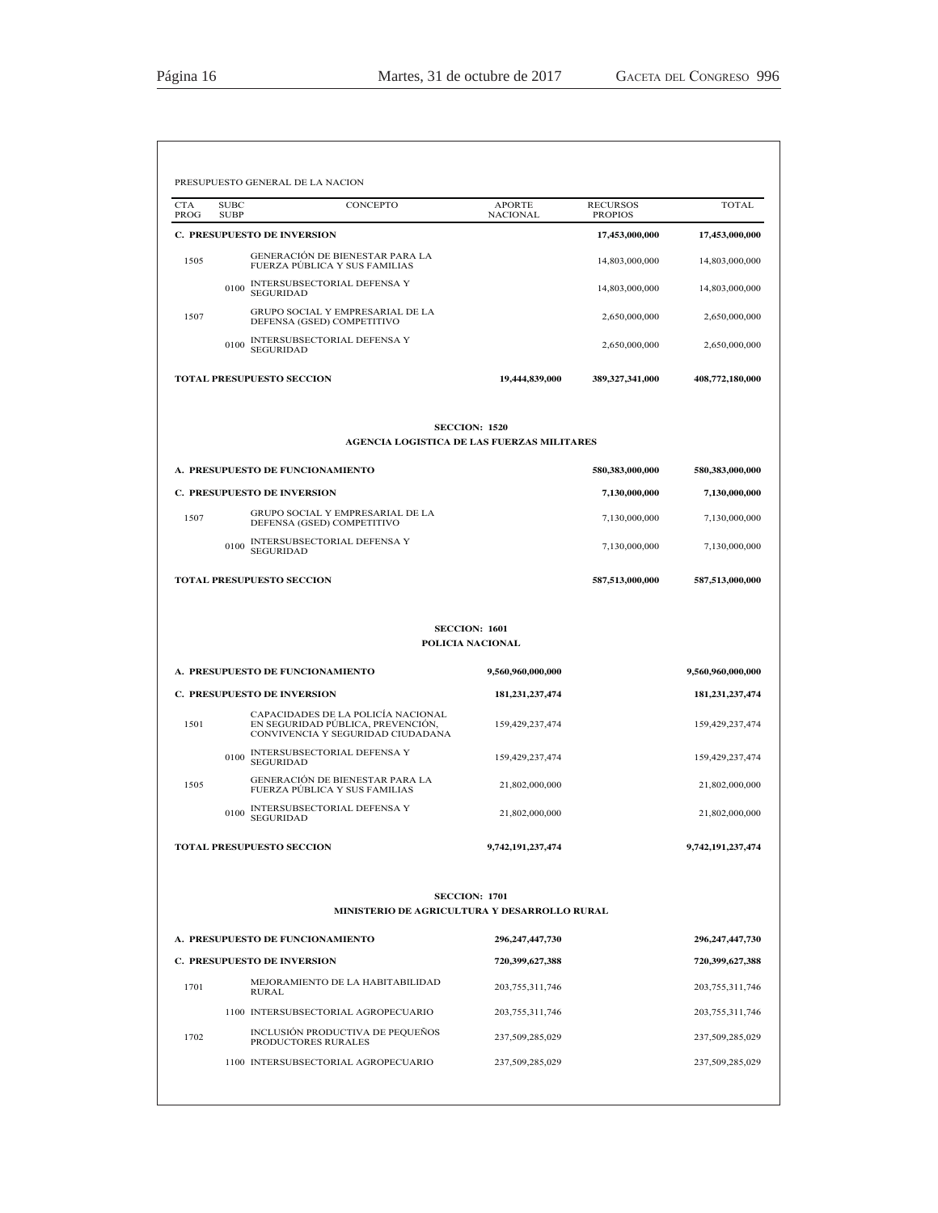PRESUPUESTO GENERAL DE LA NACION

| CTA PROG | SUBC SUBP | CONCEPTO | APORTE NACIONAL | RECURSOS PROPIOS | TOTAL |
|---|---|---|---|---|---|
| **C. PRESUPUESTO DE INVERSION** | | | | **17,453,000,000** | **17,453,000,000** |
| 1505 | | GENERACIÓN DE BIENESTAR PARA LA FUERZA PÚBLICA Y SUS FAMILIAS | | 14,803,000,000 | 14,803,000,000 |
| | 0100 | INTERSUBSECTORIAL DEFENSA Y SEGURIDAD | | 14,803,000,000 | 14,803,000,000 |
| 1507 | | GRUPO SOCIAL Y EMPRESARIAL DE LA DEFENSA (GSED) COMPETITIVO | | 2,650,000,000 | 2,650,000,000 |
| | 0100 | INTERSUBSECTORIAL DEFENSA Y SEGURIDAD | | 2,650,000,000 | 2,650,000,000 |
| **TOTAL PRESUPUESTO SECCION** | | | **19,444,839,000** | **389,327,341,000** | **408,772,180,000** |

**SECCION: 1520**

**AGENCIA LOGISTICA DE LAS FUERZAS MILITARES**

| CTA PROG | SUBC SUBP | CONCEPTO | APORTE NACIONAL | RECURSOS PROPIOS | TOTAL |
|---|---|---|---|---|---|
| **A. PRESUPUESTO DE FUNCIONAMIENTO** | | | | **580,383,000,000** | **580,383,000,000** |
| **C. PRESUPUESTO DE INVERSION** | | | | **7,130,000,000** | **7,130,000,000** |
| 1507 | | GRUPO SOCIAL Y EMPRESARIAL DE LA DEFENSA (GSED) COMPETITIVO | | 7,130,000,000 | 7,130,000,000 |
| | 0100 | INTERSUBSECTORIAL DEFENSA Y SEGURIDAD | | 7,130,000,000 | 7,130,000,000 |
| **TOTAL PRESUPUESTO SECCION** | | | | **587,513,000,000** | **587,513,000,000** |

**SECCION: 1601**

**POLICIA NACIONAL**

| CTA PROG | SUBC SUBP | CONCEPTO | APORTE NACIONAL | RECURSOS PROPIOS | TOTAL |
|---|---|---|---|---|---|
| **A. PRESUPUESTO DE FUNCIONAMIENTO** | | | **9,560,960,000,000** | | **9,560,960,000,000** |
| **C. PRESUPUESTO DE INVERSION** | | | **181,231,237,474** | | **181,231,237,474** |
| 1501 | | CAPACIDADES DE LA POLICÍA NACIONAL EN SEGURIDAD PÚBLICA, PREVENCIÓN, CONVIVENCIA Y SEGURIDAD CIUDADANA | 159,429,237,474 | | 159,429,237,474 |
| | 0100 | INTERSUBSECTORIAL DEFENSA Y SEGURIDAD | 159,429,237,474 | | 159,429,237,474 |
| 1505 | | GENERACIÓN DE BIENESTAR PARA LA FUERZA PÚBLICA Y SUS FAMILIAS | 21,802,000,000 | | 21,802,000,000 |
| | 0100 | INTERSUBSECTORIAL DEFENSA Y SEGURIDAD | 21,802,000,000 | | 21,802,000,000 |
| **TOTAL PRESUPUESTO SECCION** | | | **9,742,191,237,474** | | **9,742,191,237,474** |

**SECCION: 1701**

**MINISTERIO DE AGRICULTURA Y DESARROLLO RURAL**

| CTA PROG | SUBC SUBP | CONCEPTO | APORTE NACIONAL | RECURSOS PROPIOS | TOTAL |
|---|---|---|---|---|---|
| **A. PRESUPUESTO DE FUNCIONAMIENTO** | | | **296,247,447,730** | | **296,247,447,730** |
| **C. PRESUPUESTO DE INVERSION** | | | **720,399,627,388** | | **720,399,627,388** |
| 1701 | | MEJORAMIENTO DE LA HABITABILIDAD RURAL | 203,755,311,746 | | 203,755,311,746 |
| | 1100 | INTERSUBSECTORIAL AGROPECUARIO | 203,755,311,746 | | 203,755,311,746 |
| 1702 | | INCLUSIÓN PRODUCTIVA DE PEQUEÑOS PRODUCTORES RURALES | 237,509,285,029 | | 237,509,285,029 |
| | 1100 | INTERSUBSECTORIAL AGROPECUARIO | 237,509,285,029 | | 237,509,285,029 |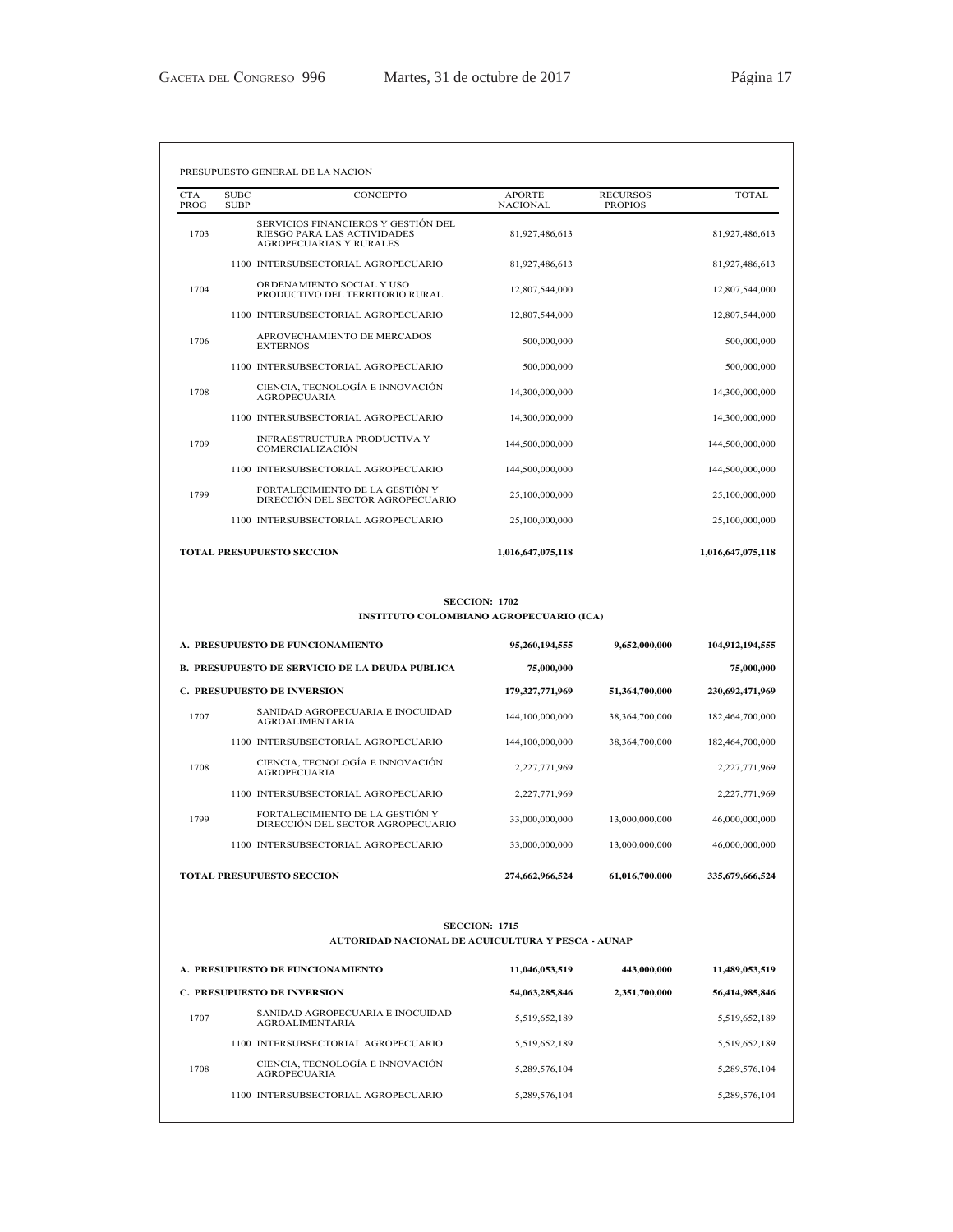PRESUPUESTO GENERAL DE LA NACION

| CTA PROG | SUBC SUBP | CONCEPTO | APORTE NACIONAL | RECURSOS PROPIOS | TOTAL |
|---|---|---|---|---|---|
| 1703 | | SERVICIOS FINANCIEROS Y GESTIÓN DEL RIESGO PARA LAS ACTIVIDADES AGROPECUARIAS Y RURALES | 81,927,486,613 | | 81,927,486,613 |
| | 1100 | INTERSUBSECTORIAL AGROPECUARIO | 81,927,486,613 | | 81,927,486,613 |
| 1704 | | ORDENAMIENTO SOCIAL Y USO PRODUCTIVO DEL TERRITORIO RURAL | 12,807,544,000 | | 12,807,544,000 |
| | 1100 | INTERSUBSECTORIAL AGROPECUARIO | 12,807,544,000 | | 12,807,544,000 |
| 1706 | | APROVECHAMIENTO DE MERCADOS EXTERNOS | 500,000,000 | | 500,000,000 |
| | 1100 | INTERSUBSECTORIAL AGROPECUARIO | 500,000,000 | | 500,000,000 |
| 1708 | | CIENCIA, TECNOLOGÍA E INNOVACIÓN AGROPECUARIA | 14,300,000,000 | | 14,300,000,000 |
| | 1100 | INTERSUBSECTORIAL AGROPECUARIO | 14,300,000,000 | | 14,300,000,000 |
| 1709 | | INFRAESTRUCTURA PRODUCTIVA Y COMERCIALIZACIÓN | 144,500,000,000 | | 144,500,000,000 |
| | 1100 | INTERSUBSECTORIAL AGROPECUARIO | 144,500,000,000 | | 144,500,000,000 |
| 1799 | | FORTALECIMIENTO DE LA GESTIÓN Y DIRECCIÓN DEL SECTOR AGROPECUARIO | 25,100,000,000 | | 25,100,000,000 |
| | 1100 | INTERSUBSECTORIAL AGROPECUARIO | 25,100,000,000 | | 25,100,000,000 |
| **TOTAL PRESUPUESTO SECCION** | | | **1,016,647,075,118** | | **1,016,647,075,118** |

**SECCION: 1702**

**INSTITUTO COLOMBIANO AGROPECUARIO (ICA)**

| CTA PROG | SUBC SUBP | CONCEPTO | APORTE NACIONAL | RECURSOS PROPIOS | TOTAL |
|---|---|---|---|---|---|
| **A. PRESUPUESTO DE FUNCIONAMIENTO** | | | **95,260,194,555** | **9,652,000,000** | **104,912,194,555** |
| **B. PRESUPUESTO DE SERVICIO DE LA DEUDA PUBLICA** | | | **75,000,000** | | **75,000,000** |
| **C. PRESUPUESTO DE INVERSION** | | | **179,327,771,969** | **51,364,700,000** | **230,692,471,969** |
| 1707 | | SANIDAD AGROPECUARIA E INOCUIDAD AGROALIMENTARIA | 144,100,000,000 | 38,364,700,000 | 182,464,700,000 |
| | 1100 | INTERSUBSECTORIAL AGROPECUARIO | 144,100,000,000 | 38,364,700,000 | 182,464,700,000 |
| 1708 | | CIENCIA, TECNOLOGÍA E INNOVACIÓN AGROPECUARIA | 2,227,771,969 | | 2,227,771,969 |
| | 1100 | INTERSUBSECTORIAL AGROPECUARIO | 2,227,771,969 | | 2,227,771,969 |
| 1799 | | FORTALECIMIENTO DE LA GESTIÓN Y DIRECCIÓN DEL SECTOR AGROPECUARIO | 33,000,000,000 | 13,000,000,000 | 46,000,000,000 |
| | 1100 | INTERSUBSECTORIAL AGROPECUARIO | 33,000,000,000 | 13,000,000,000 | 46,000,000,000 |
| **TOTAL PRESUPUESTO SECCION** | | | **274,662,966,524** | **61,016,700,000** | **335,679,666,524** |

**SECCION: 1715**

**AUTORIDAD NACIONAL DE ACUICULTURA Y PESCA - AUNAP**

| CTA PROG | SUBC SUBP | CONCEPTO | APORTE NACIONAL | RECURSOS PROPIOS | TOTAL |
|---|---|---|---|---|---|
| **A. PRESUPUESTO DE FUNCIONAMIENTO** | | | **11,046,053,519** | **443,000,000** | **11,489,053,519** |
| **C. PRESUPUESTO DE INVERSION** | | | **54,063,285,846** | **2,351,700,000** | **56,414,985,846** |
| 1707 | | SANIDAD AGROPECUARIA E INOCUIDAD AGROALIMENTARIA | 5,519,652,189 | | 5,519,652,189 |
| | 1100 | INTERSUBSECTORIAL AGROPECUARIO | 5,519,652,189 | | 5,519,652,189 |
| 1708 | | CIENCIA, TECNOLOGÍA E INNOVACIÓN AGROPECUARIA | 5,289,576,104 | | 5,289,576,104 |
| | 1100 | INTERSUBSECTORIAL AGROPECUARIO | 5,289,576,104 | | 5,289,576,104 |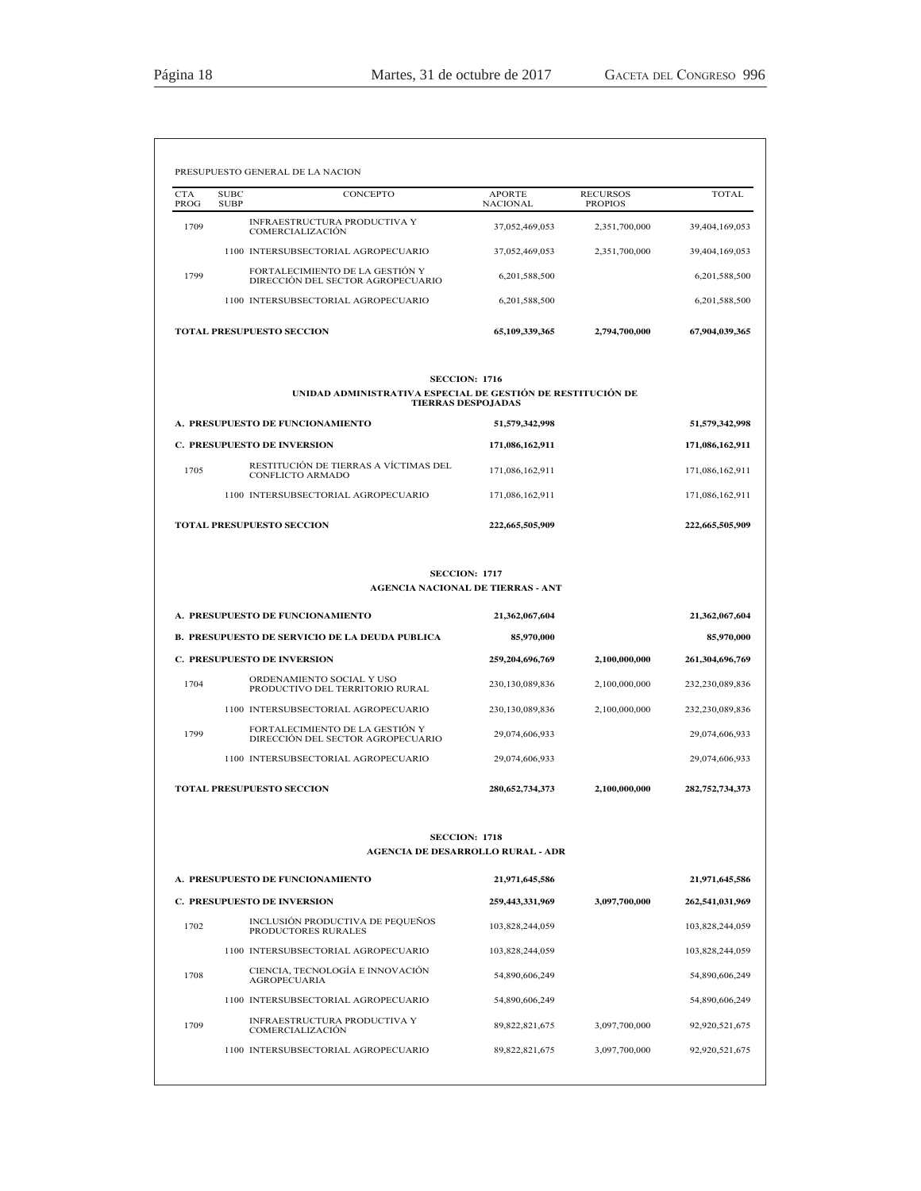PRESUPUESTO GENERAL DE LA NACION

| CTA PROG | SUBC SUBP | CONCEPTO | APORTE NACIONAL | RECURSOS PROPIOS | TOTAL |
|---|---|---|---|---|---|
| 1709 | | INFRAESTRUCTURA PRODUCTIVA Y COMERCIALIZACIÓN | 37,052,469,053 | 2,351,700,000 | 39,404,169,053 |
| | 1100 | INTERSUBSECTORIAL AGROPECUARIO | 37,052,469,053 | 2,351,700,000 | 39,404,169,053 |
| 1799 | | FORTALECIMIENTO DE LA GESTIÓN Y DIRECCIÓN DEL SECTOR AGROPECUARIO | 6,201,588,500 | | 6,201,588,500 |
| | 1100 | INTERSUBSECTORIAL AGROPECUARIO | 6,201,588,500 | | 6,201,588,500 |
| **TOTAL PRESUPUESTO SECCION** | | | **65,109,339,365** | **2,794,700,000** | **67,904,039,365** |

**SECCION: 1716**

**UNIDAD ADMINISTRATIVA ESPECIAL DE GESTIÓN DE RESTITUCIÓN DE TIERRAS DESPOJADAS**

| CTA PROG | SUBC SUBP | CONCEPTO | APORTE NACIONAL | RECURSOS PROPIOS | TOTAL |
|---|---|---|---|---|---|
| **A. PRESUPUESTO DE FUNCIONAMIENTO** | | | **51,579,342,998** | | **51,579,342,998** |
| **C. PRESUPUESTO DE INVERSION** | | | **171,086,162,911** | | **171,086,162,911** |
| 1705 | | RESTITUCIÓN DE TIERRAS A VÍCTIMAS DEL CONFLICTO ARMADO | 171,086,162,911 | | 171,086,162,911 |
| | 1100 | INTERSUBSECTORIAL AGROPECUARIO | 171,086,162,911 | | 171,086,162,911 |
| **TOTAL PRESUPUESTO SECCION** | | | **222,665,505,909** | | **222,665,505,909** |

**SECCION: 1717**

**AGENCIA NACIONAL DE TIERRAS - ANT**

| CTA PROG | SUBC SUBP | CONCEPTO | APORTE NACIONAL | RECURSOS PROPIOS | TOTAL |
|---|---|---|---|---|---|
| **A. PRESUPUESTO DE FUNCIONAMIENTO** | | | **21,362,067,604** | | **21,362,067,604** |
| **B. PRESUPUESTO DE SERVICIO DE LA DEUDA PUBLICA** | | | **85,970,000** | | **85,970,000** |
| **C. PRESUPUESTO DE INVERSION** | | | **259,204,696,769** | **2,100,000,000** | **261,304,696,769** |
| 1704 | | ORDENAMIENTO SOCIAL Y USO PRODUCTIVO DEL TERRITORIO RURAL | 230,130,089,836 | 2,100,000,000 | 232,230,089,836 |
| | 1100 | INTERSUBSECTORIAL AGROPECUARIO | 230,130,089,836 | 2,100,000,000 | 232,230,089,836 |
| 1799 | | FORTALECIMIENTO DE LA GESTIÓN Y DIRECCIÓN DEL SECTOR AGROPECUARIO | 29,074,606,933 | | 29,074,606,933 |
| | 1100 | INTERSUBSECTORIAL AGROPECUARIO | 29,074,606,933 | | 29,074,606,933 |
| **TOTAL PRESUPUESTO SECCION** | | | **280,652,734,373** | **2,100,000,000** | **282,752,734,373** |

**SECCION: 1718**

**AGENCIA DE DESARROLLO RURAL - ADR**

| CTA PROG | SUBC SUBP | CONCEPTO | APORTE NACIONAL | RECURSOS PROPIOS | TOTAL |
|---|---|---|---|---|---|
| **A. PRESUPUESTO DE FUNCIONAMIENTO** | | | **21,971,645,586** | | **21,971,645,586** |
| **C. PRESUPUESTO DE INVERSION** | | | **259,443,331,969** | **3,097,700,000** | **262,541,031,969** |
| 1702 | | INCLUSIÓN PRODUCTIVA DE PEQUEÑOS PRODUCTORES RURALES | 103,828,244,059 | | 103,828,244,059 |
| | 1100 | INTERSUBSECTORIAL AGROPECUARIO | 103,828,244,059 | | 103,828,244,059 |
| 1708 | | CIENCIA, TECNOLOGÍA E INNOVACIÓN AGROPECUARIA | 54,890,606,249 | | 54,890,606,249 |
| | 1100 | INTERSUBSECTORIAL AGROPECUARIO | 54,890,606,249 | | 54,890,606,249 |
| 1709 | | INFRAESTRUCTURA PRODUCTIVA Y COMERCIALIZACIÓN | 89,822,821,675 | 3,097,700,000 | 92,920,521,675 |
| | 1100 | INTERSUBSECTORIAL AGROPECUARIO | 89,822,821,675 | 3,097,700,000 | 92,920,521,675 |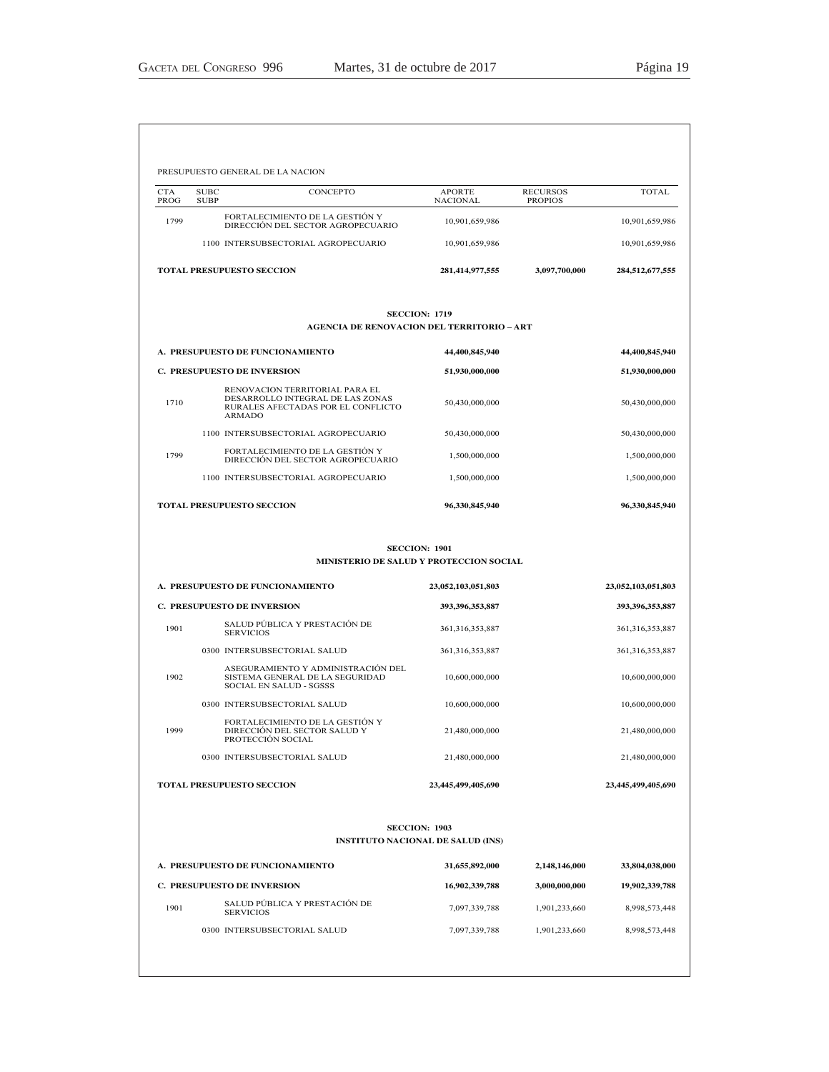PRESUPUESTO GENERAL DE LA NACION

| CTA PROG | SUBC SUBP | CONCEPTO | APORTE NACIONAL | RECURSOS PROPIOS | TOTAL |
|---|---|---|---|---|---|
| 1799 | | FORTALECIMIENTO DE LA GESTIÓN Y DIRECCIÓN DEL SECTOR AGROPECUARIO | 10,901,659,986 | | 10,901,659,986 |
| | 1100 | INTERSUBSECTORIAL AGROPECUARIO | 10,901,659,986 | | 10,901,659,986 |
| **TOTAL PRESUPUESTO SECCION** | | | **281,414,977,555** | **3,097,700,000** | **284,512,677,555** |

**SECCION: 1719**

**AGENCIA DE RENOVACION DEL TERRITORIO – ART**

| CTA PROG | SUBC SUBP | CONCEPTO | APORTE NACIONAL | RECURSOS PROPIOS | TOTAL |
|---|---|---|---|---|---|
| **A. PRESUPUESTO DE FUNCIONAMIENTO** | | | **44,400,845,940** | | **44,400,845,940** |
| **C. PRESUPUESTO DE INVERSION** | | | **51,930,000,000** | | **51,930,000,000** |
| 1710 | | RENOVACION TERRITORIAL PARA EL DESARROLLO INTEGRAL DE LAS ZONAS RURALES AFECTADAS POR EL CONFLICTO ARMADO | 50,430,000,000 | | 50,430,000,000 |
| | 1100 | INTERSUBSECTORIAL AGROPECUARIO | 50,430,000,000 | | 50,430,000,000 |
| 1799 | | FORTALECIMIENTO DE LA GESTIÓN Y DIRECCIÓN DEL SECTOR AGROPECUARIO | 1,500,000,000 | | 1,500,000,000 |
| | 1100 | INTERSUBSECTORIAL AGROPECUARIO | 1,500,000,000 | | 1,500,000,000 |
| **TOTAL PRESUPUESTO SECCION** | | | **96,330,845,940** | | **96,330,845,940** |

**SECCION: 1901**

**MINISTERIO DE SALUD Y PROTECCION SOCIAL**

| CTA PROG | SUBC SUBP | CONCEPTO | APORTE NACIONAL | RECURSOS PROPIOS | TOTAL |
|---|---|---|---|---|---|
| **A. PRESUPUESTO DE FUNCIONAMIENTO** | | | **23,052,103,051,803** | | **23,052,103,051,803** |
| **C. PRESUPUESTO DE INVERSION** | | | **393,396,353,887** | | **393,396,353,887** |
| 1901 | | SALUD PÚBLICA Y PRESTACIÓN DE SERVICIOS | 361,316,353,887 | | 361,316,353,887 |
| | 0300 | INTERSUBSECTORIAL SALUD | 361,316,353,887 | | 361,316,353,887 |
| 1902 | | ASEGURAMIENTO Y ADMINISTRACIÓN DEL SISTEMA GENERAL DE LA SEGURIDAD SOCIAL EN SALUD - SGSSS | 10,600,000,000 | | 10,600,000,000 |
| | 0300 | INTERSUBSECTORIAL SALUD | 10,600,000,000 | | 10,600,000,000 |
| 1999 | | FORTALECIMIENTO DE LA GESTIÓN Y DIRECCIÓN DEL SECTOR SALUD Y PROTECCIÓN SOCIAL | 21,480,000,000 | | 21,480,000,000 |
| | 0300 | INTERSUBSECTORIAL SALUD | 21,480,000,000 | | 21,480,000,000 |
| **TOTAL PRESUPUESTO SECCION** | | | **23,445,499,405,690** | | **23,445,499,405,690** |

**SECCION: 1903**

**INSTITUTO NACIONAL DE SALUD (INS)**

| CTA PROG | SUBC SUBP | CONCEPTO | APORTE NACIONAL | RECURSOS PROPIOS | TOTAL |
|---|---|---|---|---|---|
| **A. PRESUPUESTO DE FUNCIONAMIENTO** | | | **31,655,892,000** | **2,148,146,000** | **33,804,038,000** |
| **C. PRESUPUESTO DE INVERSION** | | | **16,902,339,788** | **3,000,000,000** | **19,902,339,788** |
| 1901 | | SALUD PÚBLICA Y PRESTACIÓN DE SERVICIOS | 7,097,339,788 | 1,901,233,660 | 8,998,573,448 |
| | 0300 | INTERSUBSECTORIAL SALUD | 7,097,339,788 | 1,901,233,660 | 8,998,573,448 |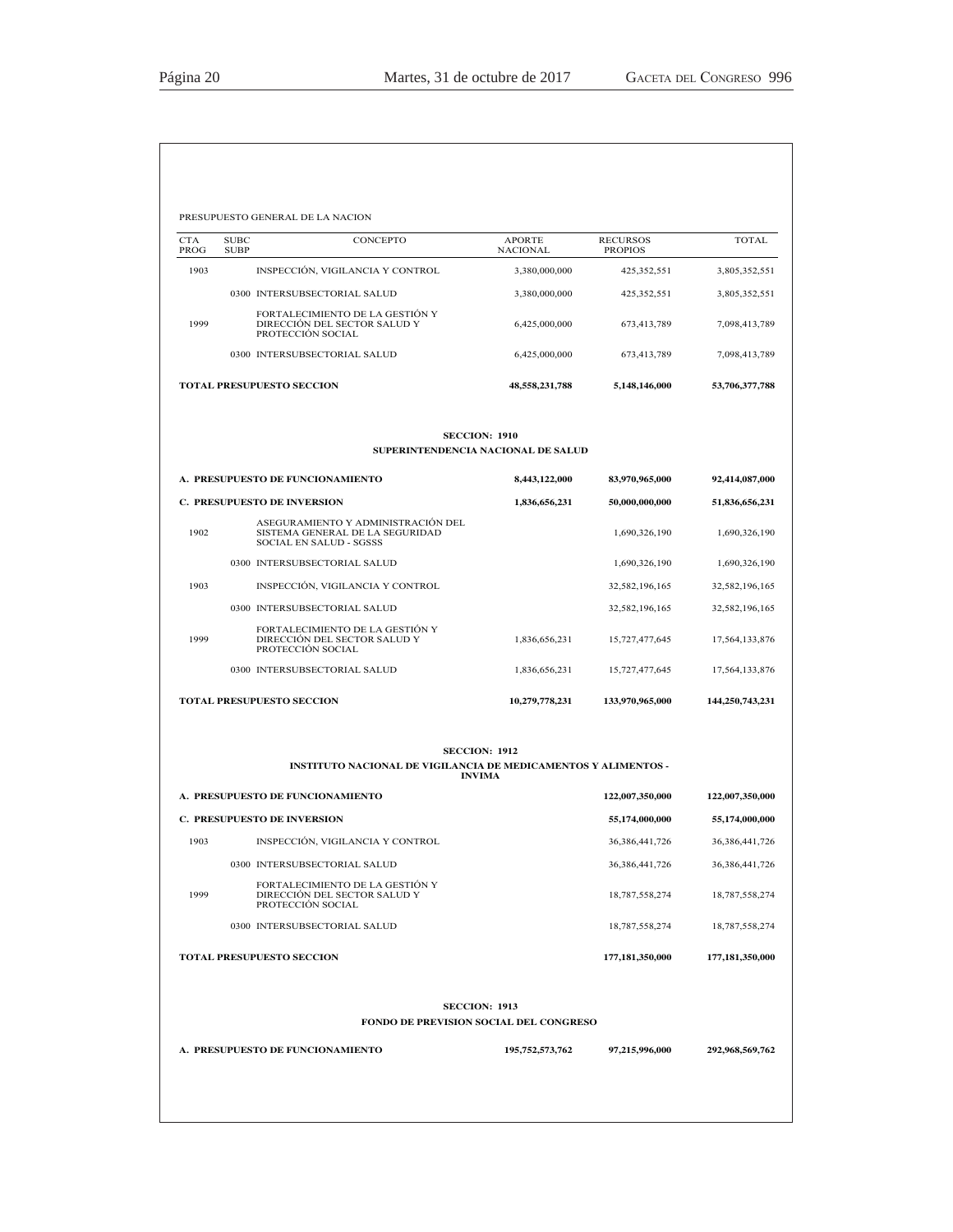PRESUPUESTO GENERAL DE LA NACION

| CTA PROG | SUBC SUBP | CONCEPTO | APORTE NACIONAL | RECURSOS PROPIOS | TOTAL |
|---|---|---|---|---|---|
| 1903 | | INSPECCIÓN, VIGILANCIA Y CONTROL | 3,380,000,000 | 425,352,551 | 3,805,352,551 |
| | 0300 | INTERSUBSECTORIAL SALUD | 3,380,000,000 | 425,352,551 | 3,805,352,551 |
| 1999 | | FORTALECIMIENTO DE LA GESTIÓN Y DIRECCIÓN DEL SECTOR SALUD Y PROTECCIÓN SOCIAL | 6,425,000,000 | 673,413,789 | 7,098,413,789 |
| | 0300 | INTERSUBSECTORIAL SALUD | 6,425,000,000 | 673,413,789 | 7,098,413,789 |
| **TOTAL PRESUPUESTO SECCION** | | | **48,558,231,788** | **5,148,146,000** | **53,706,377,788** |

**SECCION: 1910**

**SUPERINTENDENCIA NACIONAL DE SALUD**

| CTA PROG | SUBC SUBP | CONCEPTO | APORTE NACIONAL | RECURSOS PROPIOS | TOTAL |
|---|---|---|---|---|---|
| **A. PRESUPUESTO DE FUNCIONAMIENTO** | | | **8,443,122,000** | **83,970,965,000** | **92,414,087,000** |
| **C. PRESUPUESTO DE INVERSION** | | | **1,836,656,231** | **50,000,000,000** | **51,836,656,231** |
| 1902 | | ASEGURAMIENTO Y ADMINISTRACIÓN DEL SISTEMA GENERAL DE LA SEGURIDAD SOCIAL EN SALUD - SGSSS | | 1,690,326,190 | 1,690,326,190 |
| | 0300 | INTERSUBSECTORIAL SALUD | | 1,690,326,190 | 1,690,326,190 |
| 1903 | | INSPECCIÓN, VIGILANCIA Y CONTROL | | 32,582,196,165 | 32,582,196,165 |
| | 0300 | INTERSUBSECTORIAL SALUD | | 32,582,196,165 | 32,582,196,165 |
| 1999 | | FORTALECIMIENTO DE LA GESTIÓN Y DIRECCIÓN DEL SECTOR SALUD Y PROTECCIÓN SOCIAL | 1,836,656,231 | 15,727,477,645 | 17,564,133,876 |
| | 0300 | INTERSUBSECTORIAL SALUD | 1,836,656,231 | 15,727,477,645 | 17,564,133,876 |
| **TOTAL PRESUPUESTO SECCION** | | | **10,279,778,231** | **133,970,965,000** | **144,250,743,231** |

**SECCION: 1912**

**INSTITUTO NACIONAL DE VIGILANCIA DE MEDICAMENTOS Y ALIMENTOS - INVIMA**

| CTA PROG | SUBC SUBP | CONCEPTO | APORTE NACIONAL | RECURSOS PROPIOS | TOTAL |
|---|---|---|---|---|---|
| **A. PRESUPUESTO DE FUNCIONAMIENTO** | | | | **122,007,350,000** | **122,007,350,000** |
| **C. PRESUPUESTO DE INVERSION** | | | | **55,174,000,000** | **55,174,000,000** |
| 1903 | | INSPECCIÓN, VIGILANCIA Y CONTROL | | 36,386,441,726 | 36,386,441,726 |
| | 0300 | INTERSUBSECTORIAL SALUD | | 36,386,441,726 | 36,386,441,726 |
| 1999 | | FORTALECIMIENTO DE LA GESTIÓN Y DIRECCIÓN DEL SECTOR SALUD Y PROTECCIÓN SOCIAL | | 18,787,558,274 | 18,787,558,274 |
| | 0300 | INTERSUBSECTORIAL SALUD | | 18,787,558,274 | 18,787,558,274 |
| **TOTAL PRESUPUESTO SECCION** | | | | **177,181,350,000** | **177,181,350,000** |

**SECCION: 1913**

**FONDO DE PREVISION SOCIAL DEL CONGRESO**

| CTA PROG | SUBC SUBP | CONCEPTO | APORTE NACIONAL | RECURSOS PROPIOS | TOTAL |
|---|---|---|---|---|---|
| **A. PRESUPUESTO DE FUNCIONAMIENTO** | | | **195,752,573,762** | **97,215,996,000** | **292,968,569,762** |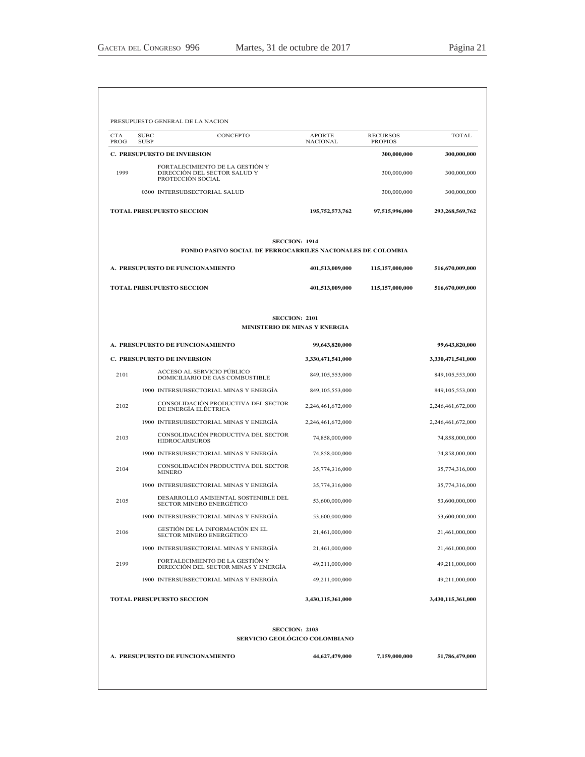PRESUPUESTO GENERAL DE LA NACION

| CTA PROG | SUBC SUBP | CONCEPTO | APORTE NACIONAL | RECURSOS PROPIOS | TOTAL |
|---|---|---|---|---|---|
| **C. PRESUPUESTO DE INVERSION** | | | | **300,000,000** | **300,000,000** |
| 1999 | | FORTALECIMIENTO DE LA GESTIÓN Y DIRECCIÓN DEL SECTOR SALUD Y PROTECCIÓN SOCIAL | | 300,000,000 | 300,000,000 |
| | 0300 | INTERSUBSECTORIAL SALUD | | 300,000,000 | 300,000,000 |
| **TOTAL PRESUPUESTO SECCION** | | | **195,752,573,762** | **97,515,996,000** | **293,268,569,762** |

**SECCION: 1914**

**FONDO PASIVO SOCIAL DE FERROCARRILES NACIONALES DE COLOMBIA**

| CTA PROG | SUBC SUBP | CONCEPTO | APORTE NACIONAL | RECURSOS PROPIOS | TOTAL |
|---|---|---|---|---|---|
| **A. PRESUPUESTO DE FUNCIONAMIENTO** | | | **401,513,009,000** | **115,157,000,000** | **516,670,009,000** |
| **TOTAL PRESUPUESTO SECCION** | | | **401,513,009,000** | **115,157,000,000** | **516,670,009,000** |

**SECCION: 2101**

**MINISTERIO DE MINAS Y ENERGIA**

| CTA PROG | SUBC SUBP | CONCEPTO | APORTE NACIONAL | RECURSOS PROPIOS | TOTAL |
|---|---|---|---|---|---|
| **A. PRESUPUESTO DE FUNCIONAMIENTO** | | | **99,643,820,000** | | **99,643,820,000** |
| **C. PRESUPUESTO DE INVERSION** | | | **3,330,471,541,000** | | **3,330,471,541,000** |
| 2101 | | ACCESO AL SERVICIO PÚBLICO DOMICILIARIO DE GAS COMBUSTIBLE | 849,105,553,000 | | 849,105,553,000 |
| | 1900 | INTERSUBSECTORIAL MINAS Y ENERGÍA | 849,105,553,000 | | 849,105,553,000 |
| 2102 | | CONSOLIDACIÓN PRODUCTIVA DEL SECTOR DE ENERGÍA ELÉCTRICA | 2,246,461,672,000 | | 2,246,461,672,000 |
| | 1900 | INTERSUBSECTORIAL MINAS Y ENERGÍA | 2,246,461,672,000 | | 2,246,461,672,000 |
| 2103 | | CONSOLIDACIÓN PRODUCTIVA DEL SECTOR HIDROCARBUROS | 74,858,000,000 | | 74,858,000,000 |
| | 1900 | INTERSUBSECTORIAL MINAS Y ENERGÍA | 74,858,000,000 | | 74,858,000,000 |
| 2104 | | CONSOLIDACIÓN PRODUCTIVA DEL SECTOR MINERO | 35,774,316,000 | | 35,774,316,000 |
| | 1900 | INTERSUBSECTORIAL MINAS Y ENERGÍA | 35,774,316,000 | | 35,774,316,000 |
| 2105 | | DESARROLLO AMBIENTAL SOSTENIBLE DEL SECTOR MINERO ENERGÉTICO | 53,600,000,000 | | 53,600,000,000 |
| | 1900 | INTERSUBSECTORIAL MINAS Y ENERGÍA | 53,600,000,000 | | 53,600,000,000 |
| 2106 | | GESTIÓN DE LA INFORMACIÓN EN EL SECTOR MINERO ENERGÉTICO | 21,461,000,000 | | 21,461,000,000 |
| | 1900 | INTERSUBSECTORIAL MINAS Y ENERGÍA | 21,461,000,000 | | 21,461,000,000 |
| 2199 | | FORTALECIMIENTO DE LA GESTIÓN Y DIRECCIÓN DEL SECTOR MINAS Y ENERGÍA | 49,211,000,000 | | 49,211,000,000 |
| | 1900 | INTERSUBSECTORIAL MINAS Y ENERGÍA | 49,211,000,000 | | 49,211,000,000 |
| **TOTAL PRESUPUESTO SECCION** | | | **3,430,115,361,000** | | **3,430,115,361,000** |

**SECCION: 2103**

**SERVICIO GEOLÓGICO COLOMBIANO**

| CTA PROG | SUBC SUBP | CONCEPTO | APORTE NACIONAL | RECURSOS PROPIOS | TOTAL |
|---|---|---|---|---|---|
| **A. PRESUPUESTO DE FUNCIONAMIENTO** | | | **44,627,479,000** | **7,159,000,000** | **51,786,479,000** |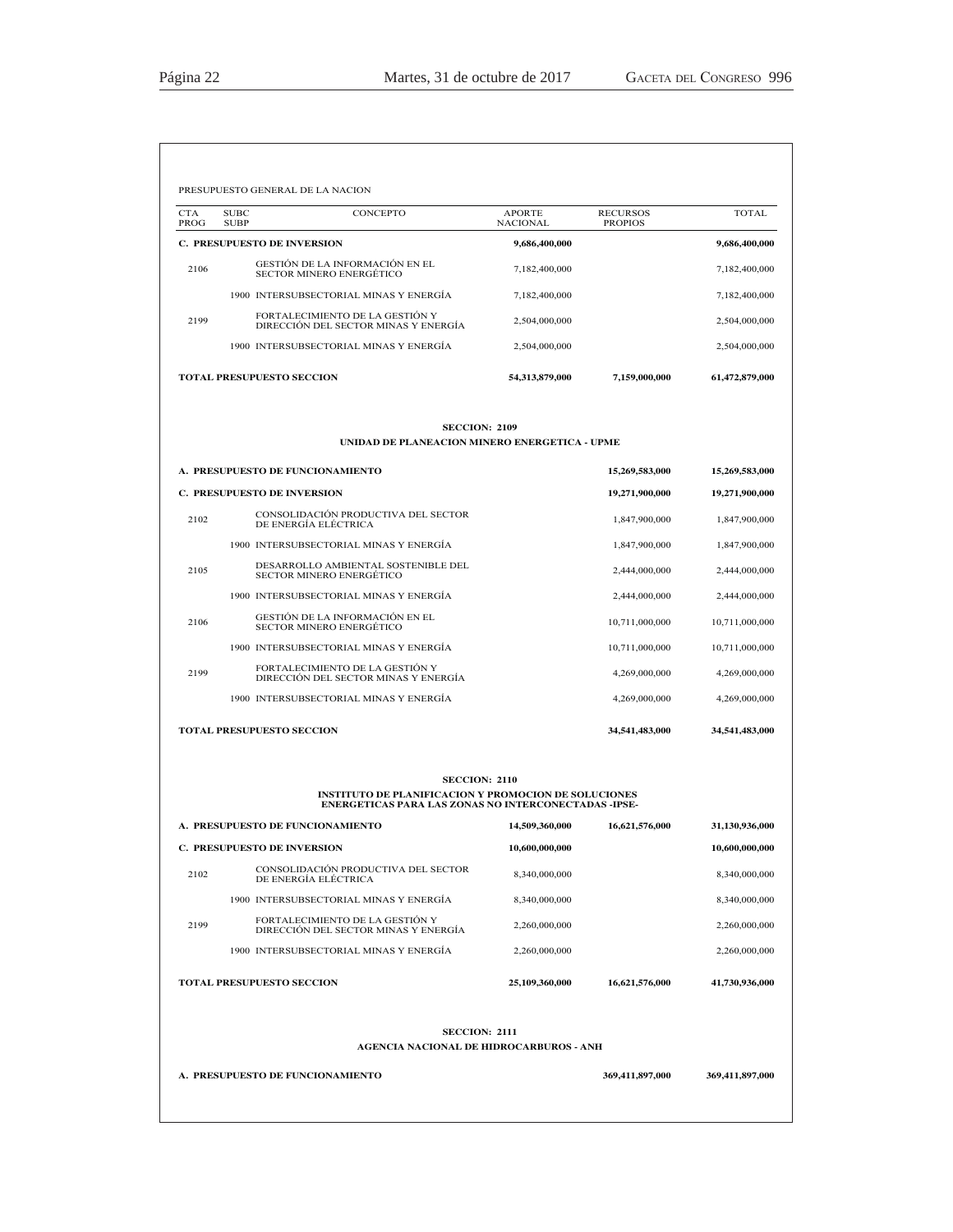PRESUPUESTO GENERAL DE LA NACION

| CTA PROG | SUBC SUBP | CONCEPTO | APORTE NACIONAL | RECURSOS PROPIOS | TOTAL |
|---|---|---|---|---|---|
| **C. PRESUPUESTO DE INVERSION** | | | **9,686,400,000** | | **9,686,400,000** |
| 2106 | | GESTIÓN DE LA INFORMACIÓN EN EL SECTOR MINERO ENERGÉTICO | 7,182,400,000 | | 7,182,400,000 |
| | 1900 | INTERSUBSECTORIAL MINAS Y ENERGÍA | 7,182,400,000 | | 7,182,400,000 |
| 2199 | | FORTALECIMIENTO DE LA GESTIÓN Y DIRECCIÓN DEL SECTOR MINAS Y ENERGÍA | 2,504,000,000 | | 2,504,000,000 |
| | 1900 | INTERSUBSECTORIAL MINAS Y ENERGÍA | 2,504,000,000 | | 2,504,000,000 |
| **TOTAL PRESUPUESTO SECCION** | | | **54,313,879,000** | **7,159,000,000** | **61,472,879,000** |

**SECCION: 2109**

**UNIDAD DE PLANEACION MINERO ENERGETICA - UPME**

| CTA PROG | SUBC SUBP | CONCEPTO | APORTE NACIONAL | RECURSOS PROPIOS | TOTAL |
|---|---|---|---|---|---|
| **A. PRESUPUESTO DE FUNCIONAMIENTO** | | | | **15,269,583,000** | **15,269,583,000** |
| **C. PRESUPUESTO DE INVERSION** | | | | **19,271,900,000** | **19,271,900,000** |
| 2102 | | CONSOLIDACIÓN PRODUCTIVA DEL SECTOR DE ENERGÍA ELÉCTRICA | | 1,847,900,000 | 1,847,900,000 |
| | 1900 | INTERSUBSECTORIAL MINAS Y ENERGÍA | | 1,847,900,000 | 1,847,900,000 |
| 2105 | | DESARROLLO AMBIENTAL SOSTENIBLE DEL SECTOR MINERO ENERGÉTICO | | 2,444,000,000 | 2,444,000,000 |
| | 1900 | INTERSUBSECTORIAL MINAS Y ENERGÍA | | 2,444,000,000 | 2,444,000,000 |
| 2106 | | GESTIÓN DE LA INFORMACIÓN EN EL SECTOR MINERO ENERGÉTICO | | 10,711,000,000 | 10,711,000,000 |
| | 1900 | INTERSUBSECTORIAL MINAS Y ENERGÍA | | 10,711,000,000 | 10,711,000,000 |
| 2199 | | FORTALECIMIENTO DE LA GESTIÓN Y DIRECCIÓN DEL SECTOR MINAS Y ENERGÍA | | 4,269,000,000 | 4,269,000,000 |
| | 1900 | INTERSUBSECTORIAL MINAS Y ENERGÍA | | 4,269,000,000 | 4,269,000,000 |
| **TOTAL PRESUPUESTO SECCION** | | | | **34,541,483,000** | **34,541,483,000** |

**SECCION: 2110**

**INSTITUTO DE PLANIFICACION Y PROMOCION DE SOLUCIONES ENERGETICAS PARA LAS ZONAS NO INTERCONECTADAS -IPSE-**

| CTA PROG | SUBC SUBP | CONCEPTO | APORTE NACIONAL | RECURSOS PROPIOS | TOTAL |
|---|---|---|---|---|---|
| **A. PRESUPUESTO DE FUNCIONAMIENTO** | | | **14,509,360,000** | **16,621,576,000** | **31,130,936,000** |
| **C. PRESUPUESTO DE INVERSION** | | | **10,600,000,000** | | **10,600,000,000** |
| 2102 | | CONSOLIDACIÓN PRODUCTIVA DEL SECTOR DE ENERGÍA ELÉCTRICA | 8,340,000,000 | | 8,340,000,000 |
| | 1900 | INTERSUBSECTORIAL MINAS Y ENERGÍA | 8,340,000,000 | | 8,340,000,000 |
| 2199 | | FORTALECIMIENTO DE LA GESTIÓN Y DIRECCIÓN DEL SECTOR MINAS Y ENERGÍA | 2,260,000,000 | | 2,260,000,000 |
| | 1900 | INTERSUBSECTORIAL MINAS Y ENERGÍA | 2,260,000,000 | | 2,260,000,000 |
| **TOTAL PRESUPUESTO SECCION** | | | **25,109,360,000** | **16,621,576,000** | **41,730,936,000** |

**SECCION: 2111**

**AGENCIA NACIONAL DE HIDROCARBUROS - ANH**

| CTA PROG | SUBC SUBP | CONCEPTO | APORTE NACIONAL | RECURSOS PROPIOS | TOTAL |
|---|---|---|---|---|---|
| **A. PRESUPUESTO DE FUNCIONAMIENTO** | | | | **369,411,897,000** | **369,411,897,000** |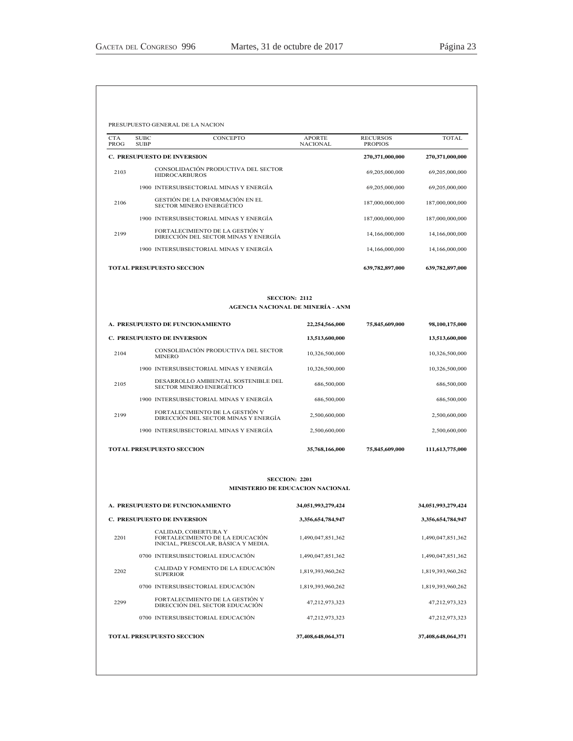PRESUPUESTO GENERAL DE LA NACION

| CTA PROG | SUBC SUBP | CONCEPTO | APORTE NACIONAL | RECURSOS PROPIOS | TOTAL |
|---|---|---|---|---|---|
| **C. PRESUPUESTO DE INVERSION** | | | | **270,371,000,000** | **270,371,000,000** |
| 2103 | | CONSOLIDACIÓN PRODUCTIVA DEL SECTOR HIDROCARBUROS | | 69,205,000,000 | 69,205,000,000 |
| | 1900 | INTERSUBSECTORIAL MINAS Y ENERGÍA | | 69,205,000,000 | 69,205,000,000 |
| 2106 | | GESTIÓN DE LA INFORMACIÓN EN EL SECTOR MINERO ENERGÉTICO | | 187,000,000,000 | 187,000,000,000 |
| | 1900 | INTERSUBSECTORIAL MINAS Y ENERGÍA | | 187,000,000,000 | 187,000,000,000 |
| 2199 | | FORTALECIMIENTO DE LA GESTIÓN Y DIRECCIÓN DEL SECTOR MINAS Y ENERGÍA | | 14,166,000,000 | 14,166,000,000 |
| | 1900 | INTERSUBSECTORIAL MINAS Y ENERGÍA | | 14,166,000,000 | 14,166,000,000 |
| **TOTAL PRESUPUESTO SECCION** | | | | **639,782,897,000** | **639,782,897,000** |

**SECCION: 2112**

**AGENCIA NACIONAL DE MINERÍA - ANM**

| CTA PROG | SUBC SUBP | CONCEPTO | APORTE NACIONAL | RECURSOS PROPIOS | TOTAL |
|---|---|---|---|---|---|
| **A. PRESUPUESTO DE FUNCIONAMIENTO** | | | **22,254,566,000** | **75,845,609,000** | **98,100,175,000** |
| **C. PRESUPUESTO DE INVERSION** | | | **13,513,600,000** | | **13,513,600,000** |
| 2104 | | CONSOLIDACIÓN PRODUCTIVA DEL SECTOR MINERO | 10,326,500,000 | | 10,326,500,000 |
| | 1900 | INTERSUBSECTORIAL MINAS Y ENERGÍA | 10,326,500,000 | | 10,326,500,000 |
| 2105 | | DESARROLLO AMBIENTAL SOSTENIBLE DEL SECTOR MINERO ENERGÉTICO | 686,500,000 | | 686,500,000 |
| | 1900 | INTERSUBSECTORIAL MINAS Y ENERGÍA | 686,500,000 | | 686,500,000 |
| 2199 | | FORTALECIMIENTO DE LA GESTIÓN Y DIRECCIÓN DEL SECTOR MINAS Y ENERGÍA | 2,500,600,000 | | 2,500,600,000 |
| | 1900 | INTERSUBSECTORIAL MINAS Y ENERGÍA | 2,500,600,000 | | 2,500,600,000 |
| **TOTAL PRESUPUESTO SECCION** | | | **35,768,166,000** | **75,845,609,000** | **111,613,775,000** |

**SECCION: 2201**

**MINISTERIO DE EDUCACION NACIONAL**

| CTA PROG | SUBC SUBP | CONCEPTO | APORTE NACIONAL | RECURSOS PROPIOS | TOTAL |
|---|---|---|---|---|---|
| **A. PRESUPUESTO DE FUNCIONAMIENTO** | | | **34,051,993,279,424** | | **34,051,993,279,424** |
| **C. PRESUPUESTO DE INVERSION** | | | **3,356,654,784,947** | | **3,356,654,784,947** |
| 2201 | | CALIDAD, COBERTURA Y FORTALECIMIENTO DE LA EDUCACIÓN INICIAL, PRESCOLAR, BÁSICA Y MEDIA. | 1,490,047,851,362 | | 1,490,047,851,362 |
| | 0700 | INTERSUBSECTORIAL EDUCACIÓN | 1,490,047,851,362 | | 1,490,047,851,362 |
| 2202 | | CALIDAD Y FOMENTO DE LA EDUCACIÓN SUPERIOR | 1,819,393,960,262 | | 1,819,393,960,262 |
| | 0700 | INTERSUBSECTORIAL EDUCACIÓN | 1,819,393,960,262 | | 1,819,393,960,262 |
| 2299 | | FORTALECIMIENTO DE LA GESTIÓN Y DIRECCIÓN DEL SECTOR EDUCACIÓN | 47,212,973,323 | | 47,212,973,323 |
| | 0700 | INTERSUBSECTORIAL EDUCACIÓN | 47,212,973,323 | | 47,212,973,323 |
| **TOTAL PRESUPUESTO SECCION** | | | **37,408,648,064,371** | | **37,408,648,064,371** |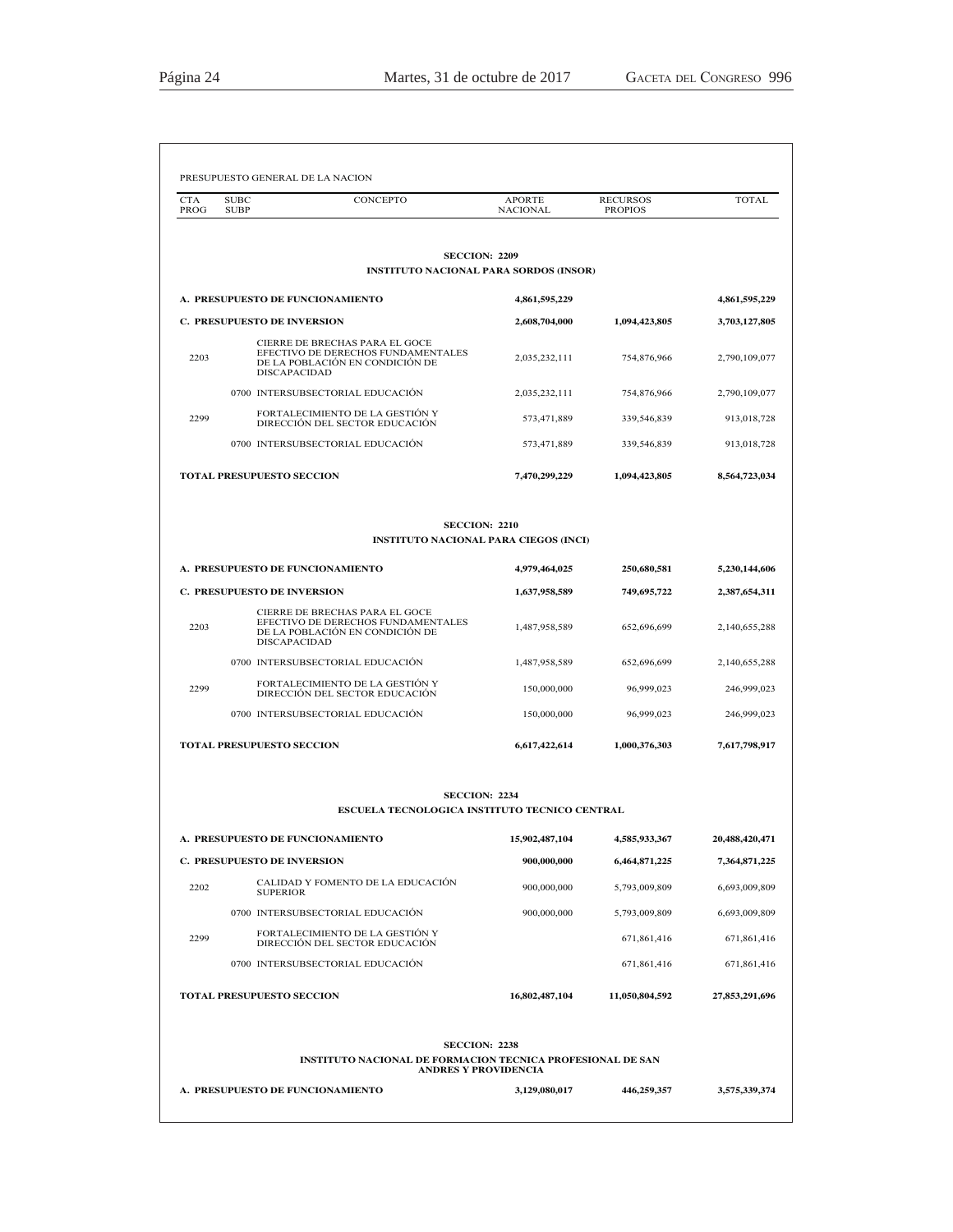PRESUPUESTO GENERAL DE LA NACION

| CTA PROG | SUBC SUBP | CONCEPTO | APORTE NACIONAL | RECURSOS PROPIOS | TOTAL |
|---|---|---|---|---|---|
| | | **SECCION: 2209** | | | |
| | | **INSTITUTO NACIONAL PARA SORDOS (INSOR)** | | | |
| **A. PRESUPUESTO DE FUNCIONAMIENTO** | | | **4,861,595,229** | | **4,861,595,229** |
| **C. PRESUPUESTO DE INVERSION** | | | **2,608,704,000** | **1,094,423,805** | **3,703,127,805** |
| 2203 | | CIERRE DE BRECHAS PARA EL GOCE EFECTIVO DE DERECHOS FUNDAMENTALES DE LA POBLACIÓN EN CONDICIÓN DE DISCAPACIDAD | 2,035,232,111 | 754,876,966 | 2,790,109,077 |
| | 0700 | INTERSUBSECTORIAL EDUCACIÓN | 2,035,232,111 | 754,876,966 | 2,790,109,077 |
| 2299 | | FORTALECIMIENTO DE LA GESTIÓN Y DIRECCIÓN DEL SECTOR EDUCACIÓN | 573,471,889 | 339,546,839 | 913,018,728 |
| | 0700 | INTERSUBSECTORIAL EDUCACIÓN | 573,471,889 | 339,546,839 | 913,018,728 |
| **TOTAL PRESUPUESTO SECCION** | | | **7,470,299,229** | **1,094,423,805** | **8,564,723,034** |
| | | **SECCION: 2210** | | | |
| | | **INSTITUTO NACIONAL PARA CIEGOS (INCI)** | | | |
| **A. PRESUPUESTO DE FUNCIONAMIENTO** | | | **4,979,464,025** | **250,680,581** | **5,230,144,606** |
| **C. PRESUPUESTO DE INVERSION** | | | **1,637,958,589** | **749,695,722** | **2,387,654,311** |
| 2203 | | CIERRE DE BRECHAS PARA EL GOCE EFECTIVO DE DERECHOS FUNDAMENTALES DE LA POBLACIÓN EN CONDICIÓN DE DISCAPACIDAD | 1,487,958,589 | 652,696,699 | 2,140,655,288 |
| | 0700 | INTERSUBSECTORIAL EDUCACIÓN | 1,487,958,589 | 652,696,699 | 2,140,655,288 |
| 2299 | | FORTALECIMIENTO DE LA GESTIÓN Y DIRECCIÓN DEL SECTOR EDUCACIÓN | 150,000,000 | 96,999,023 | 246,999,023 |
| | 0700 | INTERSUBSECTORIAL EDUCACIÓN | 150,000,000 | 96,999,023 | 246,999,023 |
| **TOTAL PRESUPUESTO SECCION** | | | **6,617,422,614** | **1,000,376,303** | **7,617,798,917** |
| | | **SECCION: 2234** | | | |
| | | **ESCUELA TECNOLOGICA INSTITUTO TECNICO CENTRAL** | | | |
| **A. PRESUPUESTO DE FUNCIONAMIENTO** | | | **15,902,487,104** | **4,585,933,367** | **20,488,420,471** |
| **C. PRESUPUESTO DE INVERSION** | | | **900,000,000** | **6,464,871,225** | **7,364,871,225** |
| 2202 | | CALIDAD Y FOMENTO DE LA EDUCACIÓN SUPERIOR | 900,000,000 | 5,793,009,809 | 6,693,009,809 |
| | 0700 | INTERSUBSECTORIAL EDUCACIÓN | 900,000,000 | 5,793,009,809 | 6,693,009,809 |
| 2299 | | FORTALECIMIENTO DE LA GESTIÓN Y DIRECCIÓN DEL SECTOR EDUCACIÓN | | 671,861,416 | 671,861,416 |
| | 0700 | INTERSUBSECTORIAL EDUCACIÓN | | 671,861,416 | 671,861,416 |
| **TOTAL PRESUPUESTO SECCION** | | | **16,802,487,104** | **11,050,804,592** | **27,853,291,696** |
| | | **SECCION: 2238** | | | |
| | | **INSTITUTO NACIONAL DE FORMACION TECNICA PROFESIONAL DE SAN ANDRES Y PROVIDENCIA** | | | |
| **A. PRESUPUESTO DE FUNCIONAMIENTO** | | | **3,129,080,017** | **446,259,357** | **3,575,339,374** |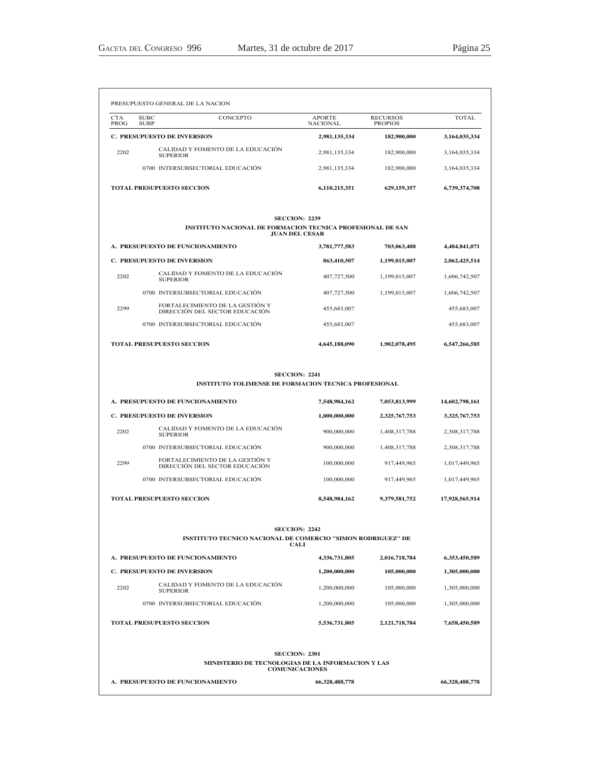PRESUPUESTO GENERAL DE LA NACION

| CTA PROG | SUBC SUBP | CONCEPTO | APORTE NACIONAL | RECURSOS PROPIOS | TOTAL |
|---|---|---|---|---|---|
| **C. PRESUPUESTO DE INVERSION** | | | **2,981,135,334** | **182,900,000** | **3,164,035,334** |
| 2202 | | CALIDAD Y FOMENTO DE LA EDUCACIÓN SUPERIOR | 2,981,135,334 | 182,900,000 | 3,164,035,334 |
| | 0700 | INTERSUBSECTORIAL EDUCACIÓN | 2,981,135,334 | 182,900,000 | 3,164,035,334 |
| **TOTAL PRESUPUESTO SECCION** | | | **6,110,215,351** | **629,159,357** | **6,739,374,708** |

**SECCION: 2239**

**INSTITUTO NACIONAL DE FORMACION TECNICA PROFESIONAL DE SAN JUAN DEL CESAR**

| CTA PROG | SUBC SUBP | CONCEPTO | APORTE NACIONAL | RECURSOS PROPIOS | TOTAL |
|---|---|---|---|---|---|
| **A. PRESUPUESTO DE FUNCIONAMIENTO** | | | **3,781,777,583** | **703,063,488** | **4,484,841,071** |
| **C. PRESUPUESTO DE INVERSION** | | | **863,410,507** | **1,199,015,007** | **2,062,425,514** |
| 2202 | | CALIDAD Y FOMENTO DE LA EDUCACIÓN SUPERIOR | 407,727,500 | 1,199,015,007 | 1,606,742,507 |
| | 0700 | INTERSUBSECTORIAL EDUCACIÓN | 407,727,500 | 1,199,015,007 | 1,606,742,507 |
| 2299 | | FORTALECIMIENTO DE LA GESTIÓN Y DIRECCIÓN DEL SECTOR EDUCACIÓN | 455,683,007 | | 455,683,007 |
| | 0700 | INTERSUBSECTORIAL EDUCACIÓN | 455,683,007 | | 455,683,007 |
| **TOTAL PRESUPUESTO SECCION** | | | **4,645,188,090** | **1,902,078,495** | **6,547,266,585** |

**SECCION: 2241**

**INSTITUTO TOLIMENSE DE FORMACION TECNICA PROFESIONAL**

| CTA PROG | SUBC SUBP | CONCEPTO | APORTE NACIONAL | RECURSOS PROPIOS | TOTAL |
|---|---|---|---|---|---|
| **A. PRESUPUESTO DE FUNCIONAMIENTO** | | | **7,548,984,162** | **7,053,813,999** | **14,602,798,161** |
| **C. PRESUPUESTO DE INVERSION** | | | **1,000,000,000** | **2,325,767,753** | **3,325,767,753** |
| 2202 | | CALIDAD Y FOMENTO DE LA EDUCACIÓN SUPERIOR | 900,000,000 | 1,408,317,788 | 2,308,317,788 |
| | 0700 | INTERSUBSECTORIAL EDUCACIÓN | 900,000,000 | 1,408,317,788 | 2,308,317,788 |
| 2299 | | FORTALECIMIENTO DE LA GESTIÓN Y DIRECCIÓN DEL SECTOR EDUCACIÓN | 100,000,000 | 917,449,965 | 1,017,449,965 |
| | 0700 | INTERSUBSECTORIAL EDUCACIÓN | 100,000,000 | 917,449,965 | 1,017,449,965 |
| **TOTAL PRESUPUESTO SECCION** | | | **8,548,984,162** | **9,379,581,752** | **17,928,565,914** |

**SECCION: 2242**

**INSTITUTO TECNICO NACIONAL DE COMERCIO "SIMON RODRIGUEZ" DE CALI**

| CTA PROG | SUBC SUBP | CONCEPTO | APORTE NACIONAL | RECURSOS PROPIOS | TOTAL |
|---|---|---|---|---|---|
| **A. PRESUPUESTO DE FUNCIONAMIENTO** | | | **4,336,731,805** | **2,016,718,784** | **6,353,450,589** |
| **C. PRESUPUESTO DE INVERSION** | | | **1,200,000,000** | **105,000,000** | **1,305,000,000** |
| 2202 | | CALIDAD Y FOMENTO DE LA EDUCACIÓN SUPERIOR | 1,200,000,000 | 105,000,000 | 1,305,000,000 |
| | 0700 | INTERSUBSECTORIAL EDUCACIÓN | 1,200,000,000 | 105,000,000 | 1,305,000,000 |
| **TOTAL PRESUPUESTO SECCION** | | | **5,536,731,805** | **2,121,718,784** | **7,658,450,589** |

**SECCION: 2301**

**MINISTERIO DE TECNOLOGIAS DE LA INFORMACION Y LAS COMUNICACIONES**

| CTA PROG | SUBC SUBP | CONCEPTO | APORTE NACIONAL | RECURSOS PROPIOS | TOTAL |
|---|---|---|---|---|---|
| **A. PRESUPUESTO DE FUNCIONAMIENTO** | | | **66,328,488,778** | | **66,328,488,778** |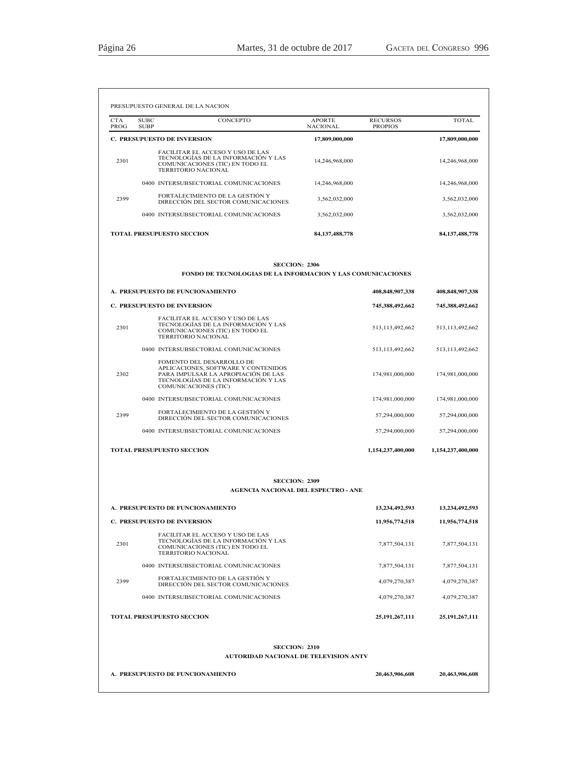PRESUPUESTO GENERAL DE LA NACION

| CTA PROG | SUBC SUBP | CONCEPTO | APORTE NACIONAL | RECURSOS PROPIOS | TOTAL |
|---|---|---|---|---|---|
| **C. PRESUPUESTO DE INVERSION** | | | **17,809,000,000** | | **17,809,000,000** |
| 2301 | | FACILITAR EL ACCESO Y USO DE LAS TECNOLOGÍAS DE LA INFORMACIÓN Y LAS COMUNICACIONES (TIC) EN TODO EL TERRITORIO NACIONAL | 14,246,968,000 | | 14,246,968,000 |
| | 0400 | INTERSUBSECTORIAL COMUNICACIONES | 14,246,968,000 | | 14,246,968,000 |
| 2399 | | FORTALECIMIENTO DE LA GESTIÓN Y DIRECCIÓN DEL SECTOR COMUNICACIONES | 3,562,032,000 | | 3,562,032,000 |
| | 0400 | INTERSUBSECTORIAL COMUNICACIONES | 3,562,032,000 | | 3,562,032,000 |
| **TOTAL PRESUPUESTO SECCION** | | | **84,137,488,778** | | **84,137,488,778** |

**SECCION: 2306**

**FONDO DE TECNOLOGIAS DE LA INFORMACION Y LAS COMUNICACIONES**

| CTA PROG | SUBC SUBP | CONCEPTO | APORTE NACIONAL | RECURSOS PROPIOS | TOTAL |
|---|---|---|---|---|---|
| **A. PRESUPUESTO DE FUNCIONAMIENTO** | | | | **408,848,907,338** | **408,848,907,338** |
| **C. PRESUPUESTO DE INVERSION** | | | | **745,388,492,662** | **745,388,492,662** |
| 2301 | | FACILITAR EL ACCESO Y USO DE LAS TECNOLOGÍAS DE LA INFORMACIÓN Y LAS COMUNICACIONES (TIC) EN TODO EL TERRITORIO NACIONAL | | 513,113,492,662 | 513,113,492,662 |
| | 0400 | INTERSUBSECTORIAL COMUNICACIONES | | 513,113,492,662 | 513,113,492,662 |
| 2302 | | FOMENTO DEL DESARROLLO DE APLICACIONES, SOFTWARE Y CONTENIDOS PARA IMPULSAR LA APROPIACIÓN DE LAS TECNOLOGÍAS DE LA INFORMACIÓN Y LAS COMUNICACIONES (TIC) | | 174,981,000,000 | 174,981,000,000 |
| | 0400 | INTERSUBSECTORIAL COMUNICACIONES | | 174,981,000,000 | 174,981,000,000 |
| 2399 | | FORTALECIMIENTO DE LA GESTIÓN Y DIRECCIÓN DEL SECTOR COMUNICACIONES | | 57,294,000,000 | 57,294,000,000 |
| | 0400 | INTERSUBSECTORIAL COMUNICACIONES | | 57,294,000,000 | 57,294,000,000 |
| **TOTAL PRESUPUESTO SECCION** | | | | **1,154,237,400,000** | **1,154,237,400,000** |

**SECCION: 2309**

**AGENCIA NACIONAL DEL ESPECTRO - ANE**

| CTA PROG | SUBC SUBP | CONCEPTO | APORTE NACIONAL | RECURSOS PROPIOS | TOTAL |
|---|---|---|---|---|---|
| **A. PRESUPUESTO DE FUNCIONAMIENTO** | | | | **13,234,492,593** | **13,234,492,593** |
| **C. PRESUPUESTO DE INVERSION** | | | | **11,956,774,518** | **11,956,774,518** |
| 2301 | | FACILITAR EL ACCESO Y USO DE LAS TECNOLOGÍAS DE LA INFORMACIÓN Y LAS COMUNICACIONES (TIC) EN TODO EL TERRITORIO NACIONAL | | 7,877,504,131 | 7,877,504,131 |
| | 0400 | INTERSUBSECTORIAL COMUNICACIONES | | 7,877,504,131 | 7,877,504,131 |
| 2399 | | FORTALECIMIENTO DE LA GESTIÓN Y DIRECCIÓN DEL SECTOR COMUNICACIONES | | 4,079,270,387 | 4,079,270,387 |
| | 0400 | INTERSUBSECTORIAL COMUNICACIONES | | 4,079,270,387 | 4,079,270,387 |
| **TOTAL PRESUPUESTO SECCION** | | | | **25,191,267,111** | **25,191,267,111** |

**SECCION: 2310**

**AUTORIDAD NACIONAL DE TELEVISION ANTV**

| CTA PROG | SUBC SUBP | CONCEPTO | APORTE NACIONAL | RECURSOS PROPIOS | TOTAL |
|---|---|---|---|---|---|
| **A. PRESUPUESTO DE FUNCIONAMIENTO** | | | | **20,463,906,608** | **20,463,906,608** |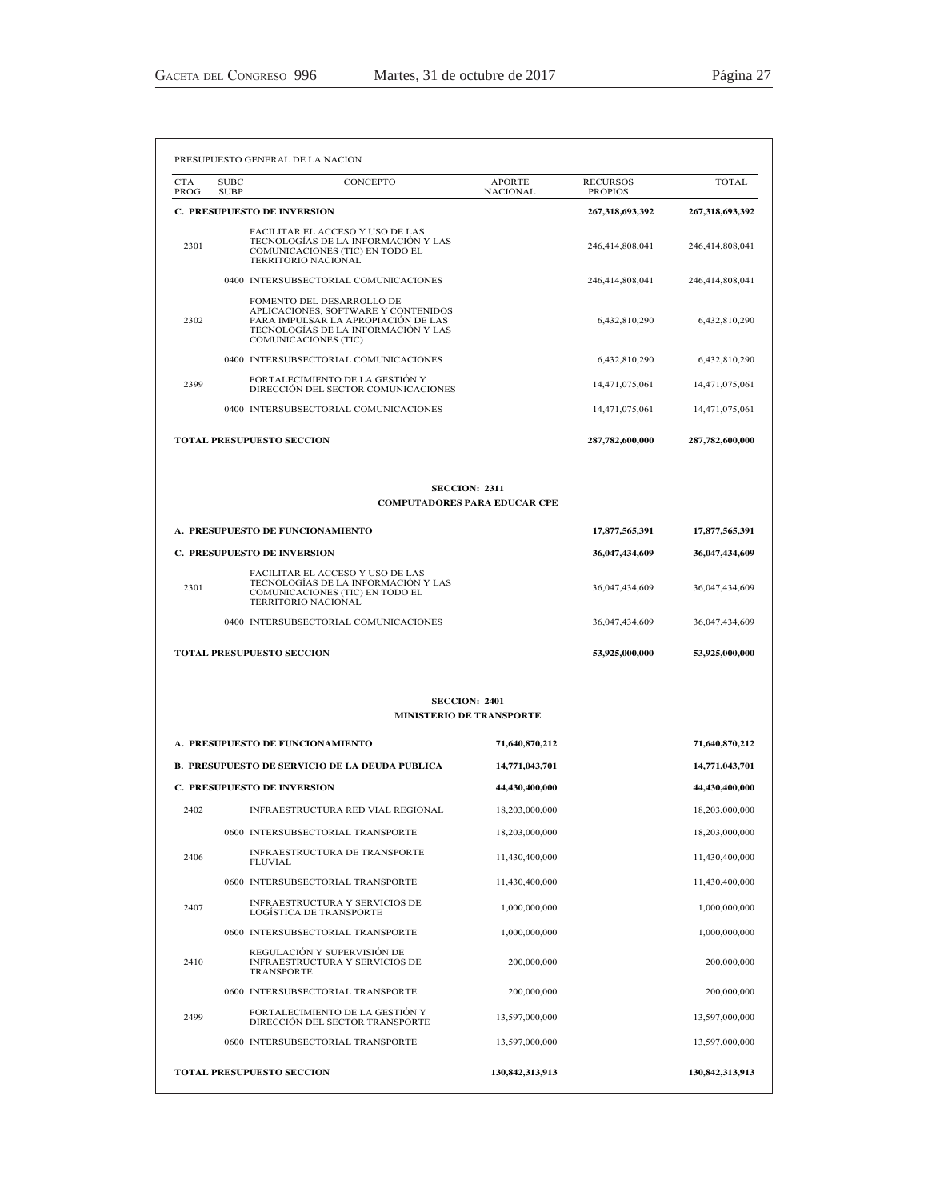PRESUPUESTO GENERAL DE LA NACION

| CTA PROG | SUBC SUBP | CONCEPTO | APORTE NACIONAL | RECURSOS PROPIOS | TOTAL |
|---|---|---|---|---|---|
| **C. PRESUPUESTO DE INVERSION** | | | | **267,318,693,392** | **267,318,693,392** |
| 2301 | | FACILITAR EL ACCESO Y USO DE LAS TECNOLOGÍAS DE LA INFORMACIÓN Y LAS COMUNICACIONES (TIC) EN TODO EL TERRITORIO NACIONAL | | 246,414,808,041 | 246,414,808,041 |
| | 0400 | INTERSUBSECTORIAL COMUNICACIONES | | 246,414,808,041 | 246,414,808,041 |
| 2302 | | FOMENTO DEL DESARROLLO DE APLICACIONES, SOFTWARE Y CONTENIDOS PARA IMPULSAR LA APROPIACIÓN DE LAS TECNOLOGÍAS DE LA INFORMACIÓN Y LAS COMUNICACIONES (TIC) | | 6,432,810,290 | 6,432,810,290 |
| | 0400 | INTERSUBSECTORIAL COMUNICACIONES | | 6,432,810,290 | 6,432,810,290 |
| 2399 | | FORTALECIMIENTO DE LA GESTIÓN Y DIRECCIÓN DEL SECTOR COMUNICACIONES | | 14,471,075,061 | 14,471,075,061 |
| | 0400 | INTERSUBSECTORIAL COMUNICACIONES | | 14,471,075,061 | 14,471,075,061 |
| **TOTAL PRESUPUESTO SECCION** | | | | **287,782,600,000** | **287,782,600,000** |

**SECCION: 2311**

**COMPUTADORES PARA EDUCAR CPE**

| CTA PROG | SUBC SUBP | CONCEPTO | APORTE NACIONAL | RECURSOS PROPIOS | TOTAL |
|---|---|---|---|---|---|
| **A. PRESUPUESTO DE FUNCIONAMIENTO** | | | | **17,877,565,391** | **17,877,565,391** |
| **C. PRESUPUESTO DE INVERSION** | | | | **36,047,434,609** | **36,047,434,609** |
| 2301 | | FACILITAR EL ACCESO Y USO DE LAS TECNOLOGÍAS DE LA INFORMACIÓN Y LAS COMUNICACIONES (TIC) EN TODO EL TERRITORIO NACIONAL | | 36,047,434,609 | 36,047,434,609 |
| | 0400 | INTERSUBSECTORIAL COMUNICACIONES | | 36,047,434,609 | 36,047,434,609 |
| **TOTAL PRESUPUESTO SECCION** | | | | **53,925,000,000** | **53,925,000,000** |

**SECCION: 2401**

**MINISTERIO DE TRANSPORTE**

| CTA PROG | SUBC SUBP | CONCEPTO | APORTE NACIONAL | RECURSOS PROPIOS | TOTAL |
|---|---|---|---|---|---|
| **A. PRESUPUESTO DE FUNCIONAMIENTO** | | | **71,640,870,212** | | **71,640,870,212** |
| **B. PRESUPUESTO DE SERVICIO DE LA DEUDA PUBLICA** | | | **14,771,043,701** | | **14,771,043,701** |
| **C. PRESUPUESTO DE INVERSION** | | | **44,430,400,000** | | **44,430,400,000** |
| 2402 | | INFRAESTRUCTURA RED VIAL REGIONAL | 18,203,000,000 | | 18,203,000,000 |
| | 0600 | INTERSUBSECTORIAL TRANSPORTE | 18,203,000,000 | | 18,203,000,000 |
| 2406 | | INFRAESTRUCTURA DE TRANSPORTE FLUVIAL | 11,430,400,000 | | 11,430,400,000 |
| | 0600 | INTERSUBSECTORIAL TRANSPORTE | 11,430,400,000 | | 11,430,400,000 |
| 2407 | | INFRAESTRUCTURA Y SERVICIOS DE LOGÍSTICA DE TRANSPORTE | 1,000,000,000 | | 1,000,000,000 |
| | 0600 | INTERSUBSECTORIAL TRANSPORTE | 1,000,000,000 | | 1,000,000,000 |
| 2410 | | REGULACIÓN Y SUPERVISIÓN DE INFRAESTRUCTURA Y SERVICIOS DE TRANSPORTE | 200,000,000 | | 200,000,000 |
| | 0600 | INTERSUBSECTORIAL TRANSPORTE | 200,000,000 | | 200,000,000 |
| 2499 | | FORTALECIMIENTO DE LA GESTIÓN Y DIRECCIÓN DEL SECTOR TRANSPORTE | 13,597,000,000 | | 13,597,000,000 |
| | 0600 | INTERSUBSECTORIAL TRANSPORTE | 13,597,000,000 | | 13,597,000,000 |
| **TOTAL PRESUPUESTO SECCION** | | | **130,842,313,913** | | **130,842,313,913** |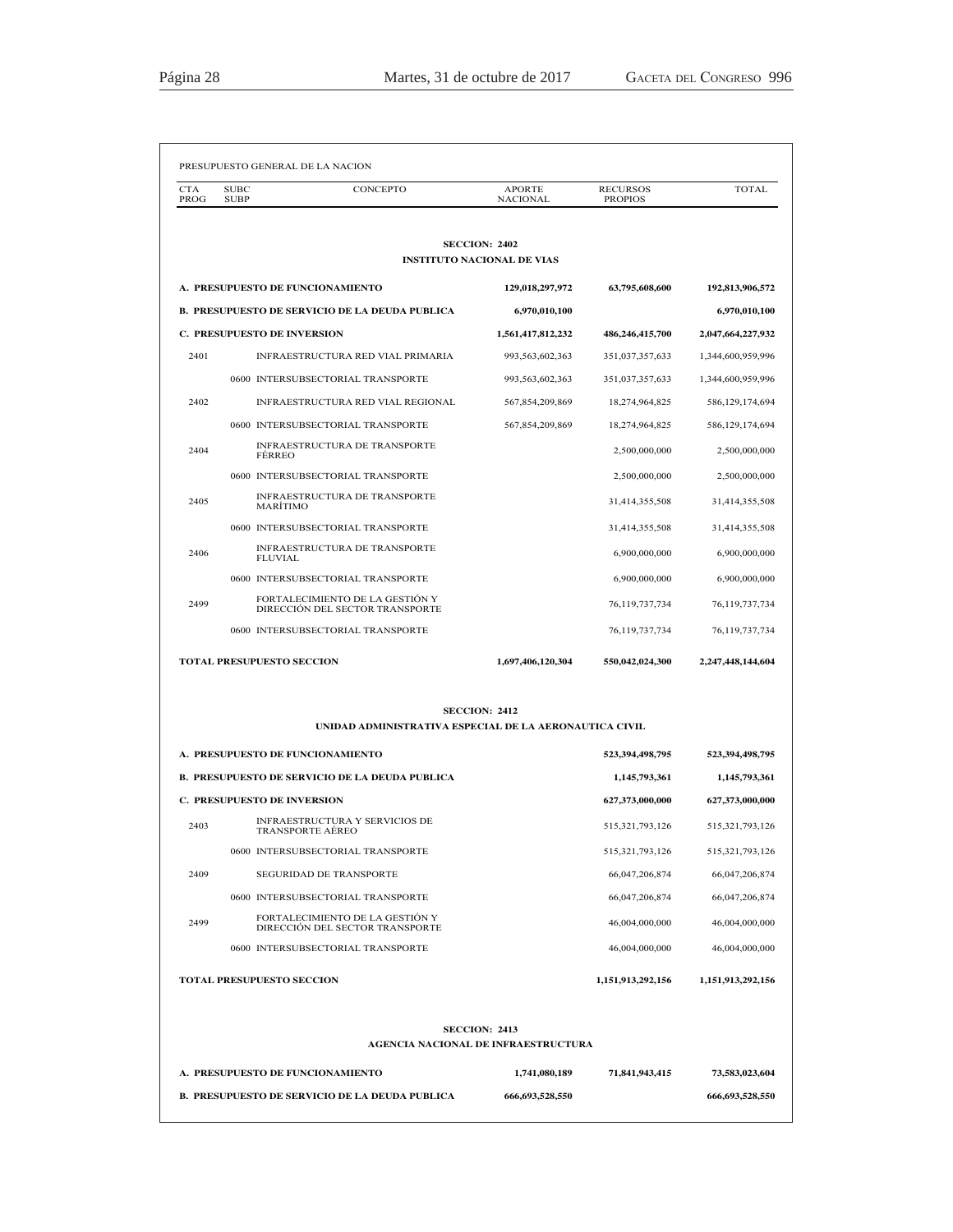PRESUPUESTO GENERAL DE LA NACION

| CTA PROG | SUBC SUBP | CONCEPTO | APORTE NACIONAL | RECURSOS PROPIOS | TOTAL |
|---|---|---|---|---|---|
| | | **SECCION: 2402** | | | |
| | | **INSTITUTO NACIONAL DE VIAS** | | | |
| | | **A. PRESUPUESTO DE FUNCIONAMIENTO** | **129,018,297,972** | **63,795,608,600** | **192,813,906,572** |
| | | **B. PRESUPUESTO DE SERVICIO DE LA DEUDA PUBLICA** | **6,970,010,100** | | **6,970,010,100** |
| | | **C. PRESUPUESTO DE INVERSION** | **1,561,417,812,232** | **486,246,415,700** | **2,047,664,227,932** |
| 2401 | | INFRAESTRUCTURA RED VIAL PRIMARIA | 993,563,602,363 | 351,037,357,633 | 1,344,600,959,996 |
| | 0600 | INTERSUBSECTORIAL TRANSPORTE | 993,563,602,363 | 351,037,357,633 | 1,344,600,959,996 |
| 2402 | | INFRAESTRUCTURA RED VIAL REGIONAL | 567,854,209,869 | 18,274,964,825 | 586,129,174,694 |
| | 0600 | INTERSUBSECTORIAL TRANSPORTE | 567,854,209,869 | 18,274,964,825 | 586,129,174,694 |
| 2404 | | INFRAESTRUCTURA DE TRANSPORTE FÉRREO | | 2,500,000,000 | 2,500,000,000 |
| | 0600 | INTERSUBSECTORIAL TRANSPORTE | | 2,500,000,000 | 2,500,000,000 |
| 2405 | | INFRAESTRUCTURA DE TRANSPORTE MARÍTIMO | | 31,414,355,508 | 31,414,355,508 |
| | 0600 | INTERSUBSECTORIAL TRANSPORTE | | 31,414,355,508 | 31,414,355,508 |
| 2406 | | INFRAESTRUCTURA DE TRANSPORTE FLUVIAL | | 6,900,000,000 | 6,900,000,000 |
| | 0600 | INTERSUBSECTORIAL TRANSPORTE | | 6,900,000,000 | 6,900,000,000 |
| 2499 | | FORTALECIMIENTO DE LA GESTIÓN Y DIRECCIÓN DEL SECTOR TRANSPORTE | | 76,119,737,734 | 76,119,737,734 |
| | 0600 | INTERSUBSECTORIAL TRANSPORTE | | 76,119,737,734 | 76,119,737,734 |
| | | **TOTAL PRESUPUESTO SECCION** | **1,697,406,120,304** | **550,042,024,300** | **2,247,448,144,604** |
| | | **SECCION: 2412** | | | |
| | | **UNIDAD ADMINISTRATIVA ESPECIAL DE LA AERONAUTICA CIVIL** | | | |
| | | **A. PRESUPUESTO DE FUNCIONAMIENTO** | | **523,394,498,795** | **523,394,498,795** |
| | | **B. PRESUPUESTO DE SERVICIO DE LA DEUDA PUBLICA** | | **1,145,793,361** | **1,145,793,361** |
| | | **C. PRESUPUESTO DE INVERSION** | | **627,373,000,000** | **627,373,000,000** |
| 2403 | | INFRAESTRUCTURA Y SERVICIOS DE TRANSPORTE AÉREO | | 515,321,793,126 | 515,321,793,126 |
| | 0600 | INTERSUBSECTORIAL TRANSPORTE | | 515,321,793,126 | 515,321,793,126 |
| 2409 | | SEGURIDAD DE TRANSPORTE | | 66,047,206,874 | 66,047,206,874 |
| | 0600 | INTERSUBSECTORIAL TRANSPORTE | | 66,047,206,874 | 66,047,206,874 |
| 2499 | | FORTALECIMIENTO DE LA GESTIÓN Y DIRECCIÓN DEL SECTOR TRANSPORTE | | 46,004,000,000 | 46,004,000,000 |
| | 0600 | INTERSUBSECTORIAL TRANSPORTE | | 46,004,000,000 | 46,004,000,000 |
| | | **TOTAL PRESUPUESTO SECCION** | | **1,151,913,292,156** | **1,151,913,292,156** |
| | | **SECCION: 2413** | | | |
| | | **AGENCIA NACIONAL DE INFRAESTRUCTURA** | | | |
| | | **A. PRESUPUESTO DE FUNCIONAMIENTO** | **1,741,080,189** | **71,841,943,415** | **73,583,023,604** |
| | | **B. PRESUPUESTO DE SERVICIO DE LA DEUDA PUBLICA** | **666,693,528,550** | | **666,693,528,550** |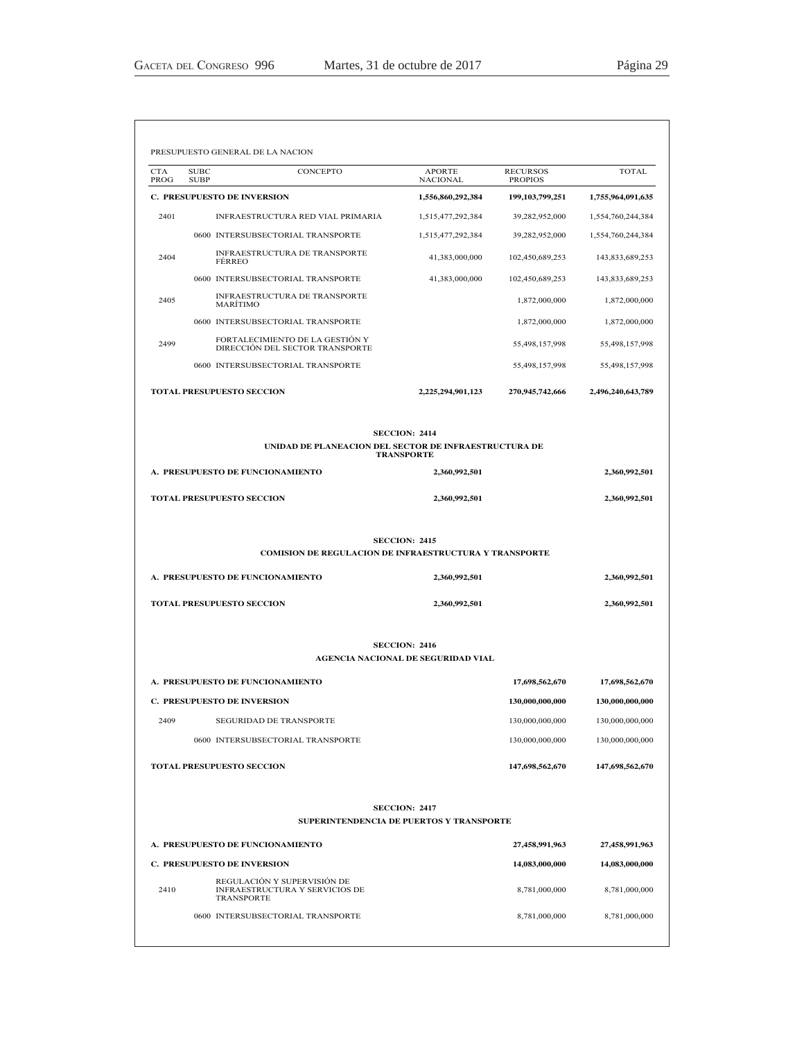PRESUPUESTO GENERAL DE LA NACION

| CTA PROG | SUBC SUBP | CONCEPTO | APORTE NACIONAL | RECURSOS PROPIOS | TOTAL |
|---|---|---|---|---|---|
| **C. PRESUPUESTO DE INVERSION** | | | **1,556,860,292,384** | **199,103,799,251** | **1,755,964,091,635** |
| 2401 | | INFRAESTRUCTURA RED VIAL PRIMARIA | 1,515,477,292,384 | 39,282,952,000 | 1,554,760,244,384 |
| | 0600 | INTERSUBSECTORIAL TRANSPORTE | 1,515,477,292,384 | 39,282,952,000 | 1,554,760,244,384 |
| 2404 | | INFRAESTRUCTURA DE TRANSPORTE FÉRREO | 41,383,000,000 | 102,450,689,253 | 143,833,689,253 |
| | 0600 | INTERSUBSECTORIAL TRANSPORTE | 41,383,000,000 | 102,450,689,253 | 143,833,689,253 |
| 2405 | | INFRAESTRUCTURA DE TRANSPORTE MARÍTIMO | | 1,872,000,000 | 1,872,000,000 |
| | 0600 | INTERSUBSECTORIAL TRANSPORTE | | 1,872,000,000 | 1,872,000,000 |
| 2499 | | FORTALECIMIENTO DE LA GESTIÓN Y DIRECCIÓN DEL SECTOR TRANSPORTE | | 55,498,157,998 | 55,498,157,998 |
| | 0600 | INTERSUBSECTORIAL TRANSPORTE | | 55,498,157,998 | 55,498,157,998 |
| **TOTAL PRESUPUESTO SECCION** | | | **2,225,294,901,123** | **270,945,742,666** | **2,496,240,643,789** |

**SECCION: 2414**

**UNIDAD DE PLANEACION DEL SECTOR DE INFRAESTRUCTURA DE TRANSPORTE**

| CONCEPTO | APORTE NACIONAL | RECURSOS PROPIOS | TOTAL |
|---|---|---|---|
| **A. PRESUPUESTO DE FUNCIONAMIENTO** | **2,360,992,501** | | **2,360,992,501** |
| **TOTAL PRESUPUESTO SECCION** | **2,360,992,501** | | **2,360,992,501** |

**SECCION: 2415**

**COMISION DE REGULACION DE INFRAESTRUCTURA Y TRANSPORTE**

| CONCEPTO | APORTE NACIONAL | RECURSOS PROPIOS | TOTAL |
|---|---|---|---|
| **A. PRESUPUESTO DE FUNCIONAMIENTO** | **2,360,992,501** | | **2,360,992,501** |
| **TOTAL PRESUPUESTO SECCION** | **2,360,992,501** | | **2,360,992,501** |

**SECCION: 2416**

**AGENCIA NACIONAL DE SEGURIDAD VIAL**

| CTA PROG | SUBC SUBP | CONCEPTO | APORTE NACIONAL | RECURSOS PROPIOS | TOTAL |
|---|---|---|---|---|---|
| **A. PRESUPUESTO DE FUNCIONAMIENTO** | | | | **17,698,562,670** | **17,698,562,670** |
| **C. PRESUPUESTO DE INVERSION** | | | | **130,000,000,000** | **130,000,000,000** |
| 2409 | | SEGURIDAD DE TRANSPORTE | | 130,000,000,000 | 130,000,000,000 |
| | 0600 | INTERSUBSECTORIAL TRANSPORTE | | 130,000,000,000 | 130,000,000,000 |
| **TOTAL PRESUPUESTO SECCION** | | | | **147,698,562,670** | **147,698,562,670** |

**SECCION: 2417**

**SUPERINTENDENCIA DE PUERTOS Y TRANSPORTE**

| CTA PROG | SUBC SUBP | CONCEPTO | APORTE NACIONAL | RECURSOS PROPIOS | TOTAL |
|---|---|---|---|---|---|
| **A. PRESUPUESTO DE FUNCIONAMIENTO** | | | | **27,458,991,963** | **27,458,991,963** |
| **C. PRESUPUESTO DE INVERSION** | | | | **14,083,000,000** | **14,083,000,000** |
| 2410 | | REGULACIÓN Y SUPERVISIÓN DE INFRAESTRUCTURA Y SERVICIOS DE TRANSPORTE | | 8,781,000,000 | 8,781,000,000 |
| | 0600 | INTERSUBSECTORIAL TRANSPORTE | | 8,781,000,000 | 8,781,000,000 |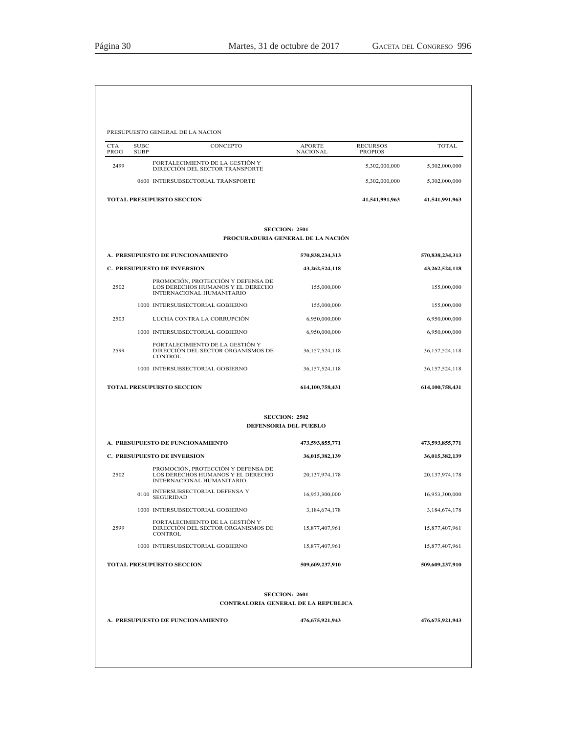PRESUPUESTO GENERAL DE LA NACION

| CTA PROG | SUBC SUBP | CONCEPTO | APORTE NACIONAL | RECURSOS PROPIOS | TOTAL |
|---|---|---|---|---|---|
| 2499 | | FORTALECIMIENTO DE LA GESTIÓN Y DIRECCIÓN DEL SECTOR TRANSPORTE | | 5,302,000,000 | 5,302,000,000 |
| | 0600 | INTERSUBSECTORIAL TRANSPORTE | | 5,302,000,000 | 5,302,000,000 |
| **TOTAL PRESUPUESTO SECCION** | | | | **41,541,991,963** | **41,541,991,963** |

**SECCION: 2501**

**PROCURADURIA GENERAL DE LA NACIÓN**

| CTA PROG | SUBC SUBP | CONCEPTO | APORTE NACIONAL | RECURSOS PROPIOS | TOTAL |
|---|---|---|---|---|---|
| **A. PRESUPUESTO DE FUNCIONAMIENTO** | | | **570,838,234,313** | | **570,838,234,313** |
| **C. PRESUPUESTO DE INVERSION** | | | **43,262,524,118** | | **43,262,524,118** |
| 2502 | | PROMOCIÓN, PROTECCIÓN Y DEFENSA DE LOS DERECHOS HUMANOS Y EL DERECHO INTERNACIONAL HUMANITARIO | 155,000,000 | | 155,000,000 |
| | 1000 | INTERSUBSECTORIAL GOBIERNO | 155,000,000 | | 155,000,000 |
| 2503 | | LUCHA CONTRA LA CORRUPCIÓN | 6,950,000,000 | | 6,950,000,000 |
| | 1000 | INTERSUBSECTORIAL GOBIERNO | 6,950,000,000 | | 6,950,000,000 |
| 2599 | | FORTALECIMIENTO DE LA GESTIÓN Y DIRECCIÓN DEL SECTOR ORGANISMOS DE CONTROL | 36,157,524,118 | | 36,157,524,118 |
| | 1000 | INTERSUBSECTORIAL GOBIERNO | 36,157,524,118 | | 36,157,524,118 |
| **TOTAL PRESUPUESTO SECCION** | | | **614,100,758,431** | | **614,100,758,431** |

**SECCION: 2502**

**DEFENSORIA DEL PUEBLO**

| CTA PROG | SUBC SUBP | CONCEPTO | APORTE NACIONAL | RECURSOS PROPIOS | TOTAL |
|---|---|---|---|---|---|
| **A. PRESUPUESTO DE FUNCIONAMIENTO** | | | **473,593,855,771** | | **473,593,855,771** |
| **C. PRESUPUESTO DE INVERSION** | | | **36,015,382,139** | | **36,015,382,139** |
| 2502 | | PROMOCIÓN, PROTECCIÓN Y DEFENSA DE LOS DERECHOS HUMANOS Y EL DERECHO INTERNACIONAL HUMANITARIO | 20,137,974,178 | | 20,137,974,178 |
| | 0100 | INTERSUBSECTORIAL DEFENSA Y SEGURIDAD | 16,953,300,000 | | 16,953,300,000 |
| | 1000 | INTERSUBSECTORIAL GOBIERNO | 3,184,674,178 | | 3,184,674,178 |
| 2599 | | FORTALECIMIENTO DE LA GESTIÓN Y DIRECCIÓN DEL SECTOR ORGANISMOS DE CONTROL | 15,877,407,961 | | 15,877,407,961 |
| | 1000 | INTERSUBSECTORIAL GOBIERNO | 15,877,407,961 | | 15,877,407,961 |
| **TOTAL PRESUPUESTO SECCION** | | | **509,609,237,910** | | **509,609,237,910** |

**SECCION: 2601**

**CONTRALORIA GENERAL DE LA REPUBLICA**

| CTA PROG | SUBC SUBP | CONCEPTO | APORTE NACIONAL | RECURSOS PROPIOS | TOTAL |
|---|---|---|---|---|---|
| **A. PRESUPUESTO DE FUNCIONAMIENTO** | | | **476,675,921,943** | | **476,675,921,943** |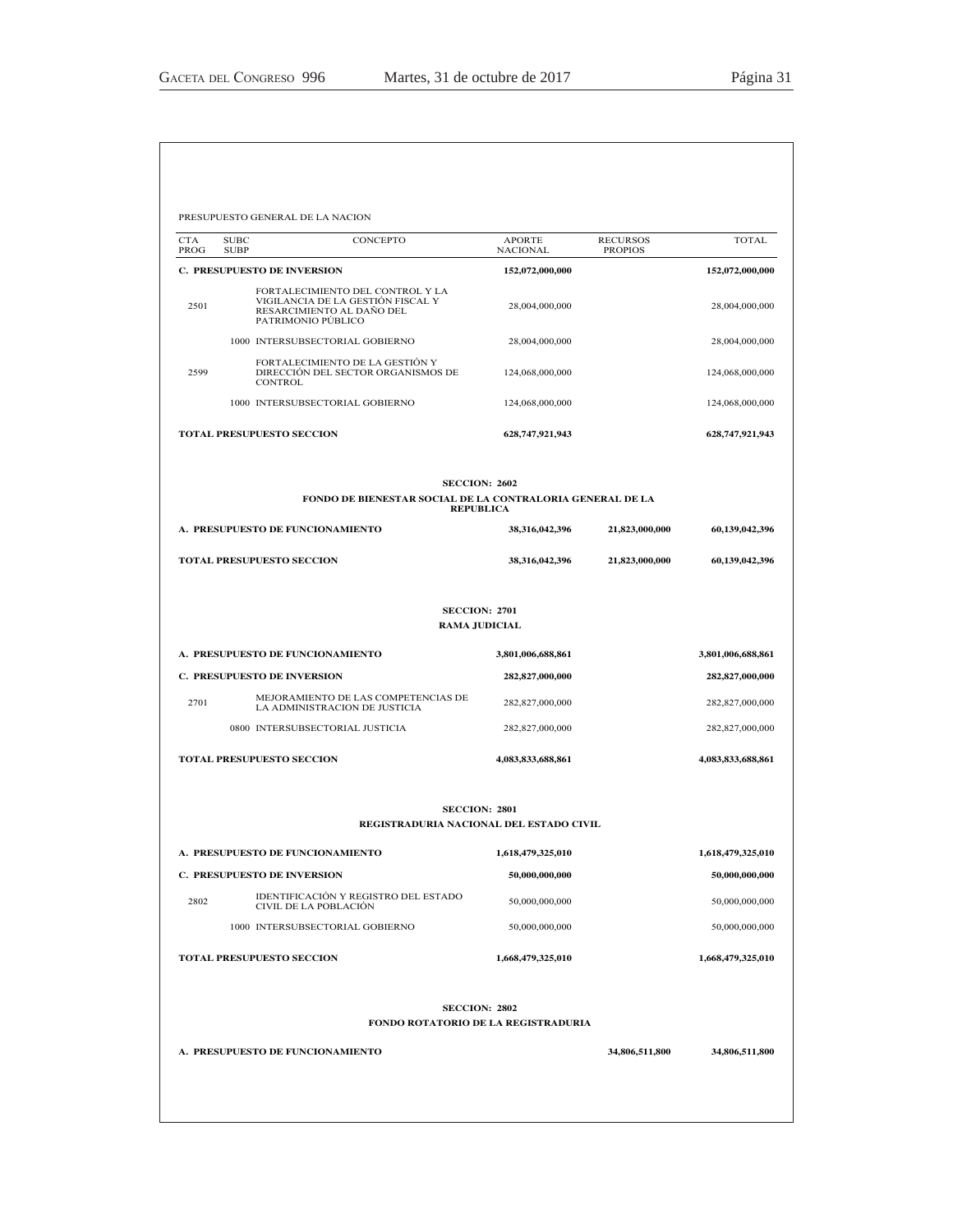PRESUPUESTO GENERAL DE LA NACION

| CTA PROG | SUBC SUBP | CONCEPTO | APORTE NACIONAL | RECURSOS PROPIOS | TOTAL |
|---|---|---|---|---|---|
| **C. PRESUPUESTO DE INVERSION** | | | **152,072,000,000** | | **152,072,000,000** |
| 2501 | | FORTALECIMIENTO DEL CONTROL Y LA VIGILANCIA DE LA GESTIÓN FISCAL Y RESARCIMIENTO AL DAÑO DEL PATRIMONIO PÚBLICO | 28,004,000,000 | | 28,004,000,000 |
| | 1000 | INTERSUBSECTORIAL GOBIERNO | 28,004,000,000 | | 28,004,000,000 |
| 2599 | | FORTALECIMIENTO DE LA GESTIÓN Y DIRECCIÓN DEL SECTOR ORGANISMOS DE CONTROL | 124,068,000,000 | | 124,068,000,000 |
| | 1000 | INTERSUBSECTORIAL GOBIERNO | 124,068,000,000 | | 124,068,000,000 |
| **TOTAL PRESUPUESTO SECCION** | | | **628,747,921,943** | | **628,747,921,943** |

**SECCION: 2602**

**FONDO DE BIENESTAR SOCIAL DE LA CONTRALORIA GENERAL DE LA REPUBLICA**

| CTA PROG | SUBC SUBP | CONCEPTO | APORTE NACIONAL | RECURSOS PROPIOS | TOTAL |
|---|---|---|---|---|---|
| **A. PRESUPUESTO DE FUNCIONAMIENTO** | | | **38,316,042,396** | **21,823,000,000** | **60,139,042,396** |
| **TOTAL PRESUPUESTO SECCION** | | | **38,316,042,396** | **21,823,000,000** | **60,139,042,396** |

**SECCION: 2701**

**RAMA JUDICIAL**

| CTA PROG | SUBC SUBP | CONCEPTO | APORTE NACIONAL | RECURSOS PROPIOS | TOTAL |
|---|---|---|---|---|---|
| **A. PRESUPUESTO DE FUNCIONAMIENTO** | | | **3,801,006,688,861** | | **3,801,006,688,861** |
| **C. PRESUPUESTO DE INVERSION** | | | **282,827,000,000** | | **282,827,000,000** |
| 2701 | | MEJORAMIENTO DE LAS COMPETENCIAS DE LA ADMINISTRACION DE JUSTICIA | 282,827,000,000 | | 282,827,000,000 |
| | 0800 | INTERSUBSECTORIAL JUSTICIA | 282,827,000,000 | | 282,827,000,000 |
| **TOTAL PRESUPUESTO SECCION** | | | **4,083,833,688,861** | | **4,083,833,688,861** |

**SECCION: 2801**

**REGISTRADURIA NACIONAL DEL ESTADO CIVIL**

| CTA PROG | SUBC SUBP | CONCEPTO | APORTE NACIONAL | RECURSOS PROPIOS | TOTAL |
|---|---|---|---|---|---|
| **A. PRESUPUESTO DE FUNCIONAMIENTO** | | | **1,618,479,325,010** | | **1,618,479,325,010** |
| **C. PRESUPUESTO DE INVERSION** | | | **50,000,000,000** | | **50,000,000,000** |
| 2802 | | IDENTIFICACIÓN Y REGISTRO DEL ESTADO CIVIL DE LA POBLACIÓN | 50,000,000,000 | | 50,000,000,000 |
| | 1000 | INTERSUBSECTORIAL GOBIERNO | 50,000,000,000 | | 50,000,000,000 |
| **TOTAL PRESUPUESTO SECCION** | | | **1,668,479,325,010** | | **1,668,479,325,010** |

**SECCION: 2802**

**FONDO ROTATORIO DE LA REGISTRADURIA**

| CTA PROG | SUBC SUBP | CONCEPTO | APORTE NACIONAL | RECURSOS PROPIOS | TOTAL |
|---|---|---|---|---|---|
| **A. PRESUPUESTO DE FUNCIONAMIENTO** | | | | **34,806,511,800** | **34,806,511,800** |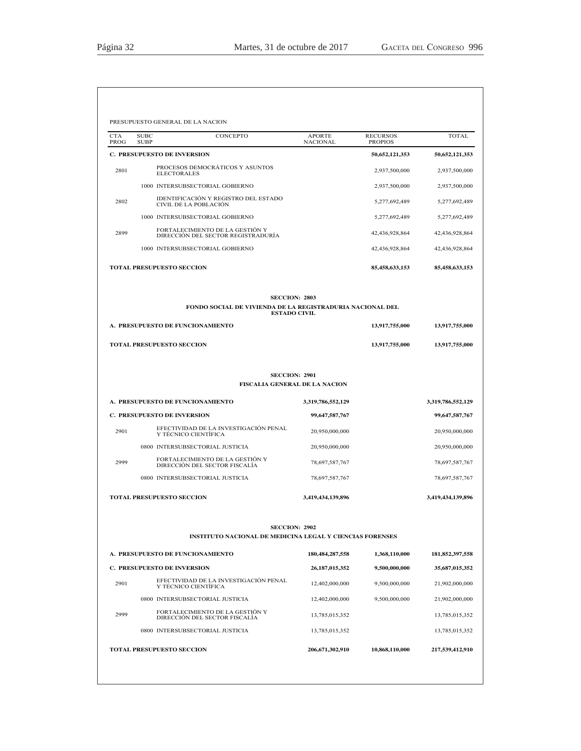PRESUPUESTO GENERAL DE LA NACION

| CTA PROG | SUBC SUBP | CONCEPTO | APORTE NACIONAL | RECURSOS PROPIOS | TOTAL |
|---|---|---|---|---|---|
| **C. PRESUPUESTO DE INVERSION** | | | | **50,652,121,353** | **50,652,121,353** |
| 2801 | | PROCESOS DEMOCRÁTICOS Y ASUNTOS ELECTORALES | | 2,937,500,000 | 2,937,500,000 |
| | 1000 | INTERSUBSECTORIAL GOBIERNO | | 2,937,500,000 | 2,937,500,000 |
| 2802 | | IDENTIFICACIÓN Y REGISTRO DEL ESTADO CIVIL DE LA POBLACIÓN | | 5,277,692,489 | 5,277,692,489 |
| | 1000 | INTERSUBSECTORIAL GOBIERNO | | 5,277,692,489 | 5,277,692,489 |
| 2899 | | FORTALECIMIENTO DE LA GESTIÓN Y DIRECCIÓN DEL SECTOR REGISTRADURÍA | | 42,436,928,864 | 42,436,928,864 |
| | 1000 | INTERSUBSECTORIAL GOBIERNO | | 42,436,928,864 | 42,436,928,864 |
| **TOTAL PRESUPUESTO SECCION** | | | | **85,458,633,153** | **85,458,633,153** |

**SECCION: 2803**

**FONDO SOCIAL DE VIVIENDA DE LA REGISTRADURIA NACIONAL DEL ESTADO CIVIL**

| CTA PROG | SUBC SUBP | CONCEPTO | APORTE NACIONAL | RECURSOS PROPIOS | TOTAL |
|---|---|---|---|---|---|
| **A. PRESUPUESTO DE FUNCIONAMIENTO** | | | | **13,917,755,000** | **13,917,755,000** |
| **TOTAL PRESUPUESTO SECCION** | | | | **13,917,755,000** | **13,917,755,000** |

**SECCION: 2901**

**FISCALIA GENERAL DE LA NACION**

| CTA PROG | SUBC SUBP | CONCEPTO | APORTE NACIONAL | RECURSOS PROPIOS | TOTAL |
|---|---|---|---|---|---|
| **A. PRESUPUESTO DE FUNCIONAMIENTO** | | | **3,319,786,552,129** | | **3,319,786,552,129** |
| **C. PRESUPUESTO DE INVERSION** | | | **99,647,587,767** | | **99,647,587,767** |
| 2901 | | EFECTIVIDAD DE LA INVESTIGACIÓN PENAL Y TÉCNICO CIENTÍFICA | 20,950,000,000 | | 20,950,000,000 |
| | 0800 | INTERSUBSECTORIAL JUSTICIA | 20,950,000,000 | | 20,950,000,000 |
| 2999 | | FORTALECIMIENTO DE LA GESTIÓN Y DIRECCIÓN DEL SECTOR FISCALÍA | 78,697,587,767 | | 78,697,587,767 |
| | 0800 | INTERSUBSECTORIAL JUSTICIA | 78,697,587,767 | | 78,697,587,767 |
| **TOTAL PRESUPUESTO SECCION** | | | **3,419,434,139,896** | | **3,419,434,139,896** |

**SECCION: 2902**

**INSTITUTO NACIONAL DE MEDICINA LEGAL Y CIENCIAS FORENSES**

| CTA PROG | SUBC SUBP | CONCEPTO | APORTE NACIONAL | RECURSOS PROPIOS | TOTAL |
|---|---|---|---|---|---|
| **A. PRESUPUESTO DE FUNCIONAMIENTO** | | | **180,484,287,558** | **1,368,110,000** | **181,852,397,558** |
| **C. PRESUPUESTO DE INVERSION** | | | **26,187,015,352** | **9,500,000,000** | **35,687,015,352** |
| 2901 | | EFECTIVIDAD DE LA INVESTIGACIÓN PENAL Y TÉCNICO CIENTÍFICA | 12,402,000,000 | 9,500,000,000 | 21,902,000,000 |
| | 0800 | INTERSUBSECTORIAL JUSTICIA | 12,402,000,000 | 9,500,000,000 | 21,902,000,000 |
| 2999 | | FORTALECIMIENTO DE LA GESTIÓN Y DIRECCIÓN DEL SECTOR FISCALÍA | 13,785,015,352 | | 13,785,015,352 |
| | 0800 | INTERSUBSECTORIAL JUSTICIA | 13,785,015,352 | | 13,785,015,352 |
| **TOTAL PRESUPUESTO SECCION** | | | **206,671,302,910** | **10,868,110,000** | **217,539,412,910** |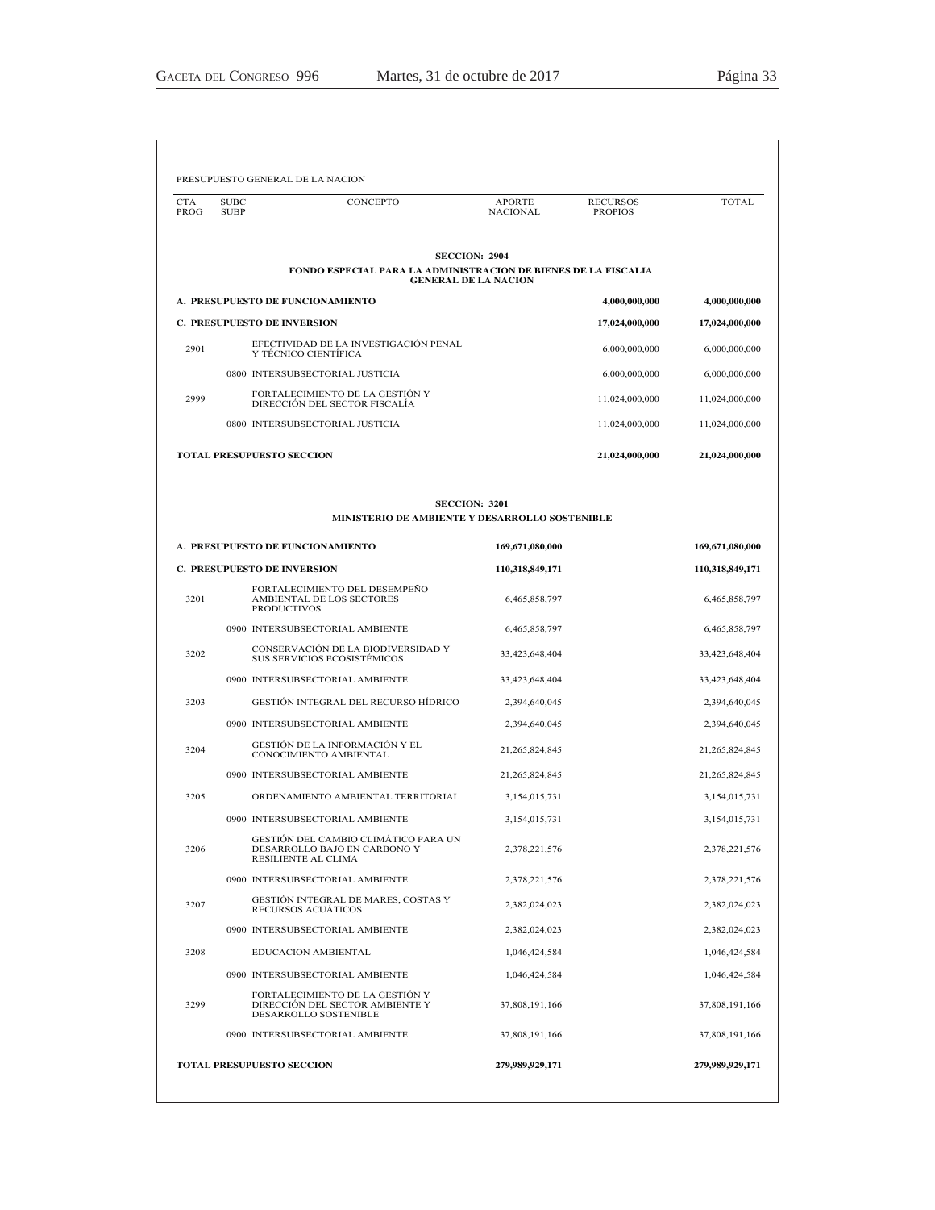PRESUPUESTO GENERAL DE LA NACION

| CTA PROG | SUBC SUBP | CONCEPTO | APORTE NACIONAL | RECURSOS PROPIOS | TOTAL |
|---|---|---|---|---|---|
| | | **SECCION: 2904** | | | |
| | | **FONDO ESPECIAL PARA LA ADMINISTRACION DE BIENES DE LA FISCALIA GENERAL DE LA NACION** | | | |
| **A. PRESUPUESTO DE FUNCIONAMIENTO** | | | | **4,000,000,000** | **4,000,000,000** |
| **C. PRESUPUESTO DE INVERSION** | | | | **17,024,000,000** | **17,024,000,000** |
| 2901 | | EFECTIVIDAD DE LA INVESTIGACIÓN PENAL Y TÉCNICO CIENTÍFICA | | 6,000,000,000 | 6,000,000,000 |
| | 0800 | INTERSUBSECTORIAL JUSTICIA | | 6,000,000,000 | 6,000,000,000 |
| 2999 | | FORTALECIMIENTO DE LA GESTIÓN Y DIRECCIÓN DEL SECTOR FISCALÍA | | 11,024,000,000 | 11,024,000,000 |
| | 0800 | INTERSUBSECTORIAL JUSTICIA | | 11,024,000,000 | 11,024,000,000 |
| **TOTAL PRESUPUESTO SECCION** | | | | **21,024,000,000** | **21,024,000,000** |
| | | **SECCION: 3201** | | | |
| | | **MINISTERIO DE AMBIENTE Y DESARROLLO SOSTENIBLE** | | | |
| **A. PRESUPUESTO DE FUNCIONAMIENTO** | | | **169,671,080,000** | | **169,671,080,000** |
| **C. PRESUPUESTO DE INVERSION** | | | **110,318,849,171** | | **110,318,849,171** |
| 3201 | | FORTALECIMIENTO DEL DESEMPEÑO AMBIENTAL DE LOS SECTORES PRODUCTIVOS | 6,465,858,797 | | 6,465,858,797 |
| | 0900 | INTERSUBSECTORIAL AMBIENTE | 6,465,858,797 | | 6,465,858,797 |
| 3202 | | CONSERVACIÓN DE LA BIODIVERSIDAD Y SUS SERVICIOS ECOSISTÉMICOS | 33,423,648,404 | | 33,423,648,404 |
| | 0900 | INTERSUBSECTORIAL AMBIENTE | 33,423,648,404 | | 33,423,648,404 |
| 3203 | | GESTIÓN INTEGRAL DEL RECURSO HÍDRICO | 2,394,640,045 | | 2,394,640,045 |
| | 0900 | INTERSUBSECTORIAL AMBIENTE | 2,394,640,045 | | 2,394,640,045 |
| 3204 | | GESTIÓN DE LA INFORMACIÓN Y EL CONOCIMIENTO AMBIENTAL | 21,265,824,845 | | 21,265,824,845 |
| | 0900 | INTERSUBSECTORIAL AMBIENTE | 21,265,824,845 | | 21,265,824,845 |
| 3205 | | ORDENAMIENTO AMBIENTAL TERRITORIAL | 3,154,015,731 | | 3,154,015,731 |
| | 0900 | INTERSUBSECTORIAL AMBIENTE | 3,154,015,731 | | 3,154,015,731 |
| 3206 | | GESTIÓN DEL CAMBIO CLIMÁTICO PARA UN DESARROLLO BAJO EN CARBONO Y RESILIENTE AL CLIMA | 2,378,221,576 | | 2,378,221,576 |
| | 0900 | INTERSUBSECTORIAL AMBIENTE | 2,378,221,576 | | 2,378,221,576 |
| 3207 | | GESTIÓN INTEGRAL DE MARES, COSTAS Y RECURSOS ACUÁTICOS | 2,382,024,023 | | 2,382,024,023 |
| | 0900 | INTERSUBSECTORIAL AMBIENTE | 2,382,024,023 | | 2,382,024,023 |
| 3208 | | EDUCACION AMBIENTAL | 1,046,424,584 | | 1,046,424,584 |
| | 0900 | INTERSUBSECTORIAL AMBIENTE | 1,046,424,584 | | 1,046,424,584 |
| 3299 | | FORTALECIMIENTO DE LA GESTIÓN Y DIRECCIÓN DEL SECTOR AMBIENTE Y DESARROLLO SOSTENIBLE | 37,808,191,166 | | 37,808,191,166 |
| | 0900 | INTERSUBSECTORIAL AMBIENTE | 37,808,191,166 | | 37,808,191,166 |
| **TOTAL PRESUPUESTO SECCION** | | | **279,989,929,171** | | **279,989,929,171** |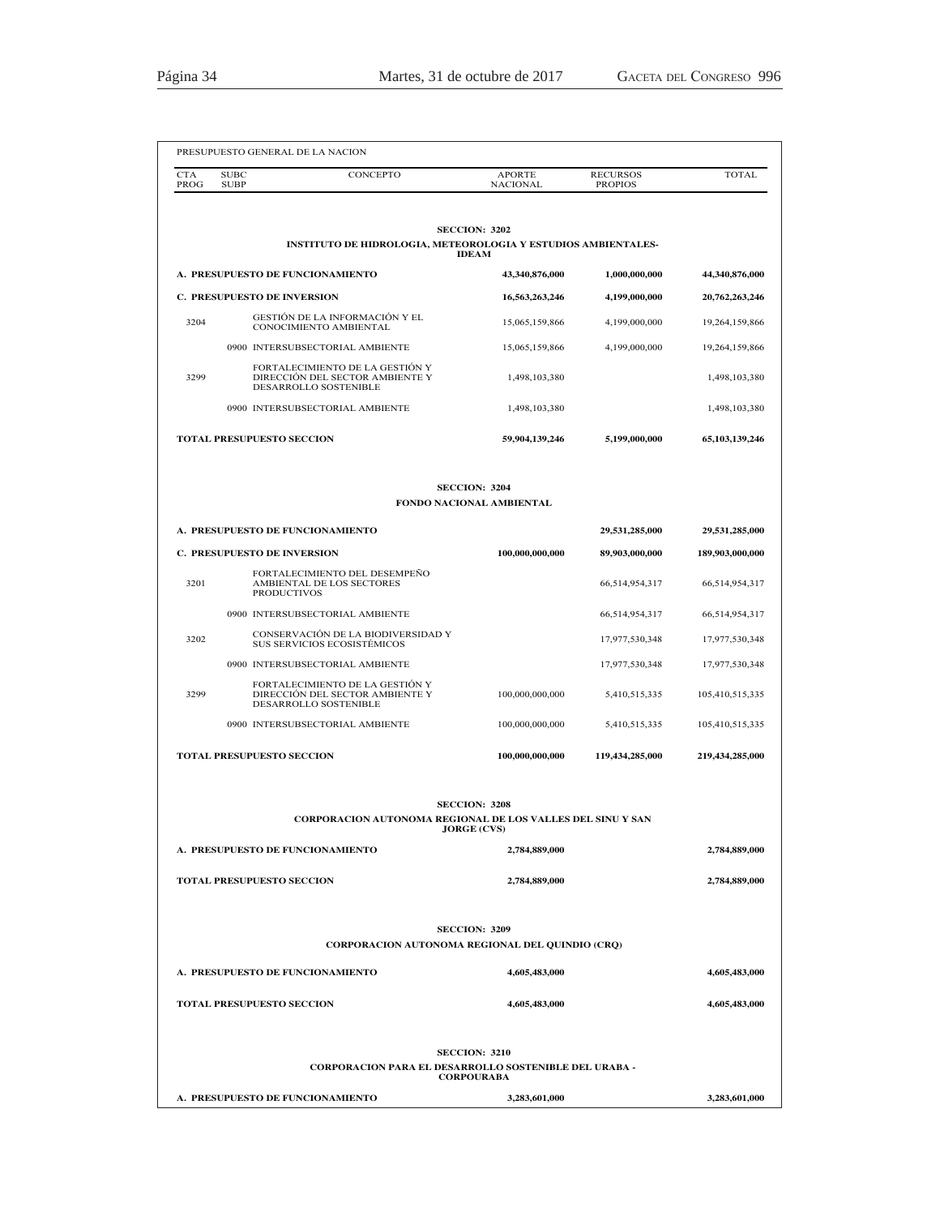PRESUPUESTO GENERAL DE LA NACION

| CTA PROG | SUBC SUBP | CONCEPTO | APORTE NACIONAL | RECURSOS PROPIOS | TOTAL |
|---|---|---|---|---|---|
| | | **SECCION: 3202** | | | |
| | | **INSTITUTO DE HIDROLOGIA, METEOROLOGIA Y ESTUDIOS AMBIENTALES-IDEAM** | | | |
| **A. PRESUPUESTO DE FUNCIONAMIENTO** | | | **43,340,876,000** | **1,000,000,000** | **44,340,876,000** |
| **C. PRESUPUESTO DE INVERSION** | | | **16,563,263,246** | **4,199,000,000** | **20,762,263,246** |
| 3204 | | GESTIÓN DE LA INFORMACIÓN Y EL CONOCIMIENTO AMBIENTAL | 15,065,159,866 | 4,199,000,000 | 19,264,159,866 |
| | 0900 | INTERSUBSECTORIAL AMBIENTE | 15,065,159,866 | 4,199,000,000 | 19,264,159,866 |
| 3299 | | FORTALECIMIENTO DE LA GESTIÓN Y DIRECCIÓN DEL SECTOR AMBIENTE Y DESARROLLO SOSTENIBLE | 1,498,103,380 | | 1,498,103,380 |
| | 0900 | INTERSUBSECTORIAL AMBIENTE | 1,498,103,380 | | 1,498,103,380 |
| **TOTAL PRESUPUESTO SECCION** | | | **59,904,139,246** | **5,199,000,000** | **65,103,139,246** |
| | | **SECCION: 3204** | | | |
| | | **FONDO NACIONAL AMBIENTAL** | | | |
| **A. PRESUPUESTO DE FUNCIONAMIENTO** | | | | **29,531,285,000** | **29,531,285,000** |
| **C. PRESUPUESTO DE INVERSION** | | | **100,000,000,000** | **89,903,000,000** | **189,903,000,000** |
| 3201 | | FORTALECIMIENTO DEL DESEMPEÑO AMBIENTAL DE LOS SECTORES PRODUCTIVOS | | 66,514,954,317 | 66,514,954,317 |
| | 0900 | INTERSUBSECTORIAL AMBIENTE | | 66,514,954,317 | 66,514,954,317 |
| 3202 | | CONSERVACIÓN DE LA BIODIVERSIDAD Y SUS SERVICIOS ECOSISTÉMICOS | | 17,977,530,348 | 17,977,530,348 |
| | 0900 | INTERSUBSECTORIAL AMBIENTE | | 17,977,530,348 | 17,977,530,348 |
| 3299 | | FORTALECIMIENTO DE LA GESTIÓN Y DIRECCIÓN DEL SECTOR AMBIENTE Y DESARROLLO SOSTENIBLE | 100,000,000,000 | 5,410,515,335 | 105,410,515,335 |
| | 0900 | INTERSUBSECTORIAL AMBIENTE | 100,000,000,000 | 5,410,515,335 | 105,410,515,335 |
| **TOTAL PRESUPUESTO SECCION** | | | **100,000,000,000** | **119,434,285,000** | **219,434,285,000** |
| | | **SECCION: 3208** | | | |
| | | **CORPORACION AUTONOMA REGIONAL DE LOS VALLES DEL SINU Y SAN JORGE (CVS)** | | | |
| **A. PRESUPUESTO DE FUNCIONAMIENTO** | | | **2,784,889,000** | | **2,784,889,000** |
| **TOTAL PRESUPUESTO SECCION** | | | **2,784,889,000** | | **2,784,889,000** |
| | | **SECCION: 3209** | | | |
| | | **CORPORACION AUTONOMA REGIONAL DEL QUINDIO (CRQ)** | | | |
| **A. PRESUPUESTO DE FUNCIONAMIENTO** | | | **4,605,483,000** | | **4,605,483,000** |
| **TOTAL PRESUPUESTO SECCION** | | | **4,605,483,000** | | **4,605,483,000** |
| | | **SECCION: 3210** | | | |
| | | **CORPORACION PARA EL DESARROLLO SOSTENIBLE DEL URABA - CORPOURABA** | | | |
| **A. PRESUPUESTO DE FUNCIONAMIENTO** | | | **3,283,601,000** | | **3,283,601,000** |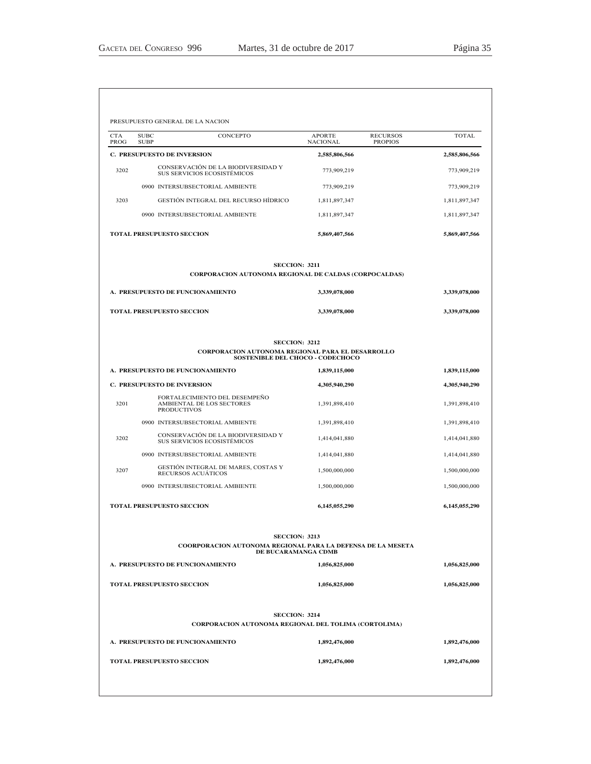PRESUPUESTO GENERAL DE LA NACION

| CTA PROG | SUBC SUBP | CONCEPTO | APORTE NACIONAL | RECURSOS PROPIOS | TOTAL |
|---|---|---|---|---|---|
| **C. PRESUPUESTO DE INVERSION** | | | **2,585,806,566** | | **2,585,806,566** |
| 3202 | | CONSERVACIÓN DE LA BIODIVERSIDAD Y SUS SERVICIOS ECOSISTÉMICOS | 773,909,219 | | 773,909,219 |
| | 0900 | INTERSUBSECTORIAL AMBIENTE | 773,909,219 | | 773,909,219 |
| 3203 | | GESTIÓN INTEGRAL DEL RECURSO HÍDRICO | 1,811,897,347 | | 1,811,897,347 |
| | 0900 | INTERSUBSECTORIAL AMBIENTE | 1,811,897,347 | | 1,811,897,347 |
| **TOTAL PRESUPUESTO SECCION** | | | **5,869,407,566** | | **5,869,407,566** |

**SECCION: 3211**

**CORPORACION AUTONOMA REGIONAL DE CALDAS (CORPOCALDAS)**

| CTA PROG | SUBC SUBP | CONCEPTO | APORTE NACIONAL | RECURSOS PROPIOS | TOTAL |
|---|---|---|---|---|---|
| **A. PRESUPUESTO DE FUNCIONAMIENTO** | | | **3,339,078,000** | | **3,339,078,000** |
| **TOTAL PRESUPUESTO SECCION** | | | **3,339,078,000** | | **3,339,078,000** |

**SECCION: 3212**

**CORPORACION AUTONOMA REGIONAL PARA EL DESARROLLO SOSTENIBLE DEL CHOCO - CODECHOCO**

| CTA PROG | SUBC SUBP | CONCEPTO | APORTE NACIONAL | RECURSOS PROPIOS | TOTAL |
|---|---|---|---|---|---|
| **A. PRESUPUESTO DE FUNCIONAMIENTO** | | | **1,839,115,000** | | **1,839,115,000** |
| **C. PRESUPUESTO DE INVERSION** | | | **4,305,940,290** | | **4,305,940,290** |
| 3201 | | FORTALECIMIENTO DEL DESEMPEÑO AMBIENTAL DE LOS SECTORES PRODUCTIVOS | 1,391,898,410 | | 1,391,898,410 |
| | 0900 | INTERSUBSECTORIAL AMBIENTE | 1,391,898,410 | | 1,391,898,410 |
| 3202 | | CONSERVACIÓN DE LA BIODIVERSIDAD Y SUS SERVICIOS ECOSISTÉMICOS | 1,414,041,880 | | 1,414,041,880 |
| | 0900 | INTERSUBSECTORIAL AMBIENTE | 1,414,041,880 | | 1,414,041,880 |
| 3207 | | GESTIÓN INTEGRAL DE MARES, COSTAS Y RECURSOS ACUÁTICOS | 1,500,000,000 | | 1,500,000,000 |
| | 0900 | INTERSUBSECTORIAL AMBIENTE | 1,500,000,000 | | 1,500,000,000 |
| **TOTAL PRESUPUESTO SECCION** | | | **6,145,055,290** | | **6,145,055,290** |

**SECCION: 3213**

**COORPORACION AUTONOMA REGIONAL PARA LA DEFENSA DE LA MESETA DE BUCARAMANGA CDMB**

| CTA PROG | SUBC SUBP | CONCEPTO | APORTE NACIONAL | RECURSOS PROPIOS | TOTAL |
|---|---|---|---|---|---|
| **A. PRESUPUESTO DE FUNCIONAMIENTO** | | | **1,056,825,000** | | **1,056,825,000** |
| **TOTAL PRESUPUESTO SECCION** | | | **1,056,825,000** | | **1,056,825,000** |

**SECCION: 3214**

**CORPORACION AUTONOMA REGIONAL DEL TOLIMA (CORTOLIMA)**

| CTA PROG | SUBC SUBP | CONCEPTO | APORTE NACIONAL | RECURSOS PROPIOS | TOTAL |
|---|---|---|---|---|---|
| **A. PRESUPUESTO DE FUNCIONAMIENTO** | | | **1,892,476,000** | | **1,892,476,000** |
| **TOTAL PRESUPUESTO SECCION** | | | **1,892,476,000** | | **1,892,476,000** |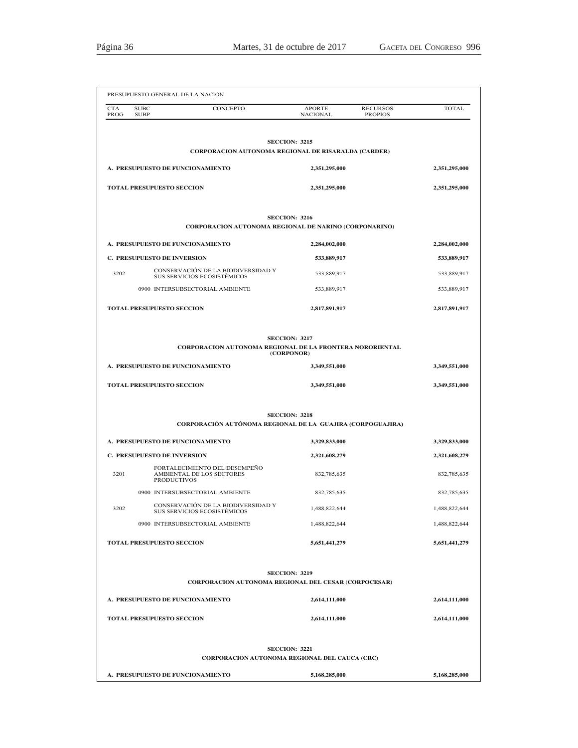PRESUPUESTO GENERAL DE LA NACION

| CTA PROG | SUBC SUBP | CONCEPTO | APORTE NACIONAL | RECURSOS PROPIOS | TOTAL |
|---|---|---|---|---|---|
| | | **SECCION: 3215** | | | |
| | | **CORPORACION AUTONOMA REGIONAL DE RISARALDA (CARDER)** | | | |
| **A. PRESUPUESTO DE FUNCIONAMIENTO** | | | **2,351,295,000** | | **2,351,295,000** |
| **TOTAL PRESUPUESTO SECCION** | | | **2,351,295,000** | | **2,351,295,000** |
| | | **SECCION: 3216** | | | |
| | | **CORPORACION AUTONOMA REGIONAL DE NARINO (CORPONARINO)** | | | |
| **A. PRESUPUESTO DE FUNCIONAMIENTO** | | | **2,284,002,000** | | **2,284,002,000** |
| **C. PRESUPUESTO DE INVERSION** | | | **533,889,917** | | **533,889,917** |
| 3202 | | CONSERVACIÓN DE LA BIODIVERSIDAD Y SUS SERVICIOS ECOSISTÉMICOS | 533,889,917 | | 533,889,917 |
| | 0900 | INTERSUBSECTORIAL AMBIENTE | 533,889,917 | | 533,889,917 |
| **TOTAL PRESUPUESTO SECCION** | | | **2,817,891,917** | | **2,817,891,917** |
| | | **SECCION: 3217** | | | |
| | | **CORPORACION AUTONOMA REGIONAL DE LA FRONTERA NORORIENTAL (CORPONOR)** | | | |
| **A. PRESUPUESTO DE FUNCIONAMIENTO** | | | **3,349,551,000** | | **3,349,551,000** |
| **TOTAL PRESUPUESTO SECCION** | | | **3,349,551,000** | | **3,349,551,000** |
| | | **SECCION: 3218** | | | |
| | | **CORPORACIÓN AUTÓNOMA REGIONAL DE LA GUAJIRA (CORPOGUAJIRA)** | | | |
| **A. PRESUPUESTO DE FUNCIONAMIENTO** | | | **3,329,833,000** | | **3,329,833,000** |
| **C. PRESUPUESTO DE INVERSION** | | | **2,321,608,279** | | **2,321,608,279** |
| 3201 | | FORTALECIMIENTO DEL DESEMPEÑO AMBIENTAL DE LOS SECTORES PRODUCTIVOS | 832,785,635 | | 832,785,635 |
| | 0900 | INTERSUBSECTORIAL AMBIENTE | 832,785,635 | | 832,785,635 |
| 3202 | | CONSERVACIÓN DE LA BIODIVERSIDAD Y SUS SERVICIOS ECOSISTÉMICOS | 1,488,822,644 | | 1,488,822,644 |
| | 0900 | INTERSUBSECTORIAL AMBIENTE | 1,488,822,644 | | 1,488,822,644 |
| **TOTAL PRESUPUESTO SECCION** | | | **5,651,441,279** | | **5,651,441,279** |
| | | **SECCION: 3219** | | | |
| | | **CORPORACION AUTONOMA REGIONAL DEL CESAR (CORPOCESAR)** | | | |
| **A. PRESUPUESTO DE FUNCIONAMIENTO** | | | **2,614,111,000** | | **2,614,111,000** |
| **TOTAL PRESUPUESTO SECCION** | | | **2,614,111,000** | | **2,614,111,000** |
| | | **SECCION: 3221** | | | |
| | | **CORPORACION AUTONOMA REGIONAL DEL CAUCA (CRC)** | | | |
| **A. PRESUPUESTO DE FUNCIONAMIENTO** | | | **5,168,285,000** | | **5,168,285,000** |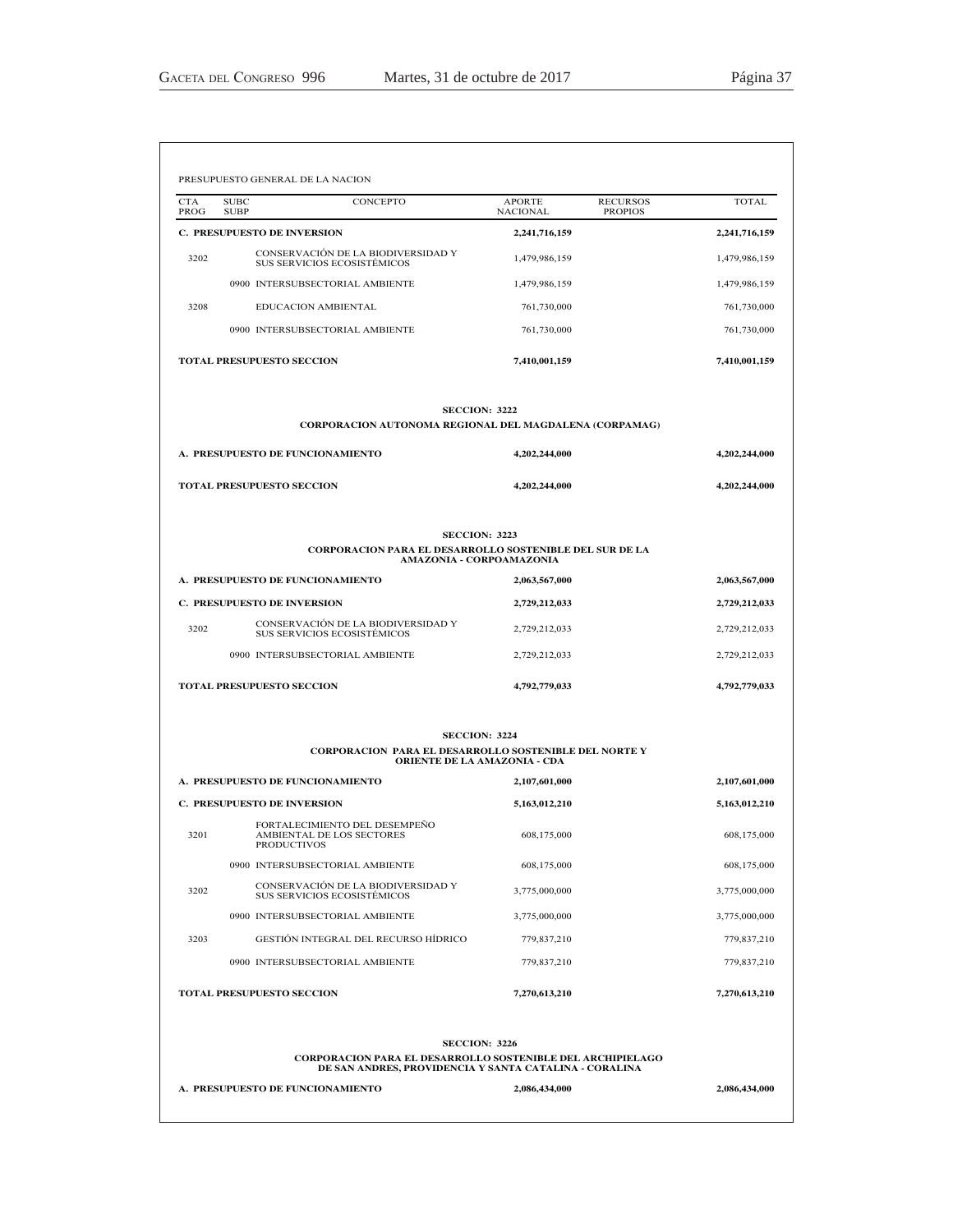PRESUPUESTO GENERAL DE LA NACION

| CTA PROG | SUBC SUBP | CONCEPTO | APORTE NACIONAL | RECURSOS PROPIOS | TOTAL |
|---|---|---|---|---|---|
| **C. PRESUPUESTO DE INVERSION** | | | **2,241,716,159** | | **2,241,716,159** |
| 3202 | | CONSERVACIÓN DE LA BIODIVERSIDAD Y SUS SERVICIOS ECOSISTÉMICOS | 1,479,986,159 | | 1,479,986,159 |
| | 0900 | INTERSUBSECTORIAL AMBIENTE | 1,479,986,159 | | 1,479,986,159 |
| 3208 | | EDUCACION AMBIENTAL | 761,730,000 | | 761,730,000 |
| | 0900 | INTERSUBSECTORIAL AMBIENTE | 761,730,000 | | 761,730,000 |
| **TOTAL PRESUPUESTO SECCION** | | | **7,410,001,159** | | **7,410,001,159** |

**SECCION: 3222**

**CORPORACION AUTONOMA REGIONAL DEL MAGDALENA (CORPAMAG)**

| CTA PROG | SUBC SUBP | CONCEPTO | APORTE NACIONAL | RECURSOS PROPIOS | TOTAL |
|---|---|---|---|---|---|
| **A. PRESUPUESTO DE FUNCIONAMIENTO** | | | **4,202,244,000** | | **4,202,244,000** |
| **TOTAL PRESUPUESTO SECCION** | | | **4,202,244,000** | | **4,202,244,000** |

**SECCION: 3223**

**CORPORACION PARA EL DESARROLLO SOSTENIBLE DEL SUR DE LA AMAZONIA - CORPOAMAZONIA**

| CTA PROG | SUBC SUBP | CONCEPTO | APORTE NACIONAL | RECURSOS PROPIOS | TOTAL |
|---|---|---|---|---|---|
| **A. PRESUPUESTO DE FUNCIONAMIENTO** | | | **2,063,567,000** | | **2,063,567,000** |
| **C. PRESUPUESTO DE INVERSION** | | | **2,729,212,033** | | **2,729,212,033** |
| 3202 | | CONSERVACIÓN DE LA BIODIVERSIDAD Y SUS SERVICIOS ECOSISTÉMICOS | 2,729,212,033 | | 2,729,212,033 |
| | 0900 | INTERSUBSECTORIAL AMBIENTE | 2,729,212,033 | | 2,729,212,033 |
| **TOTAL PRESUPUESTO SECCION** | | | **4,792,779,033** | | **4,792,779,033** |

**SECCION: 3224**

**CORPORACION PARA EL DESARROLLO SOSTENIBLE DEL NORTE Y ORIENTE DE LA AMAZONIA - CDA**

| CTA PROG | SUBC SUBP | CONCEPTO | APORTE NACIONAL | RECURSOS PROPIOS | TOTAL |
|---|---|---|---|---|---|
| **A. PRESUPUESTO DE FUNCIONAMIENTO** | | | **2,107,601,000** | | **2,107,601,000** |
| **C. PRESUPUESTO DE INVERSION** | | | **5,163,012,210** | | **5,163,012,210** |
| 3201 | | FORTALECIMIENTO DEL DESEMPEÑO AMBIENTAL DE LOS SECTORES PRODUCTIVOS | 608,175,000 | | 608,175,000 |
| | 0900 | INTERSUBSECTORIAL AMBIENTE | 608,175,000 | | 608,175,000 |
| 3202 | | CONSERVACIÓN DE LA BIODIVERSIDAD Y SUS SERVICIOS ECOSISTÉMICOS | 3,775,000,000 | | 3,775,000,000 |
| | 0900 | INTERSUBSECTORIAL AMBIENTE | 3,775,000,000 | | 3,775,000,000 |
| 3203 | | GESTIÓN INTEGRAL DEL RECURSO HÍDRICO | 779,837,210 | | 779,837,210 |
| | 0900 | INTERSUBSECTORIAL AMBIENTE | 779,837,210 | | 779,837,210 |
| **TOTAL PRESUPUESTO SECCION** | | | **7,270,613,210** | | **7,270,613,210** |

**SECCION: 3226**

**CORPORACION PARA EL DESARROLLO SOSTENIBLE DEL ARCHIPIELAGO DE SAN ANDRES, PROVIDENCIA Y SANTA CATALINA - CORALINA**

| CTA PROG | SUBC SUBP | CONCEPTO | APORTE NACIONAL | RECURSOS PROPIOS | TOTAL |
|---|---|---|---|---|---|
| **A. PRESUPUESTO DE FUNCIONAMIENTO** | | | **2,086,434,000** | | **2,086,434,000** |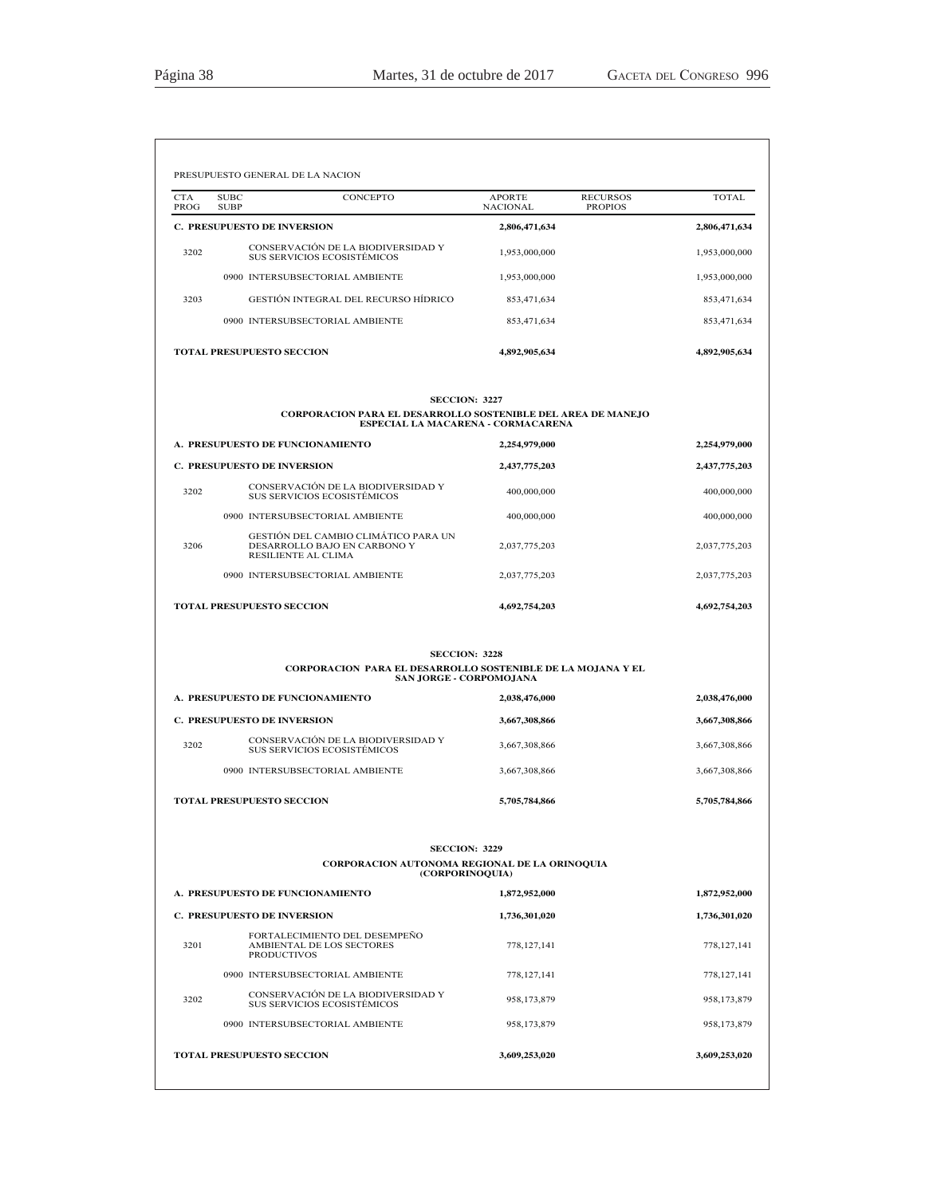PRESUPUESTO GENERAL DE LA NACION

| CTA PROG | SUBC SUBP | CONCEPTO | APORTE NACIONAL | RECURSOS PROPIOS | TOTAL |
|---|---|---|---|---|---|
| **C. PRESUPUESTO DE INVERSION** | | | **2,806,471,634** | | **2,806,471,634** |
| 3202 | | CONSERVACIÓN DE LA BIODIVERSIDAD Y SUS SERVICIOS ECOSISTÉMICOS | 1,953,000,000 | | 1,953,000,000 |
| | 0900 | INTERSUBSECTORIAL AMBIENTE | 1,953,000,000 | | 1,953,000,000 |
| 3203 | | GESTIÓN INTEGRAL DEL RECURSO HÍDRICO | 853,471,634 | | 853,471,634 |
| | 0900 | INTERSUBSECTORIAL AMBIENTE | 853,471,634 | | 853,471,634 |
| **TOTAL PRESUPUESTO SECCION** | | | **4,892,905,634** | | **4,892,905,634** |

**SECCIÓN: 3227**

**CORPORACION PARA EL DESARROLLO SOSTENIBLE DEL AREA DE MANEJO ESPECIAL LA MACARENA - CORMACARENA**

| CTA PROG | SUBC SUBP | CONCEPTO | APORTE NACIONAL | RECURSOS PROPIOS | TOTAL |
|---|---|---|---|---|---|
| **A. PRESUPUESTO DE FUNCIONAMIENTO** | | | **2,254,979,000** | | **2,254,979,000** |
| **C. PRESUPUESTO DE INVERSION** | | | **2,437,775,203** | | **2,437,775,203** |
| 3202 | | CONSERVACIÓN DE LA BIODIVERSIDAD Y SUS SERVICIOS ECOSISTÉMICOS | 400,000,000 | | 400,000,000 |
| | 0900 | INTERSUBSECTORIAL AMBIENTE | 400,000,000 | | 400,000,000 |
| 3206 | | GESTIÓN DEL CAMBIO CLIMÁTICO PARA UN DESARROLLO BAJO EN CARBONO Y RESILIENTE AL CLIMA | 2,037,775,203 | | 2,037,775,203 |
| | 0900 | INTERSUBSECTORIAL AMBIENTE | 2,037,775,203 | | 2,037,775,203 |
| **TOTAL PRESUPUESTO SECCION** | | | **4,692,754,203** | | **4,692,754,203** |

**SECCIÓN: 3228**

**CORPORACION PARA EL DESARROLLO SOSTENIBLE DE LA MOJANA Y EL SAN JORGE - CORPOMOJANA**

| CTA PROG | SUBC SUBP | CONCEPTO | APORTE NACIONAL | RECURSOS PROPIOS | TOTAL |
|---|---|---|---|---|---|
| **A. PRESUPUESTO DE FUNCIONAMIENTO** | | | **2,038,476,000** | | **2,038,476,000** |
| **C. PRESUPUESTO DE INVERSION** | | | **3,667,308,866** | | **3,667,308,866** |
| 3202 | | CONSERVACIÓN DE LA BIODIVERSIDAD Y SUS SERVICIOS ECOSISTÉMICOS | 3,667,308,866 | | 3,667,308,866 |
| | 0900 | INTERSUBSECTORIAL AMBIENTE | 3,667,308,866 | | 3,667,308,866 |
| **TOTAL PRESUPUESTO SECCION** | | | **5,705,784,866** | | **5,705,784,866** |

**SECCIÓN: 3229**

**CORPORACION AUTONOMA REGIONAL DE LA ORINOQUIA (CORPORINOQUIA)**

| CTA PROG | SUBC SUBP | CONCEPTO | APORTE NACIONAL | RECURSOS PROPIOS | TOTAL |
|---|---|---|---|---|---|
| **A. PRESUPUESTO DE FUNCIONAMIENTO** | | | **1,872,952,000** | | **1,872,952,000** |
| **C. PRESUPUESTO DE INVERSION** | | | **1,736,301,020** | | **1,736,301,020** |
| 3201 | | FORTALECIMIENTO DEL DESEMPEÑO AMBIENTAL DE LOS SECTORES PRODUCTIVOS | 778,127,141 | | 778,127,141 |
| | 0900 | INTERSUBSECTORIAL AMBIENTE | 778,127,141 | | 778,127,141 |
| 3202 | | CONSERVACIÓN DE LA BIODIVERSIDAD Y SUS SERVICIOS ECOSISTÉMICOS | 958,173,879 | | 958,173,879 |
| | 0900 | INTERSUBSECTORIAL AMBIENTE | 958,173,879 | | 958,173,879 |
| **TOTAL PRESUPUESTO SECCION** | | | **3,609,253,020** | | **3,609,253,020** |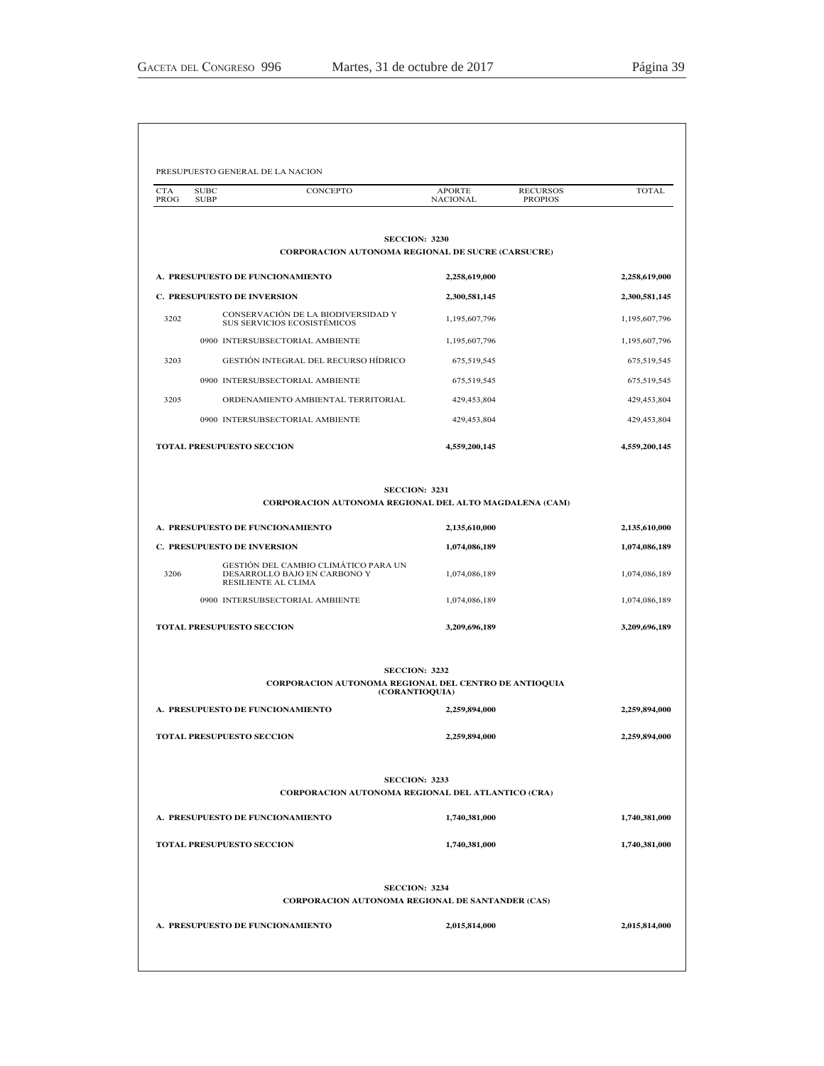PRESUPUESTO GENERAL DE LA NACION

| CTA PROG | SUBC SUBP | CONCEPTO | APORTE NACIONAL | RECURSOS PROPIOS | TOTAL |
|---|---|---|---|---|---|
| | | **SECCION: 3230** | | | |
| | | **CORPORACION AUTONOMA REGIONAL DE SUCRE (CARSUCRE)** | | | |
| **A. PRESUPUESTO DE FUNCIONAMIENTO** | | | **2,258,619,000** | | **2,258,619,000** |
| **C. PRESUPUESTO DE INVERSION** | | | **2,300,581,145** | | **2,300,581,145** |
| 3202 | | CONSERVACIÓN DE LA BIODIVERSIDAD Y SUS SERVICIOS ECOSISTÉMICOS | 1,195,607,796 | | 1,195,607,796 |
| | 0900 | INTERSUBSECTORIAL AMBIENTE | 1,195,607,796 | | 1,195,607,796 |
| 3203 | | GESTIÓN INTEGRAL DEL RECURSO HÍDRICO | 675,519,545 | | 675,519,545 |
| | 0900 | INTERSUBSECTORIAL AMBIENTE | 675,519,545 | | 675,519,545 |
| 3205 | | ORDENAMIENTO AMBIENTAL TERRITORIAL | 429,453,804 | | 429,453,804 |
| | 0900 | INTERSUBSECTORIAL AMBIENTE | 429,453,804 | | 429,453,804 |
| **TOTAL PRESUPUESTO SECCION** | | | **4,559,200,145** | | **4,559,200,145** |
| | | **SECCION: 3231** | | | |
| | | **CORPORACION AUTONOMA REGIONAL DEL ALTO MAGDALENA (CAM)** | | | |
| **A. PRESUPUESTO DE FUNCIONAMIENTO** | | | **2,135,610,000** | | **2,135,610,000** |
| **C. PRESUPUESTO DE INVERSION** | | | **1,074,086,189** | | **1,074,086,189** |
| 3206 | | GESTIÓN DEL CAMBIO CLIMÁTICO PARA UN DESARROLLO BAJO EN CARBONO Y RESILIENTE AL CLIMA | 1,074,086,189 | | 1,074,086,189 |
| | 0900 | INTERSUBSECTORIAL AMBIENTE | 1,074,086,189 | | 1,074,086,189 |
| **TOTAL PRESUPUESTO SECCION** | | | **3,209,696,189** | | **3,209,696,189** |
| | | **SECCION: 3232** | | | |
| | | **CORPORACION AUTONOMA REGIONAL DEL CENTRO DE ANTIOQUIA (CORANTIOQUIA)** | | | |
| **A. PRESUPUESTO DE FUNCIONAMIENTO** | | | **2,259,894,000** | | **2,259,894,000** |
| **TOTAL PRESUPUESTO SECCION** | | | **2,259,894,000** | | **2,259,894,000** |
| | | **SECCION: 3233** | | | |
| | | **CORPORACION AUTONOMA REGIONAL DEL ATLANTICO (CRA)** | | | |
| **A. PRESUPUESTO DE FUNCIONAMIENTO** | | | **1,740,381,000** | | **1,740,381,000** |
| **TOTAL PRESUPUESTO SECCION** | | | **1,740,381,000** | | **1,740,381,000** |
| | | **SECCION: 3234** | | | |
| | | **CORPORACION AUTONOMA REGIONAL DE SANTANDER (CAS)** | | | |
| **A. PRESUPUESTO DE FUNCIONAMIENTO** | | | **2,015,814,000** | | **2,015,814,000** |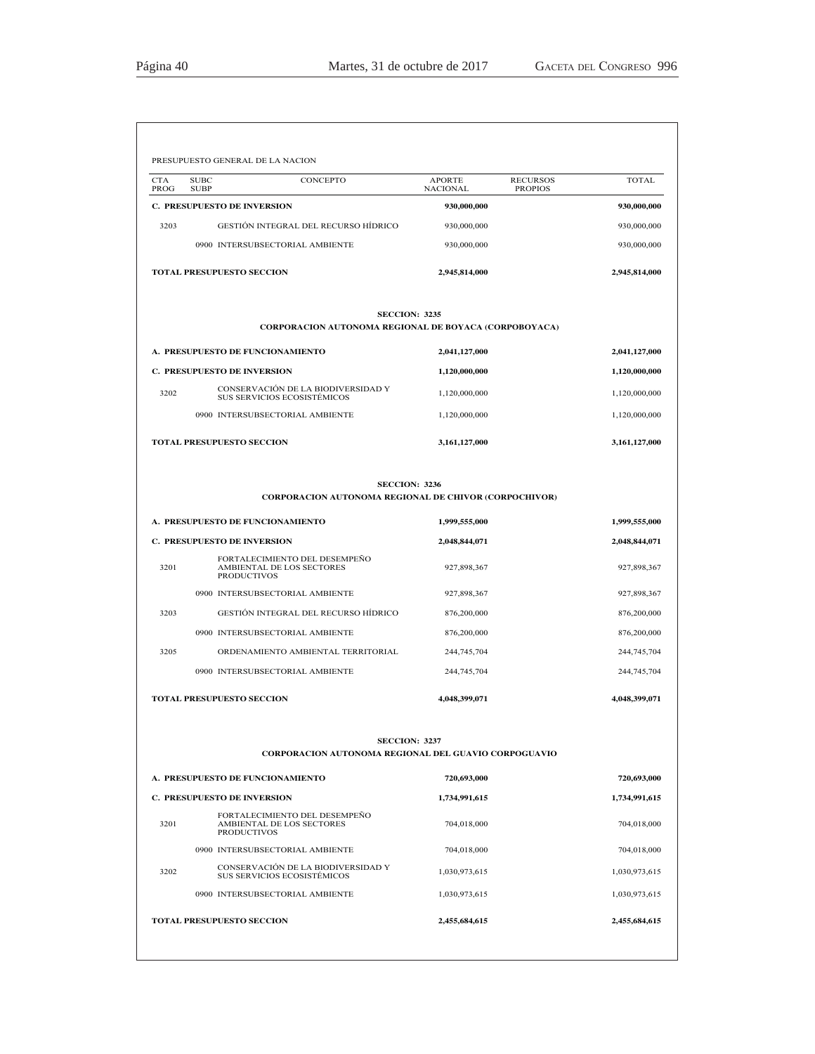PRESUPUESTO GENERAL DE LA NACION

| CTA PROG | SUBC SUBP | CONCEPTO | APORTE NACIONAL | RECURSOS PROPIOS | TOTAL |
|---|---|---|---|---|---|
| **C. PRESUPUESTO DE INVERSION** | | | **930,000,000** | | **930,000,000** |
| 3203 | | GESTIÓN INTEGRAL DEL RECURSO HÍDRICO | 930,000,000 | | 930,000,000 |
| | 0900 | INTERSUBSECTORIAL AMBIENTE | 930,000,000 | | 930,000,000 |
| **TOTAL PRESUPUESTO SECCION** | | | **2,945,814,000** | | **2,945,814,000** |

**SECCION: 3235**

**CORPORACION AUTONOMA REGIONAL DE BOYACA (CORPOBOYACA)**

| CTA PROG | SUBC SUBP | CONCEPTO | APORTE NACIONAL | RECURSOS PROPIOS | TOTAL |
|---|---|---|---|---|---|
| **A. PRESUPUESTO DE FUNCIONAMIENTO** | | | **2,041,127,000** | | **2,041,127,000** |
| **C. PRESUPUESTO DE INVERSION** | | | **1,120,000,000** | | **1,120,000,000** |
| 3202 | | CONSERVACIÓN DE LA BIODIVERSIDAD Y SUS SERVICIOS ECOSISTÉMICOS | 1,120,000,000 | | 1,120,000,000 |
| | 0900 | INTERSUBSECTORIAL AMBIENTE | 1,120,000,000 | | 1,120,000,000 |
| **TOTAL PRESUPUESTO SECCION** | | | **3,161,127,000** | | **3,161,127,000** |

**SECCION: 3236**

**CORPORACION AUTONOMA REGIONAL DE CHIVOR (CORPOCHIVOR)**

| CTA PROG | SUBC SUBP | CONCEPTO | APORTE NACIONAL | RECURSOS PROPIOS | TOTAL |
|---|---|---|---|---|---|
| **A. PRESUPUESTO DE FUNCIONAMIENTO** | | | **1,999,555,000** | | **1,999,555,000** |
| **C. PRESUPUESTO DE INVERSION** | | | **2,048,844,071** | | **2,048,844,071** |
| 3201 | | FORTALECIMIENTO DEL DESEMPEÑO AMBIENTAL DE LOS SECTORES PRODUCTIVOS | 927,898,367 | | 927,898,367 |
| | 0900 | INTERSUBSECTORIAL AMBIENTE | 927,898,367 | | 927,898,367 |
| 3203 | | GESTIÓN INTEGRAL DEL RECURSO HÍDRICO | 876,200,000 | | 876,200,000 |
| | 0900 | INTERSUBSECTORIAL AMBIENTE | 876,200,000 | | 876,200,000 |
| 3205 | | ORDENAMIENTO AMBIENTAL TERRITORIAL | 244,745,704 | | 244,745,704 |
| | 0900 | INTERSUBSECTORIAL AMBIENTE | 244,745,704 | | 244,745,704 |
| **TOTAL PRESUPUESTO SECCION** | | | **4,048,399,071** | | **4,048,399,071** |

**SECCION: 3237**

**CORPORACION AUTONOMA REGIONAL DEL GUAVIO CORPOGUAVIO**

| CTA PROG | SUBC SUBP | CONCEPTO | APORTE NACIONAL | RECURSOS PROPIOS | TOTAL |
|---|---|---|---|---|---|
| **A. PRESUPUESTO DE FUNCIONAMIENTO** | | | **720,693,000** | | **720,693,000** |
| **C. PRESUPUESTO DE INVERSION** | | | **1,734,991,615** | | **1,734,991,615** |
| 3201 | | FORTALECIMIENTO DEL DESEMPEÑO AMBIENTAL DE LOS SECTORES PRODUCTIVOS | 704,018,000 | | 704,018,000 |
| | 0900 | INTERSUBSECTORIAL AMBIENTE | 704,018,000 | | 704,018,000 |
| 3202 | | CONSERVACIÓN DE LA BIODIVERSIDAD Y SUS SERVICIOS ECOSISTÉMICOS | 1,030,973,615 | | 1,030,973,615 |
| | 0900 | INTERSUBSECTORIAL AMBIENTE | 1,030,973,615 | | 1,030,973,615 |
| **TOTAL PRESUPUESTO SECCION** | | | **2,455,684,615** | | **2,455,684,615** |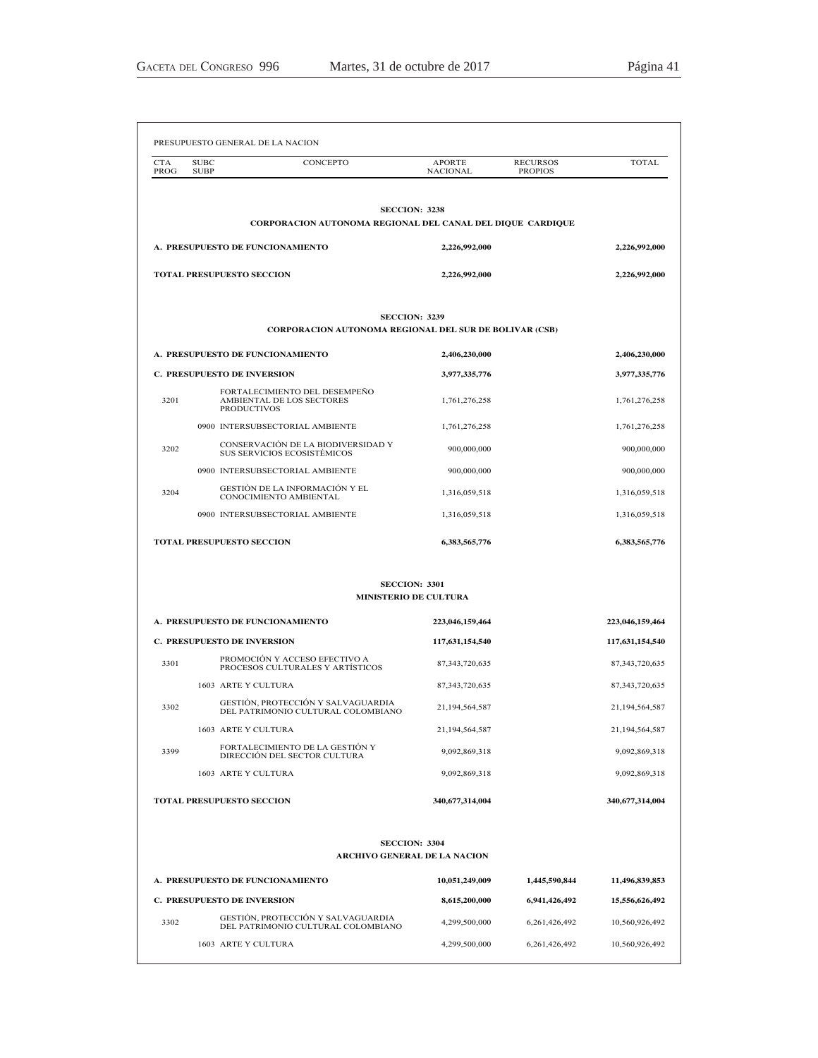PRESUPUESTO GENERAL DE LA NACION

| CTA PROG | SUBC SUBP | CONCEPTO | APORTE NACIONAL | RECURSOS PROPIOS | TOTAL |
|---|---|---|---|---|---|
| | | **SECCION: 3238** | | | |
| | | **CORPORACION AUTONOMA REGIONAL DEL CANAL DEL DIQUE CARDIQUE** | | | |
| | | **A. PRESUPUESTO DE FUNCIONAMIENTO** | **2,226,992,000** | | **2,226,992,000** |
| | | **TOTAL PRESUPUESTO SECCION** | **2,226,992,000** | | **2,226,992,000** |
| | | **SECCION: 3239** | | | |
| | | **CORPORACION AUTONOMA REGIONAL DEL SUR DE BOLIVAR (CSB)** | | | |
| | | **A. PRESUPUESTO DE FUNCIONAMIENTO** | **2,406,230,000** | | **2,406,230,000** |
| | | **C. PRESUPUESTO DE INVERSION** | **3,977,335,776** | | **3,977,335,776** |
| 3201 | | FORTALECIMIENTO DEL DESEMPEÑO AMBIENTAL DE LOS SECTORES PRODUCTIVOS | 1,761,276,258 | | 1,761,276,258 |
| | 0900 | INTERSUBSECTORIAL AMBIENTE | 1,761,276,258 | | 1,761,276,258 |
| 3202 | | CONSERVACIÓN DE LA BIODIVERSIDAD Y SUS SERVICIOS ECOSISTÉMICOS | 900,000,000 | | 900,000,000 |
| | 0900 | INTERSUBSECTORIAL AMBIENTE | 900,000,000 | | 900,000,000 |
| 3204 | | GESTIÓN DE LA INFORMACIÓN Y EL CONOCIMIENTO AMBIENTAL | 1,316,059,518 | | 1,316,059,518 |
| | 0900 | INTERSUBSECTORIAL AMBIENTE | 1,316,059,518 | | 1,316,059,518 |
| | | **TOTAL PRESUPUESTO SECCION** | **6,383,565,776** | | **6,383,565,776** |
| | | **SECCION: 3301** | | | |
| | | **MINISTERIO DE CULTURA** | | | |
| | | **A. PRESUPUESTO DE FUNCIONAMIENTO** | **223,046,159,464** | | **223,046,159,464** |
| | | **C. PRESUPUESTO DE INVERSION** | **117,631,154,540** | | **117,631,154,540** |
| 3301 | | PROMOCIÓN Y ACCESO EFECTIVO A PROCESOS CULTURALES Y ARTÍSTICOS | 87,343,720,635 | | 87,343,720,635 |
| | 1603 | ARTE Y CULTURA | 87,343,720,635 | | 87,343,720,635 |
| 3302 | | GESTIÓN, PROTECCIÓN Y SALVAGUARDIA DEL PATRIMONIO CULTURAL COLOMBIANO | 21,194,564,587 | | 21,194,564,587 |
| | 1603 | ARTE Y CULTURA | 21,194,564,587 | | 21,194,564,587 |
| 3399 | | FORTALECIMIENTO DE LA GESTIÓN Y DIRECCIÓN DEL SECTOR CULTURA | 9,092,869,318 | | 9,092,869,318 |
| | 1603 | ARTE Y CULTURA | 9,092,869,318 | | 9,092,869,318 |
| | | **TOTAL PRESUPUESTO SECCION** | **340,677,314,004** | | **340,677,314,004** |
| | | **SECCION: 3304** | | | |
| | | **ARCHIVO GENERAL DE LA NACION** | | | |
| | | **A. PRESUPUESTO DE FUNCIONAMIENTO** | **10,051,249,009** | **1,445,590,844** | **11,496,839,853** |
| | | **C. PRESUPUESTO DE INVERSION** | **8,615,200,000** | **6,941,426,492** | **15,556,626,492** |
| 3302 | | GESTIÓN, PROTECCIÓN Y SALVAGUARDIA DEL PATRIMONIO CULTURAL COLOMBIANO | 4,299,500,000 | 6,261,426,492 | 10,560,926,492 |
| | 1603 | ARTE Y CULTURA | 4,299,500,000 | 6,261,426,492 | 10,560,926,492 |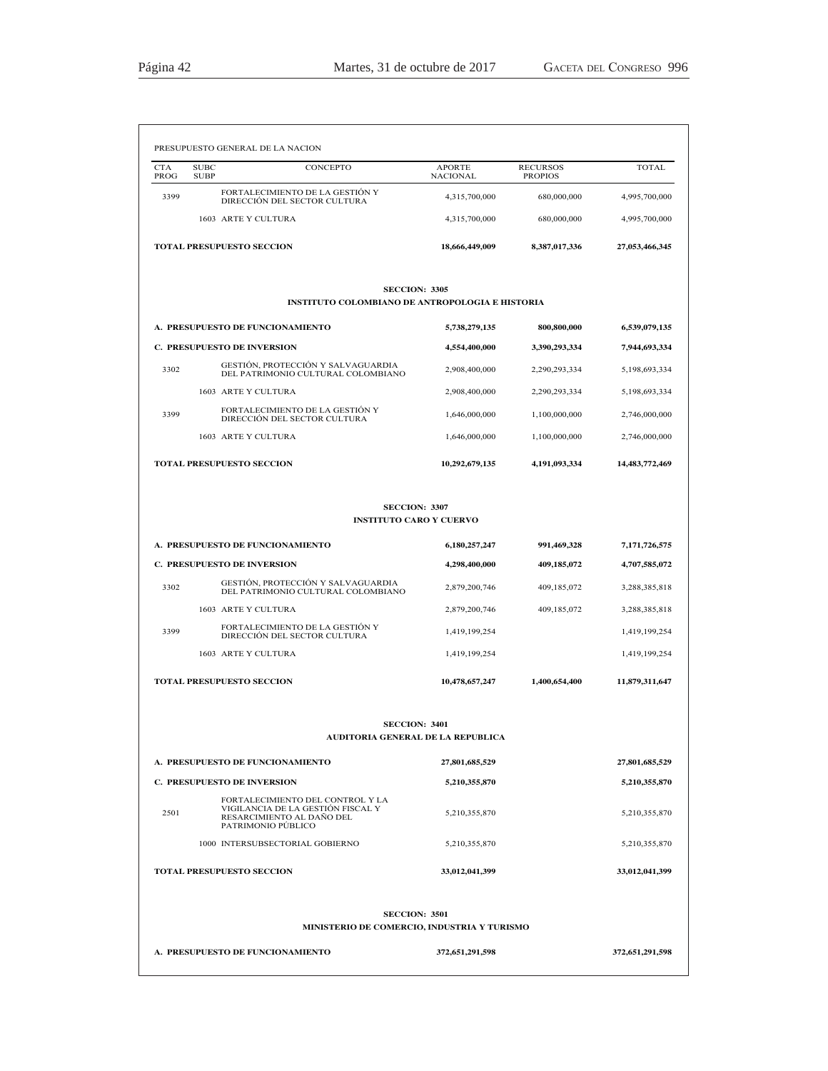PRESUPUESTO GENERAL DE LA NACION

| CTA PROG | SUBC SUBP | CONCEPTO | APORTE NACIONAL | RECURSOS PROPIOS | TOTAL |
|---|---|---|---|---|---|
| 3399 | | FORTALECIMIENTO DE LA GESTIÓN Y DIRECCIÓN DEL SECTOR CULTURA | 4,315,700,000 | 680,000,000 | 4,995,700,000 |
| | 1603 | ARTE Y CULTURA | 4,315,700,000 | 680,000,000 | 4,995,700,000 |
| **TOTAL PRESUPUESTO SECCION** | | | **18,666,449,009** | **8,387,017,336** | **27,053,466,345** |

**SECCION: 3305**

**INSTITUTO COLOMBIANO DE ANTROPOLOGIA E HISTORIA**

| CTA PROG | SUBC SUBP | CONCEPTO | APORTE NACIONAL | RECURSOS PROPIOS | TOTAL |
|---|---|---|---|---|---|
| **A. PRESUPUESTO DE FUNCIONAMIENTO** | | | **5,738,279,135** | **800,800,000** | **6,539,079,135** |
| **C. PRESUPUESTO DE INVERSION** | | | **4,554,400,000** | **3,390,293,334** | **7,944,693,334** |
| 3302 | | GESTIÓN, PROTECCIÓN Y SALVAGUARDIA DEL PATRIMONIO CULTURAL COLOMBIANO | 2,908,400,000 | 2,290,293,334 | 5,198,693,334 |
| | 1603 | ARTE Y CULTURA | 2,908,400,000 | 2,290,293,334 | 5,198,693,334 |
| 3399 | | FORTALECIMIENTO DE LA GESTIÓN Y DIRECCIÓN DEL SECTOR CULTURA | 1,646,000,000 | 1,100,000,000 | 2,746,000,000 |
| | 1603 | ARTE Y CULTURA | 1,646,000,000 | 1,100,000,000 | 2,746,000,000 |
| **TOTAL PRESUPUESTO SECCION** | | | **10,292,679,135** | **4,191,093,334** | **14,483,772,469** |

**SECCION: 3307**

**INSTITUTO CARO Y CUERVO**

| CTA PROG | SUBC SUBP | CONCEPTO | APORTE NACIONAL | RECURSOS PROPIOS | TOTAL |
|---|---|---|---|---|---|
| **A. PRESUPUESTO DE FUNCIONAMIENTO** | | | **6,180,257,247** | **991,469,328** | **7,171,726,575** |
| **C. PRESUPUESTO DE INVERSION** | | | **4,298,400,000** | **409,185,072** | **4,707,585,072** |
| 3302 | | GESTIÓN, PROTECCIÓN Y SALVAGUARDIA DEL PATRIMONIO CULTURAL COLOMBIANO | 2,879,200,746 | 409,185,072 | 3,288,385,818 |
| | 1603 | ARTE Y CULTURA | 2,879,200,746 | 409,185,072 | 3,288,385,818 |
| 3399 | | FORTALECIMIENTO DE LA GESTIÓN Y DIRECCIÓN DEL SECTOR CULTURA | 1,419,199,254 | | 1,419,199,254 |
| | 1603 | ARTE Y CULTURA | 1,419,199,254 | | 1,419,199,254 |
| **TOTAL PRESUPUESTO SECCION** | | | **10,478,657,247** | **1,400,654,400** | **11,879,311,647** |

**SECCION: 3401**

**AUDITORIA GENERAL DE LA REPUBLICA**

| CTA PROG | SUBC SUBP | CONCEPTO | APORTE NACIONAL | RECURSOS PROPIOS | TOTAL |
|---|---|---|---|---|---|
| **A. PRESUPUESTO DE FUNCIONAMIENTO** | | | **27,801,685,529** | | **27,801,685,529** |
| **C. PRESUPUESTO DE INVERSION** | | | **5,210,355,870** | | **5,210,355,870** |
| 2501 | | FORTALECIMIENTO DEL CONTROL Y LA VIGILANCIA DE LA GESTIÓN FISCAL Y RESARCIMIENTO AL DAÑO DEL PATRIMONIO PÚBLICO | 5,210,355,870 | | 5,210,355,870 |
| | 1000 | INTERSUBSECTORIAL GOBIERNO | 5,210,355,870 | | 5,210,355,870 |
| **TOTAL PRESUPUESTO SECCION** | | | **33,012,041,399** | | **33,012,041,399** |

**SECCION: 3501**

**MINISTERIO DE COMERCIO, INDUSTRIA Y TURISMO**

| CTA PROG | SUBC SUBP | CONCEPTO | APORTE NACIONAL | RECURSOS PROPIOS | TOTAL |
|---|---|---|---|---|---|
| **A. PRESUPUESTO DE FUNCIONAMIENTO** | | | **372,651,291,598** | | **372,651,291,598** |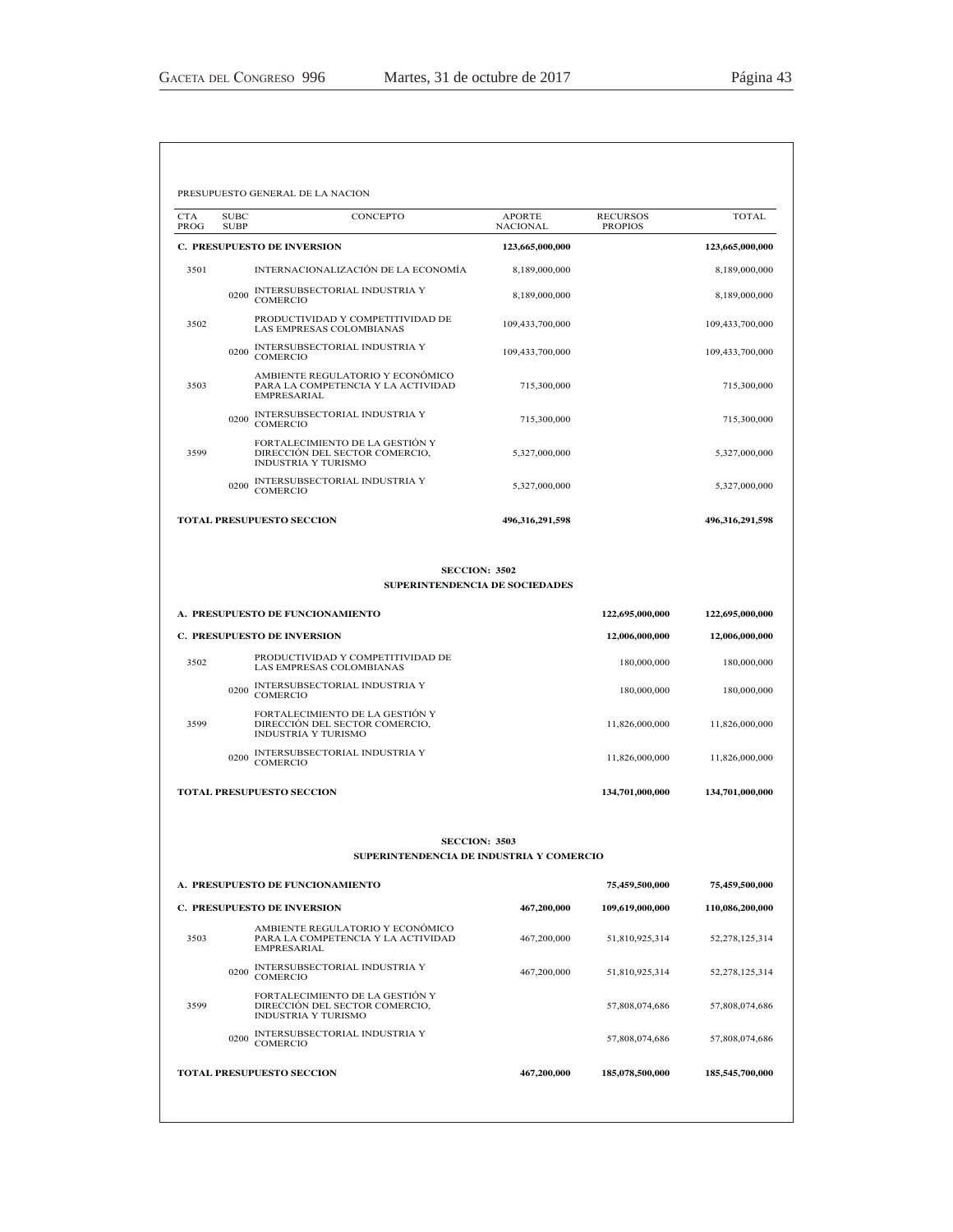PRESUPUESTO GENERAL DE LA NACION

| CTA PROG | SUBC SUBP | CONCEPTO | APORTE NACIONAL | RECURSOS PROPIOS | TOTAL |
|---|---|---|---|---|---|
| **C. PRESUPUESTO DE INVERSION** | | | **123,665,000,000** | | **123,665,000,000** |
| 3501 | | INTERNACIONALIZACIÓN DE LA ECONOMÍA | 8,189,000,000 | | 8,189,000,000 |
| | 0200 | INTERSUBSECTORIAL INDUSTRIA Y COMERCIO | 8,189,000,000 | | 8,189,000,000 |
| 3502 | | PRODUCTIVIDAD Y COMPETITIVIDAD DE LAS EMPRESAS COLOMBIANAS | 109,433,700,000 | | 109,433,700,000 |
| | 0200 | INTERSUBSECTORIAL INDUSTRIA Y COMERCIO | 109,433,700,000 | | 109,433,700,000 |
| 3503 | | AMBIENTE REGULATORIO Y ECONÓMICO PARA LA COMPETENCIA Y LA ACTIVIDAD EMPRESARIAL | 715,300,000 | | 715,300,000 |
| | 0200 | INTERSUBSECTORIAL INDUSTRIA Y COMERCIO | 715,300,000 | | 715,300,000 |
| 3599 | | FORTALECIMIENTO DE LA GESTIÓN Y DIRECCIÓN DEL SECTOR COMERCIO, INDUSTRIA Y TURISMO | 5,327,000,000 | | 5,327,000,000 |
| | 0200 | INTERSUBSECTORIAL INDUSTRIA Y COMERCIO | 5,327,000,000 | | 5,327,000,000 |
| **TOTAL PRESUPUESTO SECCION** | | | **496,316,291,598** | | **496,316,291,598** |

**SECCION: 3502**

**SUPERINTENDENCIA DE SOCIEDADES**

| CTA PROG | SUBC SUBP | CONCEPTO | APORTE NACIONAL | RECURSOS PROPIOS | TOTAL |
|---|---|---|---|---|---|
| **A. PRESUPUESTO DE FUNCIONAMIENTO** | | | | **122,695,000,000** | **122,695,000,000** |
| **C. PRESUPUESTO DE INVERSION** | | | | **12,006,000,000** | **12,006,000,000** |
| 3502 | | PRODUCTIVIDAD Y COMPETITIVIDAD DE LAS EMPRESAS COLOMBIANAS | | 180,000,000 | 180,000,000 |
| | 0200 | INTERSUBSECTORIAL INDUSTRIA Y COMERCIO | | 180,000,000 | 180,000,000 |
| 3599 | | FORTALECIMIENTO DE LA GESTIÓN Y DIRECCIÓN DEL SECTOR COMERCIO, INDUSTRIA Y TURISMO | | 11,826,000,000 | 11,826,000,000 |
| | 0200 | INTERSUBSECTORIAL INDUSTRIA Y COMERCIO | | 11,826,000,000 | 11,826,000,000 |
| **TOTAL PRESUPUESTO SECCION** | | | | **134,701,000,000** | **134,701,000,000** |

**SECCION: 3503**

**SUPERINTENDENCIA DE INDUSTRIA Y COMERCIO**

| CTA PROG | SUBC SUBP | CONCEPTO | APORTE NACIONAL | RECURSOS PROPIOS | TOTAL |
|---|---|---|---|---|---|
| **A. PRESUPUESTO DE FUNCIONAMIENTO** | | | | **75,459,500,000** | **75,459,500,000** |
| **C. PRESUPUESTO DE INVERSION** | | | **467,200,000** | **109,619,000,000** | **110,086,200,000** |
| 3503 | | AMBIENTE REGULATORIO Y ECONÓMICO PARA LA COMPETENCIA Y LA ACTIVIDAD EMPRESARIAL | 467,200,000 | 51,810,925,314 | 52,278,125,314 |
| | 0200 | INTERSUBSECTORIAL INDUSTRIA Y COMERCIO | 467,200,000 | 51,810,925,314 | 52,278,125,314 |
| 3599 | | FORTALECIMIENTO DE LA GESTIÓN Y DIRECCIÓN DEL SECTOR COMERCIO, INDUSTRIA Y TURISMO | | 57,808,074,686 | 57,808,074,686 |
| | 0200 | INTERSUBSECTORIAL INDUSTRIA Y COMERCIO | | 57,808,074,686 | 57,808,074,686 |
| **TOTAL PRESUPUESTO SECCION** | | | **467,200,000** | **185,078,500,000** | **185,545,700,000** |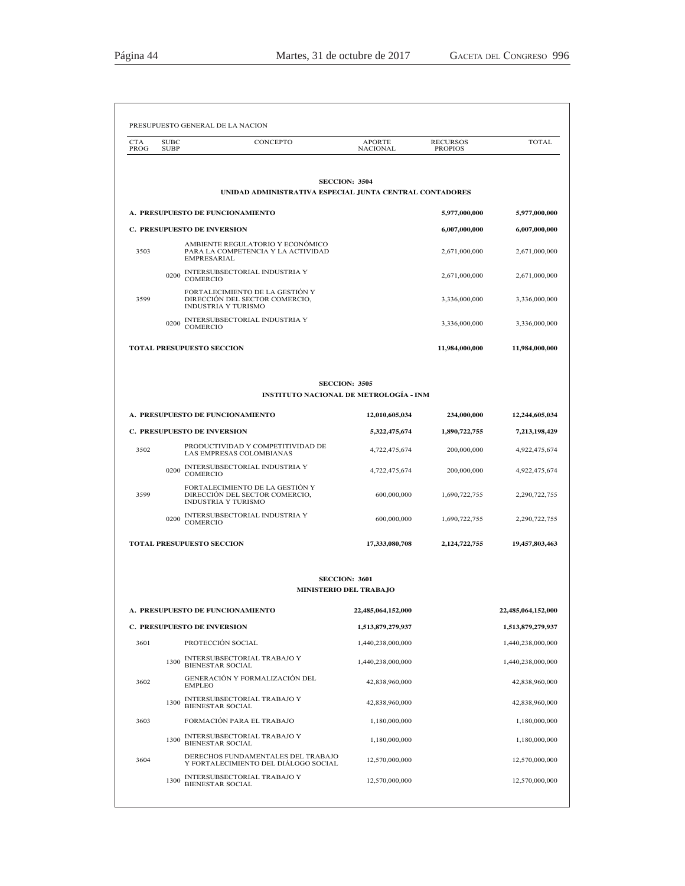PRESUPUESTO GENERAL DE LA NACION

| CTA PROG | SUBC SUBP | CONCEPTO | APORTE NACIONAL | RECURSOS PROPIOS | TOTAL |
|---|---|---|---|---|---|
| | | **SECCION: 3504** | | | |
| | | **UNIDAD ADMINISTRATIVA ESPECIAL JUNTA CENTRAL CONTADORES** | | | |
| **A. PRESUPUESTO DE FUNCIONAMIENTO** | | | | **5,977,000,000** | **5,977,000,000** |
| **C. PRESUPUESTO DE INVERSION** | | | | **6,007,000,000** | **6,007,000,000** |
| 3503 | | AMBIENTE REGULATORIO Y ECONÓMICO PARA LA COMPETENCIA Y LA ACTIVIDAD EMPRESARIAL | | 2,671,000,000 | 2,671,000,000 |
| | 0200 | INTERSUBSECTORIAL INDUSTRIA Y COMERCIO | | 2,671,000,000 | 2,671,000,000 |
| 3599 | | FORTALECIMIENTO DE LA GESTIÓN Y DIRECCIÓN DEL SECTOR COMERCIO, INDUSTRIA Y TURISMO | | 3,336,000,000 | 3,336,000,000 |
| | 0200 | INTERSUBSECTORIAL INDUSTRIA Y COMERCIO | | 3,336,000,000 | 3,336,000,000 |
| **TOTAL PRESUPUESTO SECCION** | | | | **11,984,000,000** | **11,984,000,000** |
| | | **SECCION: 3505** | | | |
| | | **INSTITUTO NACIONAL DE METROLOGÍA - INM** | | | |
| **A. PRESUPUESTO DE FUNCIONAMIENTO** | | | **12,010,605,034** | **234,000,000** | **12,244,605,034** |
| **C. PRESUPUESTO DE INVERSION** | | | **5,322,475,674** | **1,890,722,755** | **7,213,198,429** |
| 3502 | | PRODUCTIVIDAD Y COMPETITIVIDAD DE LAS EMPRESAS COLOMBIANAS | 4,722,475,674 | 200,000,000 | 4,922,475,674 |
| | 0200 | INTERSUBSECTORIAL INDUSTRIA Y COMERCIO | 4,722,475,674 | 200,000,000 | 4,922,475,674 |
| 3599 | | FORTALECIMIENTO DE LA GESTIÓN Y DIRECCIÓN DEL SECTOR COMERCIO, INDUSTRIA Y TURISMO | 600,000,000 | 1,690,722,755 | 2,290,722,755 |
| | 0200 | INTERSUBSECTORIAL INDUSTRIA Y COMERCIO | 600,000,000 | 1,690,722,755 | 2,290,722,755 |
| **TOTAL PRESUPUESTO SECCION** | | | **17,333,080,708** | **2,124,722,755** | **19,457,803,463** |
| | | **SECCION: 3601** | | | |
| | | **MINISTERIO DEL TRABAJO** | | | |
| **A. PRESUPUESTO DE FUNCIONAMIENTO** | | | **22,485,064,152,000** | | **22,485,064,152,000** |
| **C. PRESUPUESTO DE INVERSION** | | | **1,513,879,279,937** | | **1,513,879,279,937** |
| 3601 | | PROTECCIÓN SOCIAL | 1,440,238,000,000 | | 1,440,238,000,000 |
| | 1300 | INTERSUBSECTORIAL TRABAJO Y BIENESTAR SOCIAL | 1,440,238,000,000 | | 1,440,238,000,000 |
| 3602 | | GENERACIÓN Y FORMALIZACIÓN DEL EMPLEO | 42,838,960,000 | | 42,838,960,000 |
| | 1300 | INTERSUBSECTORIAL TRABAJO Y BIENESTAR SOCIAL | 42,838,960,000 | | 42,838,960,000 |
| 3603 | | FORMACIÓN PARA EL TRABAJO | 1,180,000,000 | | 1,180,000,000 |
| | 1300 | INTERSUBSECTORIAL TRABAJO Y BIENESTAR SOCIAL | 1,180,000,000 | | 1,180,000,000 |
| 3604 | | DERECHOS FUNDAMENTALES DEL TRABAJO Y FORTALECIMIENTO DEL DIÁLOGO SOCIAL | 12,570,000,000 | | 12,570,000,000 |
| | 1300 | INTERSUBSECTORIAL TRABAJO Y BIENESTAR SOCIAL | 12,570,000,000 | | 12,570,000,000 |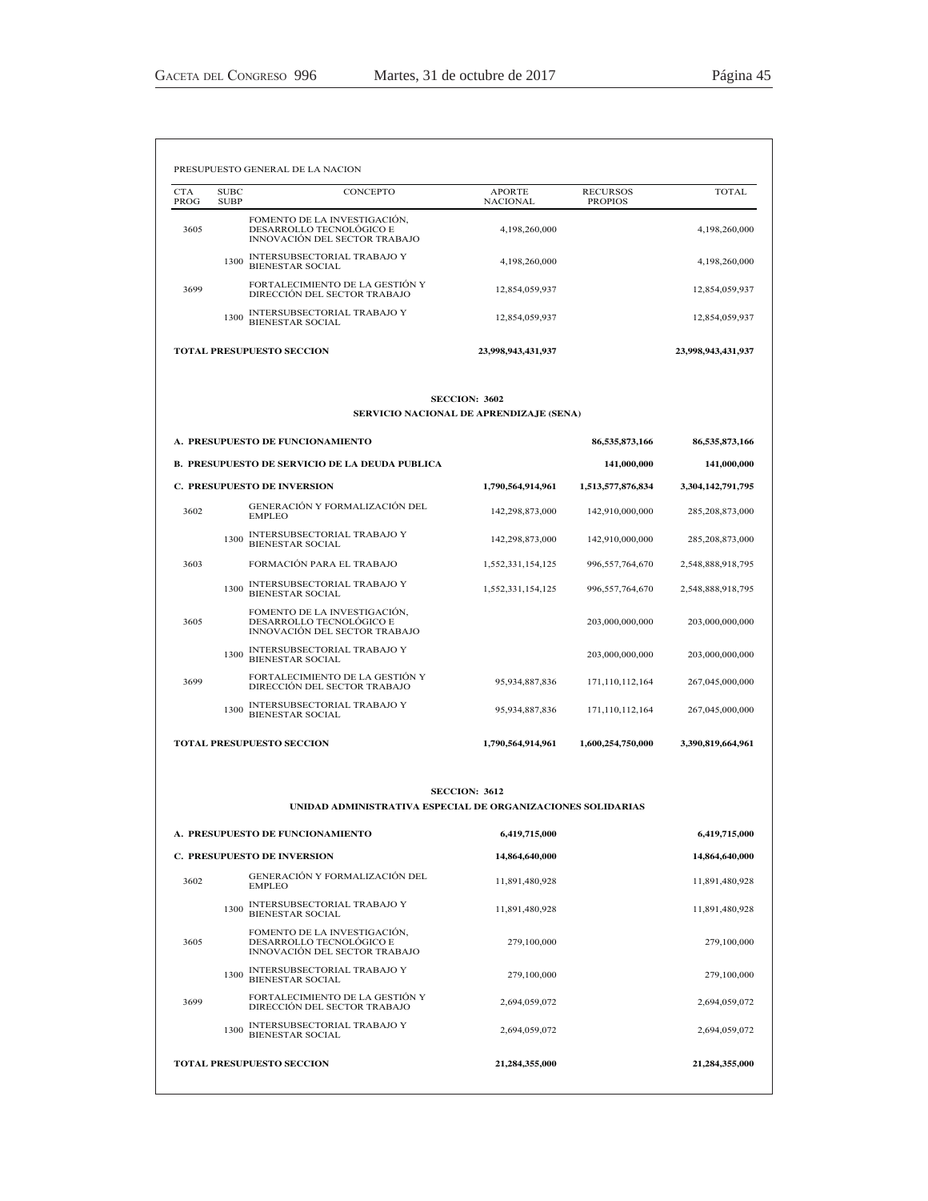PRESUPUESTO GENERAL DE LA NACION

| CTA PROG | SUBC SUBP | CONCEPTO | APORTE NACIONAL | RECURSOS PROPIOS | TOTAL |
|---|---|---|---|---|---|
| 3605 | | FOMENTO DE LA INVESTIGACIÓN, DESARROLLO TECNOLÓGICO E INNOVACIÓN DEL SECTOR TRABAJO | 4,198,260,000 | | 4,198,260,000 |
| | 1300 | INTERSUBSECTORIAL TRABAJO Y BIENESTAR SOCIAL | 4,198,260,000 | | 4,198,260,000 |
| 3699 | | FORTALECIMIENTO DE LA GESTIÓN Y DIRECCIÓN DEL SECTOR TRABAJO | 12,854,059,937 | | 12,854,059,937 |
| | 1300 | INTERSUBSECTORIAL TRABAJO Y BIENESTAR SOCIAL | 12,854,059,937 | | 12,854,059,937 |
| **TOTAL PRESUPUESTO SECCION** | | | **23,998,943,431,937** | | **23,998,943,431,937** |

**SECCION: 3602**

**SERVICIO NACIONAL DE APRENDIZAJE (SENA)**

| CTA PROG | SUBC SUBP | CONCEPTO | APORTE NACIONAL | RECURSOS PROPIOS | TOTAL |
|---|---|---|---|---|---|
| **A. PRESUPUESTO DE FUNCIONAMIENTO** | | | | **86,535,873,166** | **86,535,873,166** |
| **B. PRESUPUESTO DE SERVICIO DE LA DEUDA PUBLICA** | | | | **141,000,000** | **141,000,000** |
| **C. PRESUPUESTO DE INVERSION** | | | **1,790,564,914,961** | **1,513,577,876,834** | **3,304,142,791,795** |
| 3602 | | GENERACIÓN Y FORMALIZACIÓN DEL EMPLEO | 142,298,873,000 | 142,910,000,000 | 285,208,873,000 |
| | 1300 | INTERSUBSECTORIAL TRABAJO Y BIENESTAR SOCIAL | 142,298,873,000 | 142,910,000,000 | 285,208,873,000 |
| 3603 | | FORMACIÓN PARA EL TRABAJO | 1,552,331,154,125 | 996,557,764,670 | 2,548,888,918,795 |
| | 1300 | INTERSUBSECTORIAL TRABAJO Y BIENESTAR SOCIAL | 1,552,331,154,125 | 996,557,764,670 | 2,548,888,918,795 |
| 3605 | | FOMENTO DE LA INVESTIGACIÓN, DESARROLLO TECNOLÓGICO E INNOVACIÓN DEL SECTOR TRABAJO | | 203,000,000,000 | 203,000,000,000 |
| | 1300 | INTERSUBSECTORIAL TRABAJO Y BIENESTAR SOCIAL | | 203,000,000,000 | 203,000,000,000 |
| 3699 | | FORTALECIMIENTO DE LA GESTIÓN Y DIRECCIÓN DEL SECTOR TRABAJO | 95,934,887,836 | 171,110,112,164 | 267,045,000,000 |
| | 1300 | INTERSUBSECTORIAL TRABAJO Y BIENESTAR SOCIAL | 95,934,887,836 | 171,110,112,164 | 267,045,000,000 |
| **TOTAL PRESUPUESTO SECCION** | | | **1,790,564,914,961** | **1,600,254,750,000** | **3,390,819,664,961** |

**SECCION: 3612**

**UNIDAD ADMINISTRATIVA ESPECIAL DE ORGANIZACIONES SOLIDARIAS**

| CTA PROG | SUBC SUBP | CONCEPTO | APORTE NACIONAL | RECURSOS PROPIOS | TOTAL |
|---|---|---|---|---|---|
| **A. PRESUPUESTO DE FUNCIONAMIENTO** | | | **6,419,715,000** | | **6,419,715,000** |
| **C. PRESUPUESTO DE INVERSION** | | | **14,864,640,000** | | **14,864,640,000** |
| 3602 | | GENERACIÓN Y FORMALIZACIÓN DEL EMPLEO | 11,891,480,928 | | 11,891,480,928 |
| | 1300 | INTERSUBSECTORIAL TRABAJO Y BIENESTAR SOCIAL | 11,891,480,928 | | 11,891,480,928 |
| 3605 | | FOMENTO DE LA INVESTIGACIÓN, DESARROLLO TECNOLÓGICO E INNOVACIÓN DEL SECTOR TRABAJO | 279,100,000 | | 279,100,000 |
| | 1300 | INTERSUBSECTORIAL TRABAJO Y BIENESTAR SOCIAL | 279,100,000 | | 279,100,000 |
| 3699 | | FORTALECIMIENTO DE LA GESTIÓN Y DIRECCIÓN DEL SECTOR TRABAJO | 2,694,059,072 | | 2,694,059,072 |
| | 1300 | INTERSUBSECTORIAL TRABAJO Y BIENESTAR SOCIAL | 2,694,059,072 | | 2,694,059,072 |
| **TOTAL PRESUPUESTO SECCION** | | | **21,284,355,000** | | **21,284,355,000** |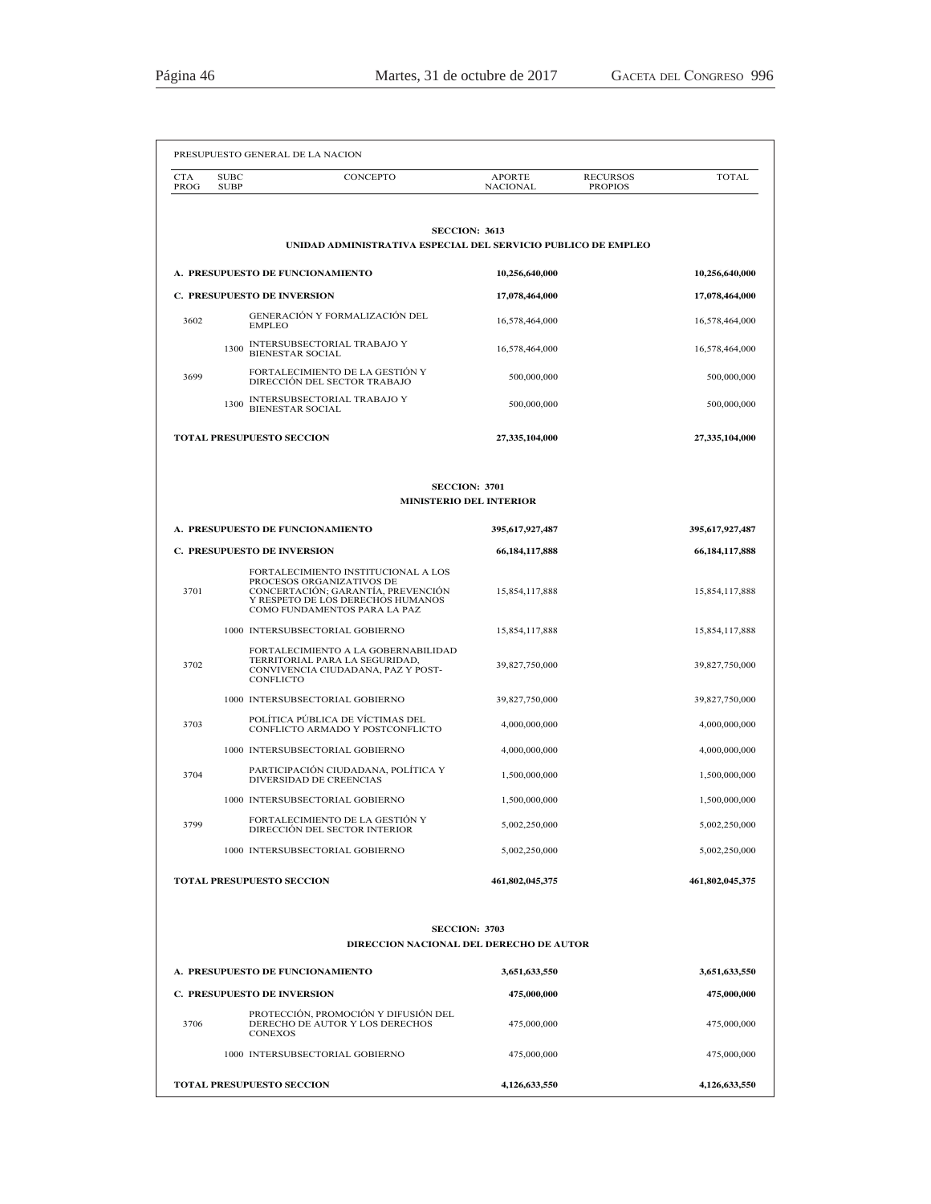PRESUPUESTO GENERAL DE LA NACION

| CTA PROG | SUBC SUBP | CONCEPTO | APORTE NACIONAL | RECURSOS PROPIOS | TOTAL |
|---|---|---|---|---|---|
| | | **SECCION: 3613** | | | |
| | | **UNIDAD ADMINISTRATIVA ESPECIAL DEL SERVICIO PUBLICO DE EMPLEO** | | | |
| **A. PRESUPUESTO DE FUNCIONAMIENTO** | | | **10,256,640,000** | | **10,256,640,000** |
| **C. PRESUPUESTO DE INVERSION** | | | **17,078,464,000** | | **17,078,464,000** |
| 3602 | | GENERACIÓN Y FORMALIZACIÓN DEL EMPLEO | 16,578,464,000 | | 16,578,464,000 |
| | 1300 | INTERSUBSECTORIAL TRABAJO Y BIENESTAR SOCIAL | 16,578,464,000 | | 16,578,464,000 |
| 3699 | | FORTALECIMIENTO DE LA GESTIÓN Y DIRECCIÓN DEL SECTOR TRABAJO | 500,000,000 | | 500,000,000 |
| | 1300 | INTERSUBSECTORIAL TRABAJO Y BIENESTAR SOCIAL | 500,000,000 | | 500,000,000 |
| **TOTAL PRESUPUESTO SECCION** | | | **27,335,104,000** | | **27,335,104,000** |
| | | **SECCION: 3701** | | | |
| | | **MINISTERIO DEL INTERIOR** | | | |
| **A. PRESUPUESTO DE FUNCIONAMIENTO** | | | **395,617,927,487** | | **395,617,927,487** |
| **C. PRESUPUESTO DE INVERSION** | | | **66,184,117,888** | | **66,184,117,888** |
| 3701 | | FORTALECIMIENTO INSTITUCIONAL A LOS PROCESOS ORGANIZATIVOS DE CONCERTACIÓN; GARANTÍA, PREVENCIÓN Y RESPETO DE LOS DERECHOS HUMANOS COMO FUNDAMENTOS PARA LA PAZ | 15,854,117,888 | | 15,854,117,888 |
| | 1000 | INTERSUBSECTORIAL GOBIERNO | 15,854,117,888 | | 15,854,117,888 |
| 3702 | | FORTALECIMIENTO A LA GOBERNABILIDAD TERRITORIAL PARA LA SEGURIDAD, CONVIVENCIA CIUDADANA, PAZ Y POST-CONFLICTO | 39,827,750,000 | | 39,827,750,000 |
| | 1000 | INTERSUBSECTORIAL GOBIERNO | 39,827,750,000 | | 39,827,750,000 |
| 3703 | | POLÍTICA PÚBLICA DE VÍCTIMAS DEL CONFLICTO ARMADO Y POSTCONFLICTO | 4,000,000,000 | | 4,000,000,000 |
| | 1000 | INTERSUBSECTORIAL GOBIERNO | 4,000,000,000 | | 4,000,000,000 |
| 3704 | | PARTICIPACIÓN CIUDADANA, POLÍTICA Y DIVERSIDAD DE CREENCIAS | 1,500,000,000 | | 1,500,000,000 |
| | 1000 | INTERSUBSECTORIAL GOBIERNO | 1,500,000,000 | | 1,500,000,000 |
| 3799 | | FORTALECIMIENTO DE LA GESTIÓN Y DIRECCIÓN DEL SECTOR INTERIOR | 5,002,250,000 | | 5,002,250,000 |
| | 1000 | INTERSUBSECTORIAL GOBIERNO | 5,002,250,000 | | 5,002,250,000 |
| **TOTAL PRESUPUESTO SECCION** | | | **461,802,045,375** | | **461,802,045,375** |
| | | **SECCION: 3703** | | | |
| | | **DIRECCION NACIONAL DEL DERECHO DE AUTOR** | | | |
| **A. PRESUPUESTO DE FUNCIONAMIENTO** | | | **3,651,633,550** | | **3,651,633,550** |
| **C. PRESUPUESTO DE INVERSION** | | | **475,000,000** | | **475,000,000** |
| 3706 | | PROTECCIÓN, PROMOCIÓN Y DIFUSIÓN DEL DERECHO DE AUTOR Y LOS DERECHOS CONEXOS | 475,000,000 | | 475,000,000 |
| | 1000 | INTERSUBSECTORIAL GOBIERNO | 475,000,000 | | 475,000,000 |
| **TOTAL PRESUPUESTO SECCION** | | | **4,126,633,550** | | **4,126,633,550** |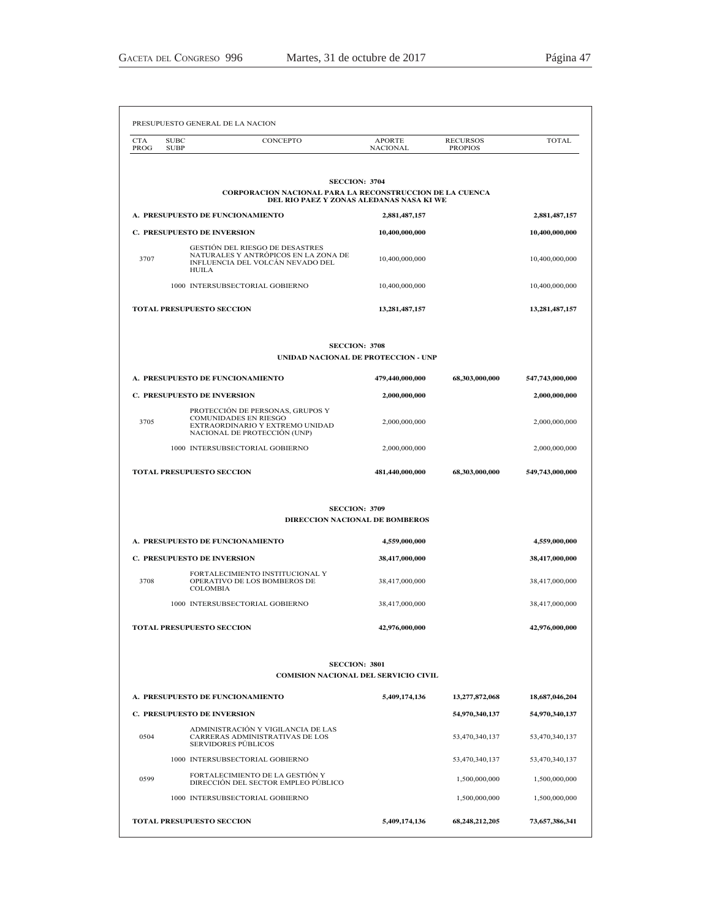PRESUPUESTO GENERAL DE LA NACION

| CTA PROG | SUBC SUBP | CONCEPTO | APORTE NACIONAL | RECURSOS PROPIOS | TOTAL |
|---|---|---|---|---|---|
| | | **SECCION: 3704** | | | |
| | | **CORPORACION NACIONAL PARA LA RECONSTRUCCION DE LA CUENCA DEL RIO PAEZ Y ZONAS ALEDANAS NASA KI WE** | | | |
| **A. PRESUPUESTO DE FUNCIONAMIENTO** | | | **2,881,487,157** | | **2,881,487,157** |
| **C. PRESUPUESTO DE INVERSION** | | | **10,400,000,000** | | **10,400,000,000** |
| 3707 | | GESTIÓN DEL RIESGO DE DESASTRES NATURALES Y ANTRÓPICOS EN LA ZONA DE INFLUENCIA DEL VOLCÁN NEVADO DEL HUILA | 10,400,000,000 | | 10,400,000,000 |
| | 1000 | INTERSUBSECTORIAL GOBIERNO | 10,400,000,000 | | 10,400,000,000 |
| **TOTAL PRESUPUESTO SECCION** | | | **13,281,487,157** | | **13,281,487,157** |
| | | **SECCION: 3708** | | | |
| | | **UNIDAD NACIONAL DE PROTECCION - UNP** | | | |
| **A. PRESUPUESTO DE FUNCIONAMIENTO** | | | **479,440,000,000** | **68,303,000,000** | **547,743,000,000** |
| **C. PRESUPUESTO DE INVERSION** | | | **2,000,000,000** | | **2,000,000,000** |
| 3705 | | PROTECCIÓN DE PERSONAS, GRUPOS Y COMUNIDADES EN RIESGO EXTRAORDINARIO Y EXTREMO UNIDAD NACIONAL DE PROTECCIÓN (UNP) | 2,000,000,000 | | 2,000,000,000 |
| | 1000 | INTERSUBSECTORIAL GOBIERNO | 2,000,000,000 | | 2,000,000,000 |
| **TOTAL PRESUPUESTO SECCION** | | | **481,440,000,000** | **68,303,000,000** | **549,743,000,000** |
| | | **SECCION: 3709** | | | |
| | | **DIRECCION NACIONAL DE BOMBEROS** | | | |
| **A. PRESUPUESTO DE FUNCIONAMIENTO** | | | **4,559,000,000** | | **4,559,000,000** |
| **C. PRESUPUESTO DE INVERSION** | | | **38,417,000,000** | | **38,417,000,000** |
| 3708 | | FORTALECIMIENTO INSTITUCIONAL Y OPERATIVO DE LOS BOMBEROS DE COLOMBIA | 38,417,000,000 | | 38,417,000,000 |
| | 1000 | INTERSUBSECTORIAL GOBIERNO | 38,417,000,000 | | 38,417,000,000 |
| **TOTAL PRESUPUESTO SECCION** | | | **42,976,000,000** | | **42,976,000,000** |
| | | **SECCION: 3801** | | | |
| | | **COMISION NACIONAL DEL SERVICIO CIVIL** | | | |
| **A. PRESUPUESTO DE FUNCIONAMIENTO** | | | **5,409,174,136** | **13,277,872,068** | **18,687,046,204** |
| **C. PRESUPUESTO DE INVERSION** | | | | **54,970,340,137** | **54,970,340,137** |
| 0504 | | ADMINISTRACIÓN Y VIGILANCIA DE LAS CARRERAS ADMINISTRATIVAS DE LOS SERVIDORES PÚBLICOS | | 53,470,340,137 | 53,470,340,137 |
| | 1000 | INTERSUBSECTORIAL GOBIERNO | | 53,470,340,137 | 53,470,340,137 |
| 0599 | | FORTALECIMIENTO DE LA GESTIÓN Y DIRECCIÓN DEL SECTOR EMPLEO PÚBLICO | | 1,500,000,000 | 1,500,000,000 |
| | 1000 | INTERSUBSECTORIAL GOBIERNO | | 1,500,000,000 | 1,500,000,000 |
| **TOTAL PRESUPUESTO SECCION** | | | **5,409,174,136** | **68,248,212,205** | **73,657,386,341** |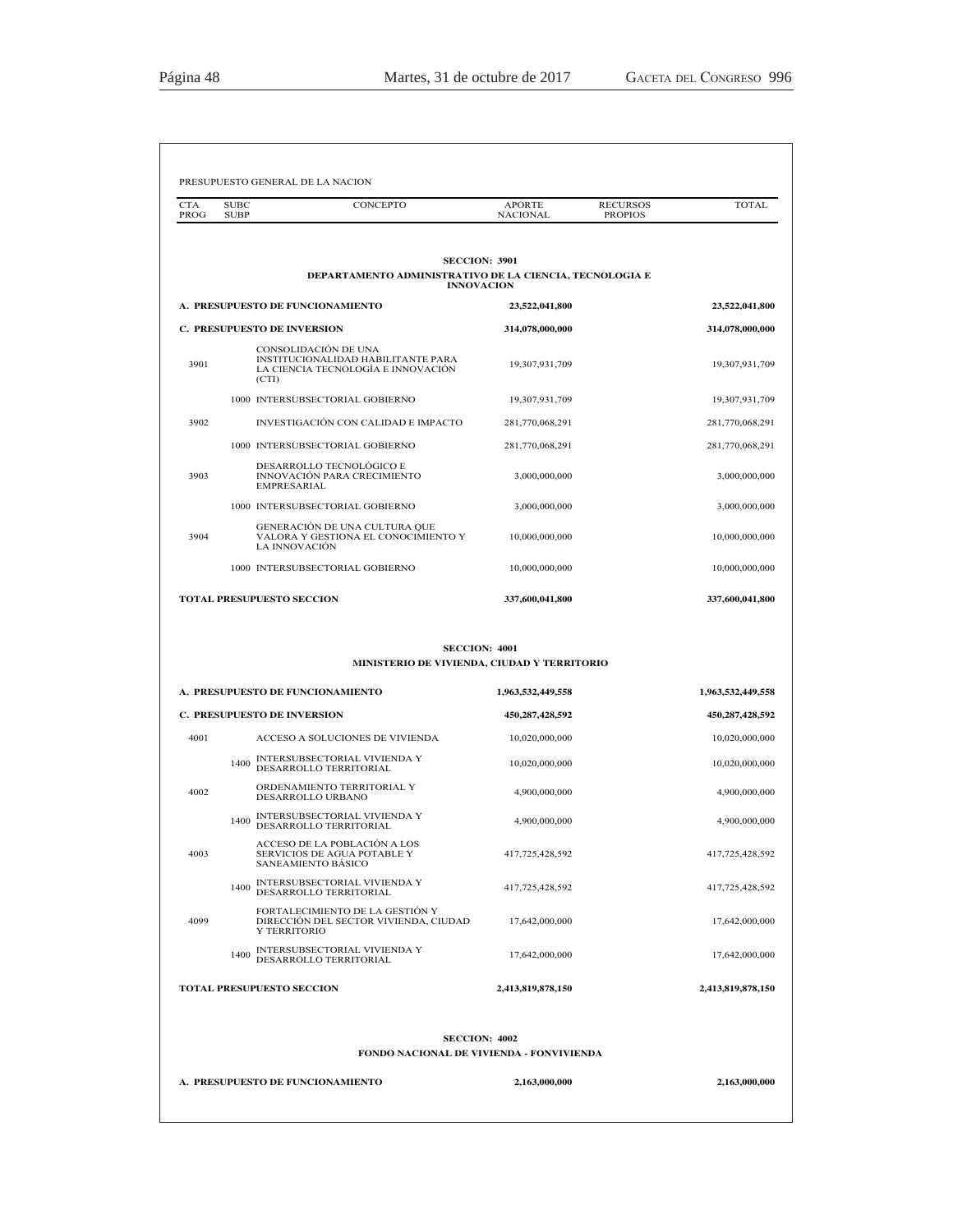PRESUPUESTO GENERAL DE LA NACION

| CTA PROG | SUBC SUBP | CONCEPTO | APORTE NACIONAL | RECURSOS PROPIOS | TOTAL |
|---|---|---|---|---|---|
| | | **SECCION: 3901** | | | |
| | | **DEPARTAMENTO ADMINISTRATIVO DE LA CIENCIA, TECNOLOGIA E INNOVACION** | | | |
| **A. PRESUPUESTO DE FUNCIONAMIENTO** | | | **23,522,041,800** | | **23,522,041,800** |
| **C. PRESUPUESTO DE INVERSION** | | | **314,078,000,000** | | **314,078,000,000** |
| 3901 | | CONSOLIDACIÓN DE UNA INSTITUCIONALIDAD HABILITANTE PARA LA CIENCIA TECNOLOGÍA E INNOVACIÓN (CTI) | 19,307,931,709 | | 19,307,931,709 |
| | 1000 | INTERSUBSECTORIAL GOBIERNO | 19,307,931,709 | | 19,307,931,709 |
| 3902 | | INVESTIGACIÓN CON CALIDAD E IMPACTO | 281,770,068,291 | | 281,770,068,291 |
| | 1000 | INTERSUBSECTORIAL GOBIERNO | 281,770,068,291 | | 281,770,068,291 |
| 3903 | | DESARROLLO TECNOLÓGICO E INNOVACIÓN PARA CRECIMIENTO EMPRESARIAL | 3,000,000,000 | | 3,000,000,000 |
| | 1000 | INTERSUBSECTORIAL GOBIERNO | 3,000,000,000 | | 3,000,000,000 |
| 3904 | | GENERACIÓN DE UNA CULTURA QUE VALORA Y GESTIONA EL CONOCIMIENTO Y LA INNOVACIÓN | 10,000,000,000 | | 10,000,000,000 |
| | 1000 | INTERSUBSECTORIAL GOBIERNO | 10,000,000,000 | | 10,000,000,000 |
| **TOTAL PRESUPUESTO SECCION** | | | **337,600,041,800** | | **337,600,041,800** |
| | | **SECCION: 4001** | | | |
| | | **MINISTERIO DE VIVIENDA, CIUDAD Y TERRITORIO** | | | |
| **A. PRESUPUESTO DE FUNCIONAMIENTO** | | | **1,963,532,449,558** | | **1,963,532,449,558** |
| **C. PRESUPUESTO DE INVERSION** | | | **450,287,428,592** | | **450,287,428,592** |
| 4001 | | ACCESO A SOLUCIONES DE VIVIENDA | 10,020,000,000 | | 10,020,000,000 |
| | 1400 | INTERSUBSECTORIAL VIVIENDA Y DESARROLLO TERRITORIAL | 10,020,000,000 | | 10,020,000,000 |
| 4002 | | ORDENAMIENTO TERRITORIAL Y DESARROLLO URBANO | 4,900,000,000 | | 4,900,000,000 |
| | 1400 | INTERSUBSECTORIAL VIVIENDA Y DESARROLLO TERRITORIAL | 4,900,000,000 | | 4,900,000,000 |
| 4003 | | ACCESO DE LA POBLACIÓN A LOS SERVICIOS DE AGUA POTABLE Y SANEAMIENTO BÁSICO | 417,725,428,592 | | 417,725,428,592 |
| | 1400 | INTERSUBSECTORIAL VIVIENDA Y DESARROLLO TERRITORIAL | 417,725,428,592 | | 417,725,428,592 |
| 4099 | | FORTALECIMIENTO DE LA GESTIÓN Y DIRECCIÓN DEL SECTOR VIVIENDA, CIUDAD Y TERRITORIO | 17,642,000,000 | | 17,642,000,000 |
| | 1400 | INTERSUBSECTORIAL VIVIENDA Y DESARROLLO TERRITORIAL | 17,642,000,000 | | 17,642,000,000 |
| **TOTAL PRESUPUESTO SECCION** | | | **2,413,819,878,150** | | **2,413,819,878,150** |
| | | **SECCION: 4002** | | | |
| | | **FONDO NACIONAL DE VIVIENDA - FONVIVIENDA** | | | |
| **A. PRESUPUESTO DE FUNCIONAMIENTO** | | | **2,163,000,000** | | **2,163,000,000** |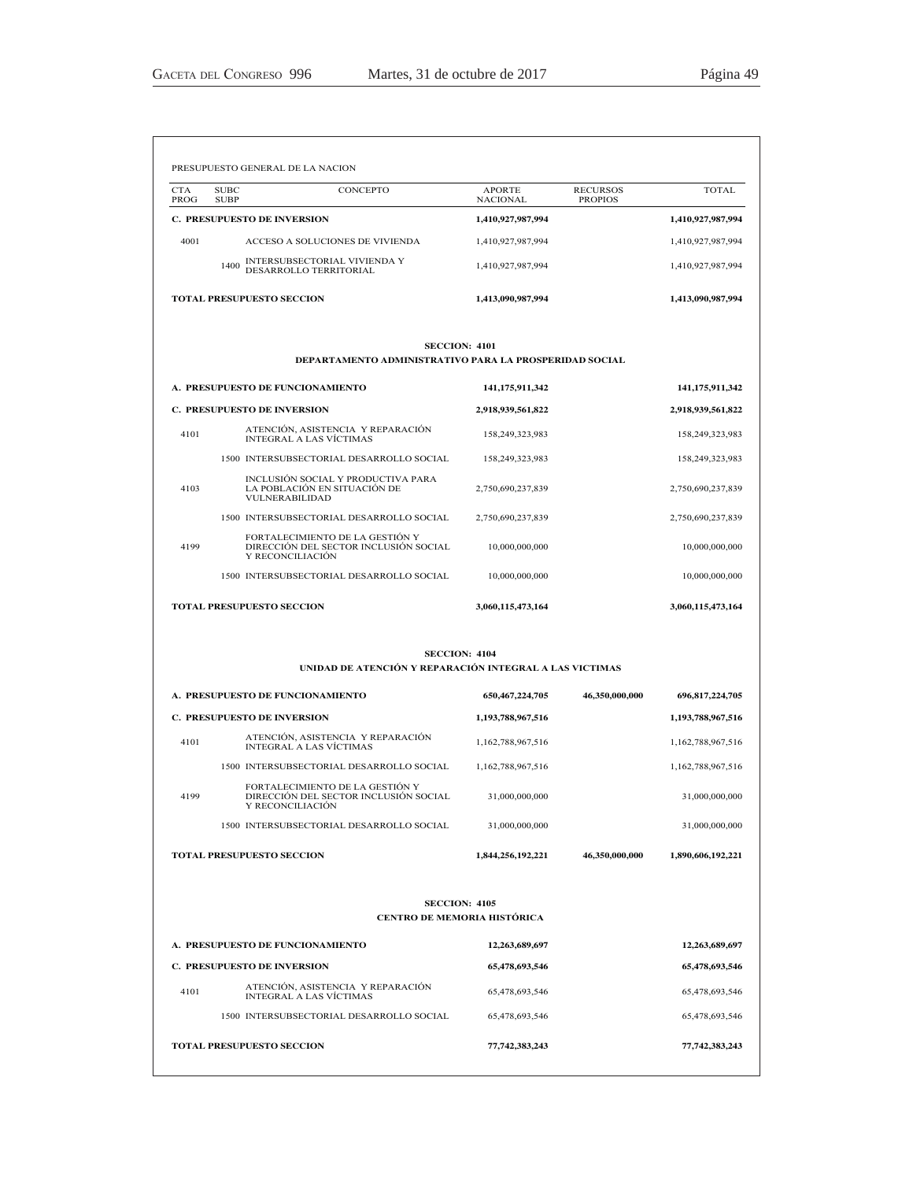PRESUPUESTO GENERAL DE LA NACION

| CTA PROG | SUBC SUBP | CONCEPTO | APORTE NACIONAL | RECURSOS PROPIOS | TOTAL |
|---|---|---|---|---|---|
| **C. PRESUPUESTO DE INVERSION** | | | **1,410,927,987,994** | | **1,410,927,987,994** |
| 4001 | | ACCESO A SOLUCIONES DE VIVIENDA | 1,410,927,987,994 | | 1,410,927,987,994 |
| | 1400 | INTERSUBSECTORIAL VIVIENDA Y DESARROLLO TERRITORIAL | 1,410,927,987,994 | | 1,410,927,987,994 |
| **TOTAL PRESUPUESTO SECCION** | | | **1,413,090,987,994** | | **1,413,090,987,994** |

**SECCION: 4101**

**DEPARTAMENTO ADMINISTRATIVO PARA LA PROSPERIDAD SOCIAL**

| CTA PROG | SUBC SUBP | CONCEPTO | APORTE NACIONAL | RECURSOS PROPIOS | TOTAL |
|---|---|---|---|---|---|
| **A. PRESUPUESTO DE FUNCIONAMIENTO** | | | **141,175,911,342** | | **141,175,911,342** |
| **C. PRESUPUESTO DE INVERSION** | | | **2,918,939,561,822** | | **2,918,939,561,822** |
| 4101 | | ATENCIÓN, ASISTENCIA Y REPARACIÓN INTEGRAL A LAS VÍCTIMAS | 158,249,323,983 | | 158,249,323,983 |
| | 1500 | INTERSUBSECTORIAL DESARROLLO SOCIAL | 158,249,323,983 | | 158,249,323,983 |
| 4103 | | INCLUSIÓN SOCIAL Y PRODUCTIVA PARA LA POBLACIÓN EN SITUACIÓN DE VULNERABILIDAD | 2,750,690,237,839 | | 2,750,690,237,839 |
| | 1500 | INTERSUBSECTORIAL DESARROLLO SOCIAL | 2,750,690,237,839 | | 2,750,690,237,839 |
| 4199 | | FORTALECIMIENTO DE LA GESTIÓN Y DIRECCIÓN DEL SECTOR INCLUSIÓN SOCIAL Y RECONCILIACIÓN | 10,000,000,000 | | 10,000,000,000 |
| | 1500 | INTERSUBSECTORIAL DESARROLLO SOCIAL | 10,000,000,000 | | 10,000,000,000 |
| **TOTAL PRESUPUESTO SECCION** | | | **3,060,115,473,164** | | **3,060,115,473,164** |

**SECCION: 4104**

**UNIDAD DE ATENCIÓN Y REPARACIÓN INTEGRAL A LAS VICTIMAS**

| CTA PROG | SUBC SUBP | CONCEPTO | APORTE NACIONAL | RECURSOS PROPIOS | TOTAL |
|---|---|---|---|---|---|
| **A. PRESUPUESTO DE FUNCIONAMIENTO** | | | **650,467,224,705** | **46,350,000,000** | **696,817,224,705** |
| **C. PRESUPUESTO DE INVERSION** | | | **1,193,788,967,516** | | **1,193,788,967,516** |
| 4101 | | ATENCIÓN, ASISTENCIA Y REPARACIÓN INTEGRAL A LAS VÍCTIMAS | 1,162,788,967,516 | | 1,162,788,967,516 |
| | 1500 | INTERSUBSECTORIAL DESARROLLO SOCIAL | 1,162,788,967,516 | | 1,162,788,967,516 |
| 4199 | | FORTALECIMIENTO DE LA GESTIÓN Y DIRECCIÓN DEL SECTOR INCLUSIÓN SOCIAL Y RECONCILIACIÓN | 31,000,000,000 | | 31,000,000,000 |
| | 1500 | INTERSUBSECTORIAL DESARROLLO SOCIAL | 31,000,000,000 | | 31,000,000,000 |
| **TOTAL PRESUPUESTO SECCION** | | | **1,844,256,192,221** | **46,350,000,000** | **1,890,606,192,221** |

**SECCION: 4105**

**CENTRO DE MEMORIA HISTÓRICA**

| CTA PROG | SUBC SUBP | CONCEPTO | APORTE NACIONAL | RECURSOS PROPIOS | TOTAL |
|---|---|---|---|---|---|
| **A. PRESUPUESTO DE FUNCIONAMIENTO** | | | **12,263,689,697** | | **12,263,689,697** |
| **C. PRESUPUESTO DE INVERSION** | | | **65,478,693,546** | | **65,478,693,546** |
| 4101 | | ATENCIÓN, ASISTENCIA Y REPARACIÓN INTEGRAL A LAS VÍCTIMAS | 65,478,693,546 | | 65,478,693,546 |
| | 1500 | INTERSUBSECTORIAL DESARROLLO SOCIAL | 65,478,693,546 | | 65,478,693,546 |
| **TOTAL PRESUPUESTO SECCION** | | | **77,742,383,243** | | **77,742,383,243** |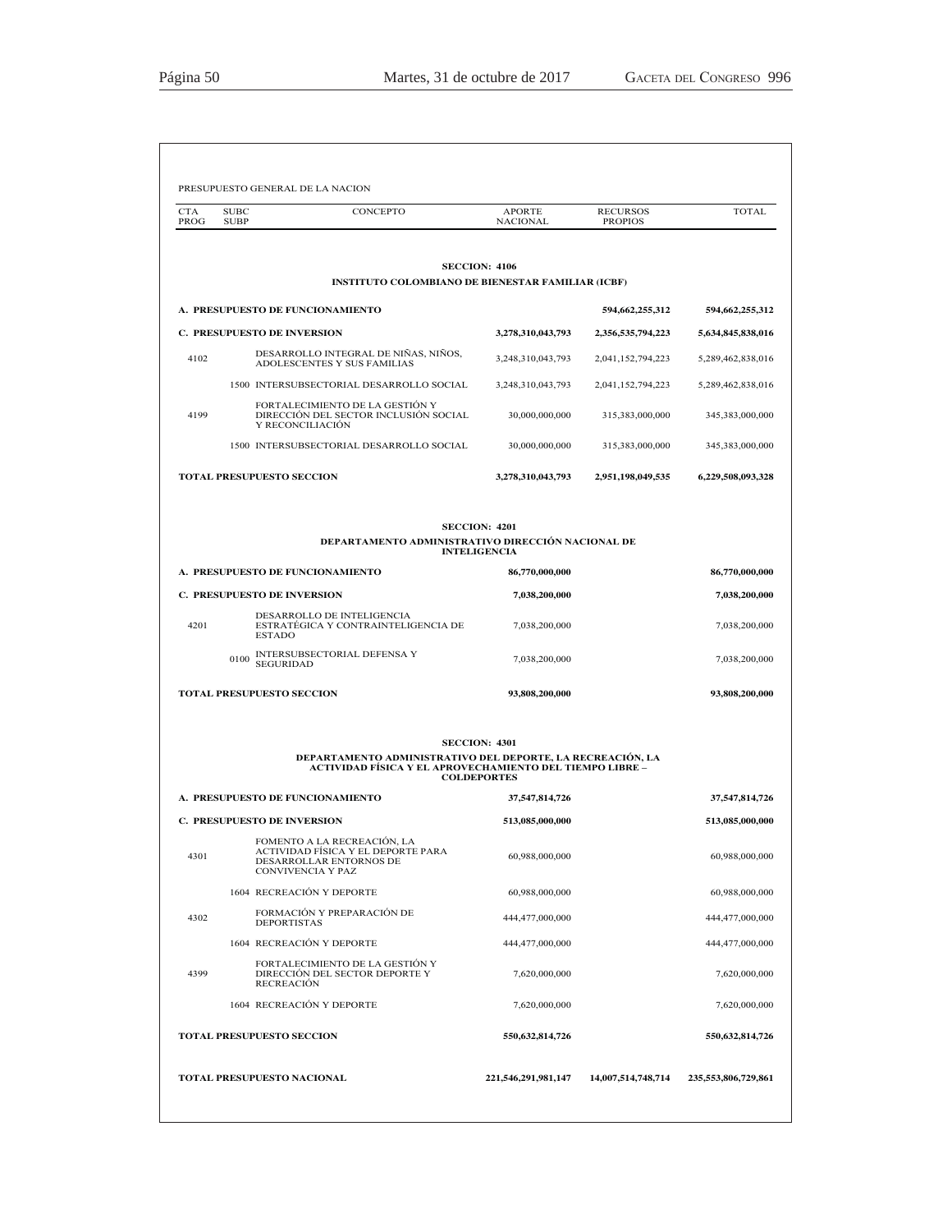PRESUPUESTO GENERAL DE LA NACION

| CTA PROG | SUBC SUBP | CONCEPTO | APORTE NACIONAL | RECURSOS PROPIOS | TOTAL |
|---|---|---|---|---|---|
| | | **SECCION: 4106** | | | |
| | | **INSTITUTO COLOMBIANO DE BIENESTAR FAMILIAR (ICBF)** | | | |
| **A. PRESUPUESTO DE FUNCIONAMIENTO** | | | | **594,662,255,312** | **594,662,255,312** |
| **C. PRESUPUESTO DE INVERSION** | | | **3,278,310,043,793** | **2,356,535,794,223** | **5,634,845,838,016** |
| 4102 | | DESARROLLO INTEGRAL DE NIÑAS, NIÑOS, ADOLESCENTES Y SUS FAMILIAS | 3,248,310,043,793 | 2,041,152,794,223 | 5,289,462,838,016 |
| | 1500 | INTERSUBSECTORIAL DESARROLLO SOCIAL | 3,248,310,043,793 | 2,041,152,794,223 | 5,289,462,838,016 |
| 4199 | | FORTALECIMIENTO DE LA GESTIÓN Y DIRECCIÓN DEL SECTOR INCLUSIÓN SOCIAL Y RECONCILIACIÓN | 30,000,000,000 | 315,383,000,000 | 345,383,000,000 |
| | 1500 | INTERSUBSECTORIAL DESARROLLO SOCIAL | 30,000,000,000 | 315,383,000,000 | 345,383,000,000 |
| **TOTAL PRESUPUESTO SECCION** | | | **3,278,310,043,793** | **2,951,198,049,535** | **6,229,508,093,328** |
| | | **SECCION: 4201** | | | |
| | | **DEPARTAMENTO ADMINISTRATIVO DIRECCIÓN NACIONAL DE INTELIGENCIA** | | | |
| **A. PRESUPUESTO DE FUNCIONAMIENTO** | | | **86,770,000,000** | | **86,770,000,000** |
| **C. PRESUPUESTO DE INVERSION** | | | **7,038,200,000** | | **7,038,200,000** |
| 4201 | | DESARROLLO DE INTELIGENCIA ESTRATÉGICA Y CONTRAINTELIGENCIA DE ESTADO | 7,038,200,000 | | 7,038,200,000 |
| | 0100 | INTERSUBSECTORIAL DEFENSA Y SEGURIDAD | 7,038,200,000 | | 7,038,200,000 |
| **TOTAL PRESUPUESTO SECCION** | | | **93,808,200,000** | | **93,808,200,000** |
| | | **SECCION: 4301** | | | |
| | | **DEPARTAMENTO ADMINISTRATIVO DEL DEPORTE, LA RECREACIÓN, LA ACTIVIDAD FÍSICA Y EL APROVECHAMIENTO DEL TIEMPO LIBRE – COLDEPORTES** | | | |
| **A. PRESUPUESTO DE FUNCIONAMIENTO** | | | **37,547,814,726** | | **37,547,814,726** |
| **C. PRESUPUESTO DE INVERSION** | | | **513,085,000,000** | | **513,085,000,000** |
| 4301 | | FOMENTO A LA RECREACIÓN, LA ACTIVIDAD FÍSICA Y EL DEPORTE PARA DESARROLLAR ENTORNOS DE CONVIVENCIA Y PAZ | 60,988,000,000 | | 60,988,000,000 |
| | 1604 | RECREACIÓN Y DEPORTE | 60,988,000,000 | | 60,988,000,000 |
| 4302 | | FORMACIÓN Y PREPARACIÓN DE DEPORTISTAS | 444,477,000,000 | | 444,477,000,000 |
| | 1604 | RECREACIÓN Y DEPORTE | 444,477,000,000 | | 444,477,000,000 |
| 4399 | | FORTALECIMIENTO DE LA GESTIÓN Y DIRECCIÓN DEL SECTOR DEPORTE Y RECREACIÓN | 7,620,000,000 | | 7,620,000,000 |
| | 1604 | RECREACIÓN Y DEPORTE | 7,620,000,000 | | 7,620,000,000 |
| **TOTAL PRESUPUESTO SECCION** | | | **550,632,814,726** | | **550,632,814,726** |
| **TOTAL PRESUPUESTO NACIONAL** | | | **221,546,291,981,147** | **14,007,514,748,714** | **235,553,806,729,861** |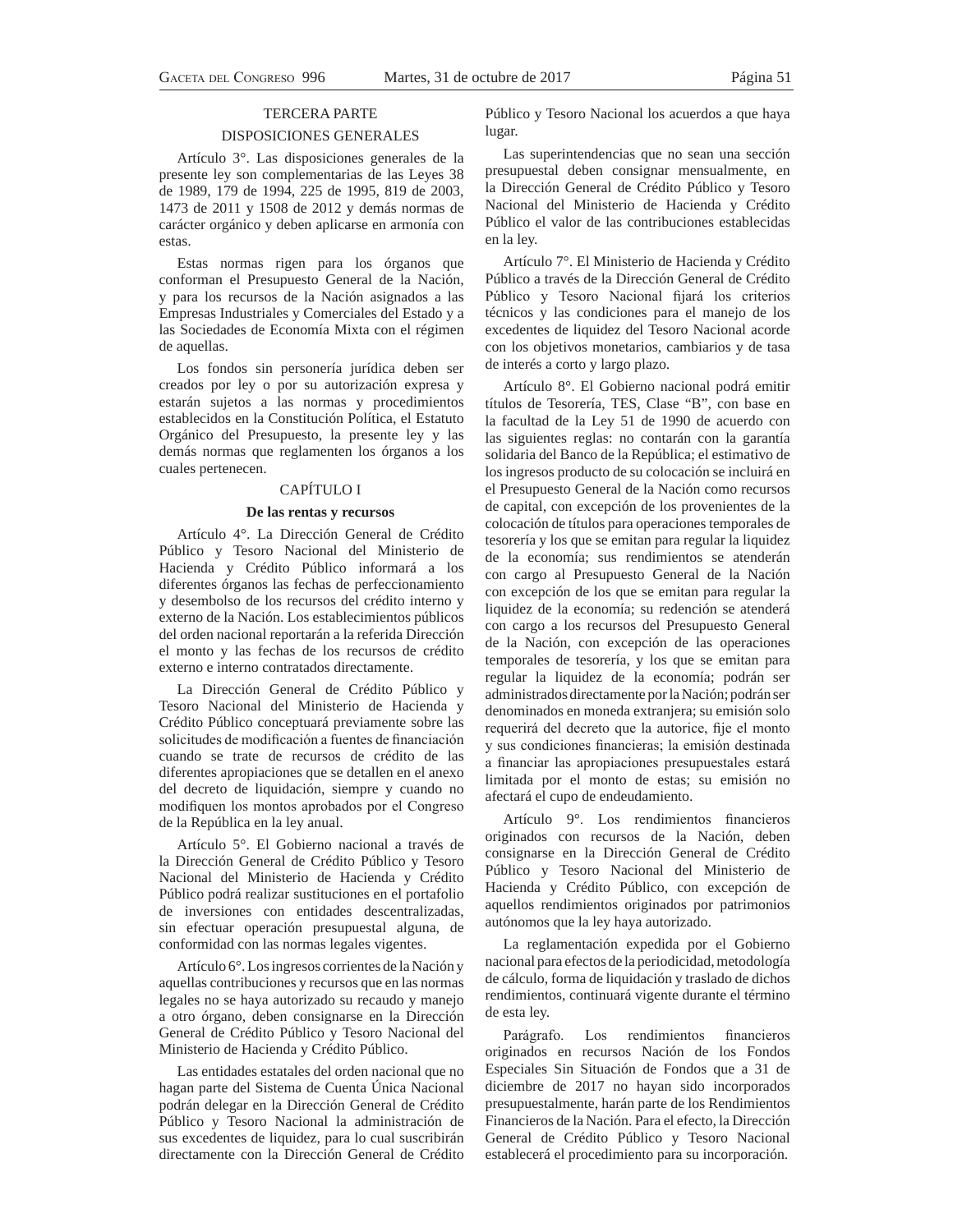TERCERA PARTE

DISPOSICIONES GENERALES

Artículo 3°. Las disposiciones generales de la presente ley son complementarias de las Leyes 38 de 1989, 179 de 1994, 225 de 1995, 819 de 2003, 1473 de 2011 y 1508 de 2012 y demás normas de carácter orgánico y deben aplicarse en armonía con estas.

Estas normas rigen para los órganos que conforman el Presupuesto General de la Nación, y para los recursos de la Nación asignados a las Empresas Industriales y Comerciales del Estado y a las Sociedades de Economía Mixta con el régimen de aquellas.

Los fondos sin personería jurídica deben ser creados por ley o por su autorización expresa y estarán sujetos a las normas y procedimientos establecidos en la Constitución Política, el Estatuto Orgánico del Presupuesto, la presente ley y las demás normas que reglamenten los órganos a los cuales pertenecen.

CAPÍTULO I

**De las rentas y recursos**

Artículo 4°. La Dirección General de Crédito Público y Tesoro Nacional del Ministerio de Hacienda y Crédito Público informará a los diferentes órganos las fechas de perfeccionamiento y desembolso de los recursos del crédito interno y externo de la Nación. Los establecimientos públicos del orden nacional reportarán a la referida Dirección el monto y las fechas de los recursos de crédito externo e interno contratados directamente.

La Dirección General de Crédito Público y Tesoro Nacional del Ministerio de Hacienda y Crédito Público conceptuará previamente sobre las solicitudes de modificación a fuentes de financiación cuando se trate de recursos de crédito de las diferentes apropiaciones que se detallen en el anexo del decreto de liquidación, siempre y cuando no modifiquen los montos aprobados por el Congreso de la República en la ley anual.

Artículo 5°. El Gobierno nacional a través de la Dirección General de Crédito Público y Tesoro Nacional del Ministerio de Hacienda y Crédito Público podrá realizar sustituciones en el portafolio de inversiones con entidades descentralizadas, sin efectuar operación presupuestal alguna, de conformidad con las normas legales vigentes.

Artículo 6°. Los ingresos corrientes de la Nación y aquellas contribuciones y recursos que en las normas legales no se haya autorizado su recaudo y manejo a otro órgano, deben consignarse en la Dirección General de Crédito Público y Tesoro Nacional del Ministerio de Hacienda y Crédito Público.

Las entidades estatales del orden nacional que no hagan parte del Sistema de Cuenta Única Nacional podrán delegar en la Dirección General de Crédito Público y Tesoro Nacional la administración de sus excedentes de liquidez, para lo cual suscribirán directamente con la Dirección General de Crédito Público y Tesoro Nacional los acuerdos a que haya lugar.

Las superintendencias que no sean una sección presupuestal deben consignar mensualmente, en la Dirección General de Crédito Público y Tesoro Nacional del Ministerio de Hacienda y Crédito Público el valor de las contribuciones establecidas en la ley.

Artículo 7°. El Ministerio de Hacienda y Crédito Público a través de la Dirección General de Crédito Público y Tesoro Nacional fijará los criterios técnicos y las condiciones para el manejo de los excedentes de liquidez del Tesoro Nacional acorde con los objetivos monetarios, cambiarios y de tasa de interés a corto y largo plazo.

Artículo 8°. El Gobierno nacional podrá emitir títulos de Tesorería, TES, Clase "B", con base en la facultad de la Ley 51 de 1990 de acuerdo con las siguientes reglas: no contarán con la garantía solidaria del Banco de la República; el estimativo de los ingresos producto de su colocación se incluirá en el Presupuesto General de la Nación como recursos de capital, con excepción de los provenientes de la colocación de títulos para operaciones temporales de tesorería y los que se emitan para regular la liquidez de la economía; sus rendimientos se atenderán con cargo al Presupuesto General de la Nación con excepción de los que se emitan para regular la liquidez de la economía; su redención se atenderá con cargo a los recursos del Presupuesto General de la Nación, con excepción de las operaciones temporales de tesorería, y los que se emitan para regular la liquidez de la economía; podrán ser administrados directamente por la Nación; podrán ser denominados en moneda extranjera; su emisión solo requerirá del decreto que la autorice, fije el monto y sus condiciones financieras; la emisión destinada a financiar las apropiaciones presupuestales estará limitada por el monto de estas; su emisión no afectará el cupo de endeudamiento.

Artículo 9°. Los rendimientos financieros originados con recursos de la Nación, deben consignarse en la Dirección General de Crédito Público y Tesoro Nacional del Ministerio de Hacienda y Crédito Público, con excepción de aquellos rendimientos originados por patrimonios autónomos que la ley haya autorizado.

La reglamentación expedida por el Gobierno nacional para efectos de la periodicidad, metodología de cálculo, forma de liquidación y traslado de dichos rendimientos, continuará vigente durante el término de esta ley.

Parágrafo. Los rendimientos financieros originados en recursos Nación de los Fondos Especiales Sin Situación de Fondos que a 31 de diciembre de 2017 no hayan sido incorporados presupuestalmente, harán parte de los Rendimientos Financieros de la Nación. Para el efecto, la Dirección General de Crédito Público y Tesoro Nacional establecerá el procedimiento para su incorporación.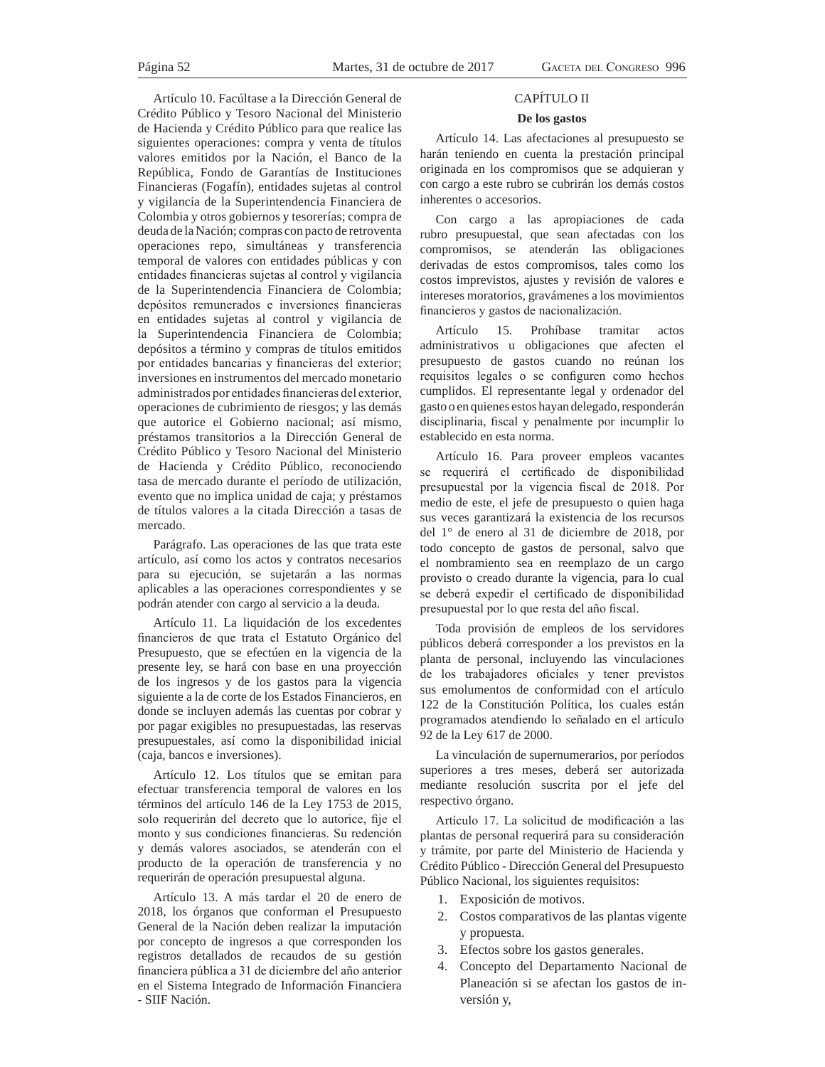Artículo 10. Facúltase a la Dirección General de Crédito Público y Tesoro Nacional del Ministerio de Hacienda y Crédito Público para que realice las siguientes operaciones: compra y venta de títulos valores emitidos por la Nación, el Banco de la República, Fondo de Garantías de Instituciones Financieras (Fogafín), entidades sujetas al control y vigilancia de la Superintendencia Financiera de Colombia y otros gobiernos y tesorerías; compra de deuda de la Nación; compras con pacto de retroventa operaciones repo, simultáneas y transferencia temporal de valores con entidades públicas y con entidades financieras sujetas al control y vigilancia de la Superintendencia Financiera de Colombia; depósitos remunerados e inversiones financieras en entidades sujetas al control y vigilancia de la Superintendencia Financiera de Colombia; depósitos a término y compras de títulos emitidos por entidades bancarias y financieras del exterior; inversiones en instrumentos del mercado monetario administrados por entidades financieras del exterior, operaciones de cubrimiento de riesgos; y las demás que autorice el Gobierno nacional; así mismo, préstamos transitorios a la Dirección General de Crédito Público y Tesoro Nacional del Ministerio de Hacienda y Crédito Público, reconociendo tasa de mercado durante el período de utilización, evento que no implica unidad de caja; y préstamos de títulos valores a la citada Dirección a tasas de mercado.

Parágrafo. Las operaciones de las que trata este artículo, así como los actos y contratos necesarios para su ejecución, se sujetarán a las normas aplicables a las operaciones correspondientes y se podrán atender con cargo al servicio a la deuda.

Artículo 11. La liquidación de los excedentes financieros de que trata el Estatuto Orgánico del Presupuesto, que se efectúen en la vigencia de la presente ley, se hará con base en una proyección de los ingresos y de los gastos para la vigencia siguiente a la de corte de los Estados Financieros, en donde se incluyen además las cuentas por cobrar y por pagar exigibles no presupuestadas, las reservas presupuestales, así como la disponibilidad inicial (caja, bancos e inversiones).

Artículo 12. Los títulos que se emitan para efectuar transferencia temporal de valores en los términos del artículo 146 de la Ley 1753 de 2015, solo requerirán del decreto que lo autorice, fije el monto y sus condiciones financieras. Su redención y demás valores asociados, se atenderán con el producto de la operación de transferencia y no requerirán de operación presupuestal alguna.

Artículo 13. A más tardar el 20 de enero de 2018, los órganos que conforman el Presupuesto General de la Nación deben realizar la imputación por concepto de ingresos a que corresponden los registros detallados de recaudos de su gestión financiera pública a 31 de diciembre del año anterior en el Sistema Integrado de Información Financiera - SIIF Nación.

## CAPÍTULO II

### De los gastos

Artículo 14. Las afectaciones al presupuesto se harán teniendo en cuenta la prestación principal originada en los compromisos que se adquieran y con cargo a este rubro se cubrirán los demás costos inherentes o accesorios.

Con cargo a las apropiaciones de cada rubro presupuestal, que sean afectadas con los compromisos, se atenderán las obligaciones derivadas de estos compromisos, tales como los costos imprevistos, ajustes y revisión de valores e intereses moratorios, gravámenes a los movimientos financieros y gastos de nacionalización.

Artículo 15. Prohíbase tramitar actos administrativos u obligaciones que afecten el presupuesto de gastos cuando no reúnan los requisitos legales o se configuren como hechos cumplidos. El representante legal y ordenador del gasto o en quienes estos hayan delegado, responderán disciplinaria, fiscal y penalmente por incumplir lo establecido en esta norma.

Artículo 16. Para proveer empleos vacantes se requerirá el certificado de disponibilidad presupuestal por la vigencia fiscal de 2018. Por medio de este, el jefe de presupuesto o quien haga sus veces garantizará la existencia de los recursos del 1° de enero al 31 de diciembre de 2018, por todo concepto de gastos de personal, salvo que el nombramiento sea en reemplazo de un cargo provisto o creado durante la vigencia, para lo cual se deberá expedir el certificado de disponibilidad presupuestal por lo que resta del año fiscal.

Toda provisión de empleos de los servidores públicos deberá corresponder a los previstos en la planta de personal, incluyendo las vinculaciones de los trabajadores oficiales y tener previstos sus emolumentos de conformidad con el artículo 122 de la Constitución Política, los cuales están programados atendiendo lo señalado en el artículo 92 de la Ley 617 de 2000.

La vinculación de supernumerarios, por períodos superiores a tres meses, deberá ser autorizada mediante resolución suscrita por el jefe del respectivo órgano.

Artículo 17. La solicitud de modificación a las plantas de personal requerirá para su consideración y trámite, por parte del Ministerio de Hacienda y Crédito Público - Dirección General del Presupuesto Público Nacional, los siguientes requisitos:

1. Exposición de motivos.
2. Costos comparativos de las plantas vigente y propuesta.
3. Efectos sobre los gastos generales.
4. Concepto del Departamento Nacional de Planeación si se afectan los gastos de inversión y,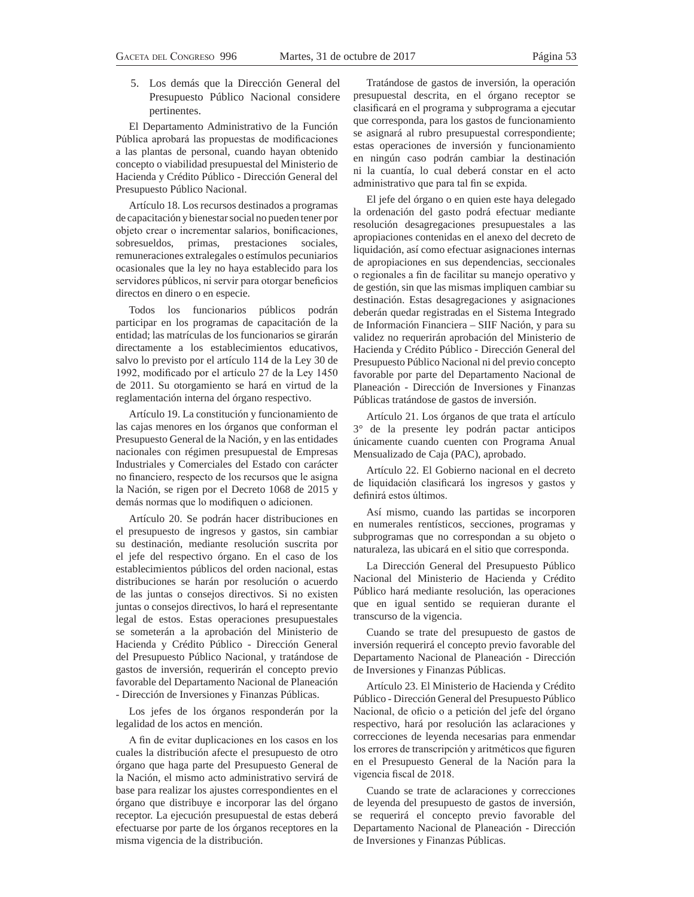5. Los demás que la Dirección General del Presupuesto Público Nacional considere pertinentes.

El Departamento Administrativo de la Función Pública aprobará las propuestas de modificaciones a las plantas de personal, cuando hayan obtenido concepto o viabilidad presupuestal del Ministerio de Hacienda y Crédito Público - Dirección General del Presupuesto Público Nacional.

Artículo 18. Los recursos destinados a programas de capacitación y bienestar social no pueden tener por objeto crear o incrementar salarios, bonificaciones, sobresueldos, primas, prestaciones sociales, remuneraciones extralegales o estímulos pecuniarios ocasionales que la ley no haya establecido para los servidores públicos, ni servir para otorgar beneficios directos en dinero o en especie.

Todos los funcionarios públicos podrán participar en los programas de capacitación de la entidad; las matrículas de los funcionarios se girarán directamente a los establecimientos educativos, salvo lo previsto por el artículo 114 de la Ley 30 de 1992, modificado por el artículo 27 de la Ley 1450 de 2011. Su otorgamiento se hará en virtud de la reglamentación interna del órgano respectivo.

Artículo 19. La constitución y funcionamiento de las cajas menores en los órganos que conforman el Presupuesto General de la Nación, y en las entidades nacionales con régimen presupuestal de Empresas Industriales y Comerciales del Estado con carácter no financiero, respecto de los recursos que le asigna la Nación, se rigen por el Decreto 1068 de 2015 y demás normas que lo modifiquen o adicionen.

Artículo 20. Se podrán hacer distribuciones en el presupuesto de ingresos y gastos, sin cambiar su destinación, mediante resolución suscrita por el jefe del respectivo órgano. En el caso de los establecimientos públicos del orden nacional, estas distribuciones se harán por resolución o acuerdo de las juntas o consejos directivos. Si no existen juntas o consejos directivos, lo hará el representante legal de estos. Estas operaciones presupuestales se someterán a la aprobación del Ministerio de Hacienda y Crédito Público - Dirección General del Presupuesto Público Nacional, y tratándose de gastos de inversión, requerirán el concepto previo favorable del Departamento Nacional de Planeación - Dirección de Inversiones y Finanzas Públicas.

Los jefes de los órganos responderán por la legalidad de los actos en mención.

A fin de evitar duplicaciones en los casos en los cuales la distribución afecte el presupuesto de otro órgano que haga parte del Presupuesto General de la Nación, el mismo acto administrativo servirá de base para realizar los ajustes correspondientes en el órgano que distribuye e incorporar las del órgano receptor. La ejecución presupuestal de estas deberá efectuarse por parte de los órganos receptores en la misma vigencia de la distribución.

Tratándose de gastos de inversión, la operación presupuestal descrita, en el órgano receptor se clasificará en el programa y subprograma a ejecutar que corresponda, para los gastos de funcionamiento se asignará al rubro presupuestal correspondiente; estas operaciones de inversión y funcionamiento en ningún caso podrán cambiar la destinación ni la cuantía, lo cual deberá constar en el acto administrativo que para tal fin se expida.

El jefe del órgano o en quien este haya delegado la ordenación del gasto podrá efectuar mediante resolución desagregaciones presupuestales a las apropiaciones contenidas en el anexo del decreto de liquidación, así como efectuar asignaciones internas de apropiaciones en sus dependencias, seccionales o regionales a fin de facilitar su manejo operativo y de gestión, sin que las mismas impliquen cambiar su destinación. Estas desagregaciones y asignaciones deberán quedar registradas en el Sistema Integrado de Información Financiera – SIIF Nación, y para su validez no requerirán aprobación del Ministerio de Hacienda y Crédito Público - Dirección General del Presupuesto Público Nacional ni del previo concepto favorable por parte del Departamento Nacional de Planeación - Dirección de Inversiones y Finanzas Públicas tratándose de gastos de inversión.

Artículo 21. Los órganos de que trata el artículo 3° de la presente ley podrán pactar anticipos únicamente cuando cuenten con Programa Anual Mensualizado de Caja (PAC), aprobado.

Artículo 22. El Gobierno nacional en el decreto de liquidación clasificará los ingresos y gastos y definirá estos últimos.

Así mismo, cuando las partidas se incorporen en numerales rentísticos, secciones, programas y subprogramas que no correspondan a su objeto o naturaleza, las ubicará en el sitio que corresponda.

La Dirección General del Presupuesto Público Nacional del Ministerio de Hacienda y Crédito Público hará mediante resolución, las operaciones que en igual sentido se requieran durante el transcurso de la vigencia.

Cuando se trate del presupuesto de gastos de inversión requerirá el concepto previo favorable del Departamento Nacional de Planeación - Dirección de Inversiones y Finanzas Públicas.

Artículo 23. El Ministerio de Hacienda y Crédito Público - Dirección General del Presupuesto Público Nacional, de oficio o a petición del jefe del órgano respectivo, hará por resolución las aclaraciones y correcciones de leyenda necesarias para enmendar los errores de transcripción y aritméticos que figuren en el Presupuesto General de la Nación para la vigencia fiscal de 2018.

Cuando se trate de aclaraciones y correcciones de leyenda del presupuesto de gastos de inversión, se requerirá el concepto previo favorable del Departamento Nacional de Planeación - Dirección de Inversiones y Finanzas Públicas.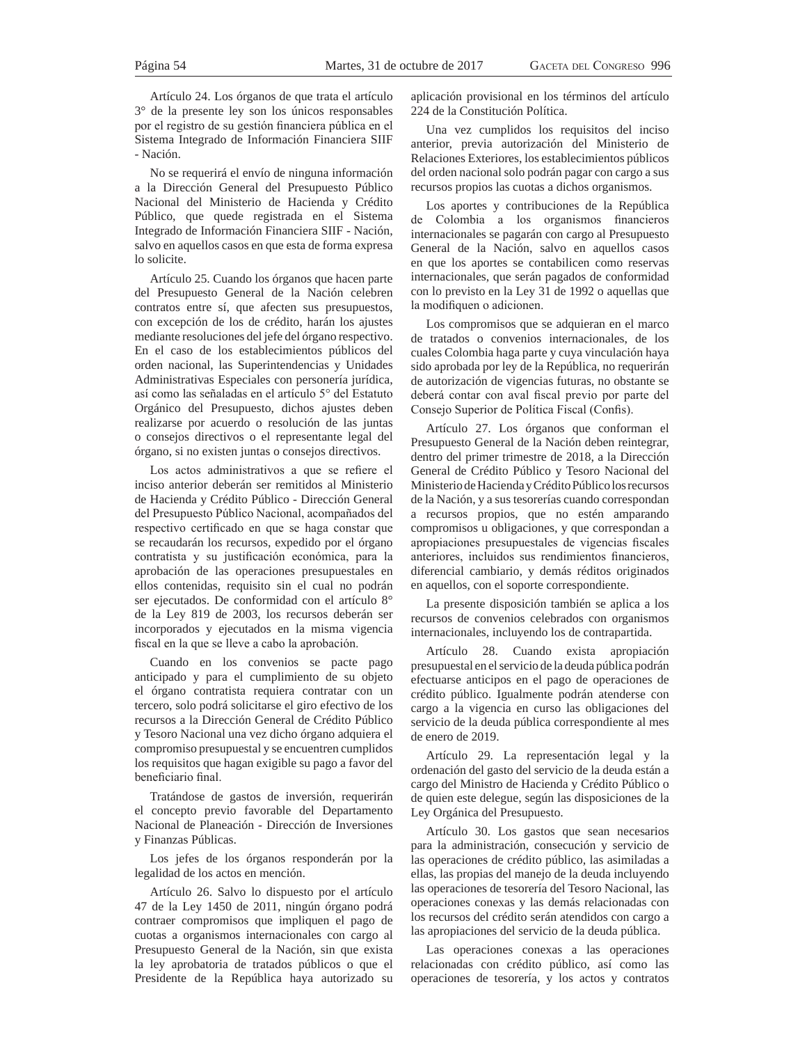Artículo 24. Los órganos de que trata el artículo 3° de la presente ley son los únicos responsables por el registro de su gestión financiera pública en el Sistema Integrado de Información Financiera SIIF - Nación.

No se requerirá el envío de ninguna información a la Dirección General del Presupuesto Público Nacional del Ministerio de Hacienda y Crédito Público, que quede registrada en el Sistema Integrado de Información Financiera SIIF - Nación, salvo en aquellos casos en que esta de forma expresa lo solicite.

Artículo 25. Cuando los órganos que hacen parte del Presupuesto General de la Nación celebren contratos entre sí, que afecten sus presupuestos, con excepción de los de crédito, harán los ajustes mediante resoluciones del jefe del órgano respectivo. En el caso de los establecimientos públicos del orden nacional, las Superintendencias y Unidades Administrativas Especiales con personería jurídica, así como las señaladas en el artículo 5° del Estatuto Orgánico del Presupuesto, dichos ajustes deben realizarse por acuerdo o resolución de las juntas o consejos directivos o el representante legal del órgano, si no existen juntas o consejos directivos.

Los actos administrativos a que se refiere el inciso anterior deberán ser remitidos al Ministerio de Hacienda y Crédito Público - Dirección General del Presupuesto Público Nacional, acompañados del respectivo certificado en que se haga constar que se recaudarán los recursos, expedido por el órgano contratista y su justificación económica, para la aprobación de las operaciones presupuestales en ellos contenidas, requisito sin el cual no podrán ser ejecutados. De conformidad con el artículo 8° de la Ley 819 de 2003, los recursos deberán ser incorporados y ejecutados en la misma vigencia fiscal en la que se lleve a cabo la aprobación.

Cuando en los convenios se pacte pago anticipado y para el cumplimiento de su objeto el órgano contratista requiera contratar con un tercero, solo podrá solicitarse el giro efectivo de los recursos a la Dirección General de Crédito Público y Tesoro Nacional una vez dicho órgano adquiera el compromiso presupuestal y se encuentren cumplidos los requisitos que hagan exigible su pago a favor del beneficiario final.

Tratándose de gastos de inversión, requerirán el concepto previo favorable del Departamento Nacional de Planeación - Dirección de Inversiones y Finanzas Públicas.

Los jefes de los órganos responderán por la legalidad de los actos en mención.

Artículo 26. Salvo lo dispuesto por el artículo 47 de la Ley 1450 de 2011, ningún órgano podrá contraer compromisos que impliquen el pago de cuotas a organismos internacionales con cargo al Presupuesto General de la Nación, sin que exista la ley aprobatoria de tratados públicos o que el Presidente de la República haya autorizado su aplicación provisional en los términos del artículo 224 de la Constitución Política.

Una vez cumplidos los requisitos del inciso anterior, previa autorización del Ministerio de Relaciones Exteriores, los establecimientos públicos del orden nacional solo podrán pagar con cargo a sus recursos propios las cuotas a dichos organismos.

Los aportes y contribuciones de la República de Colombia a los organismos financieros internacionales se pagarán con cargo al Presupuesto General de la Nación, salvo en aquellos casos en que los aportes se contabilicen como reservas internacionales, que serán pagados de conformidad con lo previsto en la Ley 31 de 1992 o aquellas que la modifiquen o adicionen.

Los compromisos que se adquieran en el marco de tratados o convenios internacionales, de los cuales Colombia haga parte y cuya vinculación haya sido aprobada por ley de la República, no requerirán de autorización de vigencias futuras, no obstante se deberá contar con aval fiscal previo por parte del Consejo Superior de Política Fiscal (Confis).

Artículo 27. Los órganos que conforman el Presupuesto General de la Nación deben reintegrar, dentro del primer trimestre de 2018, a la Dirección General de Crédito Público y Tesoro Nacional del Ministerio de Hacienda y Crédito Público los recursos de la Nación, y a sus tesorerías cuando correspondan a recursos propios, que no estén amparando compromisos u obligaciones, y que correspondan a apropiaciones presupuestales de vigencias fiscales anteriores, incluidos sus rendimientos financieros, diferencial cambiario, y demás réditos originados en aquellos, con el soporte correspondiente.

La presente disposición también se aplica a los recursos de convenios celebrados con organismos internacionales, incluyendo los de contrapartida.

Artículo 28. Cuando exista apropiación presupuestal en el servicio de la deuda pública podrán efectuarse anticipos en el pago de operaciones de crédito público. Igualmente podrán atenderse con cargo a la vigencia en curso las obligaciones del servicio de la deuda pública correspondiente al mes de enero de 2019.

Artículo 29. La representación legal y la ordenación del gasto del servicio de la deuda están a cargo del Ministro de Hacienda y Crédito Público o de quien este delegue, según las disposiciones de la Ley Orgánica del Presupuesto.

Artículo 30. Los gastos que sean necesarios para la administración, consecución y servicio de las operaciones de crédito público, las asimiladas a ellas, las propias del manejo de la deuda incluyendo las operaciones de tesorería del Tesoro Nacional, las operaciones conexas y las demás relacionadas con los recursos del crédito serán atendidos con cargo a las apropiaciones del servicio de la deuda pública.

Las operaciones conexas a las operaciones relacionadas con crédito público, así como las operaciones de tesorería, y los actos y contratos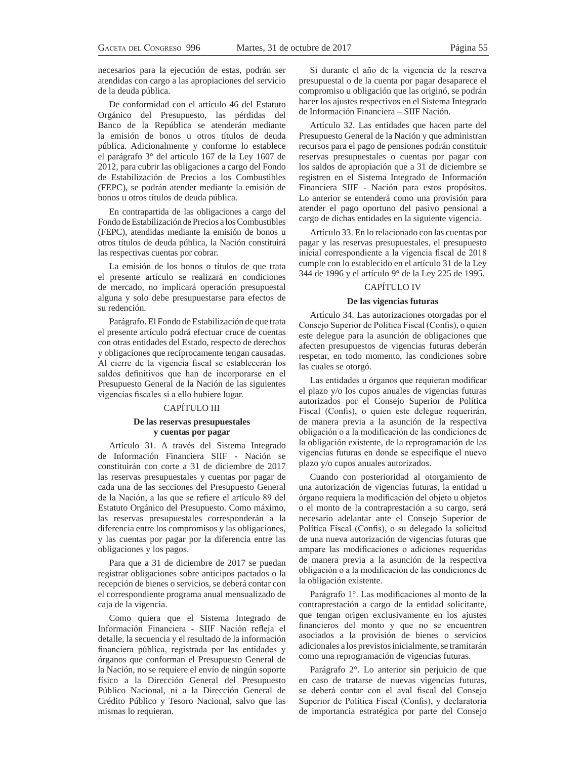necesarios para la ejecución de estas, podrán ser atendidas con cargo a las apropiaciones del servicio de la deuda pública.

De conformidad con el artículo 46 del Estatuto Orgánico del Presupuesto, las pérdidas del Banco de la República se atenderán mediante la emisión de bonos u otros títulos de deuda pública. Adicionalmente y conforme lo establece el parágrafo 3° del artículo 167 de la Ley 1607 de 2012, para cubrir las obligaciones a cargo del Fondo de Estabilización de Precios a los Combustibles (FEPC), se podrán atender mediante la emisión de bonos u otros títulos de deuda pública.

En contrapartida de las obligaciones a cargo del Fondo de Estabilización de Precios a los Combustibles (FEPC), atendidas mediante la emisión de bonos u otros títulos de deuda pública, la Nación constituirá las respectivas cuentas por cobrar.

La emisión de los bonos o títulos de que trata el presente artículo se realizará en condiciones de mercado, no implicará operación presupuestal alguna y solo debe presupuestarse para efectos de su redención.

Parágrafo. El Fondo de Estabilización de que trata el presente artículo podrá efectuar cruce de cuentas con otras entidades del Estado, respecto de derechos y obligaciones que recíprocamente tengan causadas. Al cierre de la vigencia fiscal se establecerán los saldos definitivos que han de incorporarse en el Presupuesto General de la Nación de las siguientes vigencias fiscales si a ello hubiere lugar.

## CAPÍTULO III

### De las reservas presupuestales y cuentas por pagar

Artículo 31. A través del Sistema Integrado de Información Financiera SIIF - Nación se constituirán con corte a 31 de diciembre de 2017 las reservas presupuestales y cuentas por pagar de cada una de las secciones del Presupuesto General de la Nación, a las que se refiere el artículo 89 del Estatuto Orgánico del Presupuesto. Como máximo, las reservas presupuestales corresponderán a la diferencia entre los compromisos y las obligaciones, y las cuentas por pagar por la diferencia entre las obligaciones y los pagos.

Para que a 31 de diciembre de 2017 se puedan registrar obligaciones sobre anticipos pactados o la recepción de bienes o servicios, se deberá contar con el correspondiente programa anual mensualizado de caja de la vigencia.

Como quiera que el Sistema Integrado de Información Financiera - SIIF Nación refleja el detalle, la secuencia y el resultado de la información financiera pública, registrada por las entidades y órganos que conforman el Presupuesto General de la Nación, no se requiere el envío de ningún soporte físico a la Dirección General del Presupuesto Público Nacional, ni a la Dirección General de Crédito Público y Tesoro Nacional, salvo que las mismas lo requieran.

Si durante el año de la vigencia de la reserva presupuestal o de la cuenta por pagar desaparece el compromiso u obligación que las originó, se podrán hacer los ajustes respectivos en el Sistema Integrado de Información Financiera – SIIF Nación.

Artículo 32. Las entidades que hacen parte del Presupuesto General de la Nación y que administran recursos para el pago de pensiones podrán constituir reservas presupuestales o cuentas por pagar con los saldos de apropiación que a 31 de diciembre se registren en el Sistema Integrado de Información Financiera SIIF - Nación para estos propósitos. Lo anterior se entenderá como una provisión para atender el pago oportuno del pasivo pensional a cargo de dichas entidades en la siguiente vigencia.

Artículo 33. En lo relacionado con las cuentas por pagar y las reservas presupuestales, el presupuesto inicial correspondiente a la vigencia fiscal de 2018 cumple con lo establecido en el artículo 31 de la Ley 344 de 1996 y el artículo 9° de la Ley 225 de 1995.

## CAPÍTULO IV

### De las vigencias futuras

Artículo 34. Las autorizaciones otorgadas por el Consejo Superior de Política Fiscal (Confis), o quien este delegue para la asunción de obligaciones que afecten presupuestos de vigencias futuras deberán respetar, en todo momento, las condiciones sobre las cuales se otorgó.

Las entidades u órganos que requieran modificar el plazo y/o los cupos anuales de vigencias futuras autorizados por el Consejo Superior de Política Fiscal (Confis), o quien este delegue requerirán, de manera previa a la asunción de la respectiva obligación o a la modificación de las condiciones de la obligación existente, de la reprogramación de las vigencias futuras en donde se especifique el nuevo plazo y/o cupos anuales autorizados.

Cuando con posterioridad al otorgamiento de una autorización de vigencias futuras, la entidad u órgano requiera la modificación del objeto u objetos o el monto de la contraprestación a su cargo, será necesario adelantar ante el Consejo Superior de Política Fiscal (Confis), o su delegado la solicitud de una nueva autorización de vigencias futuras que ampare las modificaciones o adiciones requeridas de manera previa a la asunción de la respectiva obligación o a la modificación de las condiciones de la obligación existente.

Parágrafo 1°. Las modificaciones al monto de la contraprestación a cargo de la entidad solicitante, que tengan origen exclusivamente en los ajustes financieros del monto y que no se encuentren asociados a la provisión de bienes o servicios adicionales a los previstos inicialmente, se tramitarán como una reprogramación de vigencias futuras.

Parágrafo 2°. Lo anterior sin perjuicio de que en caso de tratarse de nuevas vigencias futuras, se deberá contar con el aval fiscal del Consejo Superior de Política Fiscal (Confis), y declaratoria de importancia estratégica por parte del Consejo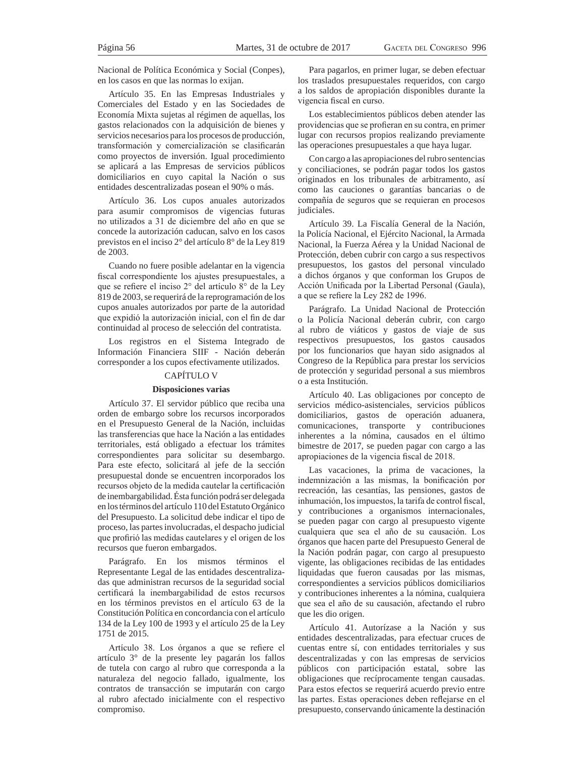Nacional de Política Económica y Social (Conpes), en los casos en que las normas lo exijan.

Artículo 35. En las Empresas Industriales y Comerciales del Estado y en las Sociedades de Economía Mixta sujetas al régimen de aquellas, los gastos relacionados con la adquisición de bienes y servicios necesarios para los procesos de producción, transformación y comercialización se clasificarán como proyectos de inversión. Igual procedimiento se aplicará a las Empresas de servicios públicos domiciliarios en cuyo capital la Nación o sus entidades descentralizadas posean el 90% o más.

Artículo 36. Los cupos anuales autorizados para asumir compromisos de vigencias futuras no utilizados a 31 de diciembre del año en que se concede la autorización caducan, salvo en los casos previstos en el inciso 2° del artículo 8° de la Ley 819 de 2003.

Cuando no fuere posible adelantar en la vigencia fiscal correspondiente los ajustes presupuestales, a que se refiere el inciso 2° del artículo 8° de la Ley 819 de 2003, se requerirá de la reprogramación de los cupos anuales autorizados por parte de la autoridad que expidió la autorización inicial, con el fin de dar continuidad al proceso de selección del contratista.

Los registros en el Sistema Integrado de Información Financiera SIIF - Nación deberán corresponder a los cupos efectivamente utilizados.

## CAPÍTULO V

### Disposiciones varias

Artículo 37. El servidor público que reciba una orden de embargo sobre los recursos incorporados en el Presupuesto General de la Nación, incluidas las transferencias que hace la Nación a las entidades territoriales, está obligado a efectuar los trámites correspondientes para solicitar su desembargo. Para este efecto, solicitará al jefe de la sección presupuestal donde se encuentren incorporados los recursos objeto de la medida cautelar la certificación de inembargabilidad. Ésta función podrá ser delegada en los términos del artículo 110 del Estatuto Orgánico del Presupuesto. La solicitud debe indicar el tipo de proceso, las partes involucradas, el despacho judicial que profirió las medidas cautelares y el origen de los recursos que fueron embargados.

Parágrafo. En los mismos términos el Representante Legal de las entidades descentralizadas que administran recursos de la seguridad social certificará la inembargabilidad de estos recursos en los términos previstos en el artículo 63 de la Constitución Política en concordancia con el artículo 134 de la Ley 100 de 1993 y el artículo 25 de la Ley 1751 de 2015.

Artículo 38. Los órganos a que se refiere el artículo 3° de la presente ley pagarán los fallos de tutela con cargo al rubro que corresponda a la naturaleza del negocio fallado, igualmente, los contratos de transacción se imputarán con cargo al rubro afectado inicialmente con el respectivo compromiso.

Para pagarlos, en primer lugar, se deben efectuar los traslados presupuestales requeridos, con cargo a los saldos de apropiación disponibles durante la vigencia fiscal en curso.

Los establecimientos públicos deben atender las providencias que se profieran en su contra, en primer lugar con recursos propios realizando previamente las operaciones presupuestales a que haya lugar.

Con cargo a las apropiaciones del rubro sentencias y conciliaciones, se podrán pagar todos los gastos originados en los tribunales de arbitramento, así como las cauciones o garantías bancarias o de compañía de seguros que se requieran en procesos judiciales.

Artículo 39. La Fiscalía General de la Nación, la Policía Nacional, el Ejército Nacional, la Armada Nacional, la Fuerza Aérea y la Unidad Nacional de Protección, deben cubrir con cargo a sus respectivos presupuestos, los gastos del personal vinculado a dichos órganos y que conforman los Grupos de Acción Unificada por la Libertad Personal (Gaula), a que se refiere la Ley 282 de 1996.

Parágrafo. La Unidad Nacional de Protección o la Policía Nacional deberán cubrir, con cargo al rubro de viáticos y gastos de viaje de sus respectivos presupuestos, los gastos causados por los funcionarios que hayan sido asignados al Congreso de la República para prestar los servicios de protección y seguridad personal a sus miembros o a esta Institución.

Artículo 40. Las obligaciones por concepto de servicios médico-asistenciales, servicios públicos domiciliarios, gastos de operación aduanera, comunicaciones, transporte y contribuciones inherentes a la nómina, causados en el último bimestre de 2017, se pueden pagar con cargo a las apropiaciones de la vigencia fiscal de 2018.

Las vacaciones, la prima de vacaciones, la indemnización a las mismas, la bonificación por recreación, las cesantías, las pensiones, gastos de inhumación, los impuestos, la tarifa de control fiscal, y contribuciones a organismos internacionales, se pueden pagar con cargo al presupuesto vigente cualquiera que sea el año de su causación. Los órganos que hacen parte del Presupuesto General de la Nación podrán pagar, con cargo al presupuesto vigente, las obligaciones recibidas de las entidades liquidadas que fueron causadas por las mismas, correspondientes a servicios públicos domiciliarios y contribuciones inherentes a la nómina, cualquiera que sea el año de su causación, afectando el rubro que les dio origen.

Artículo 41. Autorízase a la Nación y sus entidades descentralizadas, para efectuar cruces de cuentas entre sí, con entidades territoriales y sus descentralizadas y con las empresas de servicios públicos con participación estatal, sobre las obligaciones que recíprocamente tengan causadas. Para estos efectos se requerirá acuerdo previo entre las partes. Estas operaciones deben reflejarse en el presupuesto, conservando únicamente la destinación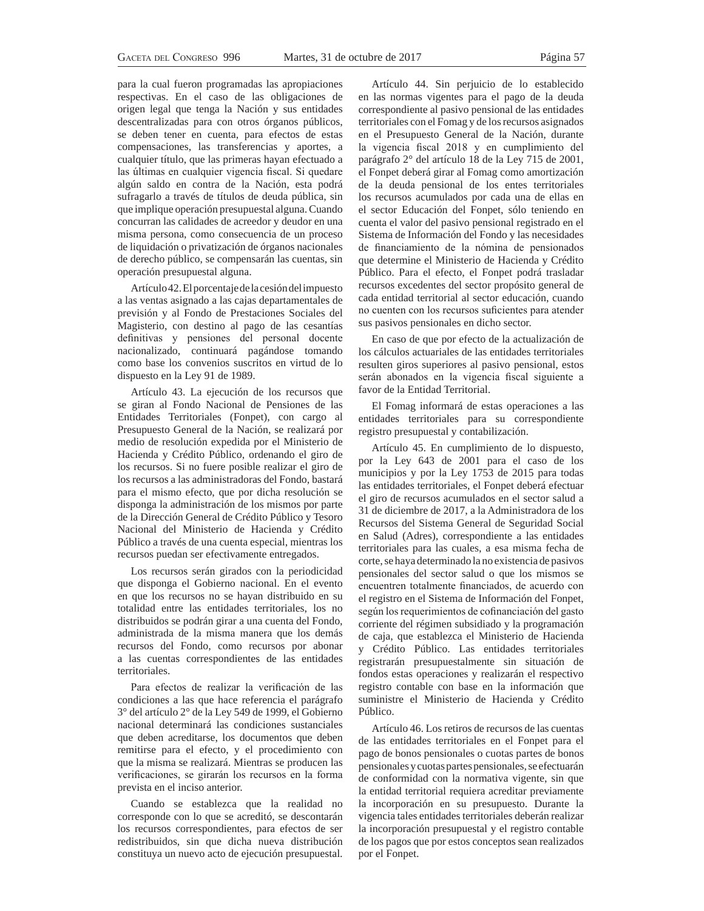para la cual fueron programadas las apropiaciones respectivas. En el caso de las obligaciones de origen legal que tenga la Nación y sus entidades descentralizadas para con otros órganos públicos, se deben tener en cuenta, para efectos de estas compensaciones, las transferencias y aportes, a cualquier título, que las primeras hayan efectuado a las últimas en cualquier vigencia fiscal. Si quedare algún saldo en contra de la Nación, esta podrá sufragarlo a través de títulos de deuda pública, sin que implique operación presupuestal alguna. Cuando concurran las calidades de acreedor y deudor en una misma persona, como consecuencia de un proceso de liquidación o privatización de órganos nacionales de derecho público, se compensarán las cuentas, sin operación presupuestal alguna.

Artículo 42. El porcentaje de la cesión del impuesto a las ventas asignado a las cajas departamentales de previsión y al Fondo de Prestaciones Sociales del Magisterio, con destino al pago de las cesantías definitivas y pensiones del personal docente nacionalizado, continuará pagándose tomando como base los convenios suscritos en virtud de lo dispuesto en la Ley 91 de 1989.

Artículo 43. La ejecución de los recursos que se giran al Fondo Nacional de Pensiones de las Entidades Territoriales (Fonpet), con cargo al Presupuesto General de la Nación, se realizará por medio de resolución expedida por el Ministerio de Hacienda y Crédito Público, ordenando el giro de los recursos. Si no fuere posible realizar el giro de los recursos a las administradoras del Fondo, bastará para el mismo efecto, que por dicha resolución se disponga la administración de los mismos por parte de la Dirección General de Crédito Público y Tesoro Nacional del Ministerio de Hacienda y Crédito Público a través de una cuenta especial, mientras los recursos puedan ser efectivamente entregados.

Los recursos serán girados con la periodicidad que disponga el Gobierno nacional. En el evento en que los recursos no se hayan distribuido en su totalidad entre las entidades territoriales, los no distribuidos se podrán girar a una cuenta del Fondo, administrada de la misma manera que los demás recursos del Fondo, como recursos por abonar a las cuentas correspondientes de las entidades territoriales.

Para efectos de realizar la verificación de las condiciones a las que hace referencia el parágrafo 3° del artículo 2° de la Ley 549 de 1999, el Gobierno nacional determinará las condiciones sustanciales que deben acreditarse, los documentos que deben remitirse para el efecto, y el procedimiento con que la misma se realizará. Mientras se producen las verificaciones, se girarán los recursos en la forma prevista en el inciso anterior.

Cuando se establezca que la realidad no corresponde con lo que se acreditó, se descontarán los recursos correspondientes, para efectos de ser redistribuidos, sin que dicha nueva distribución constituya un nuevo acto de ejecución presupuestal.

Artículo 44. Sin perjuicio de lo establecido en las normas vigentes para el pago de la deuda correspondiente al pasivo pensional de las entidades territoriales con el Fomag y de los recursos asignados en el Presupuesto General de la Nación, durante la vigencia fiscal 2018 y en cumplimiento del parágrafo 2° del artículo 18 de la Ley 715 de 2001, el Fonpet deberá girar al Fomag como amortización de la deuda pensional de los entes territoriales los recursos acumulados por cada una de ellas en el sector Educación del Fonpet, sólo teniendo en cuenta el valor del pasivo pensional registrado en el Sistema de Información del Fondo y las necesidades de financiamiento de la nómina de pensionados que determine el Ministerio de Hacienda y Crédito Público. Para el efecto, el Fonpet podrá trasladar recursos excedentes del sector propósito general de cada entidad territorial al sector educación, cuando no cuenten con los recursos suficientes para atender sus pasivos pensionales en dicho sector.

En caso de que por efecto de la actualización de los cálculos actuariales de las entidades territoriales resulten giros superiores al pasivo pensional, estos serán abonados en la vigencia fiscal siguiente a favor de la Entidad Territorial.

El Fomag informará de estas operaciones a las entidades territoriales para su correspondiente registro presupuestal y contabilización.

Artículo 45. En cumplimiento de lo dispuesto, por la Ley 643 de 2001 para el caso de los municipios y por la Ley 1753 de 2015 para todas las entidades territoriales, el Fonpet deberá efectuar el giro de recursos acumulados en el sector salud a 31 de diciembre de 2017, a la Administradora de los Recursos del Sistema General de Seguridad Social en Salud (Adres), correspondiente a las entidades territoriales para las cuales, a esa misma fecha de corte, se haya determinado la no existencia de pasivos pensionales del sector salud o que los mismos se encuentren totalmente financiados, de acuerdo con el registro en el Sistema de Información del Fonpet, según los requerimientos de cofinanciación del gasto corriente del régimen subsidiado y la programación de caja, que establezca el Ministerio de Hacienda y Crédito Público. Las entidades territoriales registrarán presupuestalmente sin situación de fondos estas operaciones y realizarán el respectivo registro contable con base en la información que suministre el Ministerio de Hacienda y Crédito Público.

Artículo 46. Los retiros de recursos de las cuentas de las entidades territoriales en el Fonpet para el pago de bonos pensionales o cuotas partes de bonos pensionales y cuotas partes pensionales, se efectuarán de conformidad con la normativa vigente, sin que la entidad territorial requiera acreditar previamente la incorporación en su presupuesto. Durante la vigencia tales entidades territoriales deberán realizar la incorporación presupuestal y el registro contable de los pagos que por estos conceptos sean realizados por el Fonpet.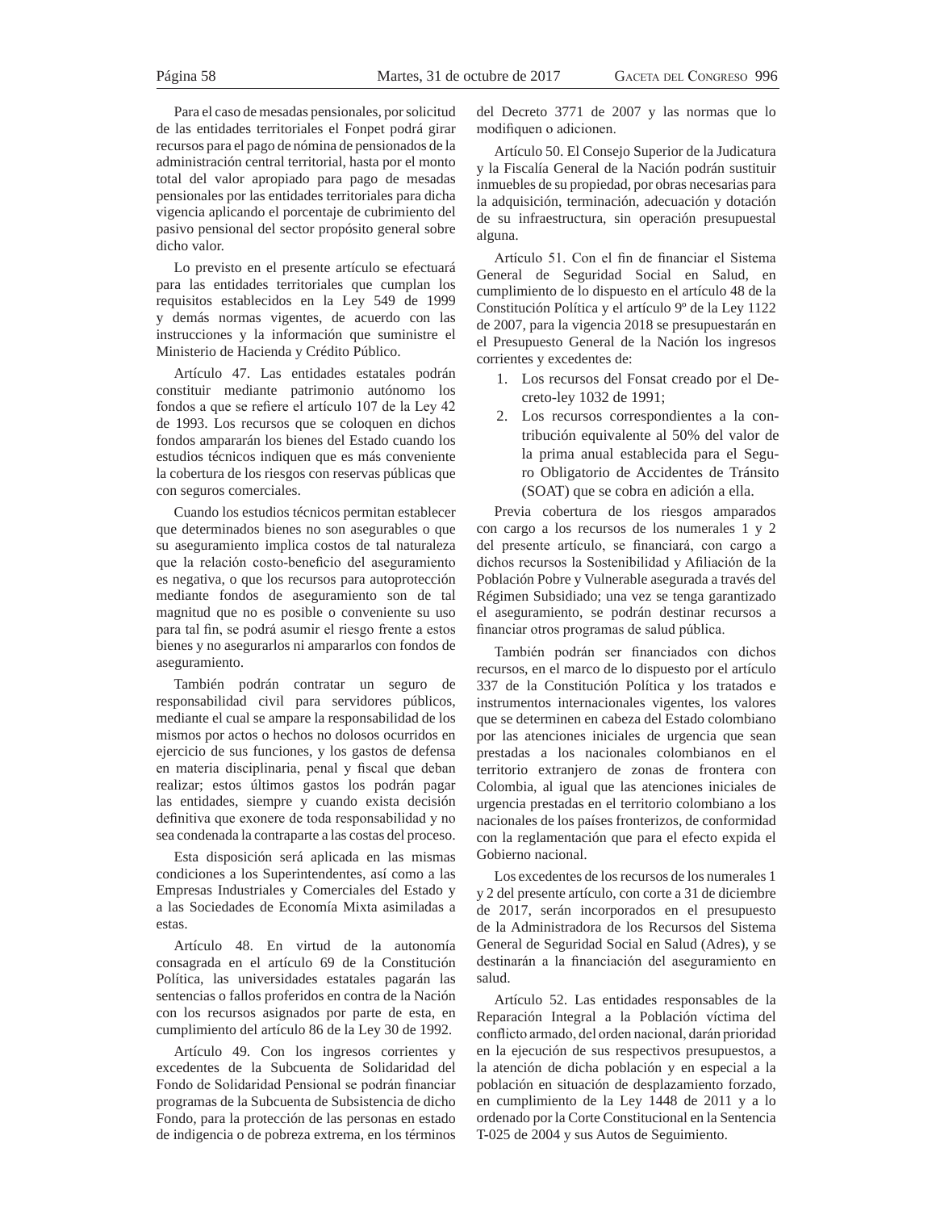Para el caso de mesadas pensionales, por solicitud de las entidades territoriales el Fonpet podrá girar recursos para el pago de nómina de pensionados de la administración central territorial, hasta por el monto total del valor apropiado para pago de mesadas pensionales por las entidades territoriales para dicha vigencia aplicando el porcentaje de cubrimiento del pasivo pensional del sector propósito general sobre dicho valor.

Lo previsto en el presente artículo se efectuará para las entidades territoriales que cumplan los requisitos establecidos en la Ley 549 de 1999 y demás normas vigentes, de acuerdo con las instrucciones y la información que suministre el Ministerio de Hacienda y Crédito Público.

Artículo 47. Las entidades estatales podrán constituir mediante patrimonio autónomo los fondos a que se refiere el artículo 107 de la Ley 42 de 1993. Los recursos que se coloquen en dichos fondos ampararán los bienes del Estado cuando los estudios técnicos indiquen que es más conveniente la cobertura de los riesgos con reservas públicas que con seguros comerciales.

Cuando los estudios técnicos permitan establecer que determinados bienes no son asegurables o que su aseguramiento implica costos de tal naturaleza que la relación costo-beneficio del aseguramiento es negativa, o que los recursos para autoprotección mediante fondos de aseguramiento son de tal magnitud que no es posible o conveniente su uso para tal fin, se podrá asumir el riesgo frente a estos bienes y no asegurarlos ni ampararlos con fondos de aseguramiento.

También podrán contratar un seguro de responsabilidad civil para servidores públicos, mediante el cual se ampare la responsabilidad de los mismos por actos o hechos no dolosos ocurridos en ejercicio de sus funciones, y los gastos de defensa en materia disciplinaria, penal y fiscal que deban realizar; estos últimos gastos los podrán pagar las entidades, siempre y cuando exista decisión definitiva que exonere de toda responsabilidad y no sea condenada la contraparte a las costas del proceso.

Esta disposición será aplicada en las mismas condiciones a los Superintendentes, así como a las Empresas Industriales y Comerciales del Estado y a las Sociedades de Economía Mixta asimiladas a estas.

Artículo 48. En virtud de la autonomía consagrada en el artículo 69 de la Constitución Política, las universidades estatales pagarán las sentencias o fallos proferidos en contra de la Nación con los recursos asignados por parte de esta, en cumplimiento del artículo 86 de la Ley 30 de 1992.

Artículo 49. Con los ingresos corrientes y excedentes de la Subcuenta de Solidaridad del Fondo de Solidaridad Pensional se podrán financiar programas de la Subcuenta de Subsistencia de dicho Fondo, para la protección de las personas en estado de indigencia o de pobreza extrema, en los términos del Decreto 3771 de 2007 y las normas que lo modifiquen o adicionen.

Artículo 50. El Consejo Superior de la Judicatura y la Fiscalía General de la Nación podrán sustituir inmuebles de su propiedad, por obras necesarias para la adquisición, terminación, adecuación y dotación de su infraestructura, sin operación presupuestal alguna.

Artículo 51. Con el fin de financiar el Sistema General de Seguridad Social en Salud, en cumplimiento de lo dispuesto en el artículo 48 de la Constitución Política y el artículo 9º de la Ley 1122 de 2007, para la vigencia 2018 se presupuestarán en el Presupuesto General de la Nación los ingresos corrientes y excedentes de:

1. Los recursos del Fonsat creado por el Decreto-ley 1032 de 1991;
2. Los recursos correspondientes a la contribución equivalente al 50% del valor de la prima anual establecida para el Seguro Obligatorio de Accidentes de Tránsito (SOAT) que se cobra en adición a ella.

Previa cobertura de los riesgos amparados con cargo a los recursos de los numerales 1 y 2 del presente artículo, se financiará, con cargo a dichos recursos la Sostenibilidad y Afiliación de la Población Pobre y Vulnerable asegurada a través del Régimen Subsidiado; una vez se tenga garantizado el aseguramiento, se podrán destinar recursos a financiar otros programas de salud pública.

También podrán ser financiados con dichos recursos, en el marco de lo dispuesto por el artículo 337 de la Constitución Política y los tratados e instrumentos internacionales vigentes, los valores que se determinen en cabeza del Estado colombiano por las atenciones iniciales de urgencia que sean prestadas a los nacionales colombianos en el territorio extranjero de zonas de frontera con Colombia, al igual que las atenciones iniciales de urgencia prestadas en el territorio colombiano a los nacionales de los países fronterizos, de conformidad con la reglamentación que para el efecto expida el Gobierno nacional.

Los excedentes de los recursos de los numerales 1 y 2 del presente artículo, con corte a 31 de diciembre de 2017, serán incorporados en el presupuesto de la Administradora de los Recursos del Sistema General de Seguridad Social en Salud (Adres), y se destinarán a la financiación del aseguramiento en salud.

Artículo 52. Las entidades responsables de la Reparación Integral a la Población víctima del conflicto armado, del orden nacional, darán prioridad en la ejecución de sus respectivos presupuestos, a la atención de dicha población y en especial a la población en situación de desplazamiento forzado, en cumplimiento de la Ley 1448 de 2011 y a lo ordenado por la Corte Constitucional en la Sentencia T-025 de 2004 y sus Autos de Seguimiento.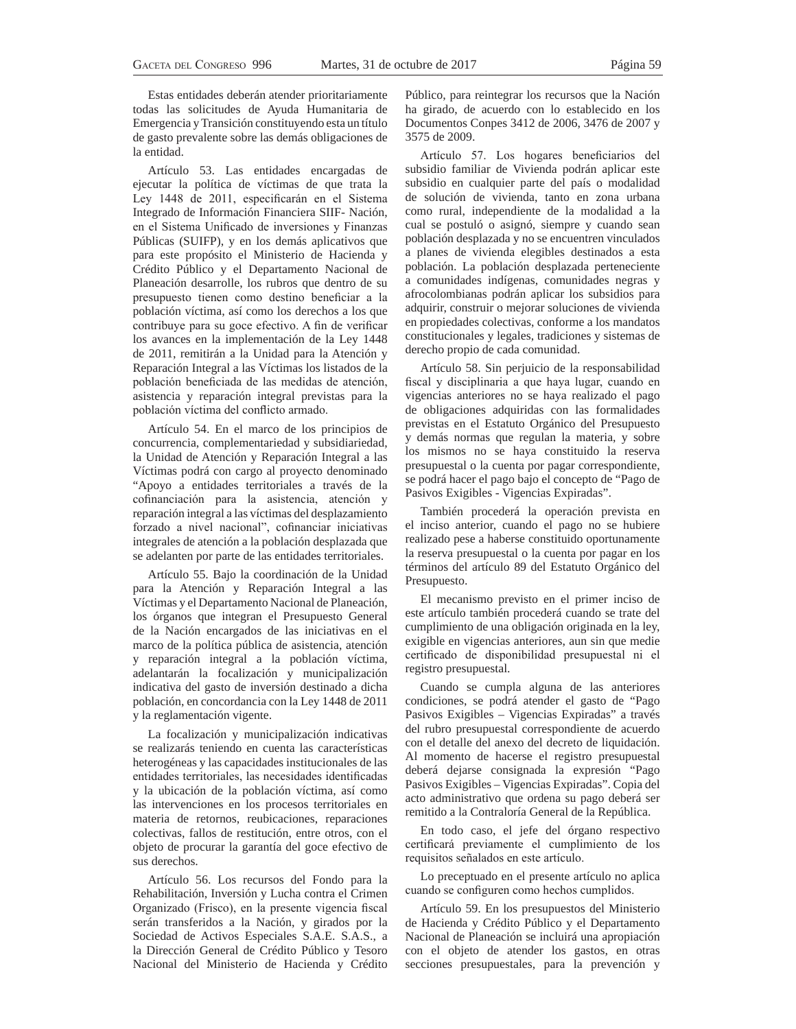Estas entidades deberán atender prioritariamente todas las solicitudes de Ayuda Humanitaria de Emergencia y Transición constituyendo esta un título de gasto prevalente sobre las demás obligaciones de la entidad.

Artículo 53. Las entidades encargadas de ejecutar la política de víctimas de que trata la Ley 1448 de 2011, especificarán en el Sistema Integrado de Información Financiera SIIF- Nación, en el Sistema Unificado de inversiones y Finanzas Públicas (SUIFP), y en los demás aplicativos que para este propósito el Ministerio de Hacienda y Crédito Público y el Departamento Nacional de Planeación desarrolle, los rubros que dentro de su presupuesto tienen como destino beneficiar a la población víctima, así como los derechos a los que contribuye para su goce efectivo. A fin de verificar los avances en la implementación de la Ley 1448 de 2011, remitirán a la Unidad para la Atención y Reparación Integral a las Víctimas los listados de la población beneficiada de las medidas de atención, asistencia y reparación integral previstas para la población víctima del conflicto armado.

Artículo 54. En el marco de los principios de concurrencia, complementariedad y subsidiariedad, la Unidad de Atención y Reparación Integral a las Víctimas podrá con cargo al proyecto denominado "Apoyo a entidades territoriales a través de la cofinanciación para la asistencia, atención y reparación integral a las víctimas del desplazamiento forzado a nivel nacional", cofinanciar iniciativas integrales de atención a la población desplazada que se adelanten por parte de las entidades territoriales.

Artículo 55. Bajo la coordinación de la Unidad para la Atención y Reparación Integral a las Víctimas y el Departamento Nacional de Planeación, los órganos que integran el Presupuesto General de la Nación encargados de las iniciativas en el marco de la política pública de asistencia, atención y reparación integral a la población víctima, adelantarán la focalización y municipalización indicativa del gasto de inversión destinado a dicha población, en concordancia con la Ley 1448 de 2011 y la reglamentación vigente.

La focalización y municipalización indicativas se realizarás teniendo en cuenta las características heterogéneas y las capacidades institucionales de las entidades territoriales, las necesidades identificadas y la ubicación de la población víctima, así como las intervenciones en los procesos territoriales en materia de retornos, reubicaciones, reparaciones colectivas, fallos de restitución, entre otros, con el objeto de procurar la garantía del goce efectivo de sus derechos.

Artículo 56. Los recursos del Fondo para la Rehabilitación, Inversión y Lucha contra el Crimen Organizado (Frisco), en la presente vigencia fiscal serán transferidos a la Nación, y girados por la Sociedad de Activos Especiales S.A.E. S.A.S., a la Dirección General de Crédito Público y Tesoro Nacional del Ministerio de Hacienda y Crédito Público, para reintegrar los recursos que la Nación ha girado, de acuerdo con lo establecido en los Documentos Conpes 3412 de 2006, 3476 de 2007 y 3575 de 2009.

Artículo 57. Los hogares beneficiarios del subsidio familiar de Vivienda podrán aplicar este subsidio en cualquier parte del país o modalidad de solución de vivienda, tanto en zona urbana como rural, independiente de la modalidad a la cual se postuló o asignó, siempre y cuando sean población desplazada y no se encuentren vinculados a planes de vivienda elegibles destinados a esta población. La población desplazada perteneciente a comunidades indígenas, comunidades negras y afrocolombianas podrán aplicar los subsidios para adquirir, construir o mejorar soluciones de vivienda en propiedades colectivas, conforme a los mandatos constitucionales y legales, tradiciones y sistemas de derecho propio de cada comunidad.

Artículo 58. Sin perjuicio de la responsabilidad fiscal y disciplinaria a que haya lugar, cuando en vigencias anteriores no se haya realizado el pago de obligaciones adquiridas con las formalidades previstas en el Estatuto Orgánico del Presupuesto y demás normas que regulan la materia, y sobre los mismos no se haya constituido la reserva presupuestal o la cuenta por pagar correspondiente, se podrá hacer el pago bajo el concepto de "Pago de Pasivos Exigibles - Vigencias Expiradas".

También procederá la operación prevista en el inciso anterior, cuando el pago no se hubiere realizado pese a haberse constituido oportunamente la reserva presupuestal o la cuenta por pagar en los términos del artículo 89 del Estatuto Orgánico del Presupuesto.

El mecanismo previsto en el primer inciso de este artículo también procederá cuando se trate del cumplimiento de una obligación originada en la ley, exigible en vigencias anteriores, aun sin que medie certificado de disponibilidad presupuestal ni el registro presupuestal.

Cuando se cumpla alguna de las anteriores condiciones, se podrá atender el gasto de "Pago Pasivos Exigibles – Vigencias Expiradas" a través del rubro presupuestal correspondiente de acuerdo con el detalle del anexo del decreto de liquidación. Al momento de hacerse el registro presupuestal deberá dejarse consignada la expresión "Pago Pasivos Exigibles – Vigencias Expiradas". Copia del acto administrativo que ordena su pago deberá ser remitido a la Contraloría General de la República.

En todo caso, el jefe del órgano respectivo certificará previamente el cumplimiento de los requisitos señalados en este artículo.

Lo preceptuado en el presente artículo no aplica cuando se configuren como hechos cumplidos.

Artículo 59. En los presupuestos del Ministerio de Hacienda y Crédito Público y el Departamento Nacional de Planeación se incluirá una apropiación con el objeto de atender los gastos, en otras secciones presupuestales, para la prevención y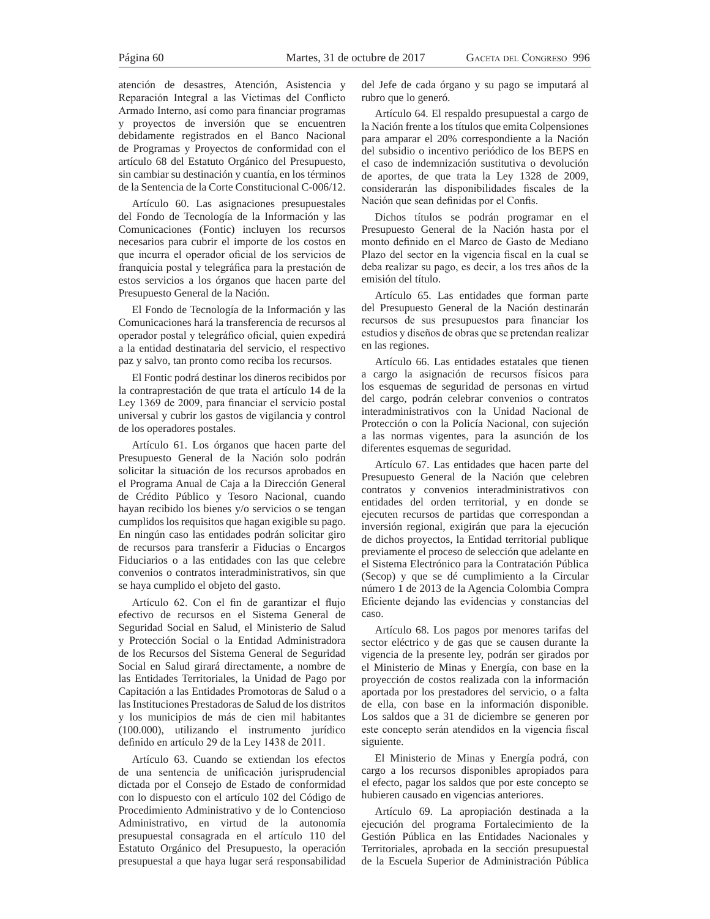atención de desastres, Atención, Asistencia y Reparación Integral a las Víctimas del Conflicto Armado Interno, así como para financiar programas y proyectos de inversión que se encuentren debidamente registrados en el Banco Nacional de Programas y Proyectos de conformidad con el artículo 68 del Estatuto Orgánico del Presupuesto, sin cambiar su destinación y cuantía, en los términos de la Sentencia de la Corte Constitucional C-006/12.

Artículo 60. Las asignaciones presupuestales del Fondo de Tecnología de la Información y las Comunicaciones (Fontic) incluyen los recursos necesarios para cubrir el importe de los costos en que incurra el operador oficial de los servicios de franquicia postal y telegráfica para la prestación de estos servicios a los órganos que hacen parte del Presupuesto General de la Nación.

El Fondo de Tecnología de la Información y las Comunicaciones hará la transferencia de recursos al operador postal y telegráfico oficial, quien expedirá a la entidad destinataria del servicio, el respectivo paz y salvo, tan pronto como reciba los recursos.

El Fontic podrá destinar los dineros recibidos por la contraprestación de que trata el artículo 14 de la Ley 1369 de 2009, para financiar el servicio postal universal y cubrir los gastos de vigilancia y control de los operadores postales.

Artículo 61. Los órganos que hacen parte del Presupuesto General de la Nación solo podrán solicitar la situación de los recursos aprobados en el Programa Anual de Caja a la Dirección General de Crédito Público y Tesoro Nacional, cuando hayan recibido los bienes y/o servicios o se tengan cumplidos los requisitos que hagan exigible su pago. En ningún caso las entidades podrán solicitar giro de recursos para transferir a Fiducias o Encargos Fiduciarios o a las entidades con las que celebre convenios o contratos interadministrativos, sin que se haya cumplido el objeto del gasto.

Artículo 62. Con el fin de garantizar el flujo efectivo de recursos en el Sistema General de Seguridad Social en Salud, el Ministerio de Salud y Protección Social o la Entidad Administradora de los Recursos del Sistema General de Seguridad Social en Salud girará directamente, a nombre de las Entidades Territoriales, la Unidad de Pago por Capitación a las Entidades Promotoras de Salud o a las Instituciones Prestadoras de Salud de los distritos y los municipios de más de cien mil habitantes (100.000), utilizando el instrumento jurídico definido en artículo 29 de la Ley 1438 de 2011.

Artículo 63. Cuando se extiendan los efectos de una sentencia de unificación jurisprudencial dictada por el Consejo de Estado de conformidad con lo dispuesto con el artículo 102 del Código de Procedimiento Administrativo y de lo Contencioso Administrativo, en virtud de la autonomía presupuestal consagrada en el artículo 110 del Estatuto Orgánico del Presupuesto, la operación presupuestal a que haya lugar será responsabilidad del Jefe de cada órgano y su pago se imputará al rubro que lo generó.

Artículo 64. El respaldo presupuestal a cargo de la Nación frente a los títulos que emita Colpensiones para amparar el 20% correspondiente a la Nación del subsidio o incentivo periódico de los BEPS en el caso de indemnización sustitutiva o devolución de aportes, de que trata la Ley 1328 de 2009, considerarán las disponibilidades fiscales de la Nación que sean definidas por el Confis.

Dichos títulos se podrán programar en el Presupuesto General de la Nación hasta por el monto definido en el Marco de Gasto de Mediano Plazo del sector en la vigencia fiscal en la cual se deba realizar su pago, es decir, a los tres años de la emisión del título.

Artículo 65. Las entidades que forman parte del Presupuesto General de la Nación destinarán recursos de sus presupuestos para financiar los estudios y diseños de obras que se pretendan realizar en las regiones.

Artículo 66. Las entidades estatales que tienen a cargo la asignación de recursos físicos para los esquemas de seguridad de personas en virtud del cargo, podrán celebrar convenios o contratos interadministrativos con la Unidad Nacional de Protección o con la Policía Nacional, con sujeción a las normas vigentes, para la asunción de los diferentes esquemas de seguridad.

Artículo 67. Las entidades que hacen parte del Presupuesto General de la Nación que celebren contratos y convenios interadministrativos con entidades del orden territorial, y en donde se ejecuten recursos de partidas que correspondan a inversión regional, exigirán que para la ejecución de dichos proyectos, la Entidad territorial publique previamente el proceso de selección que adelante en el Sistema Electrónico para la Contratación Pública (Secop) y que se dé cumplimiento a la Circular número 1 de 2013 de la Agencia Colombia Compra Eficiente dejando las evidencias y constancias del caso.

Artículo 68. Los pagos por menores tarifas del sector eléctrico y de gas que se causen durante la vigencia de la presente ley, podrán ser girados por el Ministerio de Minas y Energía, con base en la proyección de costos realizada con la información aportada por los prestadores del servicio, o a falta de ella, con base en la información disponible. Los saldos que a 31 de diciembre se generen por este concepto serán atendidos en la vigencia fiscal siguiente.

El Ministerio de Minas y Energía podrá, con cargo a los recursos disponibles apropiados para el efecto, pagar los saldos que por este concepto se hubieren causado en vigencias anteriores.

Artículo 69. La apropiación destinada a la ejecución del programa Fortalecimiento de la Gestión Pública en las Entidades Nacionales y Territoriales, aprobada en la sección presupuestal de la Escuela Superior de Administración Pública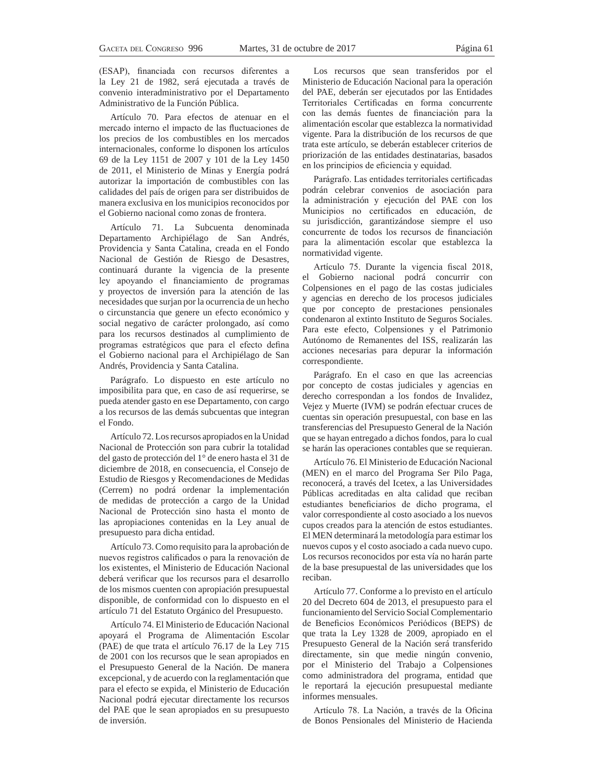(ESAP), financiada con recursos diferentes a la Ley 21 de 1982, será ejecutada a través de convenio interadministrativo por el Departamento Administrativo de la Función Pública.

Artículo 70. Para efectos de atenuar en el mercado interno el impacto de las fluctuaciones de los precios de los combustibles en los mercados internacionales, conforme lo disponen los artículos 69 de la Ley 1151 de 2007 y 101 de la Ley 1450 de 2011, el Ministerio de Minas y Energía podrá autorizar la importación de combustibles con las calidades del país de origen para ser distribuidos de manera exclusiva en los municipios reconocidos por el Gobierno nacional como zonas de frontera.

Artículo 71. La Subcuenta denominada Departamento Archipiélago de San Andrés, Providencia y Santa Catalina, creada en el Fondo Nacional de Gestión de Riesgo de Desastres, continuará durante la vigencia de la presente ley apoyando el financiamiento de programas y proyectos de inversión para la atención de las necesidades que surjan por la ocurrencia de un hecho o circunstancia que genere un efecto económico y social negativo de carácter prolongado, así como para los recursos destinados al cumplimiento de programas estratégicos que para el efecto defina el Gobierno nacional para el Archipiélago de San Andrés, Providencia y Santa Catalina.

Parágrafo. Lo dispuesto en este artículo no imposibilita para que, en caso de así requerirse, se pueda atender gasto en ese Departamento, con cargo a los recursos de las demás subcuentas que integran el Fondo.

Artículo 72. Los recursos apropiados en la Unidad Nacional de Protección son para cubrir la totalidad del gasto de protección del 1° de enero hasta el 31 de diciembre de 2018, en consecuencia, el Consejo de Estudio de Riesgos y Recomendaciones de Medidas (Cerrem) no podrá ordenar la implementación de medidas de protección a cargo de la Unidad Nacional de Protección sino hasta el monto de las apropiaciones contenidas en la Ley anual de presupuesto para dicha entidad.

Artículo 73. Como requisito para la aprobación de nuevos registros calificados o para la renovación de los existentes, el Ministerio de Educación Nacional deberá verificar que los recursos para el desarrollo de los mismos cuenten con apropiación presupuestal disponible, de conformidad con lo dispuesto en el artículo 71 del Estatuto Orgánico del Presupuesto.

Artículo 74. El Ministerio de Educación Nacional apoyará el Programa de Alimentación Escolar (PAE) de que trata el artículo 76.17 de la Ley 715 de 2001 con los recursos que le sean apropiados en el Presupuesto General de la Nación. De manera excepcional, y de acuerdo con la reglamentación que para el efecto se expida, el Ministerio de Educación Nacional podrá ejecutar directamente los recursos del PAE que le sean apropiados en su presupuesto de inversión.

Los recursos que sean transferidos por el Ministerio de Educación Nacional para la operación del PAE, deberán ser ejecutados por las Entidades Territoriales Certificadas en forma concurrente con las demás fuentes de financiación para la alimentación escolar que establezca la normatividad vigente. Para la distribución de los recursos de que trata este artículo, se deberán establecer criterios de priorización de las entidades destinatarias, basados en los principios de eficiencia y equidad.

Parágrafo. Las entidades territoriales certificadas podrán celebrar convenios de asociación para la administración y ejecución del PAE con los Municipios no certificados en educación, de su jurisdicción, garantizándose siempre el uso concurrente de todos los recursos de financiación para la alimentación escolar que establezca la normatividad vigente.

Artículo 75. Durante la vigencia fiscal 2018, el Gobierno nacional podrá concurrir con Colpensiones en el pago de las costas judiciales y agencias en derecho de los procesos judiciales que por concepto de prestaciones pensionales condenaron al extinto Instituto de Seguros Sociales. Para este efecto, Colpensiones y el Patrimonio Autónomo de Remanentes del ISS, realizarán las acciones necesarias para depurar la información correspondiente.

Parágrafo. En el caso en que las acreencias por concepto de costas judiciales y agencias en derecho correspondan a los fondos de Invalidez, Vejez y Muerte (IVM) se podrán efectuar cruces de cuentas sin operación presupuestal, con base en las transferencias del Presupuesto General de la Nación que se hayan entregado a dichos fondos, para lo cual se harán las operaciones contables que se requieran.

Artículo 76. El Ministerio de Educación Nacional (MEN) en el marco del Programa Ser Pilo Paga, reconocerá, a través del Icetex, a las Universidades Públicas acreditadas en alta calidad que reciban estudiantes beneficiarios de dicho programa, el valor correspondiente al costo asociado a los nuevos cupos creados para la atención de estos estudiantes. El MEN determinará la metodología para estimar los nuevos cupos y el costo asociado a cada nuevo cupo. Los recursos reconocidos por esta vía no harán parte de la base presupuestal de las universidades que los reciban.

Artículo 77. Conforme a lo previsto en el artículo 20 del Decreto 604 de 2013, el presupuesto para el funcionamiento del Servicio Social Complementario de Beneficios Económicos Periódicos (BEPS) de que trata la Ley 1328 de 2009, apropiado en el Presupuesto General de la Nación será transferido directamente, sin que medie ningún convenio, por el Ministerio del Trabajo a Colpensiones como administradora del programa, entidad que le reportará la ejecución presupuestal mediante informes mensuales.

Artículo 78. La Nación, a través de la Oficina de Bonos Pensionales del Ministerio de Hacienda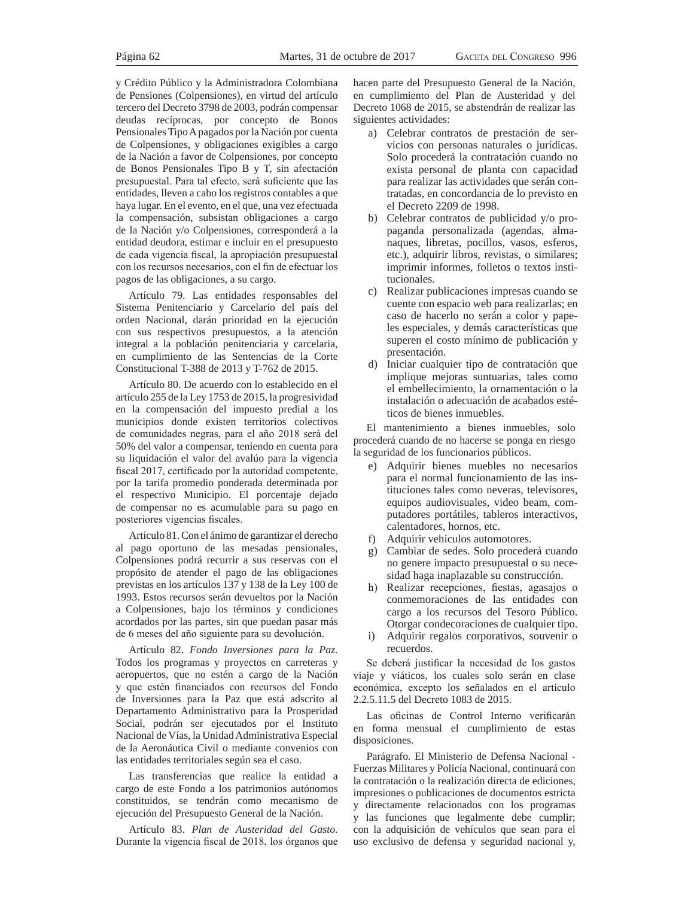y Crédito Público y la Administradora Colombiana de Pensiones (Colpensiones), en virtud del artículo tercero del Decreto 3798 de 2003, podrán compensar deudas recíprocas, por concepto de Bonos Pensionales Tipo A pagados por la Nación por cuenta de Colpensiones, y obligaciones exigibles a cargo de la Nación a favor de Colpensiones, por concepto de Bonos Pensionales Tipo B y T, sin afectación presupuestal. Para tal efecto, será suficiente que las entidades, lleven a cabo los registros contables a que haya lugar. En el evento, en el que, una vez efectuada la compensación, subsistan obligaciones a cargo de la Nación y/o Colpensiones, corresponderá a la entidad deudora, estimar e incluir en el presupuesto de cada vigencia fiscal, la apropiación presupuestal con los recursos necesarios, con el fin de efectuar los pagos de las obligaciones, a su cargo.

Artículo 79. Las entidades responsables del Sistema Penitenciario y Carcelario del país del orden Nacional, darán prioridad en la ejecución con sus respectivos presupuestos, a la atención integral a la población penitenciaria y carcelaria, en cumplimiento de las Sentencias de la Corte Constitucional T-388 de 2013 y T-762 de 2015.

Artículo 80. De acuerdo con lo establecido en el artículo 255 de la Ley 1753 de 2015, la progresividad en la compensación del impuesto predial a los municipios donde existen territorios colectivos de comunidades negras, para el año 2018 será del 50% del valor a compensar, teniendo en cuenta para su liquidación el valor del avalúo para la vigencia fiscal 2017, certificado por la autoridad competente, por la tarifa promedio ponderada determinada por el respectivo Municipio. El porcentaje dejado de compensar no es acumulable para su pago en posteriores vigencias fiscales.

Artículo 81. Con el ánimo de garantizar el derecho al pago oportuno de las mesadas pensionales, Colpensiones podrá recurrir a sus reservas con el propósito de atender el pago de las obligaciones previstas en los artículos 137 y 138 de la Ley 100 de 1993. Estos recursos serán devueltos por la Nación a Colpensiones, bajo los términos y condiciones acordados por las partes, sin que puedan pasar más de 6 meses del año siguiente para su devolución.

Artículo 82. *Fondo Inversiones para la Paz.* Todos los programas y proyectos en carreteras y aeropuertos, que no estén a cargo de la Nación y que estén financiados con recursos del Fondo de Inversiones para la Paz que está adscrito al Departamento Administrativo para la Prosperidad Social, podrán ser ejecutados por el Instituto Nacional de Vías, la Unidad Administrativa Especial de la Aeronáutica Civil o mediante convenios con las entidades territoriales según sea el caso.

Las transferencias que realice la entidad a cargo de este Fondo a los patrimonios autónomos constituidos, se tendrán como mecanismo de ejecución del Presupuesto General de la Nación.

Artículo 83. *Plan de Austeridad del Gasto.* Durante la vigencia fiscal de 2018, los órganos que hacen parte del Presupuesto General de la Nación, en cumplimiento del Plan de Austeridad y del Decreto 1068 de 2015, se abstendrán de realizar las siguientes actividades:

a) Celebrar contratos de prestación de servicios con personas naturales o jurídicas. Solo procederá la contratación cuando no exista personal de planta con capacidad para realizar las actividades que serán contratadas, en concordancia de lo previsto en el Decreto 2209 de 1998.
b) Celebrar contratos de publicidad y/o propaganda personalizada (agendas, almanaques, libretas, pocillos, vasos, esferos, etc.), adquirir libros, revistas, o similares; imprimir informes, folletos o textos institucionales.
c) Realizar publicaciones impresas cuando se cuente con espacio web para realizarlas; en caso de hacerlo no serán a color y papeles especiales, y demás características que superen el costo mínimo de publicación y presentación.
d) Iniciar cualquier tipo de contratación que implique mejoras suntuarias, tales como el embellecimiento, la ornamentación o la instalación o adecuación de acabados estéticos de bienes inmuebles.

El mantenimiento a bienes inmuebles, solo procederá cuando de no hacerse se ponga en riesgo la seguridad de los funcionarios públicos.

e) Adquirir bienes muebles no necesarios para el normal funcionamiento de las instituciones tales como neveras, televisores, equipos audiovisuales, video beam, computadores portátiles, tableros interactivos, calentadores, hornos, etc.
f) Adquirir vehículos automotores.
g) Cambiar de sedes. Solo procederá cuando no genere impacto presupuestal o su necesidad haga inaplazable su construcción.
h) Realizar recepciones, fiestas, agasajos o conmemoraciones de las entidades con cargo a los recursos del Tesoro Público. Otorgar condecoraciones de cualquier tipo.
i) Adquirir regalos corporativos, souvenir o recuerdos.

Se deberá justificar la necesidad de los gastos viaje y viáticos, los cuales solo serán en clase económica, excepto los señalados en el artículo 2.2.5.11.5 del Decreto 1083 de 2015.

Las oficinas de Control Interno verificarán en forma mensual el cumplimiento de estas disposiciones.

Parágrafo. El Ministerio de Defensa Nacional - Fuerzas Militares y Policía Nacional, continuará con la contratación o la realización directa de ediciones, impresiones o publicaciones de documentos estricta y directamente relacionados con los programas y las funciones que legalmente debe cumplir; con la adquisición de vehículos que sean para el uso exclusivo de defensa y seguridad nacional y,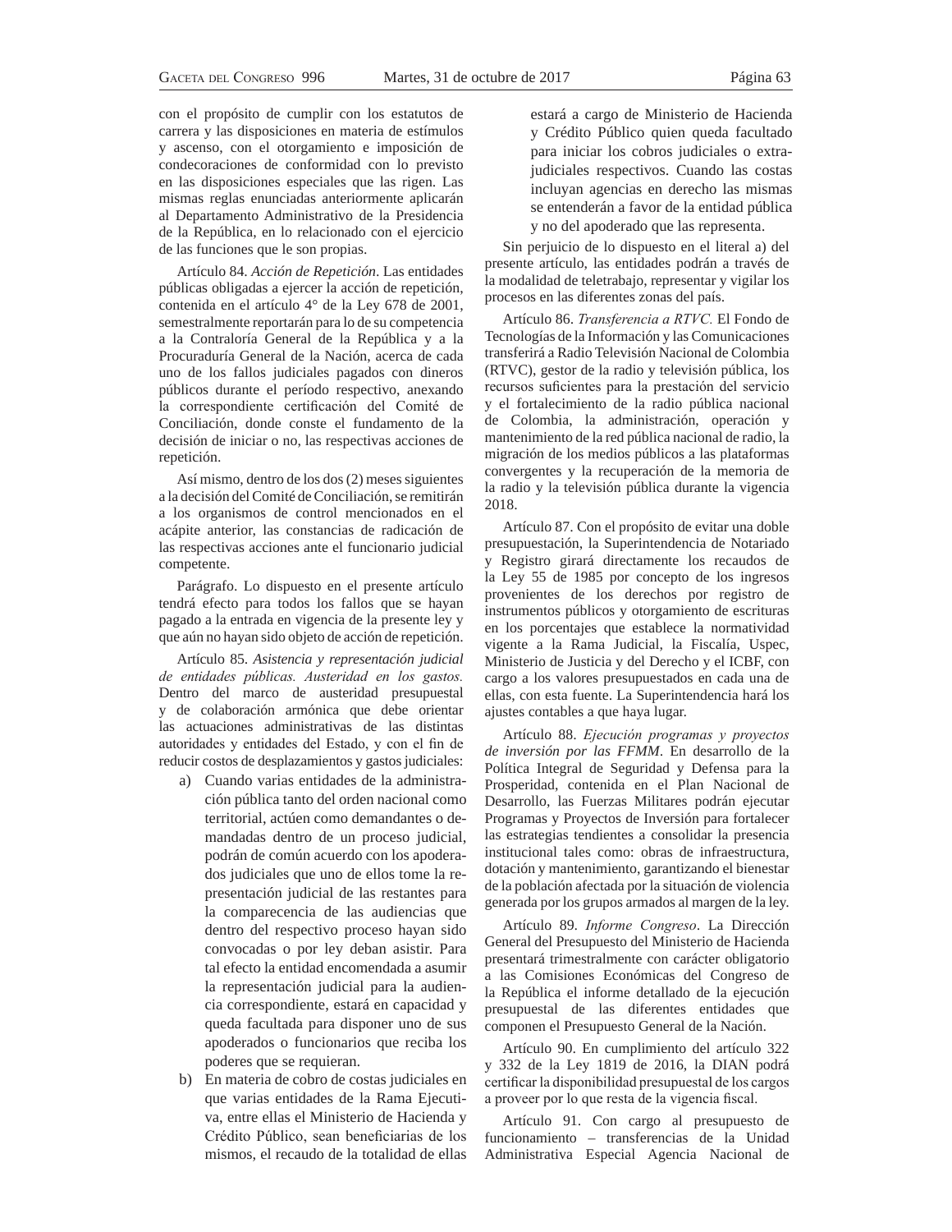con el propósito de cumplir con los estatutos de carrera y las disposiciones en materia de estímulos y ascenso, con el otorgamiento e imposición de condecoraciones de conformidad con lo previsto en las disposiciones especiales que las rigen. Las mismas reglas enunciadas anteriormente aplicarán al Departamento Administrativo de la Presidencia de la República, en lo relacionado con el ejercicio de las funciones que le son propias.

Artículo 84. *Acción de Repetición*. Las entidades públicas obligadas a ejercer la acción de repetición, contenida en el artículo 4° de la Ley 678 de 2001, semestralmente reportarán para lo de su competencia a la Contraloría General de la República y a la Procuraduría General de la Nación, acerca de cada uno de los fallos judiciales pagados con dineros públicos durante el período respectivo, anexando la correspondiente certificación del Comité de Conciliación, donde conste el fundamento de la decisión de iniciar o no, las respectivas acciones de repetición.

Así mismo, dentro de los dos (2) meses siguientes a la decisión del Comité de Conciliación, se remitirán a los organismos de control mencionados en el acápite anterior, las constancias de radicación de las respectivas acciones ante el funcionario judicial competente.

Parágrafo. Lo dispuesto en el presente artículo tendrá efecto para todos los fallos que se hayan pagado a la entrada en vigencia de la presente ley y que aún no hayan sido objeto de acción de repetición.

Artículo 85. *Asistencia y representación judicial de entidades públicas. Austeridad en los gastos.* Dentro del marco de austeridad presupuestal y de colaboración armónica que debe orientar las actuaciones administrativas de las distintas autoridades y entidades del Estado, y con el fin de reducir costos de desplazamientos y gastos judiciales:

a) Cuando varias entidades de la administración pública tanto del orden nacional como territorial, actúen como demandantes o demandadas dentro de un proceso judicial, podrán de común acuerdo con los apoderados judiciales que uno de ellos tome la representación judicial de las restantes para la comparecencia de las audiencias que dentro del respectivo proceso hayan sido convocadas o por ley deban asistir. Para tal efecto la entidad encomendada a asumir la representación judicial para la audiencia correspondiente, estará en capacidad y queda facultada para disponer uno de sus apoderados o funcionarios que reciba los poderes que se requieran.

b) En materia de cobro de costas judiciales en que varias entidades de la Rama Ejecutiva, entre ellas el Ministerio de Hacienda y Crédito Público, sean beneficiarias de los mismos, el recaudo de la totalidad de ellas estará a cargo de Ministerio de Hacienda y Crédito Público quien queda facultado para iniciar los cobros judiciales o extrajudiciales respectivos. Cuando las costas incluyan agencias en derecho las mismas se entenderán a favor de la entidad pública y no del apoderado que las representa.

Sin perjuicio de lo dispuesto en el literal a) del presente artículo, las entidades podrán a través de la modalidad de teletrabajo, representar y vigilar los procesos en las diferentes zonas del país.

Artículo 86. *Transferencia a RTVC.* El Fondo de Tecnologías de la Información y las Comunicaciones transferirá a Radio Televisión Nacional de Colombia (RTVC), gestor de la radio y televisión pública, los recursos suficientes para la prestación del servicio y el fortalecimiento de la radio pública nacional de Colombia, la administración, operación y mantenimiento de la red pública nacional de radio, la migración de los medios públicos a las plataformas convergentes y la recuperación de la memoria de la radio y la televisión pública durante la vigencia 2018.

Artículo 87. Con el propósito de evitar una doble presupuestación, la Superintendencia de Notariado y Registro girará directamente los recaudos de la Ley 55 de 1985 por concepto de los ingresos provenientes de los derechos por registro de instrumentos públicos y otorgamiento de escrituras en los porcentajes que establece la normatividad vigente a la Rama Judicial, la Fiscalía, Uspec, Ministerio de Justicia y del Derecho y el ICBF, con cargo a los valores presupuestados en cada una de ellas, con esta fuente. La Superintendencia hará los ajustes contables a que haya lugar.

Artículo 88. *Ejecución programas y proyectos de inversión por las FFMM*. En desarrollo de la Política Integral de Seguridad y Defensa para la Prosperidad, contenida en el Plan Nacional de Desarrollo, las Fuerzas Militares podrán ejecutar Programas y Proyectos de Inversión para fortalecer las estrategias tendientes a consolidar la presencia institucional tales como: obras de infraestructura, dotación y mantenimiento, garantizando el bienestar de la población afectada por la situación de violencia generada por los grupos armados al margen de la ley.

Artículo 89. *Informe Congreso*. La Dirección General del Presupuesto del Ministerio de Hacienda presentará trimestralmente con carácter obligatorio a las Comisiones Económicas del Congreso de la República el informe detallado de la ejecución presupuestal de las diferentes entidades que componen el Presupuesto General de la Nación.

Artículo 90. En cumplimiento del artículo 322 y 332 de la Ley 1819 de 2016, la DIAN podrá certificar la disponibilidad presupuestal de los cargos a proveer por lo que resta de la vigencia fiscal.

Artículo 91. Con cargo al presupuesto de funcionamiento – transferencias de la Unidad Administrativa Especial Agencia Nacional de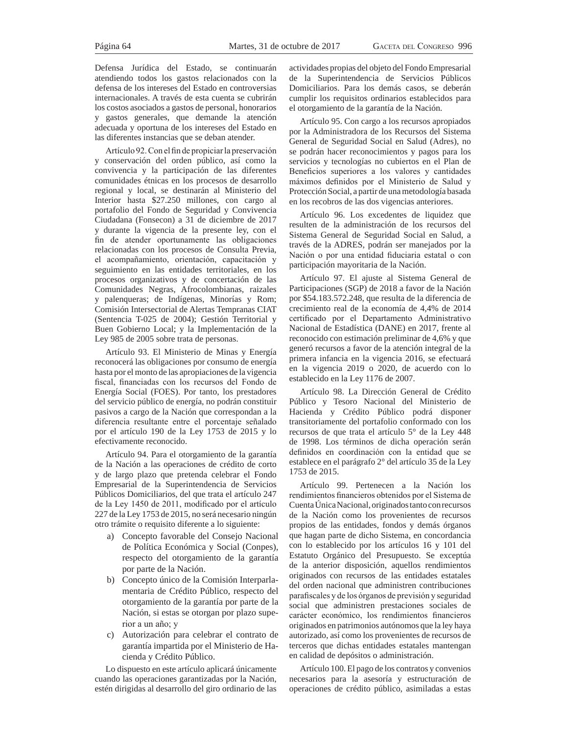Defensa Jurídica del Estado, se continuarán atendiendo todos los gastos relacionados con la defensa de los intereses del Estado en controversias internacionales. A través de esta cuenta se cubrirán los costos asociados a gastos de personal, honorarios y gastos generales, que demande la atención adecuada y oportuna de los intereses del Estado en las diferentes instancias que se deban atender.

Artículo 92. Con el fin de propiciar la preservación y conservación del orden público, así como la convivencia y la participación de las diferentes comunidades étnicas en los procesos de desarrollo regional y local, se destinarán al Ministerio del Interior hasta $27.250 millones, con cargo al portafolio del Fondo de Seguridad y Convivencia Ciudadana (Fonsecon) a 31 de diciembre de 2017 y durante la vigencia de la presente ley, con el fin de atender oportunamente las obligaciones relacionadas con los procesos de Consulta Previa, el acompañamiento, orientación, capacitación y seguimiento en las entidades territoriales, en los procesos organizativos y de concertación de las Comunidades Negras, Afrocolombianas, raizales y palenqueras; de Indígenas, Minorías y Rom; Comisión Intersectorial de Alertas Tempranas CIAT (Sentencia T-025 de 2004); Gestión Territorial y Buen Gobierno Local; y la Implementación de la Ley 985 de 2005 sobre trata de personas.

Artículo 93. El Ministerio de Minas y Energía reconocerá las obligaciones por consumo de energía hasta por el monto de las apropiaciones de la vigencia fiscal, financiadas con los recursos del Fondo de Energía Social (FOES). Por tanto, los prestadores del servicio público de energía, no podrán constituir pasivos a cargo de la Nación que correspondan a la diferencia resultante entre el porcentaje señalado por el artículo 190 de la Ley 1753 de 2015 y lo efectivamente reconocido.

Artículo 94. Para el otorgamiento de la garantía de la Nación a las operaciones de crédito de corto y de largo plazo que pretenda celebrar el Fondo Empresarial de la Superintendencia de Servicios Públicos Domiciliarios, del que trata el artículo 247 de la Ley 1450 de 2011, modificado por el artículo 227 de la Ley 1753 de 2015, no será necesario ningún otro trámite o requisito diferente a lo siguiente:

a) Concepto favorable del Consejo Nacional de Política Económica y Social (Conpes), respecto del otorgamiento de la garantía por parte de la Nación.
b) Concepto único de la Comisión Interparlamentaria de Crédito Público, respecto del otorgamiento de la garantía por parte de la Nación, si estas se otorgan por plazo superior a un año; y
c) Autorización para celebrar el contrato de garantía impartida por el Ministerio de Hacienda y Crédito Público.

Lo dispuesto en este artículo aplicará únicamente cuando las operaciones garantizadas por la Nación, estén dirigidas al desarrollo del giro ordinario de las actividades propias del objeto del Fondo Empresarial de la Superintendencia de Servicios Públicos Domiciliarios. Para los demás casos, se deberán cumplir los requisitos ordinarios establecidos para el otorgamiento de la garantía de la Nación.

Artículo 95. Con cargo a los recursos apropiados por la Administradora de los Recursos del Sistema General de Seguridad Social en Salud (Adres), no se podrán hacer reconocimientos y pagos para los servicios y tecnologías no cubiertos en el Plan de Beneficios superiores a los valores y cantidades máximos definidos por el Ministerio de Salud y Protección Social, a partir de una metodología basada en los recobros de las dos vigencias anteriores.

Artículo 96. Los excedentes de liquidez que resulten de la administración de los recursos del Sistema General de Seguridad Social en Salud, a través de la ADRES, podrán ser manejados por la Nación o por una entidad fiduciaria estatal o con participación mayoritaria de la Nación.

Artículo 97. El ajuste al Sistema General de Participaciones (SGP) de 2018 a favor de la Nación por $54.183.572.248, que resulta de la diferencia de crecimiento real de la economía de 4,4% de 2014 certificado por el Departamento Administrativo Nacional de Estadística (DANE) en 2017, frente al reconocido con estimación preliminar de 4,6% y que generó recursos a favor de la atención integral de la primera infancia en la vigencia 2016, se efectuará en la vigencia 2019 o 2020, de acuerdo con lo establecido en la Ley 1176 de 2007.

Artículo 98. La Dirección General de Crédito Público y Tesoro Nacional del Ministerio de Hacienda y Crédito Público podrá disponer transitoriamente del portafolio conformado con los recursos de que trata el artículo 5° de la Ley 448 de 1998. Los términos de dicha operación serán definidos en coordinación con la entidad que se establece en el parágrafo 2° del artículo 35 de la Ley 1753 de 2015.

Artículo 99. Pertenecen a la Nación los rendimientos financieros obtenidos por el Sistema de Cuenta Única Nacional, originados tanto con recursos de la Nación como los provenientes de recursos propios de las entidades, fondos y demás órganos que hagan parte de dicho Sistema, en concordancia con lo establecido por los artículos 16 y 101 del Estatuto Orgánico del Presupuesto. Se exceptúa de la anterior disposición, aquellos rendimientos originados con recursos de las entidades estatales del orden nacional que administren contribuciones parafiscales y de los órganos de previsión y seguridad social que administren prestaciones sociales de carácter económico, los rendimientos financieros originados en patrimonios autónomos que la ley haya autorizado, así como los provenientes de recursos de terceros que dichas entidades estatales mantengan en calidad de depósitos o administración.

Artículo 100. El pago de los contratos y convenios necesarios para la asesoría y estructuración de operaciones de crédito público, asimiladas a estas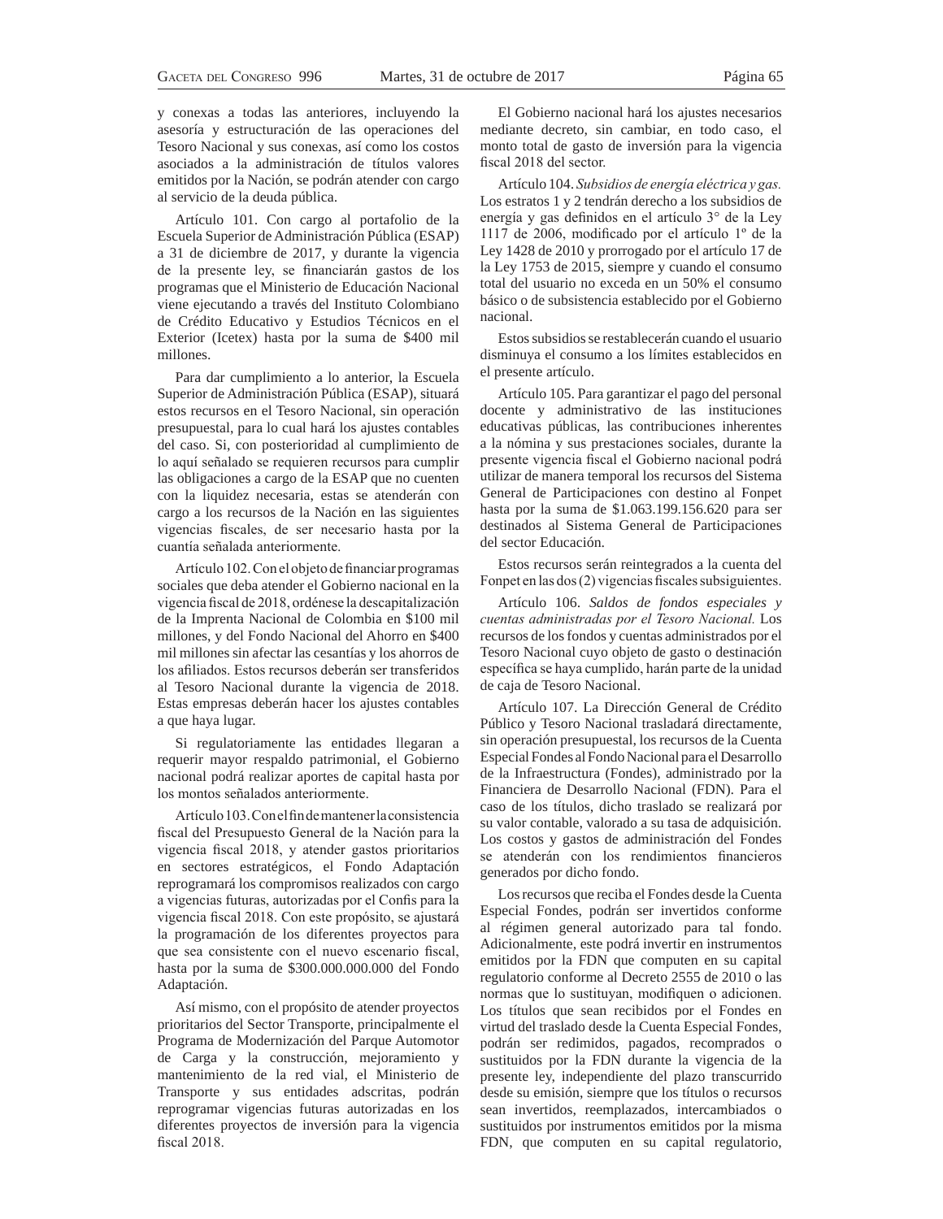y conexas a todas las anteriores, incluyendo la asesoría y estructuración de las operaciones del Tesoro Nacional y sus conexas, así como los costos asociados a la administración de títulos valores emitidos por la Nación, se podrán atender con cargo al servicio de la deuda pública.

Artículo 101. Con cargo al portafolio de la Escuela Superior de Administración Pública (ESAP) a 31 de diciembre de 2017, y durante la vigencia de la presente ley, se financiarán gastos de los programas que el Ministerio de Educación Nacional viene ejecutando a través del Instituto Colombiano de Crédito Educativo y Estudios Técnicos en el Exterior (Icetex) hasta por la suma de $400 mil millones.

Para dar cumplimiento a lo anterior, la Escuela Superior de Administración Pública (ESAP), situará estos recursos en el Tesoro Nacional, sin operación presupuestal, para lo cual hará los ajustes contables del caso. Si, con posterioridad al cumplimiento de lo aquí señalado se requieren recursos para cumplir las obligaciones a cargo de la ESAP que no cuenten con la liquidez necesaria, estas se atenderán con cargo a los recursos de la Nación en las siguientes vigencias fiscales, de ser necesario hasta por la cuantía señalada anteriormente.

Artículo 102. Con el objeto de financiar programas sociales que deba atender el Gobierno nacional en la vigencia fiscal de 2018, ordénese la descapitalización de la Imprenta Nacional de Colombia en $100 mil millones, y del Fondo Nacional del Ahorro en $400 mil millones sin afectar las cesantías y los ahorros de los afiliados. Estos recursos deberán ser transferidos al Tesoro Nacional durante la vigencia de 2018. Estas empresas deberán hacer los ajustes contables a que haya lugar.

Si regulatoriamente las entidades llegaran a requerir mayor respaldo patrimonial, el Gobierno nacional podrá realizar aportes de capital hasta por los montos señalados anteriormente.

Artículo 103. Con el fin de mantener la consistencia fiscal del Presupuesto General de la Nación para la vigencia fiscal 2018, y atender gastos prioritarios en sectores estratégicos, el Fondo Adaptación reprogramará los compromisos realizados con cargo a vigencias futuras, autorizadas por el Confis para la vigencia fiscal 2018. Con este propósito, se ajustará la programación de los diferentes proyectos para que sea consistente con el nuevo escenario fiscal, hasta por la suma de $300.000.000.000 del Fondo Adaptación.

Así mismo, con el propósito de atender proyectos prioritarios del Sector Transporte, principalmente el Programa de Modernización del Parque Automotor de Carga y la construcción, mejoramiento y mantenimiento de la red vial, el Ministerio de Transporte y sus entidades adscritas, podrán reprogramar vigencias futuras autorizadas en los diferentes proyectos de inversión para la vigencia fiscal 2018.

El Gobierno nacional hará los ajustes necesarios mediante decreto, sin cambiar, en todo caso, el monto total de gasto de inversión para la vigencia fiscal 2018 del sector.

Artículo 104. *Subsidios de energía eléctrica y gas.* Los estratos 1 y 2 tendrán derecho a los subsidios de energía y gas definidos en el artículo 3° de la Ley 1117 de 2006, modificado por el artículo 1º de la Ley 1428 de 2010 y prorrogado por el artículo 17 de la Ley 1753 de 2015, siempre y cuando el consumo total del usuario no exceda en un 50% el consumo básico o de subsistencia establecido por el Gobierno nacional.

Estos subsidios se restablecerán cuando el usuario disminuya el consumo a los límites establecidos en el presente artículo.

Artículo 105. Para garantizar el pago del personal docente y administrativo de las instituciones educativas públicas, las contribuciones inherentes a la nómina y sus prestaciones sociales, durante la presente vigencia fiscal el Gobierno nacional podrá utilizar de manera temporal los recursos del Sistema General de Participaciones con destino al Fonpet hasta por la suma de $1.063.199.156.620 para ser destinados al Sistema General de Participaciones del sector Educación.

Estos recursos serán reintegrados a la cuenta del Fonpet en las dos (2) vigencias fiscales subsiguientes.

Artículo 106. *Saldos de fondos especiales y cuentas administradas por el Tesoro Nacional.* Los recursos de los fondos y cuentas administrados por el Tesoro Nacional cuyo objeto de gasto o destinación específica se haya cumplido, harán parte de la unidad de caja de Tesoro Nacional.

Artículo 107. La Dirección General de Crédito Público y Tesoro Nacional trasladará directamente, sin operación presupuestal, los recursos de la Cuenta Especial Fondes al Fondo Nacional para el Desarrollo de la Infraestructura (Fondes), administrado por la Financiera de Desarrollo Nacional (FDN). Para el caso de los títulos, dicho traslado se realizará por su valor contable, valorado a su tasa de adquisición. Los costos y gastos de administración del Fondes se atenderán con los rendimientos financieros generados por dicho fondo.

Los recursos que reciba el Fondes desde la Cuenta Especial Fondes, podrán ser invertidos conforme al régimen general autorizado para tal fondo. Adicionalmente, este podrá invertir en instrumentos emitidos por la FDN que computen en su capital regulatorio conforme al Decreto 2555 de 2010 o las normas que lo sustituyan, modifiquen o adicionen. Los títulos que sean recibidos por el Fondes en virtud del traslado desde la Cuenta Especial Fondes, podrán ser redimidos, pagados, recomprados o sustituidos por la FDN durante la vigencia de la presente ley, independiente del plazo transcurrido desde su emisión, siempre que los títulos o recursos sean invertidos, reemplazados, intercambiados o sustituidos por instrumentos emitidos por la misma FDN, que computen en su capital regulatorio,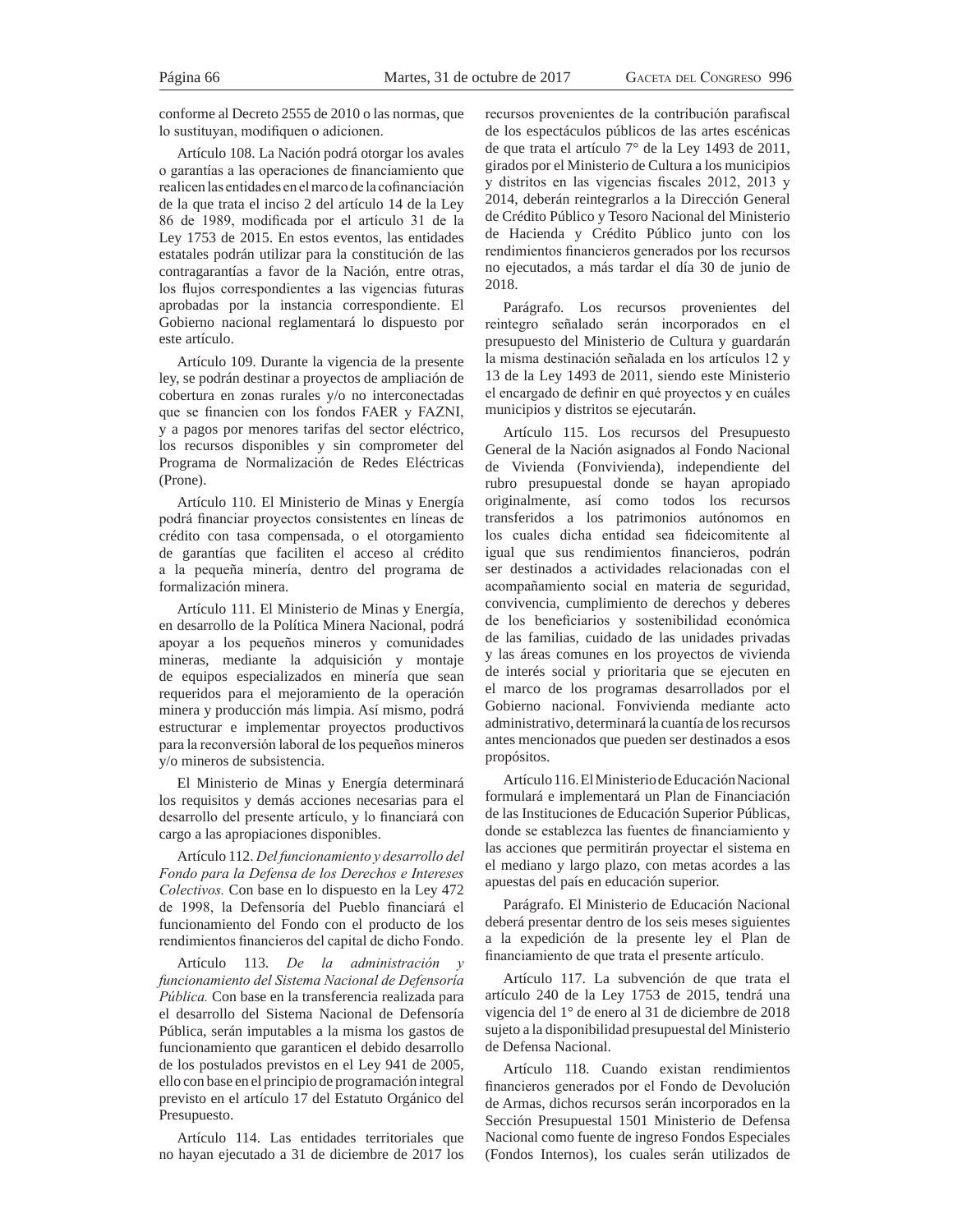conforme al Decreto 2555 de 2010 o las normas, que lo sustituyan, modifiquen o adicionen.

Artículo 108. La Nación podrá otorgar los avales o garantías a las operaciones de financiamiento que realicen las entidades en el marco de la cofinanciación de la que trata el inciso 2 del artículo 14 de la Ley 86 de 1989, modificada por el artículo 31 de la Ley 1753 de 2015. En estos eventos, las entidades estatales podrán utilizar para la constitución de las contragarantías a favor de la Nación, entre otras, los flujos correspondientes a las vigencias futuras aprobadas por la instancia correspondiente. El Gobierno nacional reglamentará lo dispuesto por este artículo.

Artículo 109. Durante la vigencia de la presente ley, se podrán destinar a proyectos de ampliación de cobertura en zonas rurales y/o no interconectadas que se financien con los fondos FAER y FAZNI, y a pagos por menores tarifas del sector eléctrico, los recursos disponibles y sin comprometer del Programa de Normalización de Redes Eléctricas (Prone).

Artículo 110. El Ministerio de Minas y Energía podrá financiar proyectos consistentes en líneas de crédito con tasa compensada, o el otorgamiento de garantías que faciliten el acceso al crédito a la pequeña minería, dentro del programa de formalización minera.

Artículo 111. El Ministerio de Minas y Energía, en desarrollo de la Política Minera Nacional, podrá apoyar a los pequeños mineros y comunidades mineras, mediante la adquisición y montaje de equipos especializados en minería que sean requeridos para el mejoramiento de la operación minera y producción más limpia. Así mismo, podrá estructurar e implementar proyectos productivos para la reconversión laboral de los pequeños mineros y/o mineros de subsistencia.

El Ministerio de Minas y Energía determinará los requisitos y demás acciones necesarias para el desarrollo del presente artículo, y lo financiará con cargo a las apropiaciones disponibles.

Artículo 112. *Del funcionamiento y desarrollo del Fondo para la Defensa de los Derechos e Intereses Colectivos.* Con base en lo dispuesto en la Ley 472 de 1998, la Defensoría del Pueblo financiará el funcionamiento del Fondo con el producto de los rendimientos financieros del capital de dicho Fondo.

Artículo 113. *De la administración y funcionamiento del Sistema Nacional de Defensoría Pública.* Con base en la transferencia realizada para el desarrollo del Sistema Nacional de Defensoría Pública, serán imputables a la misma los gastos de funcionamiento que garanticen el debido desarrollo de los postulados previstos en el Ley 941 de 2005, ello con base en el principio de programación integral previsto en el artículo 17 del Estatuto Orgánico del Presupuesto.

Artículo 114. Las entidades territoriales que no hayan ejecutado a 31 de diciembre de 2017 los recursos provenientes de la contribución parafiscal de los espectáculos públicos de las artes escénicas de que trata el artículo 7° de la Ley 1493 de 2011, girados por el Ministerio de Cultura a los municipios y distritos en las vigencias fiscales 2012, 2013 y 2014, deberán reintegrarlos a la Dirección General de Crédito Público y Tesoro Nacional del Ministerio de Hacienda y Crédito Público junto con los rendimientos financieros generados por los recursos no ejecutados, a más tardar el día 30 de junio de 2018.

Parágrafo. Los recursos provenientes del reintegro señalado serán incorporados en el presupuesto del Ministerio de Cultura y guardarán la misma destinación señalada en los artículos 12 y 13 de la Ley 1493 de 2011, siendo este Ministerio el encargado de definir en qué proyectos y en cuáles municipios y distritos se ejecutarán.

Artículo 115. Los recursos del Presupuesto General de la Nación asignados al Fondo Nacional de Vivienda (Fonvivienda), independiente del rubro presupuestal donde se hayan apropiado originalmente, así como todos los recursos transferidos a los patrimonios autónomos en los cuales dicha entidad sea fideicomitente al igual que sus rendimientos financieros, podrán ser destinados a actividades relacionadas con el acompañamiento social en materia de seguridad, convivencia, cumplimiento de derechos y deberes de los beneficiarios y sostenibilidad económica de las familias, cuidado de las unidades privadas y las áreas comunes en los proyectos de vivienda de interés social y prioritaria que se ejecuten en el marco de los programas desarrollados por el Gobierno nacional. Fonvivienda mediante acto administrativo, determinará la cuantía de los recursos antes mencionados que pueden ser destinados a esos propósitos.

Artículo 116. El Ministerio de Educación Nacional formulará e implementará un Plan de Financiación de las Instituciones de Educación Superior Públicas, donde se establezca las fuentes de financiamiento y las acciones que permitirán proyectar el sistema en el mediano y largo plazo, con metas acordes a las apuestas del país en educación superior.

Parágrafo. El Ministerio de Educación Nacional deberá presentar dentro de los seis meses siguientes a la expedición de la presente ley el Plan de financiamiento de que trata el presente artículo.

Artículo 117. La subvención de que trata el artículo 240 de la Ley 1753 de 2015, tendrá una vigencia del 1° de enero al 31 de diciembre de 2018 sujeto a la disponibilidad presupuestal del Ministerio de Defensa Nacional.

Artículo 118. Cuando existan rendimientos financieros generados por el Fondo de Devolución de Armas, dichos recursos serán incorporados en la Sección Presupuestal 1501 Ministerio de Defensa Nacional como fuente de ingreso Fondos Especiales (Fondos Internos), los cuales serán utilizados de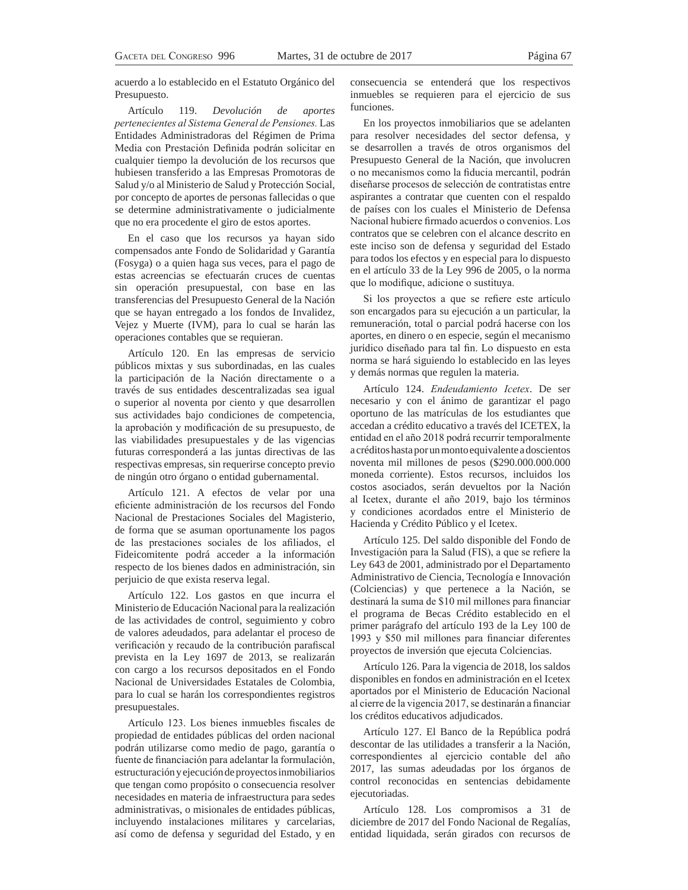acuerdo a lo establecido en el Estatuto Orgánico del Presupuesto.

Artículo 119. *Devolución de aportes pertenecientes al Sistema General de Pensiones.* Las Entidades Administradoras del Régimen de Prima Media con Prestación Definida podrán solicitar en cualquier tiempo la devolución de los recursos que hubiesen transferido a las Empresas Promotoras de Salud y/o al Ministerio de Salud y Protección Social, por concepto de aportes de personas fallecidas o que se determine administrativamente o judicialmente que no era procedente el giro de estos aportes.

En el caso que los recursos ya hayan sido compensados ante Fondo de Solidaridad y Garantía (Fosyga) o a quien haga sus veces, para el pago de estas acreencias se efectuarán cruces de cuentas sin operación presupuestal, con base en las transferencias del Presupuesto General de la Nación que se hayan entregado a los fondos de Invalidez, Vejez y Muerte (IVM), para lo cual se harán las operaciones contables que se requieran.

Artículo 120. En las empresas de servicio públicos mixtas y sus subordinadas, en las cuales la participación de la Nación directamente o a través de sus entidades descentralizadas sea igual o superior al noventa por ciento y que desarrollen sus actividades bajo condiciones de competencia, la aprobación y modificación de su presupuesto, de las viabilidades presupuestales y de las vigencias futuras corresponderá a las juntas directivas de las respectivas empresas, sin requerirse concepto previo de ningún otro órgano o entidad gubernamental.

Artículo 121. A efectos de velar por una eficiente administración de los recursos del Fondo Nacional de Prestaciones Sociales del Magisterio, de forma que se asuman oportunamente los pagos de las prestaciones sociales de los afiliados, el Fideicomitente podrá acceder a la información respecto de los bienes dados en administración, sin perjuicio de que exista reserva legal.

Artículo 122. Los gastos en que incurra el Ministerio de Educación Nacional para la realización de las actividades de control, seguimiento y cobro de valores adeudados, para adelantar el proceso de verificación y recaudo de la contribución parafiscal prevista en la Ley 1697 de 2013, se realizarán con cargo a los recursos depositados en el Fondo Nacional de Universidades Estatales de Colombia, para lo cual se harán los correspondientes registros presupuestales.

Artículo 123. Los bienes inmuebles fiscales de propiedad de entidades públicas del orden nacional podrán utilizarse como medio de pago, garantía o fuente de financiación para adelantar la formulación, estructuración y ejecución de proyectos inmobiliarios que tengan como propósito o consecuencia resolver necesidades en materia de infraestructura para sedes administrativas, o misionales de entidades públicas, incluyendo instalaciones militares y carcelarias, así como de defensa y seguridad del Estado, y en consecuencia se entenderá que los respectivos inmuebles se requieren para el ejercicio de sus funciones.

En los proyectos inmobiliarios que se adelanten para resolver necesidades del sector defensa, y se desarrollen a través de otros organismos del Presupuesto General de la Nación, que involucren o no mecanismos como la fiducia mercantil, podrán diseñarse procesos de selección de contratistas entre aspirantes a contratar que cuenten con el respaldo de países con los cuales el Ministerio de Defensa Nacional hubiere firmado acuerdos o convenios. Los contratos que se celebren con el alcance descrito en este inciso son de defensa y seguridad del Estado para todos los efectos y en especial para lo dispuesto en el artículo 33 de la Ley 996 de 2005, o la norma que lo modifique, adicione o sustituya.

Si los proyectos a que se refiere este artículo son encargados para su ejecución a un particular, la remuneración, total o parcial podrá hacerse con los aportes, en dinero o en especie, según el mecanismo jurídico diseñado para tal fin. Lo dispuesto en esta norma se hará siguiendo lo establecido en las leyes y demás normas que regulen la materia.

Artículo 124. *Endeudamiento Icetex*. De ser necesario y con el ánimo de garantizar el pago oportuno de las matrículas de los estudiantes que accedan a crédito educativo a través del ICETEX, la entidad en el año 2018 podrá recurrir temporalmente a créditos hasta por un monto equivalente a doscientos noventa mil millones de pesos ($290.000.000.000 moneda corriente). Estos recursos, incluidos los costos asociados, serán devueltos por la Nación al Icetex, durante el año 2019, bajo los términos y condiciones acordados entre el Ministerio de Hacienda y Crédito Público y el Icetex.

Artículo 125. Del saldo disponible del Fondo de Investigación para la Salud (FIS), a que se refiere la Ley 643 de 2001, administrado por el Departamento Administrativo de Ciencia, Tecnología e Innovación (Colciencias) y que pertenece a la Nación, se destinará la suma de $10 mil millones para financiar el programa de Becas Crédito establecido en el primer parágrafo del artículo 193 de la Ley 100 de 1993 y $50 mil millones para financiar diferentes proyectos de inversión que ejecuta Colciencias.

Artículo 126. Para la vigencia de 2018, los saldos disponibles en fondos en administración en el Icetex aportados por el Ministerio de Educación Nacional al cierre de la vigencia 2017, se destinarán a financiar los créditos educativos adjudicados.

Artículo 127. El Banco de la República podrá descontar de las utilidades a transferir a la Nación, correspondientes al ejercicio contable del año 2017, las sumas adeudadas por los órganos de control reconocidas en sentencias debidamente ejecutoriadas.

Artículo 128. Los compromisos a 31 de diciembre de 2017 del Fondo Nacional de Regalías, entidad liquidada, serán girados con recursos de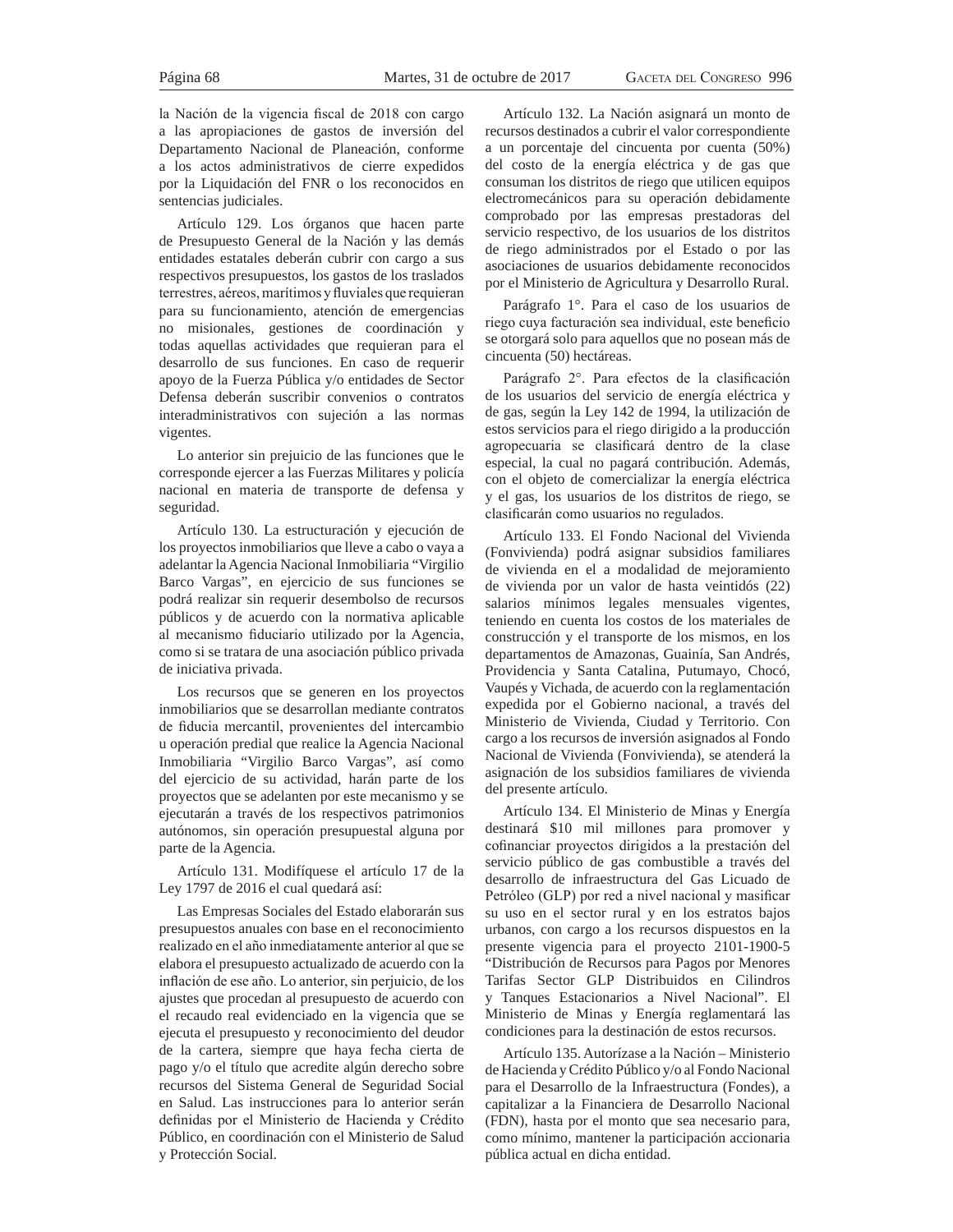la Nación de la vigencia fiscal de 2018 con cargo a las apropiaciones de gastos de inversión del Departamento Nacional de Planeación, conforme a los actos administrativos de cierre expedidos por la Liquidación del FNR o los reconocidos en sentencias judiciales.

Artículo 129. Los órganos que hacen parte de Presupuesto General de la Nación y las demás entidades estatales deberán cubrir con cargo a sus respectivos presupuestos, los gastos de los traslados terrestres, aéreos, marítimos y fluviales que requieran para su funcionamiento, atención de emergencias no misionales, gestiones de coordinación y todas aquellas actividades que requieran para el desarrollo de sus funciones. En caso de requerir apoyo de la Fuerza Pública y/o entidades de Sector Defensa deberán suscribir convenios o contratos interadministrativos con sujeción a las normas vigentes.

Lo anterior sin prejuicio de las funciones que le corresponde ejercer a las Fuerzas Militares y policía nacional en materia de transporte de defensa y seguridad.

Artículo 130. La estructuración y ejecución de los proyectos inmobiliarios que lleve a cabo o vaya a adelantar la Agencia Nacional Inmobiliaria "Virgilio Barco Vargas", en ejercicio de sus funciones se podrá realizar sin requerir desembolso de recursos públicos y de acuerdo con la normativa aplicable al mecanismo fiduciario utilizado por la Agencia, como si se tratara de una asociación público privada de iniciativa privada.

Los recursos que se generen en los proyectos inmobiliarios que se desarrollan mediante contratos de fiducia mercantil, provenientes del intercambio u operación predial que realice la Agencia Nacional Inmobiliaria "Virgilio Barco Vargas", así como del ejercicio de su actividad, harán parte de los proyectos que se adelanten por este mecanismo y se ejecutarán a través de los respectivos patrimonios autónomos, sin operación presupuestal alguna por parte de la Agencia.

Artículo 131. Modifíquese el artículo 17 de la Ley 1797 de 2016 el cual quedará así:

Las Empresas Sociales del Estado elaborarán sus presupuestos anuales con base en el reconocimiento realizado en el año inmediatamente anterior al que se elabora el presupuesto actualizado de acuerdo con la inflación de ese año. Lo anterior, sin perjuicio, de los ajustes que procedan al presupuesto de acuerdo con el recaudo real evidenciado en la vigencia que se ejecuta el presupuesto y reconocimiento del deudor de la cartera, siempre que haya fecha cierta de pago y/o el título que acredite algún derecho sobre recursos del Sistema General de Seguridad Social en Salud. Las instrucciones para lo anterior serán definidas por el Ministerio de Hacienda y Crédito Público, en coordinación con el Ministerio de Salud y Protección Social.

Artículo 132. La Nación asignará un monto de recursos destinados a cubrir el valor correspondiente a un porcentaje del cincuenta por cuenta (50%) del costo de la energía eléctrica y de gas que consuman los distritos de riego que utilicen equipos electromecánicos para su operación debidamente comprobado por las empresas prestadoras del servicio respectivo, de los usuarios de los distritos de riego administrados por el Estado o por las asociaciones de usuarios debidamente reconocidos por el Ministerio de Agricultura y Desarrollo Rural.

Parágrafo 1°. Para el caso de los usuarios de riego cuya facturación sea individual, este beneficio se otorgará solo para aquellos que no posean más de cincuenta (50) hectáreas.

Parágrafo 2°. Para efectos de la clasificación de los usuarios del servicio de energía eléctrica y de gas, según la Ley 142 de 1994, la utilización de estos servicios para el riego dirigido a la producción agropecuaria se clasificará dentro de la clase especial, la cual no pagará contribución. Además, con el objeto de comercializar la energía eléctrica y el gas, los usuarios de los distritos de riego, se clasificarán como usuarios no regulados.

Artículo 133. El Fondo Nacional del Vivienda (Fonvivienda) podrá asignar subsidios familiares de vivienda en el a modalidad de mejoramiento de vivienda por un valor de hasta veintidós (22) salarios mínimos legales mensuales vigentes, teniendo en cuenta los costos de los materiales de construcción y el transporte de los mismos, en los departamentos de Amazonas, Guainía, San Andrés, Providencia y Santa Catalina, Putumayo, Chocó, Vaupés y Vichada, de acuerdo con la reglamentación expedida por el Gobierno nacional, a través del Ministerio de Vivienda, Ciudad y Territorio. Con cargo a los recursos de inversión asignados al Fondo Nacional de Vivienda (Fonvivienda), se atenderá la asignación de los subsidios familiares de vivienda del presente artículo.

Artículo 134. El Ministerio de Minas y Energía destinará $10 mil millones para promover y cofinanciar proyectos dirigidos a la prestación del servicio público de gas combustible a través del desarrollo de infraestructura del Gas Licuado de Petróleo (GLP) por red a nivel nacional y masificar su uso en el sector rural y en los estratos bajos urbanos, con cargo a los recursos dispuestos en la presente vigencia para el proyecto 2101-1900-5 "Distribución de Recursos para Pagos por Menores Tarifas Sector GLP Distribuidos en Cilindros y Tanques Estacionarios a Nivel Nacional". El Ministerio de Minas y Energía reglamentará las condiciones para la destinación de estos recursos.

Artículo 135. Autorízase a la Nación – Ministerio de Hacienda y Crédito Público y/o al Fondo Nacional para el Desarrollo de la Infraestructura (Fondes), a capitalizar a la Financiera de Desarrollo Nacional (FDN), hasta por el monto que sea necesario para, como mínimo, mantener la participación accionaria pública actual en dicha entidad.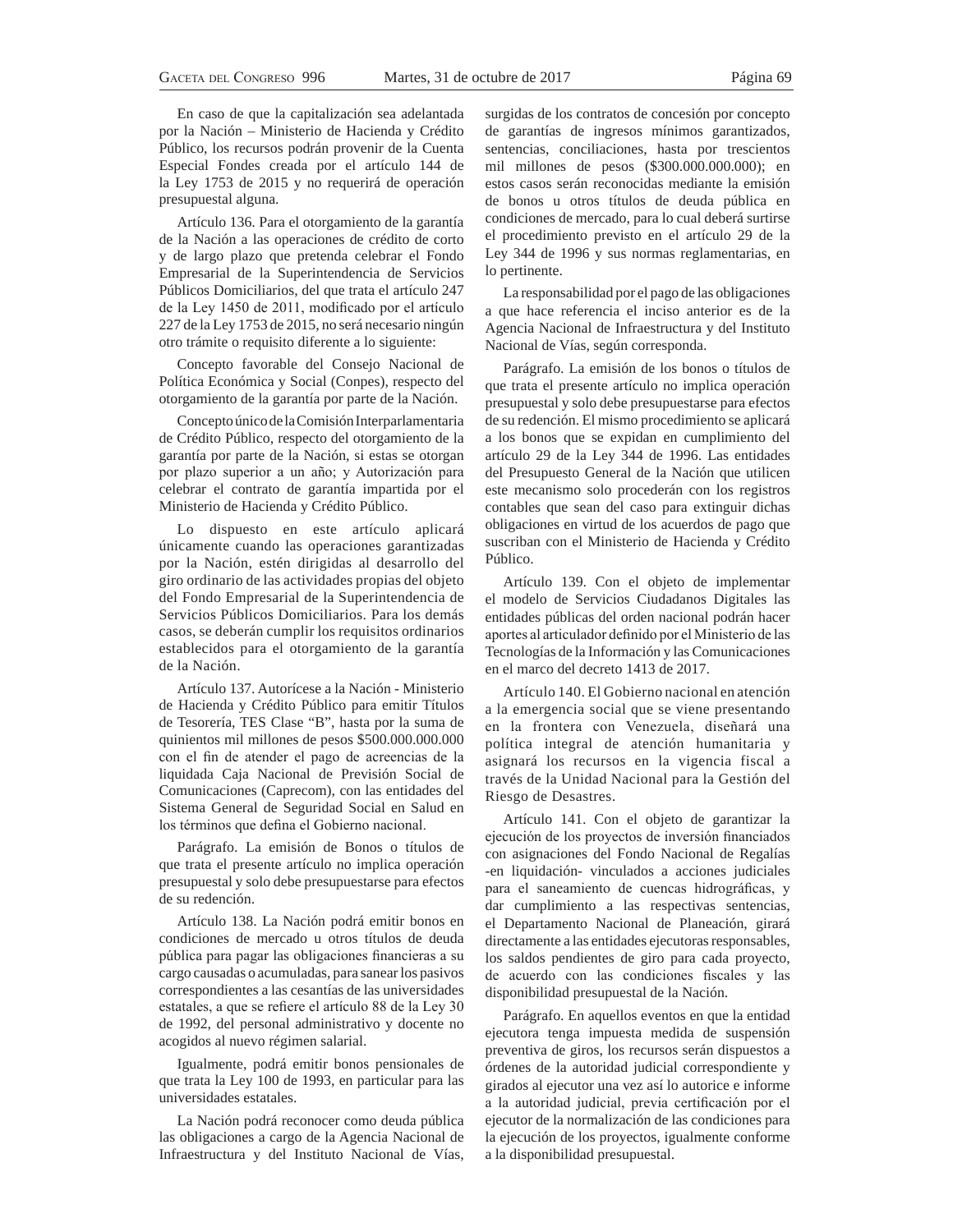En caso de que la capitalización sea adelantada por la Nación – Ministerio de Hacienda y Crédito Público, los recursos podrán provenir de la Cuenta Especial Fondes creada por el artículo 144 de la Ley 1753 de 2015 y no requerirá de operación presupuestal alguna.

Artículo 136. Para el otorgamiento de la garantía de la Nación a las operaciones de crédito de corto y de largo plazo que pretenda celebrar el Fondo Empresarial de la Superintendencia de Servicios Públicos Domiciliarios, del que trata el artículo 247 de la Ley 1450 de 2011, modificado por el artículo 227 de la Ley 1753 de 2015, no será necesario ningún otro trámite o requisito diferente a lo siguiente:

Concepto favorable del Consejo Nacional de Política Económica y Social (Conpes), respecto del otorgamiento de la garantía por parte de la Nación.

Concepto único de la Comisión Interparlamentaria de Crédito Público, respecto del otorgamiento de la garantía por parte de la Nación, si estas se otorgan por plazo superior a un año; y Autorización para celebrar el contrato de garantía impartida por el Ministerio de Hacienda y Crédito Público.

Lo dispuesto en este artículo aplicará únicamente cuando las operaciones garantizadas por la Nación, estén dirigidas al desarrollo del giro ordinario de las actividades propias del objeto del Fondo Empresarial de la Superintendencia de Servicios Públicos Domiciliarios. Para los demás casos, se deberán cumplir los requisitos ordinarios establecidos para el otorgamiento de la garantía de la Nación.

Artículo 137. Autorícese a la Nación - Ministerio de Hacienda y Crédito Público para emitir Títulos de Tesorería, TES Clase "B", hasta por la suma de quinientos mil millones de pesos $500.000.000.000 con el fin de atender el pago de acreencias de la liquidada Caja Nacional de Previsión Social de Comunicaciones (Caprecom), con las entidades del Sistema General de Seguridad Social en Salud en los términos que defina el Gobierno nacional.

Parágrafo. La emisión de Bonos o títulos de que trata el presente artículo no implica operación presupuestal y solo debe presupuestarse para efectos de su redención.

Artículo 138. La Nación podrá emitir bonos en condiciones de mercado u otros títulos de deuda pública para pagar las obligaciones financieras a su cargo causadas o acumuladas, para sanear los pasivos correspondientes a las cesantías de las universidades estatales, a que se refiere el artículo 88 de la Ley 30 de 1992, del personal administrativo y docente no acogidos al nuevo régimen salarial.

Igualmente, podrá emitir bonos pensionales de que trata la Ley 100 de 1993, en particular para las universidades estatales.

La Nación podrá reconocer como deuda pública las obligaciones a cargo de la Agencia Nacional de Infraestructura y del Instituto Nacional de Vías, surgidas de los contratos de concesión por concepto de garantías de ingresos mínimos garantizados, sentencias, conciliaciones, hasta por trescientos mil millones de pesos ($300.000.000.000); en estos casos serán reconocidas mediante la emisión de bonos u otros títulos de deuda pública en condiciones de mercado, para lo cual deberá surtirse el procedimiento previsto en el artículo 29 de la Ley 344 de 1996 y sus normas reglamentarias, en lo pertinente.

La responsabilidad por el pago de las obligaciones a que hace referencia el inciso anterior es de la Agencia Nacional de Infraestructura y del Instituto Nacional de Vías, según corresponda.

Parágrafo. La emisión de los bonos o títulos de que trata el presente artículo no implica operación presupuestal y solo debe presupuestarse para efectos de su redención. El mismo procedimiento se aplicará a los bonos que se expidan en cumplimiento del artículo 29 de la Ley 344 de 1996. Las entidades del Presupuesto General de la Nación que utilicen este mecanismo solo procederán con los registros contables que sean del caso para extinguir dichas obligaciones en virtud de los acuerdos de pago que suscriban con el Ministerio de Hacienda y Crédito Público.

Artículo 139. Con el objeto de implementar el modelo de Servicios Ciudadanos Digitales las entidades públicas del orden nacional podrán hacer aportes al articulador definido por el Ministerio de las Tecnologías de la Información y las Comunicaciones en el marco del decreto 1413 de 2017.

Artículo 140. El Gobierno nacional en atención a la emergencia social que se viene presentando en la frontera con Venezuela, diseñará una política integral de atención humanitaria y asignará los recursos en la vigencia fiscal a través de la Unidad Nacional para la Gestión del Riesgo de Desastres.

Artículo 141. Con el objeto de garantizar la ejecución de los proyectos de inversión financiados con asignaciones del Fondo Nacional de Regalías -en liquidación- vinculados a acciones judiciales para el saneamiento de cuencas hidrográficas, y dar cumplimiento a las respectivas sentencias, el Departamento Nacional de Planeación, girará directamente a las entidades ejecutoras responsables, los saldos pendientes de giro para cada proyecto, de acuerdo con las condiciones fiscales y las disponibilidad presupuestal de la Nación.

Parágrafo. En aquellos eventos en que la entidad ejecutora tenga impuesta medida de suspensión preventiva de giros, los recursos serán dispuestos a órdenes de la autoridad judicial correspondiente y girados al ejecutor una vez así lo autorice e informe a la autoridad judicial, previa certificación por el ejecutor de la normalización de las condiciones para la ejecución de los proyectos, igualmente conforme a la disponibilidad presupuestal.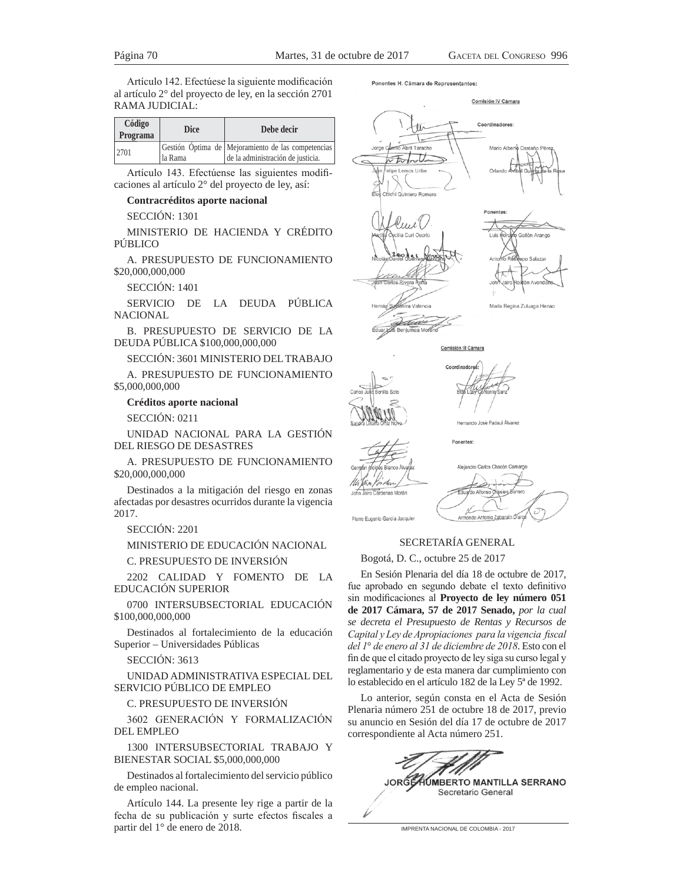Artículo 142. Efectúese la siguiente modificación al artículo 2° del proyecto de ley, en la sección 2701 RAMA JUDICIAL:

| Código Programa | Dice | Debe decir |
|---|---|---|
| 2701 | Gestión Óptima de la Rama | Mejoramiento de las competencias de la administración de justicia. |

Artículo 143. Efectúense las siguientes modificaciones al artículo 2° del proyecto de ley, así:

**Contracréditos aporte nacional**

SECCIÓN: 1301

MINISTERIO DE HACIENDA Y CRÉDITO PÚBLICO

A. PRESUPUESTO DE FUNCIONAMIENTO $20,000,000,000

SECCIÓN: 1401

SERVICIO DE LA DEUDA PÚBLICA NACIONAL

B. PRESUPUESTO DE SERVICIO DE LA DEUDA PÚBLICA $100,000,000,000

SECCIÓN: 3601 MINISTERIO DEL TRABAJO

A. PRESUPUESTO DE FUNCIONAMIENTO $5,000,000,000

**Créditos aporte nacional**

SECCIÓN: 0211

UNIDAD NACIONAL PARA LA GESTIÓN DEL RIESGO DE DESASTRES

A. PRESUPUESTO DE FUNCIONAMIENTO $20,000,000,000

Destinados a la mitigación del riesgo en zonas afectadas por desastres ocurridos durante la vigencia 2017.

SECCIÓN: 2201

MINISTERIO DE EDUCACIÓN NACIONAL

C. PRESUPUESTO DE INVERSIÓN

2202 CALIDAD Y FOMENTO DE LA EDUCACIÓN SUPERIOR

0700 INTERSUBSECTORIAL EDUCACIÓN $100,000,000,000

Destinados al fortalecimiento de la educación Superior – Universidades Públicas

SECCIÓN: 3613

UNIDAD ADMINISTRATIVA ESPECIAL DEL SERVICIO PÚBLICO DE EMPLEO

C. PRESUPUESTO DE INVERSIÓN

3602 GENERACIÓN Y FORMALIZACIÓN DEL EMPLEO

1300 INTERSUBSECTORIAL TRABAJO Y BIENESTAR SOCIAL $5,000,000,000

Destinados al fortalecimiento del servicio público de empleo nacional.

Artículo 144. La presente ley rige a partir de la fecha de su publicación y surte efectos fiscales a partir del 1° de enero de 2018.

Ponentes H. Cámara de Representantes:

Comisión IV Cámara

Coordinadores:

Jorge Camilo Abril Tarache

Mario Alberto Castaño Pérez

Juan Felipe Lemos Uribe

Orlando Aníbal Guerra de la Rosa

Eloy Chichí Quintero Romero

Ponentes:

Martha Cecilia Curi Osorio

Luis Horacio Gallón Arango

Nicolás Daniel Guerrero Montaño

Antonio Restrepo Salazar

Juan Carlos Rivera Peña

John Jairo Roldán Avendaño

Hernán Sinisterra Valencia

María Regina Zuluaga Henao

Eduar Luis Benjumea Moreno

Comisión III Cámara

Coordinadores:

Carlos Julio Bonilla Soto

Elda Lucy Contento Sanz

Sandra Liliana Ortiz Nova

Hernando José Padauí Álvarez

Ponentes:

Germán Alcides Blanco Álvarez

Alejandro Carlos Chacón Camargo

John Jairo Cárdenas Morán

Eduardo Alfonso Crissien Borrero

Pierre Eugenio García Jacquier

Armando Antonio Zabaraín D'arce

SECRETARÍA GENERAL

Bogotá, D. C., octubre 25 de 2017

En Sesión Plenaria del día 18 de octubre de 2017, fue aprobado en segundo debate el texto definitivo sin modificaciones al **Proyecto de ley número 051 de 2017 Cámara, 57 de 2017 Senado,** *por la cual se decreta el Presupuesto de Rentas y Recursos de Capital y Ley de Apropiaciones para la vigencia fiscal del 1° de enero al 31 de diciembre de 2018*. Esto con el fin de que el citado proyecto de ley siga su curso legal y reglamentario y de esta manera dar cumplimiento con lo establecido en el artículo 182 de la Ley 5ª de 1992.

Lo anterior, según consta en el Acta de Sesión Plenaria número 251 de octubre 18 de 2017, previo su anuncio en Sesión del día 17 de octubre de 2017 correspondiente al Acta número 251.

**JORGE HUMBERTO MANTILLA SERRANO**

Secretario General

IMPRENTA NACIONAL DE COLOMBIA - 2017